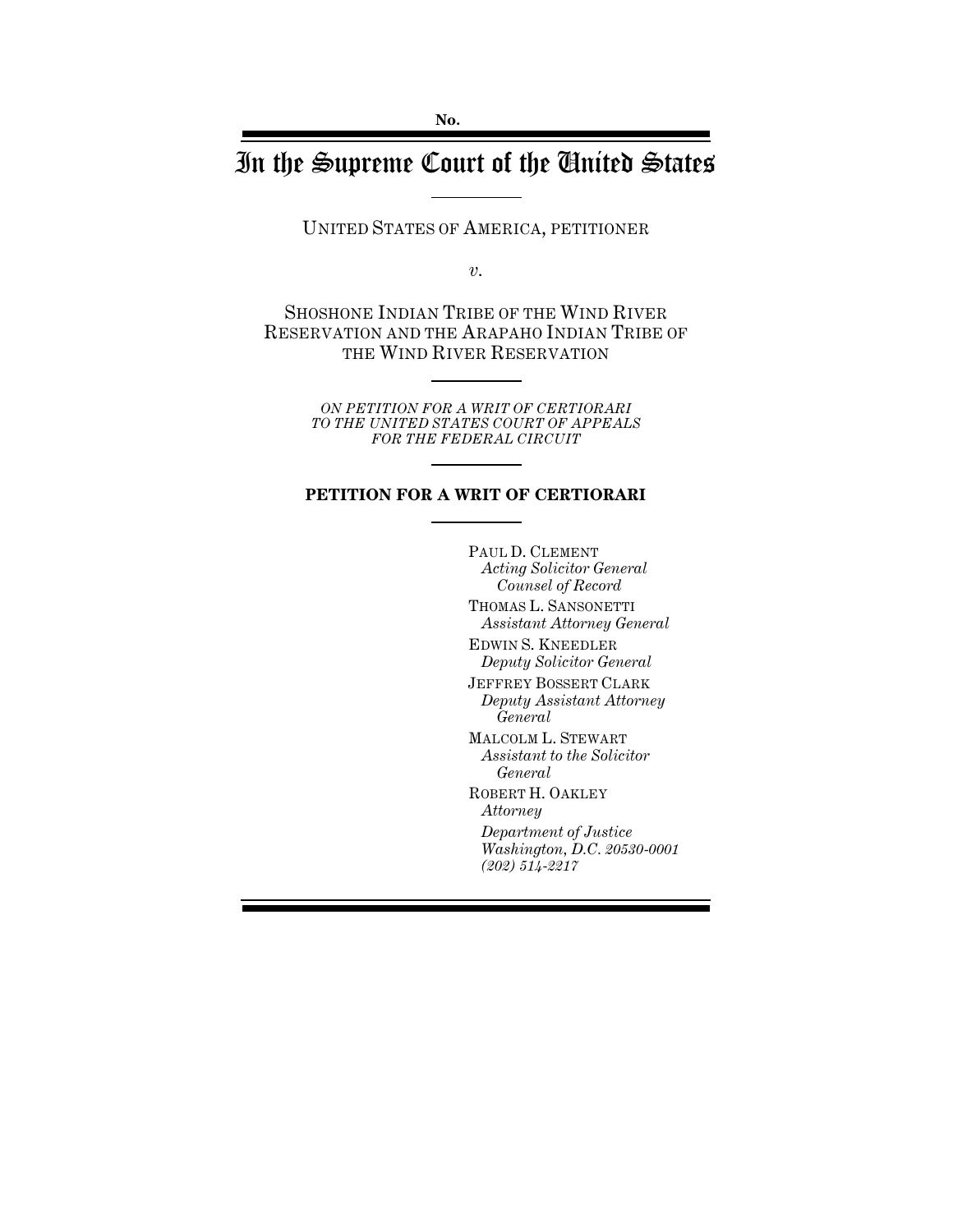No.

# In the Supreme Court of the United States

UNITED STATES OF AMERICA, PETITIONER

*v.*

SHOSHONE INDIAN TRIBE OF THE WIND RIVER RESERVATION AND THE ARAPAHO INDIAN TRIBE OF THE WIND RIVER RESERVATION

*ON PETITION FOR A WRIT OF CERTIORARI TO THE UNITED STATES COURT OF APPEALS FOR THE FEDERAL CIRCUIT*

**PETITION FOR A WRIT OF CERTIORARI**

PAUL D. CLEMENT
*Acting Solicitor General*
*Counsel of Record*

THOMAS L. SANSONETTI
*Assistant Attorney General*

EDWIN S. KNEEDLER
*Deputy Solicitor General*

JEFFREY BOSSERT CLARK
*Deputy Assistant Attorney General*

MALCOLM L. STEWART
*Assistant to the Solicitor General*

ROBERT H. OAKLEY
*Attorney*

*Department of Justice*
*Washington, D.C. 20530-0001*
*(202) 514-2217*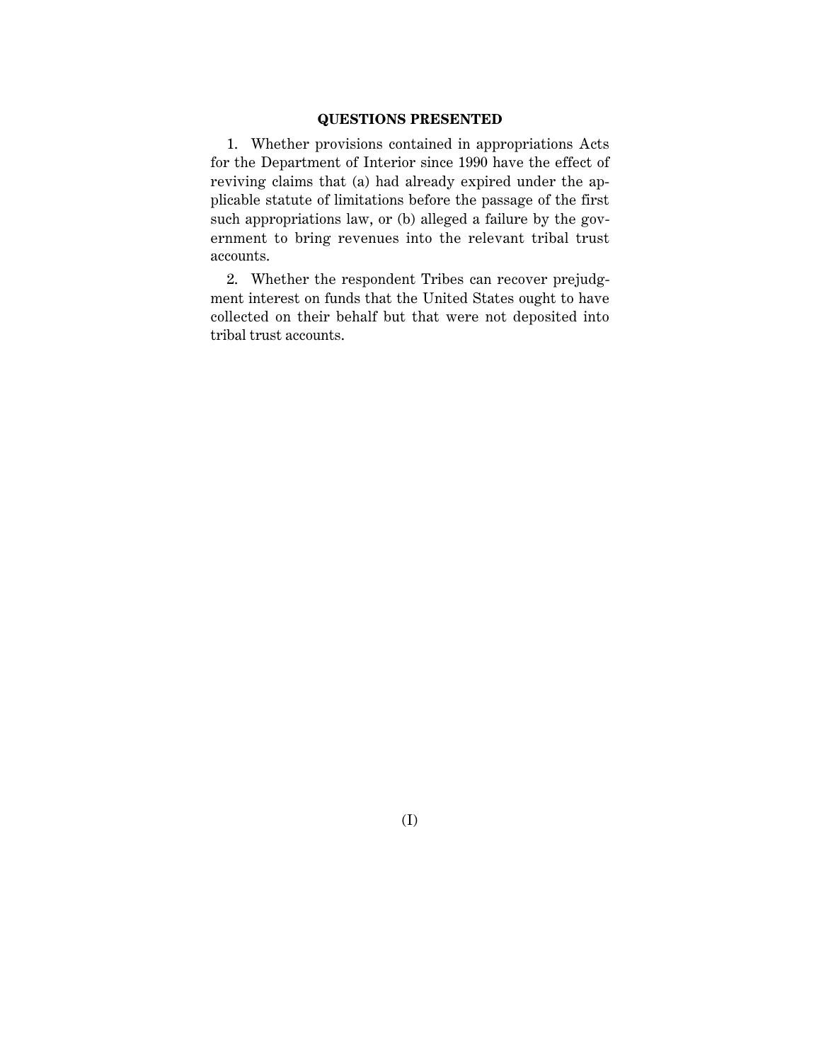## QUESTIONS PRESENTED

1. Whether provisions contained in appropriations Acts for the Department of Interior since 1990 have the effect of reviving claims that (a) had already expired under the applicable statute of limitations before the passage of the first such appropriations law, or (b) alleged a failure by the government to bring revenues into the relevant tribal trust accounts.

2. Whether the respondent Tribes can recover prejudgment interest on funds that the United States ought to have collected on their behalf but that were not deposited into tribal trust accounts.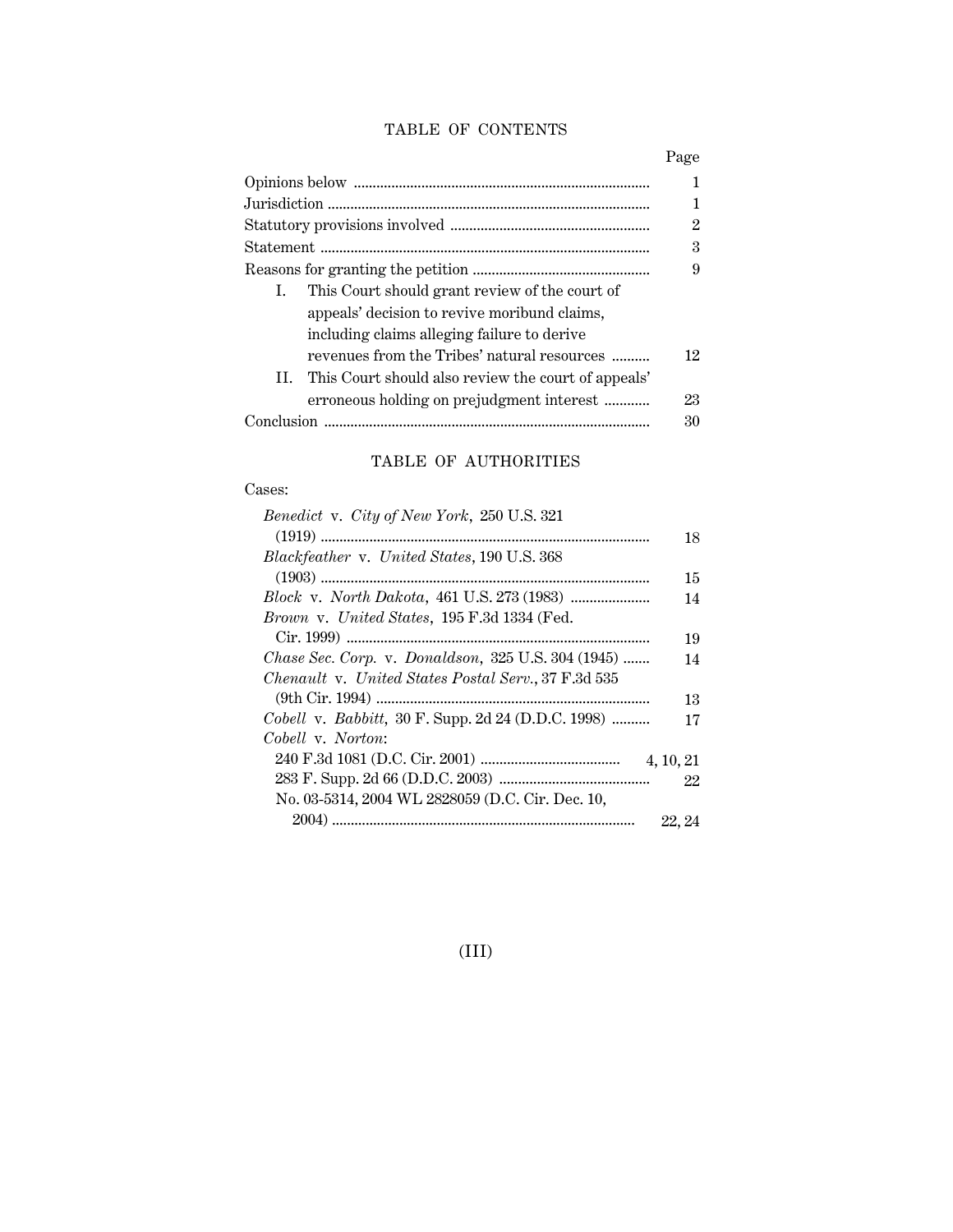## TABLE OF CONTENTS

| | Page |
|---|---|
| Opinions below | 1 |
| Jurisdiction | 1 |
| Statutory provisions involved | 2 |
| Statement | 3 |
| Reasons for granting the petition | 9 |
| I. This Court should grant review of the court of appeals' decision to revive moribund claims, including claims alleging failure to derive revenues from the Tribes' natural resources | 12 |
| II. This Court should also review the court of appeals' erroneous holding on prejudgment interest | 23 |
| Conclusion | 30 |

## TABLE OF AUTHORITIES

Cases:

| | |
|---|---|
| *Benedict* v. *City of New York*, 250 U.S. 321 (1919) | 18 |
| *Blackfeather* v. *United States*, 190 U.S. 368 (1903) | 15 |
| *Block* v. *North Dakota*, 461 U.S. 273 (1983) | 14 |
| *Brown* v. *United States*, 195 F.3d 1334 (Fed. Cir. 1999) | 19 |
| *Chase Sec. Corp.* v. *Donaldson*, 325 U.S. 304 (1945) | 14 |
| *Chenault* v. *United States Postal Serv.*, 37 F.3d 535 (9th Cir. 1994) | 13 |
| *Cobell* v. *Babbitt*, 30 F. Supp. 2d 24 (D.D.C. 1998) | 17 |
| *Cobell* v. *Norton*: | |
| 240 F.3d 1081 (D.C. Cir. 2001) | 4, 10, 21 |
| 283 F. Supp. 2d 66 (D.D.C. 2003) | 22 |
| No. 03-5314, 2004 WL 2828059 (D.C. Cir. Dec. 10, 2004) | 22, 24 |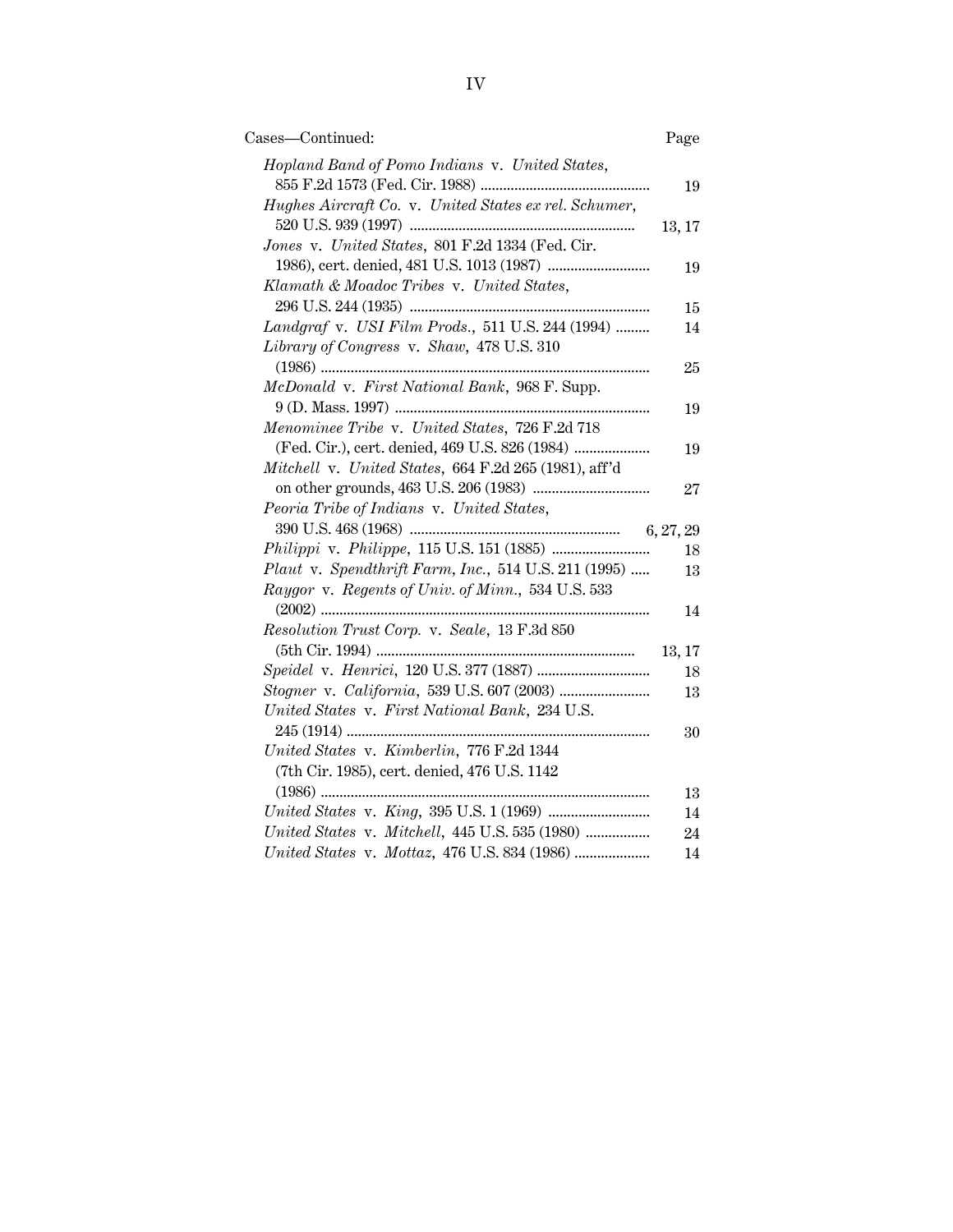Cases—Continued: Page

*Hopland Band of Pomo Indians* v. *United States*, 855 F.2d 1573 (Fed. Cir. 1988) ..... 19

*Hughes Aircraft Co.* v. *United States ex rel. Schumer*, 520 U.S. 939 (1997) ..... 13, 17

*Jones* v. *United States*, 801 F.2d 1334 (Fed. Cir. 1986), cert. denied, 481 U.S. 1013 (1987) ..... 19

*Klamath & Moadoc Tribes* v. *United States*, 296 U.S. 244 (1935) ..... 15

*Landgraf* v. *USI Film Prods.*, 511 U.S. 244 (1994) ..... 14

*Library of Congress* v. *Shaw*, 478 U.S. 310 (1986) ..... 25

*McDonald* v. *First National Bank*, 968 F. Supp. 9 (D. Mass. 1997) ..... 19

*Menominee Tribe* v. *United States*, 726 F.2d 718 (Fed. Cir.), cert. denied, 469 U.S. 826 (1984) ..... 19

*Mitchell* v. *United States*, 664 F.2d 265 (1981), aff'd on other grounds, 463 U.S. 206 (1983) ..... 27

*Peoria Tribe of Indians* v. *United States*, 390 U.S. 468 (1968) ..... 6, 27, 29

*Philippi* v. *Philippe*, 115 U.S. 151 (1885) ..... 18

*Plaut* v. *Spendthrift Farm, Inc.*, 514 U.S. 211 (1995) ..... 13

*Raygor* v. *Regents of Univ. of Minn.*, 534 U.S. 533 (2002) ..... 14

*Resolution Trust Corp.* v. *Seale*, 13 F.3d 850 (5th Cir. 1994) ..... 13, 17

*Speidel* v. *Henrici*, 120 U.S. 377 (1887) ..... 18

*Stogner* v. *California*, 539 U.S. 607 (2003) ..... 13

*United States* v. *First National Bank*, 234 U.S. 245 (1914) ..... 30

*United States* v. *Kimberlin*, 776 F.2d 1344 (7th Cir. 1985), cert. denied, 476 U.S. 1142 (1986) ..... 13

*United States* v. *King*, 395 U.S. 1 (1969) ..... 14

*United States* v. *Mitchell*, 445 U.S. 535 (1980) ..... 24

*United States* v. *Mottaz*, 476 U.S. 834 (1986) ..... 14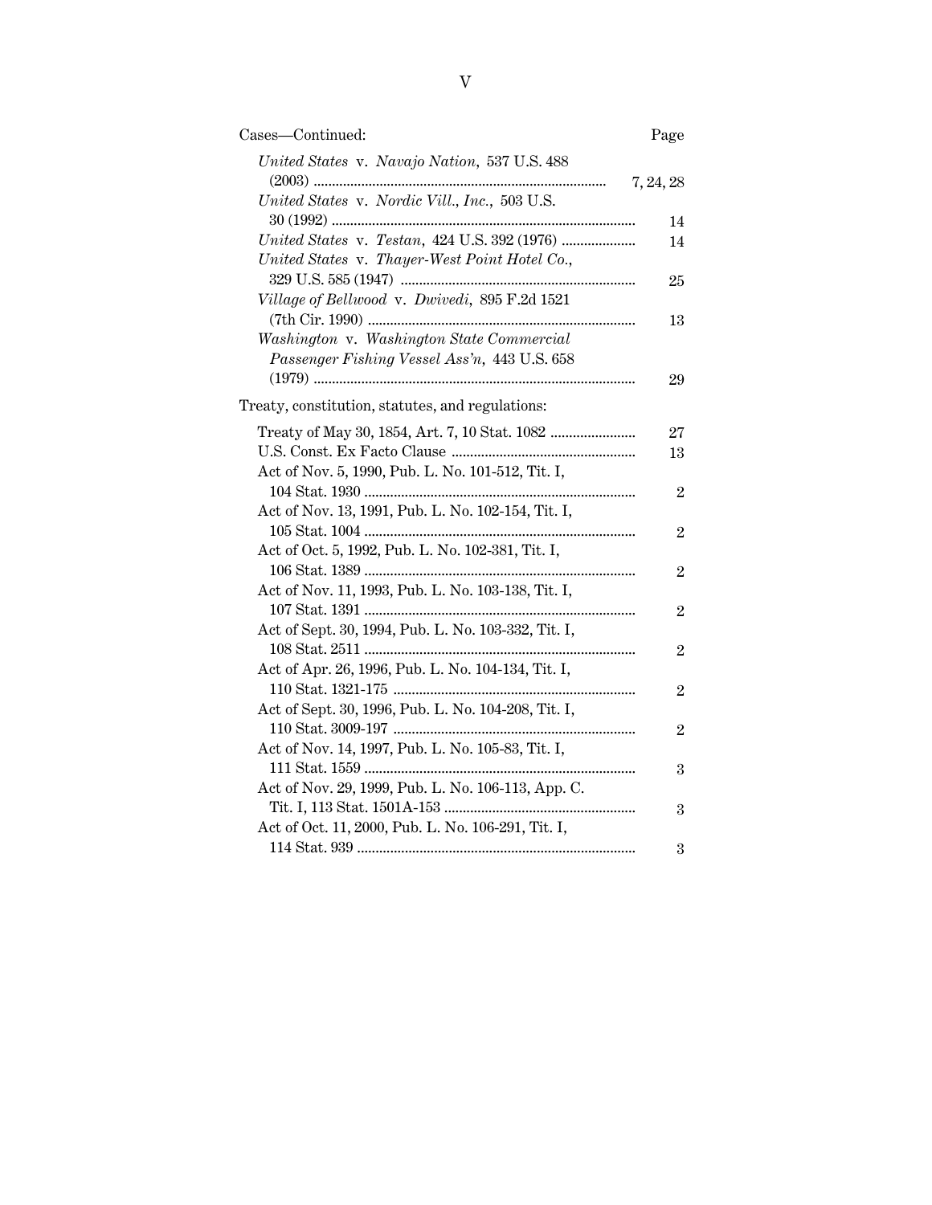Cases—Continued: Page

*United States* v. *Navajo Nation*, 537 U.S. 488 (2003) ........ 7, 24, 28

*United States* v. *Nordic Vill., Inc.*, 503 U.S. 30 (1992) ........ 14

*United States* v. *Testan*, 424 U.S. 392 (1976) ........ 14

*United States* v. *Thayer-West Point Hotel Co.*, 329 U.S. 585 (1947) ........ 25

*Village of Bellwood* v. *Dwivedi*, 895 F.2d 1521 (7th Cir. 1990) ........ 13

*Washington* v. *Washington State Commercial Passenger Fishing Vessel Ass'n*, 443 U.S. 658 (1979) ........ 29

Treaty, constitution, statutes, and regulations:

Treaty of May 30, 1854, Art. 7, 10 Stat. 1082 ........ 27

U.S. Const. Ex Facto Clause ........ 13

Act of Nov. 5, 1990, Pub. L. No. 101-512, Tit. I, 104 Stat. 1930 ........ 2

Act of Nov. 13, 1991, Pub. L. No. 102-154, Tit. I, 105 Stat. 1004 ........ 2

Act of Oct. 5, 1992, Pub. L. No. 102-381, Tit. I, 106 Stat. 1389 ........ 2

Act of Nov. 11, 1993, Pub. L. No. 103-138, Tit. I, 107 Stat. 1391 ........ 2

Act of Sept. 30, 1994, Pub. L. No. 103-332, Tit. I, 108 Stat. 2511 ........ 2

Act of Apr. 26, 1996, Pub. L. No. 104-134, Tit. I, 110 Stat. 1321-175 ........ 2

Act of Sept. 30, 1996, Pub. L. No. 104-208, Tit. I, 110 Stat. 3009-197 ........ 2

Act of Nov. 14, 1997, Pub. L. No. 105-83, Tit. I, 111 Stat. 1559 ........ 3

Act of Nov. 29, 1999, Pub. L. No. 106-113, App. C. Tit. I, 113 Stat. 1501A-153 ........ 3

Act of Oct. 11, 2000, Pub. L. No. 106-291, Tit. I, 114 Stat. 939 ........ 3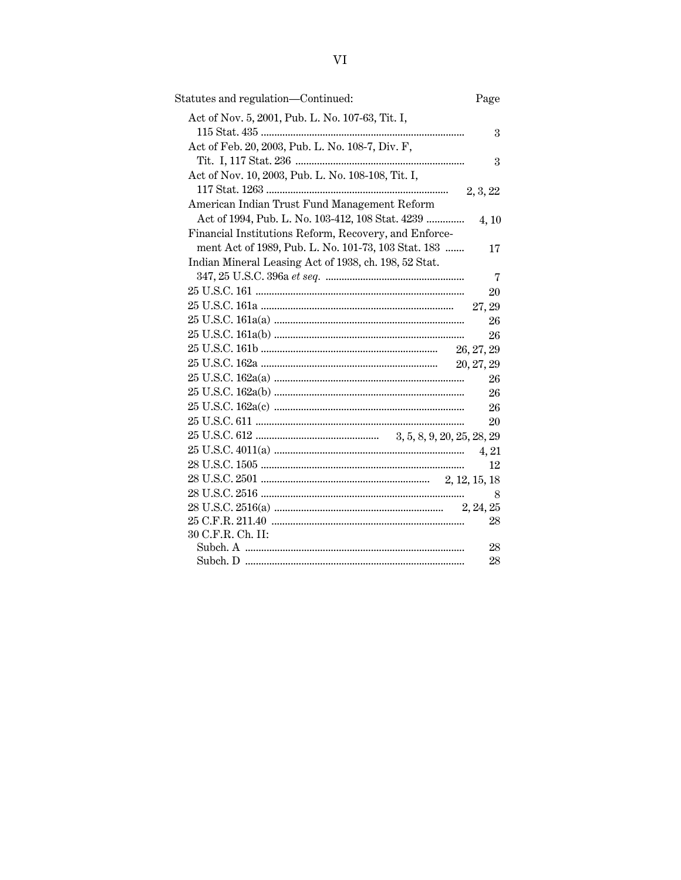| Statutes and regulation—Continued: | Page |
|---|---|
| Act of Nov. 5, 2001, Pub. L. No. 107-63, Tit. I, 115 Stat. 435 | 3 |
| Act of Feb. 20, 2003, Pub. L. No. 108-7, Div. F, Tit. I, 117 Stat. 236 | 3 |
| Act of Nov. 10, 2003, Pub. L. No. 108-108, Tit. I, 117 Stat. 1263 | 2, 3, 22 |
| American Indian Trust Fund Management Reform Act of 1994, Pub. L. No. 103-412, 108 Stat. 4239 | 4, 10 |
| Financial Institutions Reform, Recovery, and Enforcement Act of 1989, Pub. L. No. 101-73, 103 Stat. 183 | 17 |
| Indian Mineral Leasing Act of 1938, ch. 198, 52 Stat. 347, 25 U.S.C. 396a *et seq.* | 7 |
| 25 U.S.C. 161 | 20 |
| 25 U.S.C. 161a | 27, 29 |
| 25 U.S.C. 161a(a) | 26 |
| 25 U.S.C. 161a(b) | 26 |
| 25 U.S.C. 161b | 26, 27, 29 |
| 25 U.S.C. 162a | 20, 27, 29 |
| 25 U.S.C. 162a(a) | 26 |
| 25 U.S.C. 162a(b) | 26 |
| 25 U.S.C. 162a(c) | 26 |
| 25 U.S.C. 611 | 20 |
| 25 U.S.C. 612 | 3, 5, 8, 9, 20, 25, 28, 29 |
| 25 U.S.C. 4011(a) | 4, 21 |
| 28 U.S.C. 1505 | 12 |
| 28 U.S.C. 2501 | 2, 12, 15, 18 |
| 28 U.S.C. 2516 | 8 |
| 28 U.S.C. 2516(a) | 2, 24, 25 |
| 25 C.F.R. 211.40 | 28 |
| 30 C.F.R. Ch. II: | |
| Subch. A | 28 |
| Subch. D | 28 |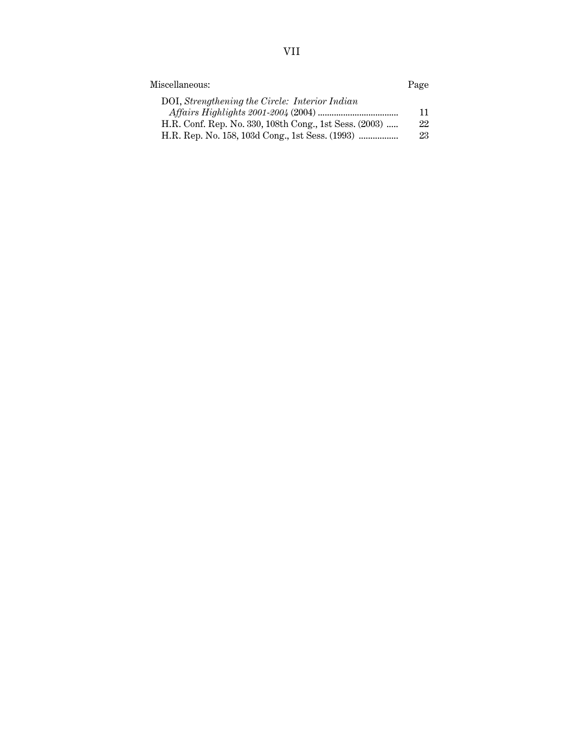| Miscellaneous: | Page |
| --- | --- |
| DOI, *Strengthening the Circle: Interior Indian Affairs Highlights 2001-2004* (2004) | 11 |
| H.R. Conf. Rep. No. 330, 108th Cong., 1st Sess. (2003) | 22 |
| H.R. Rep. No. 158, 103d Cong., 1st Sess. (1993) | 23 |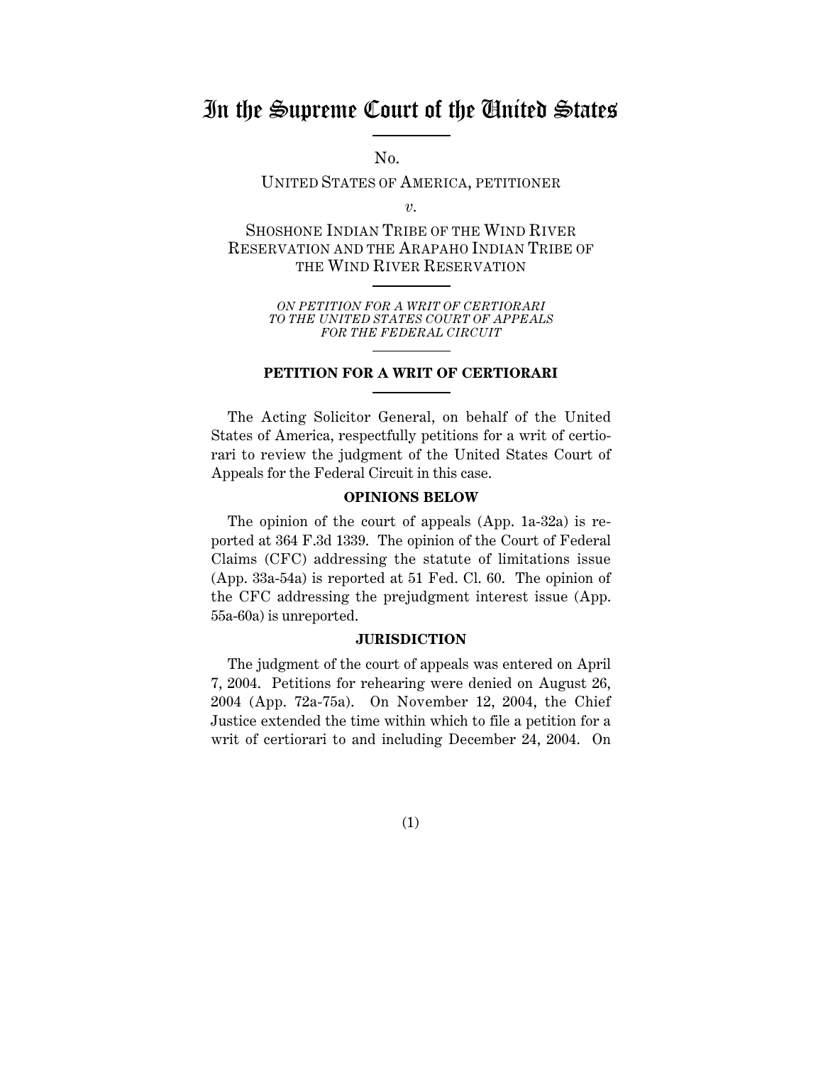# In the Supreme Court of the United States

No.

UNITED STATES OF AMERICA, PETITIONER

*v.*

SHOSHONE INDIAN TRIBE OF THE WIND RIVER RESERVATION AND THE ARAPAHO INDIAN TRIBE OF THE WIND RIVER RESERVATION

*ON PETITION FOR A WRIT OF CERTIORARI TO THE UNITED STATES COURT OF APPEALS FOR THE FEDERAL CIRCUIT*

## PETITION FOR A WRIT OF CERTIORARI

The Acting Solicitor General, on behalf of the United States of America, respectfully petitions for a writ of certiorari to review the judgment of the United States Court of Appeals for the Federal Circuit in this case.

### OPINIONS BELOW

The opinion of the court of appeals (App. 1a-32a) is reported at 364 F.3d 1339. The opinion of the Court of Federal Claims (CFC) addressing the statute of limitations issue (App. 33a-54a) is reported at 51 Fed. Cl. 60. The opinion of the CFC addressing the prejudgment interest issue (App. 55a-60a) is unreported.

### JURISDICTION

The judgment of the court of appeals was entered on April 7, 2004. Petitions for rehearing were denied on August 26, 2004 (App. 72a-75a). On November 12, 2004, the Chief Justice extended the time within which to file a petition for a writ of certiorari to and including December 24, 2004. On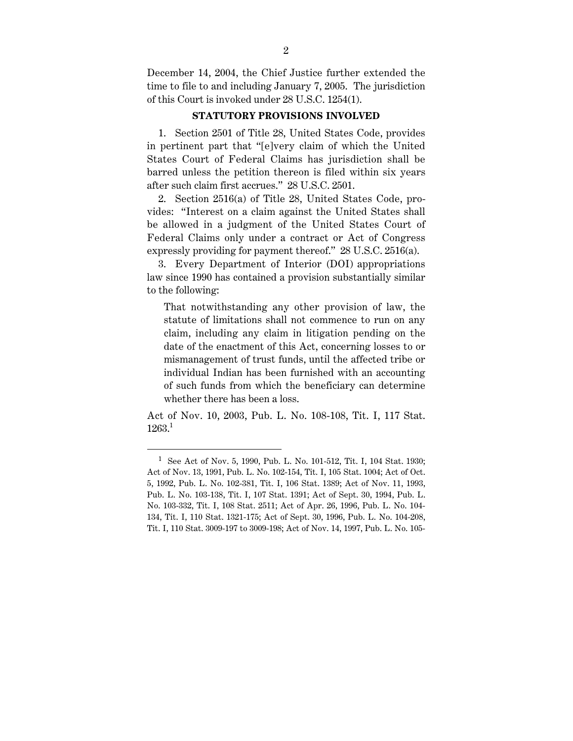December 14, 2004, the Chief Justice further extended the time to file to and including January 7, 2005. The jurisdiction of this Court is invoked under 28 U.S.C. 1254(1).

## STATUTORY PROVISIONS INVOLVED

1. Section 2501 of Title 28, United States Code, provides in pertinent part that "[e]very claim of which the United States Court of Federal Claims has jurisdiction shall be barred unless the petition thereon is filed within six years after such claim first accrues." 28 U.S.C. 2501.

2. Section 2516(a) of Title 28, United States Code, provides: "Interest on a claim against the United States shall be allowed in a judgment of the United States Court of Federal Claims only under a contract or Act of Congress expressly providing for payment thereof." 28 U.S.C. 2516(a).

3. Every Department of Interior (DOI) appropriations law since 1990 has contained a provision substantially similar to the following:

> That notwithstanding any other provision of law, the statute of limitations shall not commence to run on any claim, including any claim in litigation pending on the date of the enactment of this Act, concerning losses to or mismanagement of trust funds, until the affected tribe or individual Indian has been furnished with an accounting of such funds from which the beneficiary can determine whether there has been a loss.

Act of Nov. 10, 2003, Pub. L. No. 108-108, Tit. I, 117 Stat. 1263.[1]

---

[1] See Act of Nov. 5, 1990, Pub. L. No. 101-512, Tit. I, 104 Stat. 1930; Act of Nov. 13, 1991, Pub. L. No. 102-154, Tit. I, 105 Stat. 1004; Act of Oct. 5, 1992, Pub. L. No. 102-381, Tit. I, 106 Stat. 1389; Act of Nov. 11, 1993, Pub. L. No. 103-138, Tit. I, 107 Stat. 1391; Act of Sept. 30, 1994, Pub. L. No. 103-332, Tit. I, 108 Stat. 2511; Act of Apr. 26, 1996, Pub. L. No. 104-134, Tit. I, 110 Stat. 1321-175; Act of Sept. 30, 1996, Pub. L. No. 104-208, Tit. I, 110 Stat. 3009-197 to 3009-198; Act of Nov. 14, 1997, Pub. L. No. 105-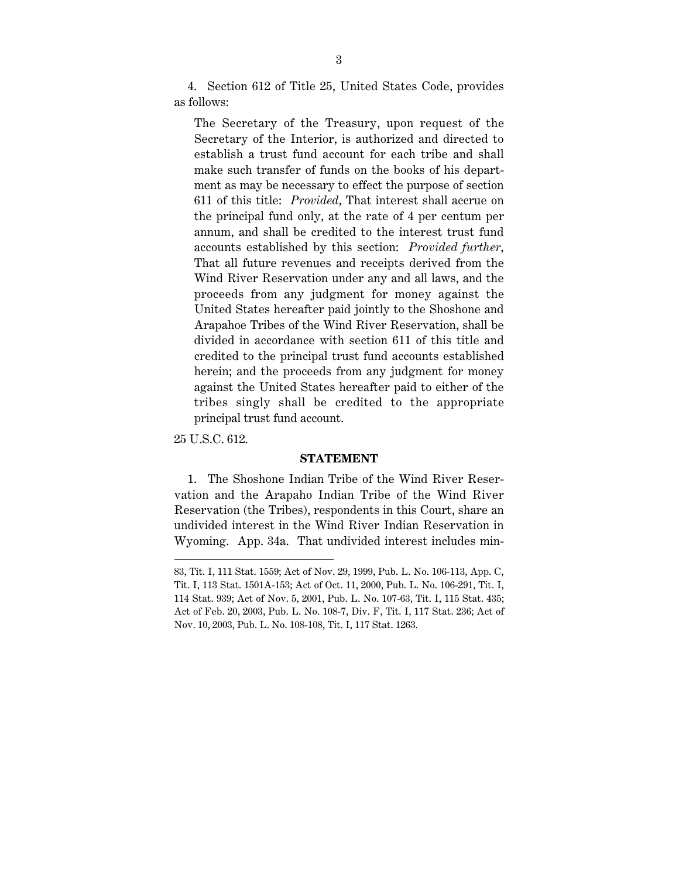4. Section 612 of Title 25, United States Code, provides as follows:

> The Secretary of the Treasury, upon request of the Secretary of the Interior, is authorized and directed to establish a trust fund account for each tribe and shall make such transfer of funds on the books of his department as may be necessary to effect the purpose of section 611 of this title: *Provided*, That interest shall accrue on the principal fund only, at the rate of 4 per centum per annum, and shall be credited to the interest trust fund accounts established by this section: *Provided further*, That all future revenues and receipts derived from the Wind River Reservation under any and all laws, and the proceeds from any judgment for money against the United States hereafter paid jointly to the Shoshone and Arapahoe Tribes of the Wind River Reservation, shall be divided in accordance with section 611 of this title and credited to the principal trust fund accounts established herein; and the proceeds from any judgment for money against the United States hereafter paid to either of the tribes singly shall be credited to the appropriate principal trust fund account.

25 U.S.C. 612.

**STATEMENT**

1. The Shoshone Indian Tribe of the Wind River Reservation and the Arapaho Indian Tribe of the Wind River Reservation (the Tribes), respondents in this Court, share an undivided interest in the Wind River Indian Reservation in Wyoming. App. 34a. That undivided interest includes min-

---

83, Tit. I, 111 Stat. 1559; Act of Nov. 29, 1999, Pub. L. No. 106-113, App. C, Tit. I, 113 Stat. 1501A-153; Act of Oct. 11, 2000, Pub. L. No. 106-291, Tit. I, 114 Stat. 939; Act of Nov. 5, 2001, Pub. L. No. 107-63, Tit. I, 115 Stat. 435; Act of Feb. 20, 2003, Pub. L. No. 108-7, Div. F, Tit. I, 117 Stat. 236; Act of Nov. 10, 2003, Pub. L. No. 108-108, Tit. I, 117 Stat. 1263.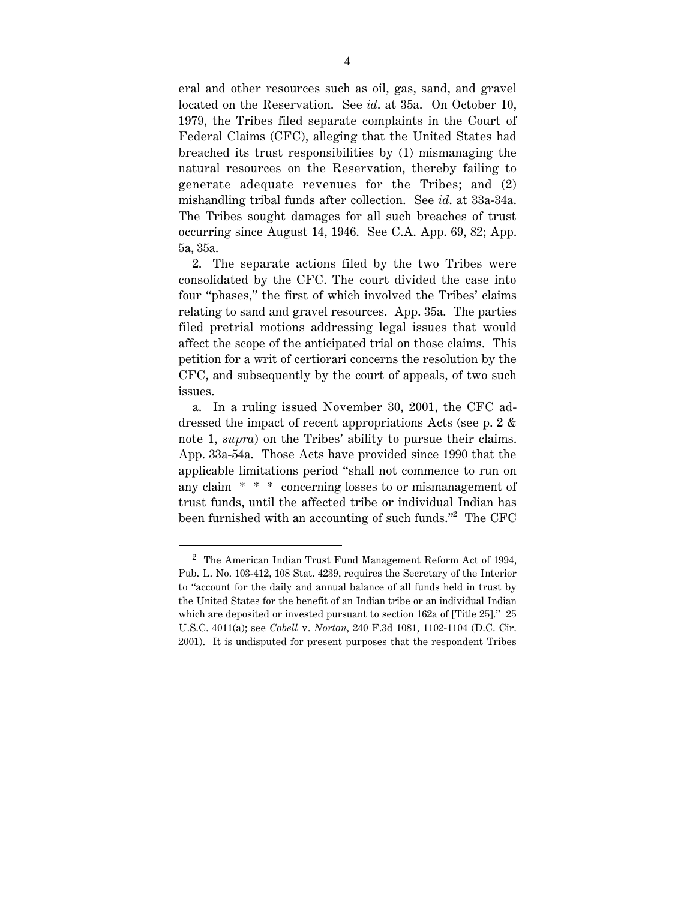eral and other resources such as oil, gas, sand, and gravel located on the Reservation. See *id.* at 35a. On October 10, 1979, the Tribes filed separate complaints in the Court of Federal Claims (CFC), alleging that the United States had breached its trust responsibilities by (1) mismanaging the natural resources on the Reservation, thereby failing to generate adequate revenues for the Tribes; and (2) mishandling tribal funds after collection. See *id.* at 33a-34a. The Tribes sought damages for all such breaches of trust occurring since August 14, 1946. See C.A. App. 69, 82; App. 5a, 35a.

2. The separate actions filed by the two Tribes were consolidated by the CFC. The court divided the case into four "phases," the first of which involved the Tribes' claims relating to sand and gravel resources. App. 35a. The parties filed pretrial motions addressing legal issues that would affect the scope of the anticipated trial on those claims. This petition for a writ of certiorari concerns the resolution by the CFC, and subsequently by the court of appeals, of two such issues.

a. In a ruling issued November 30, 2001, the CFC addressed the impact of recent appropriations Acts (see p. 2 & note 1, *supra*) on the Tribes' ability to pursue their claims. App. 33a-54a. Those Acts have provided since 1990 that the applicable limitations period "shall not commence to run on any claim * * * concerning losses to or mismanagement of trust funds, until the affected tribe or individual Indian has been furnished with an accounting of such funds."[2] The CFC

[2] The American Indian Trust Fund Management Reform Act of 1994, Pub. L. No. 103-412, 108 Stat. 4239, requires the Secretary of the Interior to "account for the daily and annual balance of all funds held in trust by the United States for the benefit of an Indian tribe or an individual Indian which are deposited or invested pursuant to section 162a of [Title 25]." 25 U.S.C. 4011(a); see *Cobell* v. *Norton*, 240 F.3d 1081, 1102-1104 (D.C. Cir. 2001). It is undisputed for present purposes that the respondent Tribes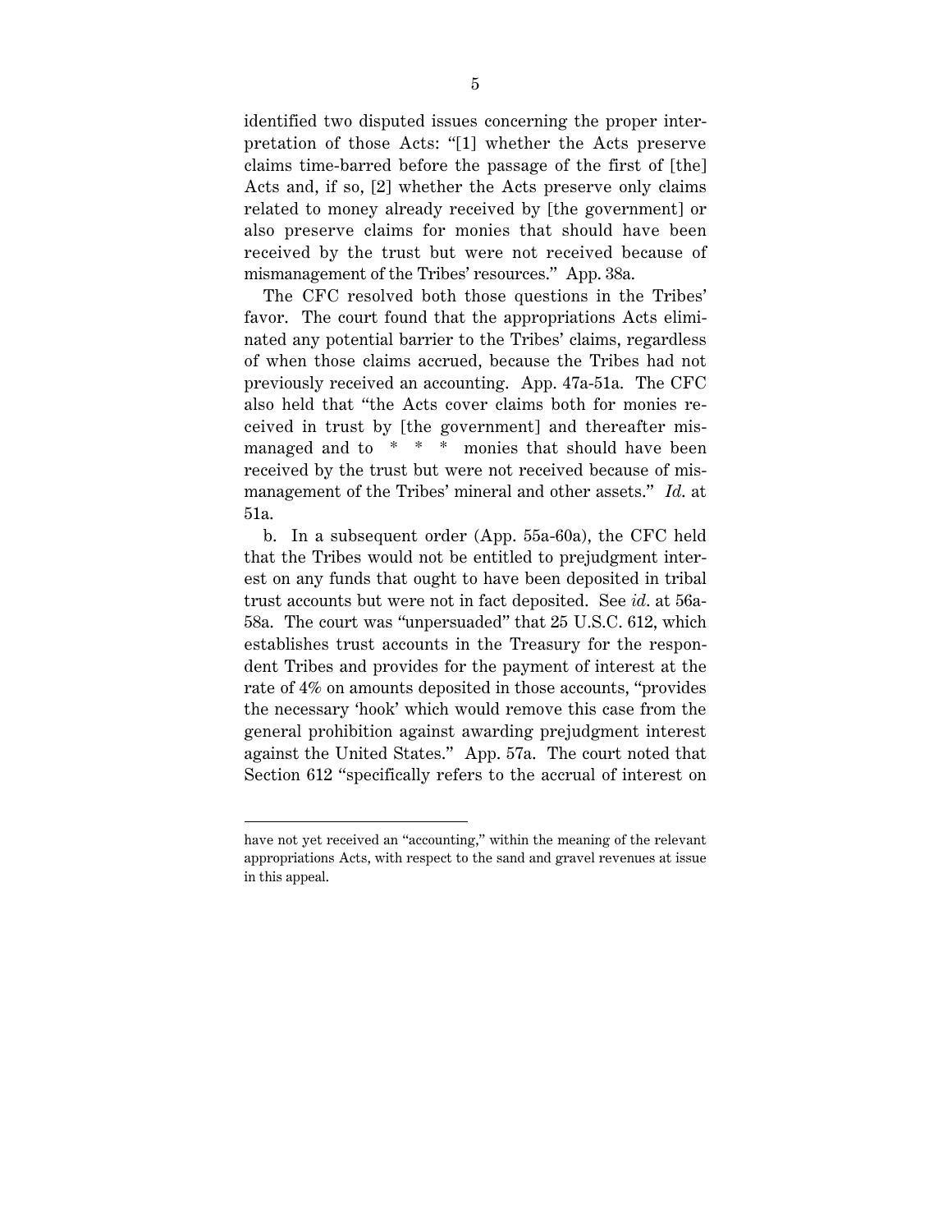identified two disputed issues concerning the proper interpretation of those Acts: "[1] whether the Acts preserve claims time-barred before the passage of the first of [the] Acts and, if so, [2] whether the Acts preserve only claims related to money already received by [the government] or also preserve claims for monies that should have been received by the trust but were not received because of mismanagement of the Tribes' resources." App. 38a.

The CFC resolved both those questions in the Tribes' favor. The court found that the appropriations Acts eliminated any potential barrier to the Tribes' claims, regardless of when those claims accrued, because the Tribes had not previously received an accounting. App. 47a-51a. The CFC also held that "the Acts cover claims both for monies received in trust by [the government] and thereafter mismanaged and to * * * monies that should have been received by the trust but were not received because of mismanagement of the Tribes' mineral and other assets." *Id.* at 51a.

b. In a subsequent order (App. 55a-60a), the CFC held that the Tribes would not be entitled to prejudgment interest on any funds that ought to have been deposited in tribal trust accounts but were not in fact deposited. See *id.* at 56a-58a. The court was "unpersuaded" that 25 U.S.C. 612, which establishes trust accounts in the Treasury for the respondent Tribes and provides for the payment of interest at the rate of 4% on amounts deposited in those accounts, "provides the necessary 'hook' which would remove this case from the general prohibition against awarding prejudgment interest against the United States." App. 57a. The court noted that Section 612 "specifically refers to the accrual of interest on

---

have not yet received an "accounting," within the meaning of the relevant appropriations Acts, with respect to the sand and gravel revenues at issue in this appeal.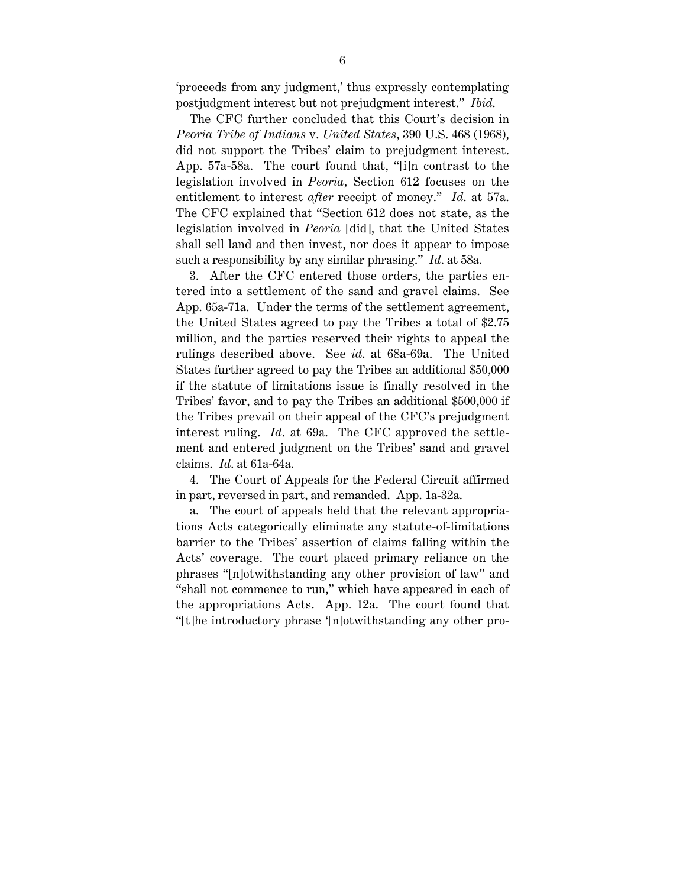'proceeds from any judgment,' thus expressly contemplating postjudgment interest but not prejudgment interest." *Ibid.*

The CFC further concluded that this Court's decision in *Peoria Tribe of Indians* v. *United States*, 390 U.S. 468 (1968), did not support the Tribes' claim to prejudgment interest. App. 57a-58a. The court found that, "[i]n contrast to the legislation involved in *Peoria*, Section 612 focuses on the entitlement to interest *after* receipt of money." *Id.* at 57a. The CFC explained that "Section 612 does not state, as the legislation involved in *Peoria* [did], that the United States shall sell land and then invest, nor does it appear to impose such a responsibility by any similar phrasing." *Id.* at 58a.

3. After the CFC entered those orders, the parties entered into a settlement of the sand and gravel claims. See App. 65a-71a. Under the terms of the settlement agreement, the United States agreed to pay the Tribes a total of $2.75 million, and the parties reserved their rights to appeal the rulings described above. See *id.* at 68a-69a. The United States further agreed to pay the Tribes an additional $50,000 if the statute of limitations issue is finally resolved in the Tribes' favor, and to pay the Tribes an additional $500,000 if the Tribes prevail on their appeal of the CFC's prejudgment interest ruling. *Id.* at 69a. The CFC approved the settlement and entered judgment on the Tribes' sand and gravel claims. *Id.* at 61a-64a.

4. The Court of Appeals for the Federal Circuit affirmed in part, reversed in part, and remanded. App. 1a-32a.

a. The court of appeals held that the relevant appropriations Acts categorically eliminate any statute-of-limitations barrier to the Tribes' assertion of claims falling within the Acts' coverage. The court placed primary reliance on the phrases "[n]otwithstanding any other provision of law" and "shall not commence to run," which have appeared in each of the appropriations Acts. App. 12a. The court found that "[t]he introductory phrase '[n]otwithstanding any other pro-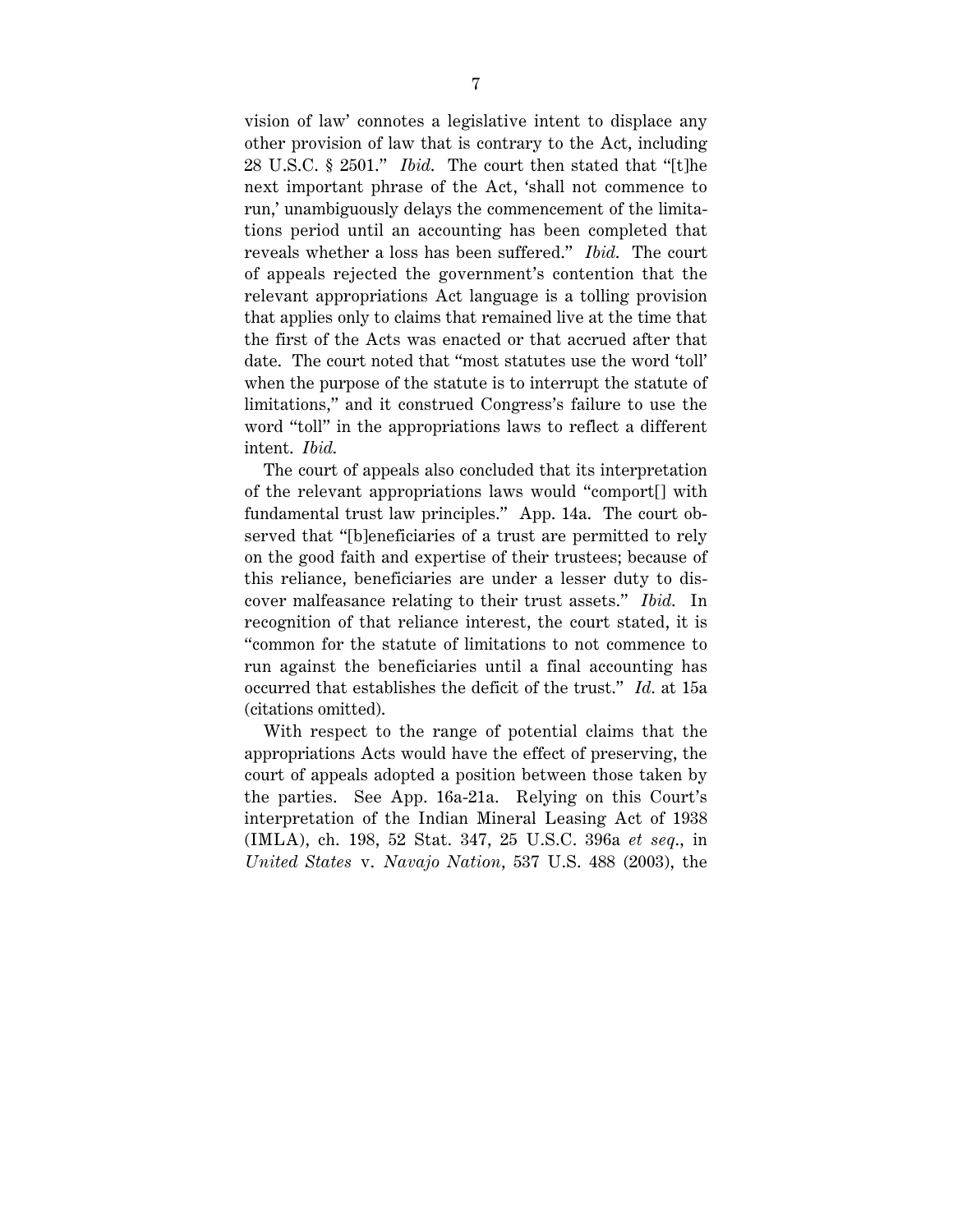vision of law' connotes a legislative intent to displace any other provision of law that is contrary to the Act, including 28 U.S.C. § 2501." *Ibid.* The court then stated that "[t]he next important phrase of the Act, 'shall not commence to run,' unambiguously delays the commencement of the limitations period until an accounting has been completed that reveals whether a loss has been suffered." *Ibid.* The court of appeals rejected the government's contention that the relevant appropriations Act language is a tolling provision that applies only to claims that remained live at the time that the first of the Acts was enacted or that accrued after that date. The court noted that "most statutes use the word 'toll' when the purpose of the statute is to interrupt the statute of limitations," and it construed Congress's failure to use the word "toll" in the appropriations laws to reflect a different intent. *Ibid.*

The court of appeals also concluded that its interpretation of the relevant appropriations laws would "comport[] with fundamental trust law principles." App. 14a. The court observed that "[b]eneficiaries of a trust are permitted to rely on the good faith and expertise of their trustees; because of this reliance, beneficiaries are under a lesser duty to discover malfeasance relating to their trust assets." *Ibid.* In recognition of that reliance interest, the court stated, it is "common for the statute of limitations to not commence to run against the beneficiaries until a final accounting has occurred that establishes the deficit of the trust." *Id.* at 15a (citations omitted).

With respect to the range of potential claims that the appropriations Acts would have the effect of preserving, the court of appeals adopted a position between those taken by the parties. See App. 16a-21a. Relying on this Court's interpretation of the Indian Mineral Leasing Act of 1938 (IMLA), ch. 198, 52 Stat. 347, 25 U.S.C. 396a *et seq.*, in *United States* v. *Navajo Nation*, 537 U.S. 488 (2003), the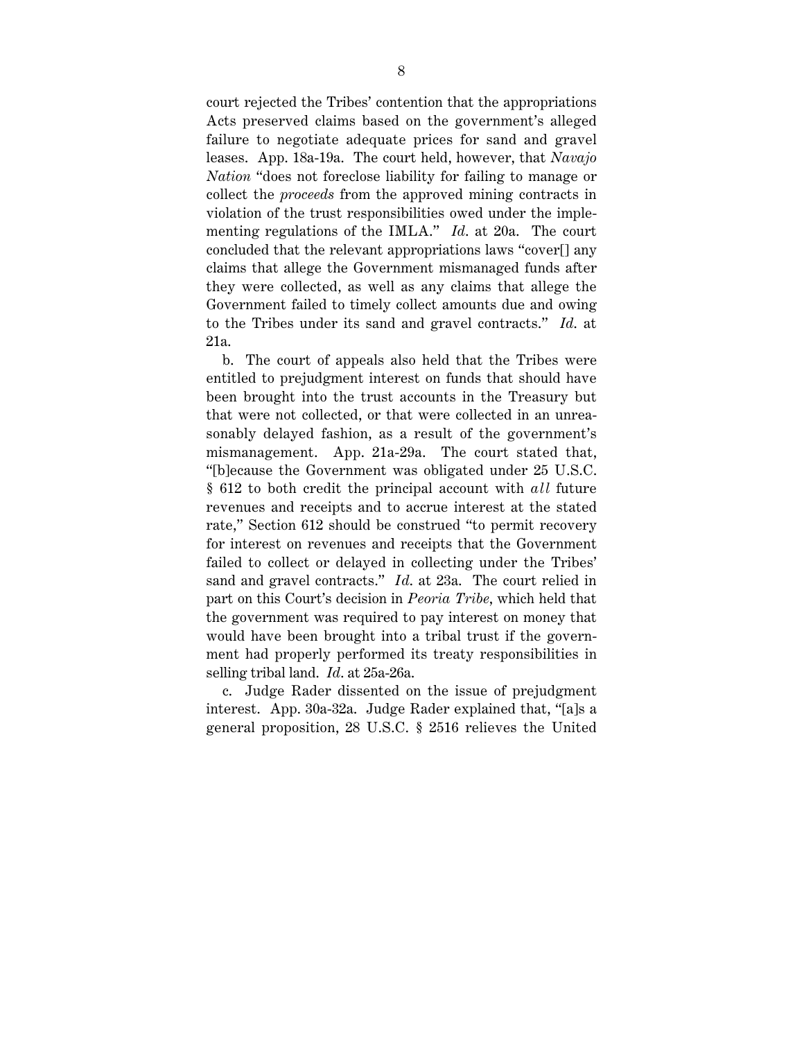court rejected the Tribes' contention that the appropriations Acts preserved claims based on the government's alleged failure to negotiate adequate prices for sand and gravel leases. App. 18a-19a. The court held, however, that *Navajo Nation* "does not foreclose liability for failing to manage or collect the *proceeds* from the approved mining contracts in violation of the trust responsibilities owed under the implementing regulations of the IMLA." *Id.* at 20a. The court concluded that the relevant appropriations laws "cover[] any claims that allege the Government mismanaged funds after they were collected, as well as any claims that allege the Government failed to timely collect amounts due and owing to the Tribes under its sand and gravel contracts." *Id.* at 21a.

b. The court of appeals also held that the Tribes were entitled to prejudgment interest on funds that should have been brought into the trust accounts in the Treasury but that were not collected, or that were collected in an unreasonably delayed fashion, as a result of the government's mismanagement. App. 21a-29a. The court stated that, "[b]ecause the Government was obligated under 25 U.S.C. § 612 to both credit the principal account with *all* future revenues and receipts and to accrue interest at the stated rate," Section 612 should be construed "to permit recovery for interest on revenues and receipts that the Government failed to collect or delayed in collecting under the Tribes' sand and gravel contracts." *Id.* at 23a. The court relied in part on this Court's decision in *Peoria Tribe*, which held that the government was required to pay interest on money that would have been brought into a tribal trust if the government had properly performed its treaty responsibilities in selling tribal land. *Id.* at 25a-26a.

c. Judge Rader dissented on the issue of prejudgment interest. App. 30a-32a. Judge Rader explained that, "[a]s a general proposition, 28 U.S.C. § 2516 relieves the United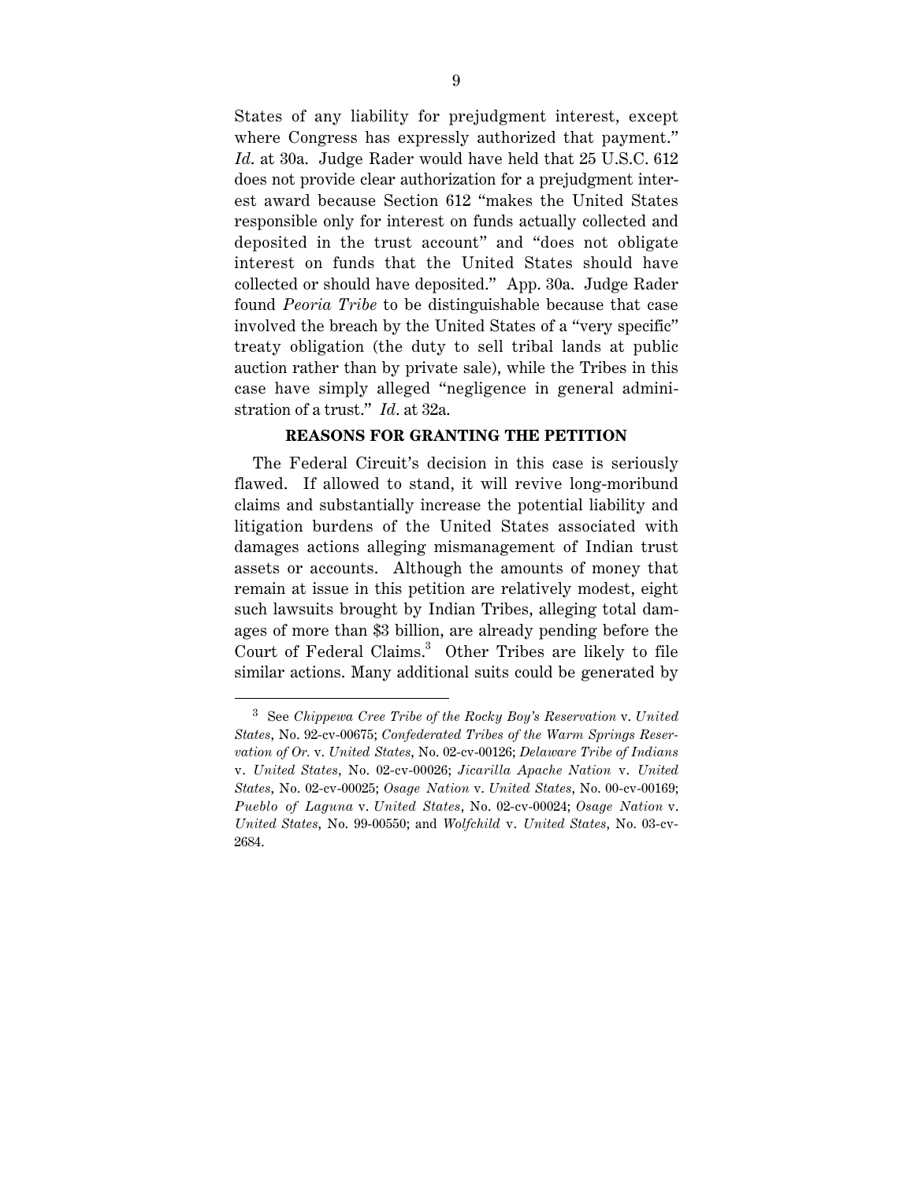States of any liability for prejudgment interest, except where Congress has expressly authorized that payment." *Id.* at 30a. Judge Rader would have held that 25 U.S.C. 612 does not provide clear authorization for a prejudgment interest award because Section 612 "makes the United States responsible only for interest on funds actually collected and deposited in the trust account" and "does not obligate interest on funds that the United States should have collected or should have deposited." App. 30a. Judge Rader found *Peoria Tribe* to be distinguishable because that case involved the breach by the United States of a "very specific" treaty obligation (the duty to sell tribal lands at public auction rather than by private sale), while the Tribes in this case have simply alleged "negligence in general administration of a trust." *Id.* at 32a.

## REASONS FOR GRANTING THE PETITION

The Federal Circuit's decision in this case is seriously flawed. If allowed to stand, it will revive long-moribund claims and substantially increase the potential liability and litigation burdens of the United States associated with damages actions alleging mismanagement of Indian trust assets or accounts. Although the amounts of money that remain at issue in this petition are relatively modest, eight such lawsuits brought by Indian Tribes, alleging total damages of more than $3 billion, are already pending before the Court of Federal Claims.[3] Other Tribes are likely to file similar actions. Many additional suits could be generated by

---

[3] See *Chippewa Cree Tribe of the Rocky Boy's Reservation* v. *United States*, No. 92-cv-00675; *Confederated Tribes of the Warm Springs Reservation of Or.* v. *United States*, No. 02-cv-00126; *Delaware Tribe of Indians* v. *United States*, No. 02-cv-00026; *Jicarilla Apache Nation* v. *United States*, No. 02-cv-00025; *Osage Nation* v. *United States*, No. 00-cv-00169; *Pueblo of Laguna* v. *United States*, No. 02-cv-00024; *Osage Nation* v. *United States*, No. 99-00550; and *Wolfchild* v. *United States*, No. 03-cv-2684.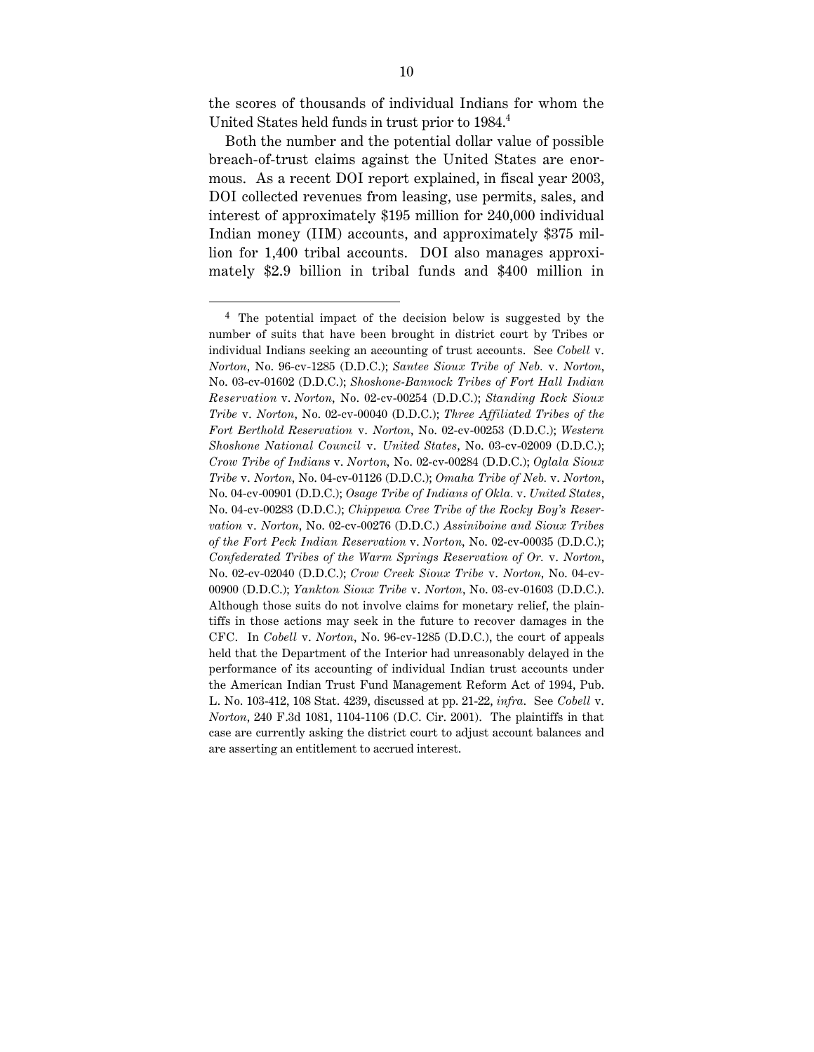the scores of thousands of individual Indians for whom the United States held funds in trust prior to 1984.[4]

Both the number and the potential dollar value of possible breach-of-trust claims against the United States are enormous. As a recent DOI report explained, in fiscal year 2003, DOI collected revenues from leasing, use permits, sales, and interest of approximately $195 million for 240,000 individual Indian money (IIM) accounts, and approximately $375 million for 1,400 tribal accounts. DOI also manages approximately $2.9 billion in tribal funds and $400 million in

---

[4] The potential impact of the decision below is suggested by the number of suits that have been brought in district court by Tribes or individual Indians seeking an accounting of trust accounts. See *Cobell* v. *Norton*, No. 96-cv-1285 (D.D.C.); *Santee Sioux Tribe of Neb.* v. *Norton*, No. 03-cv-01602 (D.D.C.); *Shoshone-Bannock Tribes of Fort Hall Indian Reservation* v. *Norton*, No. 02-cv-00254 (D.D.C.); *Standing Rock Sioux Tribe* v. *Norton*, No. 02-cv-00040 (D.D.C.); *Three Affiliated Tribes of the Fort Berthold Reservation* v. *Norton*, No. 02-cv-00253 (D.D.C.); *Western Shoshone National Council* v. *United States*, No. 03-cv-02009 (D.D.C.); *Crow Tribe of Indians* v. *Norton*, No. 02-cv-00284 (D.D.C.); *Oglala Sioux Tribe* v. *Norton*, No. 04-cv-01126 (D.D.C.); *Omaha Tribe of Neb.* v. *Norton*, No. 04-cv-00901 (D.D.C.); *Osage Tribe of Indians of Okla.* v. *United States*, No. 04-cv-00283 (D.D.C.); *Chippewa Cree Tribe of the Rocky Boy's Reservation* v. *Norton*, No. 02-cv-00276 (D.D.C.) *Assiniboine and Sioux Tribes of the Fort Peck Indian Reservation* v. *Norton*, No. 02-cv-00035 (D.D.C.); *Confederated Tribes of the Warm Springs Reservation of Or.* v. *Norton*, No. 02-cv-02040 (D.D.C.); *Crow Creek Sioux Tribe* v. *Norton*, No. 04-cv-00900 (D.D.C.); *Yankton Sioux Tribe* v. *Norton*, No. 03-cv-01603 (D.D.C.). Although those suits do not involve claims for monetary relief, the plaintiffs in those actions may seek in the future to recover damages in the CFC. In *Cobell* v. *Norton*, No. 96-cv-1285 (D.D.C.), the court of appeals held that the Department of the Interior had unreasonably delayed in the performance of its accounting of individual Indian trust accounts under the American Indian Trust Fund Management Reform Act of 1994, Pub. L. No. 103-412, 108 Stat. 4239, discussed at pp. 21-22, *infra*. See *Cobell* v. *Norton*, 240 F.3d 1081, 1104-1106 (D.C. Cir. 2001). The plaintiffs in that case are currently asking the district court to adjust account balances and are asserting an entitlement to accrued interest.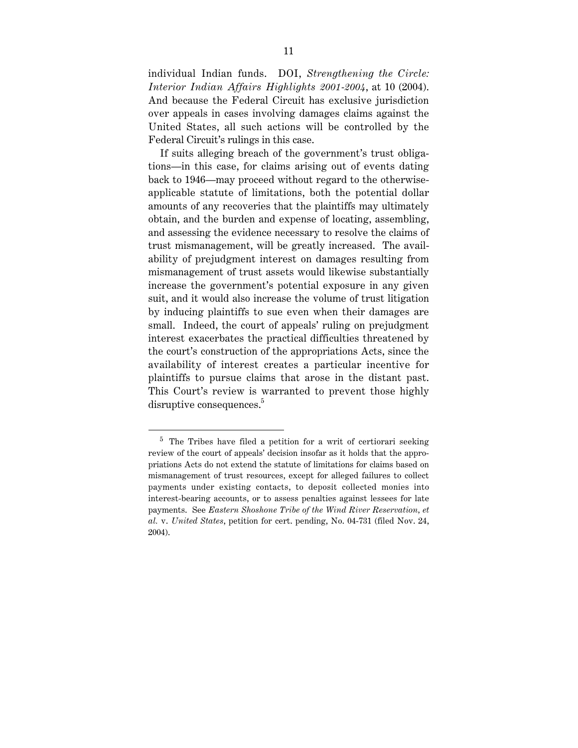individual Indian funds. DOI, *Strengthening the Circle: Interior Indian Affairs Highlights 2001-2004*, at 10 (2004). And because the Federal Circuit has exclusive jurisdiction over appeals in cases involving damages claims against the United States, all such actions will be controlled by the Federal Circuit's rulings in this case.

If suits alleging breach of the government's trust obligations—in this case, for claims arising out of events dating back to 1946—may proceed without regard to the otherwise-applicable statute of limitations, both the potential dollar amounts of any recoveries that the plaintiffs may ultimately obtain, and the burden and expense of locating, assembling, and assessing the evidence necessary to resolve the claims of trust mismanagement, will be greatly increased. The availability of prejudgment interest on damages resulting from mismanagement of trust assets would likewise substantially increase the government's potential exposure in any given suit, and it would also increase the volume of trust litigation by inducing plaintiffs to sue even when their damages are small. Indeed, the court of appeals' ruling on prejudgment interest exacerbates the practical difficulties threatened by the court's construction of the appropriations Acts, since the availability of interest creates a particular incentive for plaintiffs to pursue claims that arose in the distant past. This Court's review is warranted to prevent those highly disruptive consequences.[5]

[5] The Tribes have filed a petition for a writ of certiorari seeking review of the court of appeals' decision insofar as it holds that the appropriations Acts do not extend the statute of limitations for claims based on mismanagement of trust resources, except for alleged failures to collect payments under existing contacts, to deposit collected monies into interest-bearing accounts, or to assess penalties against lessees for late payments. See *Eastern Shoshone Tribe of the Wind River Reservation, et al.* v. *United States*, petition for cert. pending, No. 04-731 (filed Nov. 24, 2004).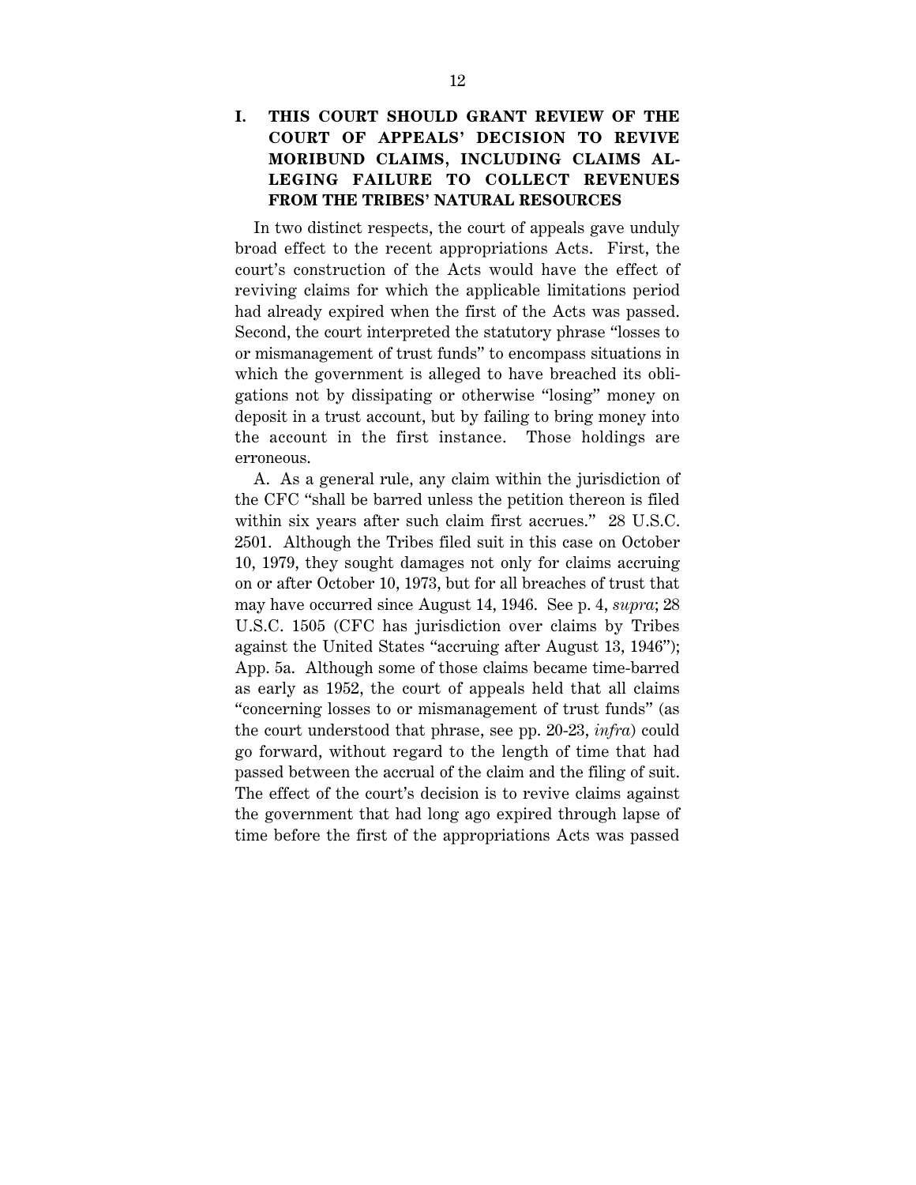## I. THIS COURT SHOULD GRANT REVIEW OF THE COURT OF APPEALS' DECISION TO REVIVE MORIBUND CLAIMS, INCLUDING CLAIMS ALLEGING FAILURE TO COLLECT REVENUES FROM THE TRIBES' NATURAL RESOURCES

In two distinct respects, the court of appeals gave unduly broad effect to the recent appropriations Acts. First, the court's construction of the Acts would have the effect of reviving claims for which the applicable limitations period had already expired when the first of the Acts was passed. Second, the court interpreted the statutory phrase "losses to or mismanagement of trust funds" to encompass situations in which the government is alleged to have breached its obligations not by dissipating or otherwise "losing" money on deposit in a trust account, but by failing to bring money into the account in the first instance. Those holdings are erroneous.

A. As a general rule, any claim within the jurisdiction of the CFC "shall be barred unless the petition thereon is filed within six years after such claim first accrues." 28 U.S.C. 2501. Although the Tribes filed suit in this case on October 10, 1979, they sought damages not only for claims accruing on or after October 10, 1973, but for all breaches of trust that may have occurred since August 14, 1946. See p. 4, *supra*; 28 U.S.C. 1505 (CFC has jurisdiction over claims by Tribes against the United States "accruing after August 13, 1946"); App. 5a. Although some of those claims became time-barred as early as 1952, the court of appeals held that all claims "concerning losses to or mismanagement of trust funds" (as the court understood that phrase, see pp. 20-23, *infra*) could go forward, without regard to the length of time that had passed between the accrual of the claim and the filing of suit. The effect of the court's decision is to revive claims against the government that had long ago expired through lapse of time before the first of the appropriations Acts was passed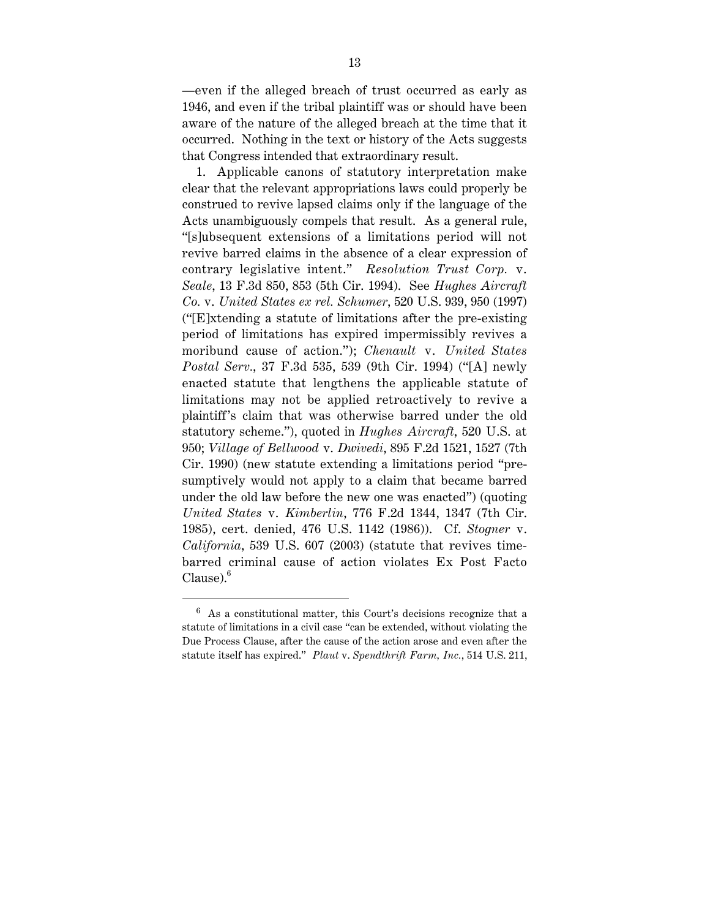—even if the alleged breach of trust occurred as early as 1946, and even if the tribal plaintiff was or should have been aware of the nature of the alleged breach at the time that it occurred. Nothing in the text or history of the Acts suggests that Congress intended that extraordinary result.

1. Applicable canons of statutory interpretation make clear that the relevant appropriations laws could properly be construed to revive lapsed claims only if the language of the Acts unambiguously compels that result. As a general rule, "[s]ubsequent extensions of a limitations period will not revive barred claims in the absence of a clear expression of contrary legislative intent." *Resolution Trust Corp.* v. *Seale*, 13 F.3d 850, 853 (5th Cir. 1994). See *Hughes Aircraft Co.* v. *United States ex rel. Schumer*, 520 U.S. 939, 950 (1997) ("[E]xtending a statute of limitations after the pre-existing period of limitations has expired impermissibly revives a moribund cause of action."); *Chenault* v. *United States Postal Serv.*, 37 F.3d 535, 539 (9th Cir. 1994) ("[A] newly enacted statute that lengthens the applicable statute of limitations may not be applied retroactively to revive a plaintiff's claim that was otherwise barred under the old statutory scheme."), quoted in *Hughes Aircraft*, 520 U.S. at 950; *Village of Bellwood* v. *Dwivedi*, 895 F.2d 1521, 1527 (7th Cir. 1990) (new statute extending a limitations period "presumptively would not apply to a claim that became barred under the old law before the new one was enacted") (quoting *United States* v. *Kimberlin*, 776 F.2d 1344, 1347 (7th Cir. 1985), cert. denied, 476 U.S. 1142 (1986)). Cf. *Stogner* v. *California*, 539 U.S. 607 (2003) (statute that revives time-barred criminal cause of action violates Ex Post Facto Clause).[6]

[6] As a constitutional matter, this Court's decisions recognize that a statute of limitations in a civil case "can be extended, without violating the Due Process Clause, after the cause of the action arose and even after the statute itself has expired." *Plaut* v. *Spendthrift Farm, Inc.*, 514 U.S. 211,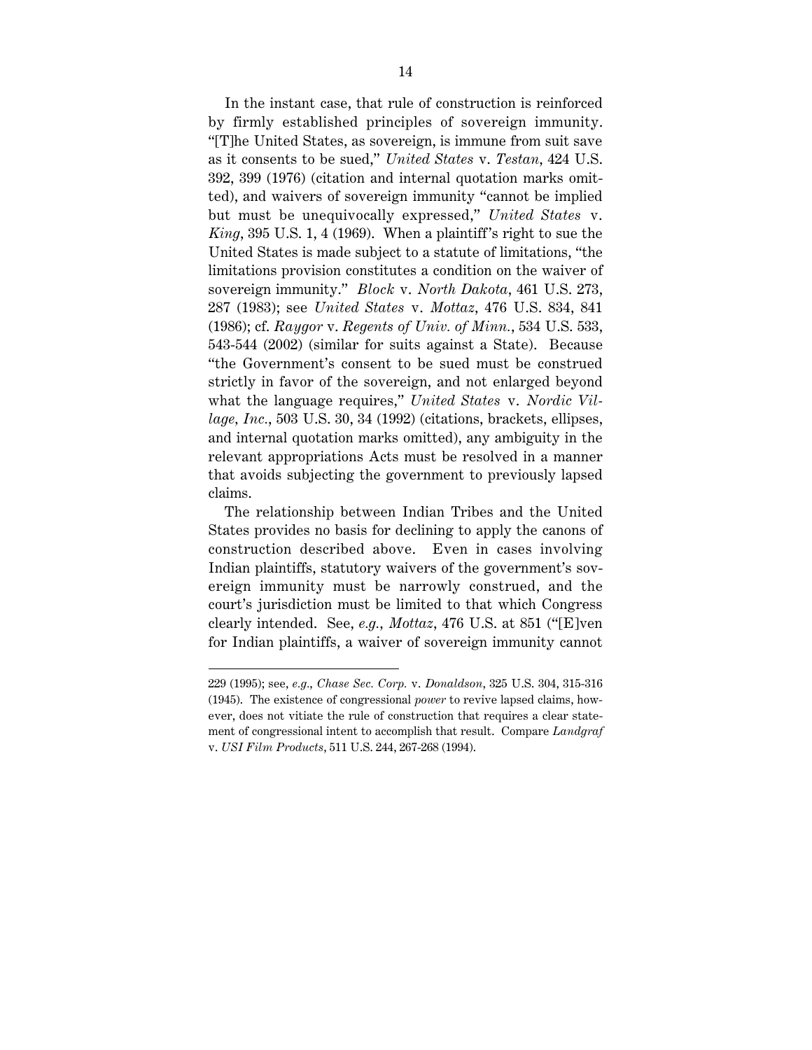In the instant case, that rule of construction is reinforced by firmly established principles of sovereign immunity. "[T]he United States, as sovereign, is immune from suit save as it consents to be sued," *United States* v. *Testan*, 424 U.S. 392, 399 (1976) (citation and internal quotation marks omitted), and waivers of sovereign immunity "cannot be implied but must be unequivocally expressed," *United States* v. *King*, 395 U.S. 1, 4 (1969). When a plaintiff's right to sue the United States is made subject to a statute of limitations, "the limitations provision constitutes a condition on the waiver of sovereign immunity." *Block* v. *North Dakota*, 461 U.S. 273, 287 (1983); see *United States* v. *Mottaz*, 476 U.S. 834, 841 (1986); cf. *Raygor* v. *Regents of Univ. of Minn.*, 534 U.S. 533, 543-544 (2002) (similar for suits against a State). Because "the Government's consent to be sued must be construed strictly in favor of the sovereign, and not enlarged beyond what the language requires," *United States* v. *Nordic Village, Inc.*, 503 U.S. 30, 34 (1992) (citations, brackets, ellipses, and internal quotation marks omitted), any ambiguity in the relevant appropriations Acts must be resolved in a manner that avoids subjecting the government to previously lapsed claims.

The relationship between Indian Tribes and the United States provides no basis for declining to apply the canons of construction described above. Even in cases involving Indian plaintiffs, statutory waivers of the government's sovereign immunity must be narrowly construed, and the court's jurisdiction must be limited to that which Congress clearly intended. See, *e.g.*, *Mottaz*, 476 U.S. at 851 ("[E]ven for Indian plaintiffs, a waiver of sovereign immunity cannot

---

229 (1995); see, *e.g.*, *Chase Sec. Corp.* v. *Donaldson*, 325 U.S. 304, 315-316 (1945). The existence of congressional *power* to revive lapsed claims, however, does not vitiate the rule of construction that requires a clear statement of congressional intent to accomplish that result. Compare *Landgraf* v. *USI Film Products*, 511 U.S. 244, 267-268 (1994).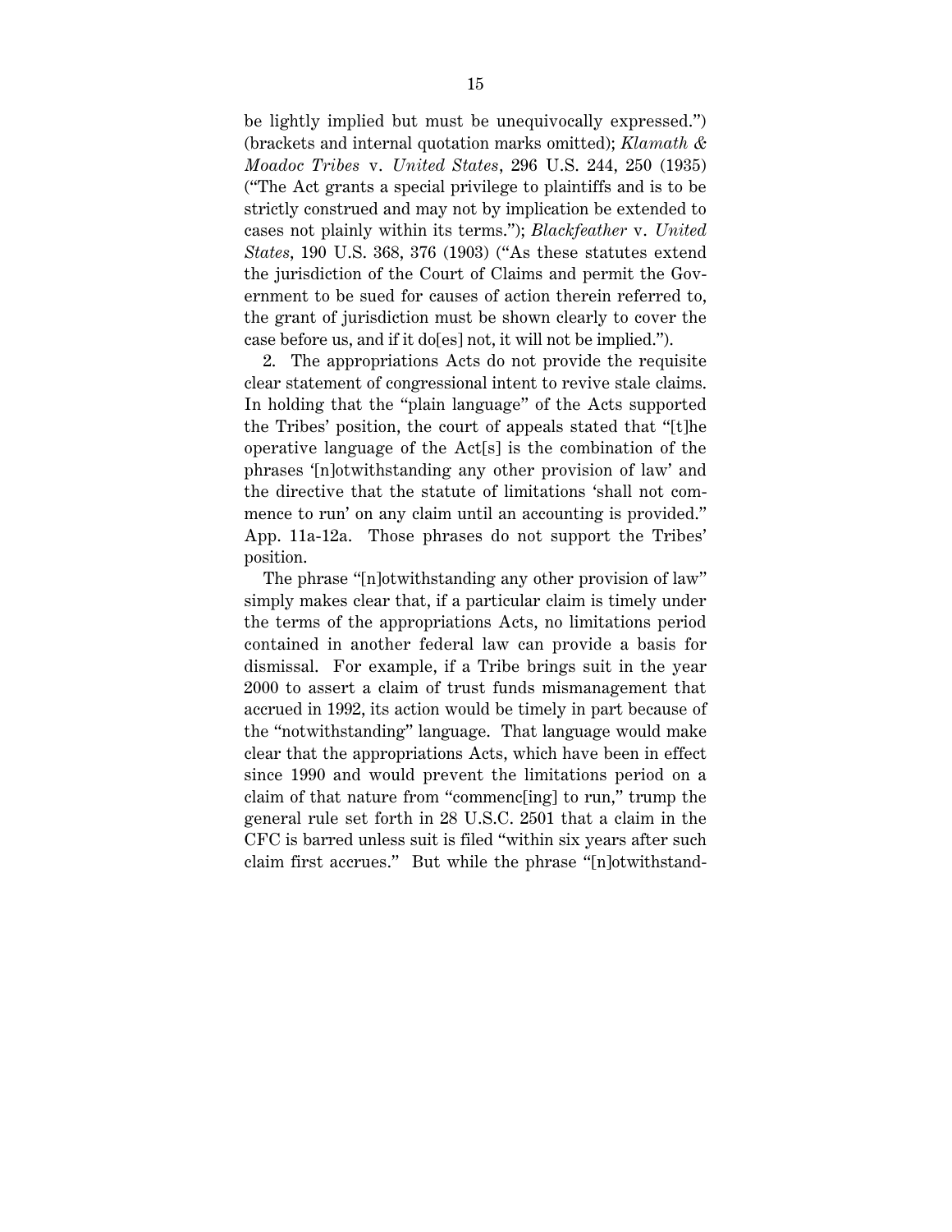be lightly implied but must be unequivocally expressed.") (brackets and internal quotation marks omitted); *Klamath & Moadoc Tribes* v. *United States*, 296 U.S. 244, 250 (1935) ("The Act grants a special privilege to plaintiffs and is to be strictly construed and may not by implication be extended to cases not plainly within its terms."); *Blackfeather* v. *United States*, 190 U.S. 368, 376 (1903) ("As these statutes extend the jurisdiction of the Court of Claims and permit the Government to be sued for causes of action therein referred to, the grant of jurisdiction must be shown clearly to cover the case before us, and if it do[es] not, it will not be implied.").

2. The appropriations Acts do not provide the requisite clear statement of congressional intent to revive stale claims. In holding that the "plain language" of the Acts supported the Tribes' position, the court of appeals stated that "[t]he operative language of the Act[s] is the combination of the phrases '[n]otwithstanding any other provision of law' and the directive that the statute of limitations 'shall not commence to run' on any claim until an accounting is provided." App. 11a-12a. Those phrases do not support the Tribes' position.

The phrase "[n]otwithstanding any other provision of law" simply makes clear that, if a particular claim is timely under the terms of the appropriations Acts, no limitations period contained in another federal law can provide a basis for dismissal. For example, if a Tribe brings suit in the year 2000 to assert a claim of trust funds mismanagement that accrued in 1992, its action would be timely in part because of the "notwithstanding" language. That language would make clear that the appropriations Acts, which have been in effect since 1990 and would prevent the limitations period on a claim of that nature from "commenc[ing] to run," trump the general rule set forth in 28 U.S.C. 2501 that a claim in the CFC is barred unless suit is filed "within six years after such claim first accrues." But while the phrase "[n]otwithstand-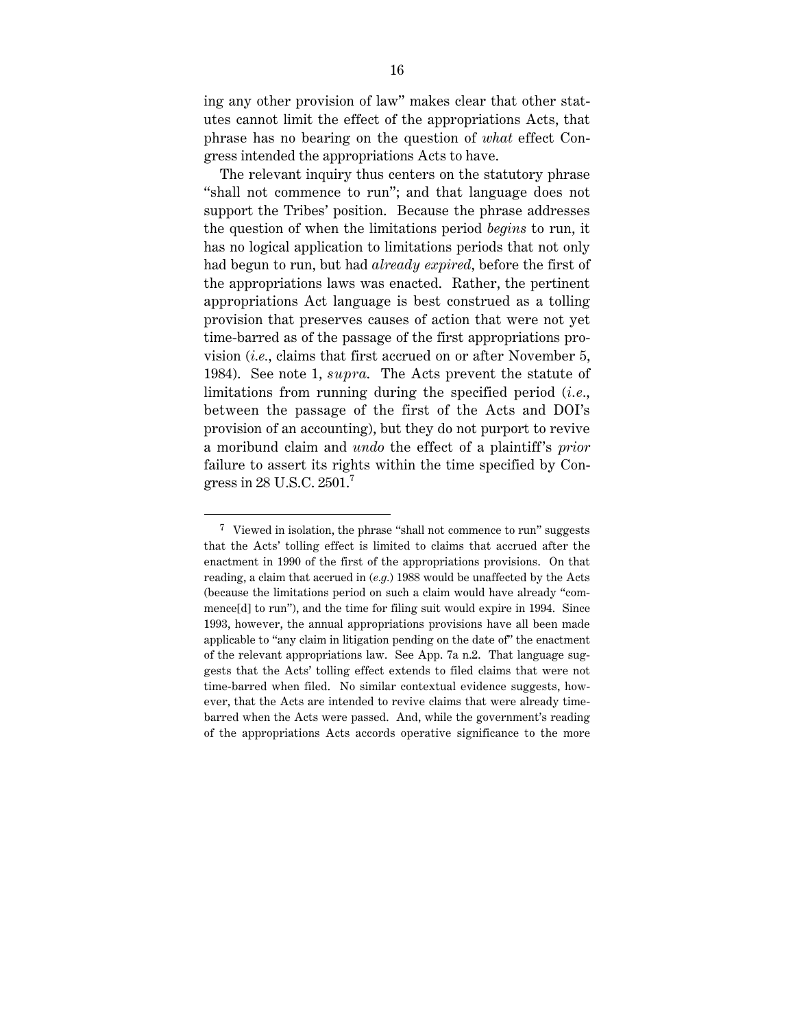ing any other provision of law" makes clear that other statutes cannot limit the effect of the appropriations Acts, that phrase has no bearing on the question of *what* effect Congress intended the appropriations Acts to have.

The relevant inquiry thus centers on the statutory phrase "shall not commence to run"; and that language does not support the Tribes' position. Because the phrase addresses the question of when the limitations period *begins* to run, it has no logical application to limitations periods that not only had begun to run, but had *already expired*, before the first of the appropriations laws was enacted. Rather, the pertinent appropriations Act language is best construed as a tolling provision that preserves causes of action that were not yet time-barred as of the passage of the first appropriations provision (*i.e.*, claims that first accrued on or after November 5, 1984). See note 1, *supra*. The Acts prevent the statute of limitations from running during the specified period (*i.e.*, between the passage of the first of the Acts and DOI's provision of an accounting), but they do not purport to revive a moribund claim and *undo* the effect of a plaintiff's *prior* failure to assert its rights within the time specified by Congress in 28 U.S.C. 2501.[7]

---

[7] Viewed in isolation, the phrase "shall not commence to run" suggests that the Acts' tolling effect is limited to claims that accrued after the enactment in 1990 of the first of the appropriations provisions. On that reading, a claim that accrued in (*e.g.*) 1988 would be unaffected by the Acts (because the limitations period on such a claim would have already "commence[d] to run"), and the time for filing suit would expire in 1994. Since 1993, however, the annual appropriations provisions have all been made applicable to "any claim in litigation pending on the date of" the enactment of the relevant appropriations law. See App. 7a n.2. That language suggests that the Acts' tolling effect extends to filed claims that were not time-barred when filed. No similar contextual evidence suggests, however, that the Acts are intended to revive claims that were already time-barred when the Acts were passed. And, while the government's reading of the appropriations Acts accords operative significance to the more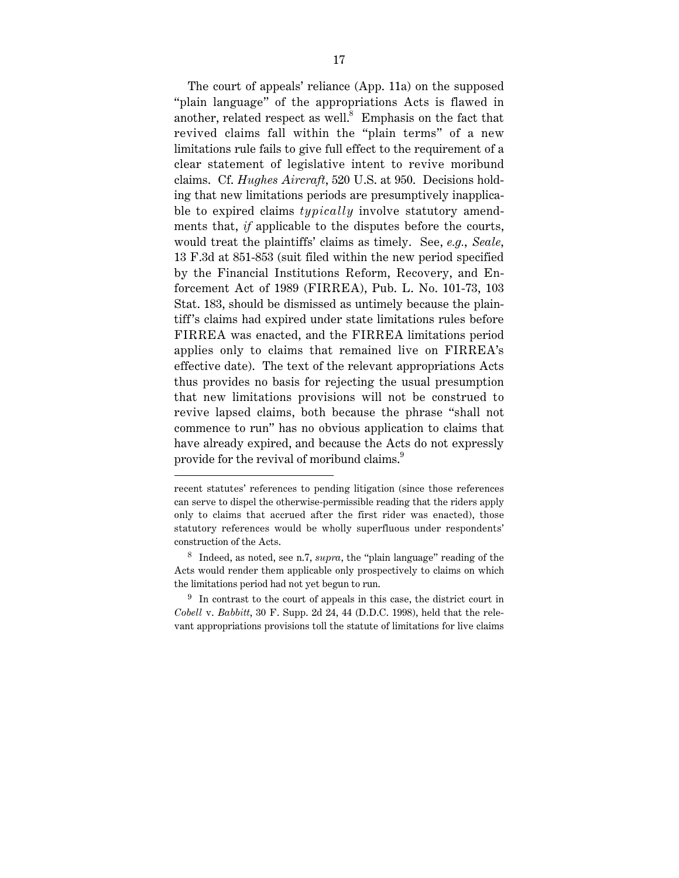The court of appeals' reliance (App. 11a) on the supposed "plain language" of the appropriations Acts is flawed in another, related respect as well.[8] Emphasis on the fact that revived claims fall within the "plain terms" of a new limitations rule fails to give full effect to the requirement of a clear statement of legislative intent to revive moribund claims. Cf. *Hughes Aircraft*, 520 U.S. at 950. Decisions holding that new limitations periods are presumptively inapplicable to expired claims *typically* involve statutory amendments that, *if* applicable to the disputes before the courts, would treat the plaintiffs' claims as timely. See, *e.g.*, *Seale*, 13 F.3d at 851-853 (suit filed within the new period specified by the Financial Institutions Reform, Recovery, and Enforcement Act of 1989 (FIRREA), Pub. L. No. 101-73, 103 Stat. 183, should be dismissed as untimely because the plaintiff's claims had expired under state limitations rules before FIRREA was enacted, and the FIRREA limitations period applies only to claims that remained live on FIRREA's effective date). The text of the relevant appropriations Acts thus provides no basis for rejecting the usual presumption that new limitations provisions will not be construed to revive lapsed claims, both because the phrase "shall not commence to run" has no obvious application to claims that have already expired, and because the Acts do not expressly provide for the revival of moribund claims.[9]

---

recent statutes' references to pending litigation (since those references can serve to dispel the otherwise-permissible reading that the riders apply only to claims that accrued after the first rider was enacted), those statutory references would be wholly superfluous under respondents' construction of the Acts.

[8] Indeed, as noted, see n.7, *supra*, the "plain language" reading of the Acts would render them applicable only prospectively to claims on which the limitations period had not yet begun to run.

[9] In contrast to the court of appeals in this case, the district court in *Cobell* v. *Babbitt*, 30 F. Supp. 2d 24, 44 (D.D.C. 1998), held that the relevant appropriations provisions toll the statute of limitations for live claims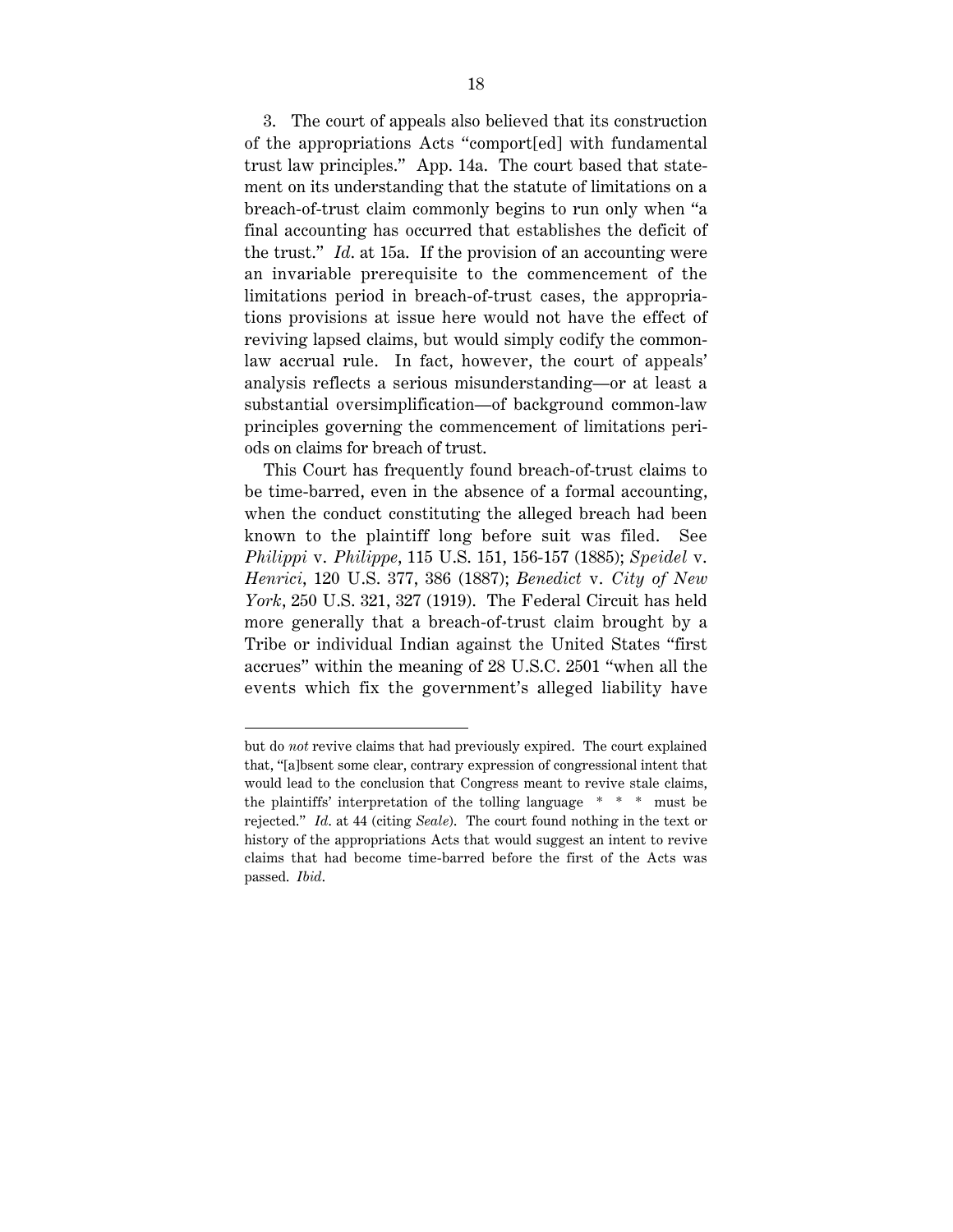3. The court of appeals also believed that its construction of the appropriations Acts "comport[ed] with fundamental trust law principles." App. 14a. The court based that statement on its understanding that the statute of limitations on a breach-of-trust claim commonly begins to run only when "a final accounting has occurred that establishes the deficit of the trust." *Id*. at 15a. If the provision of an accounting were an invariable prerequisite to the commencement of the limitations period in breach-of-trust cases, the appropriations provisions at issue here would not have the effect of reviving lapsed claims, but would simply codify the common-law accrual rule. In fact, however, the court of appeals' analysis reflects a serious misunderstanding—or at least a substantial oversimplification—of background common-law principles governing the commencement of limitations periods on claims for breach of trust.

This Court has frequently found breach-of-trust claims to be time-barred, even in the absence of a formal accounting, when the conduct constituting the alleged breach had been known to the plaintiff long before suit was filed. See *Philippi* v. *Philippe*, 115 U.S. 151, 156-157 (1885); *Speidel* v. *Henrici*, 120 U.S. 377, 386 (1887); *Benedict* v. *City of New York*, 250 U.S. 321, 327 (1919). The Federal Circuit has held more generally that a breach-of-trust claim brought by a Tribe or individual Indian against the United States "first accrues" within the meaning of 28 U.S.C. 2501 "when all the events which fix the government's alleged liability have

---

but do *not* revive claims that had previously expired. The court explained that, "[a]bsent some clear, contrary expression of congressional intent that would lead to the conclusion that Congress meant to revive stale claims, the plaintiffs' interpretation of the tolling language * * * must be rejected." *Id*. at 44 (citing *Seale*). The court found nothing in the text or history of the appropriations Acts that would suggest an intent to revive claims that had become time-barred before the first of the Acts was passed. *Ibid*.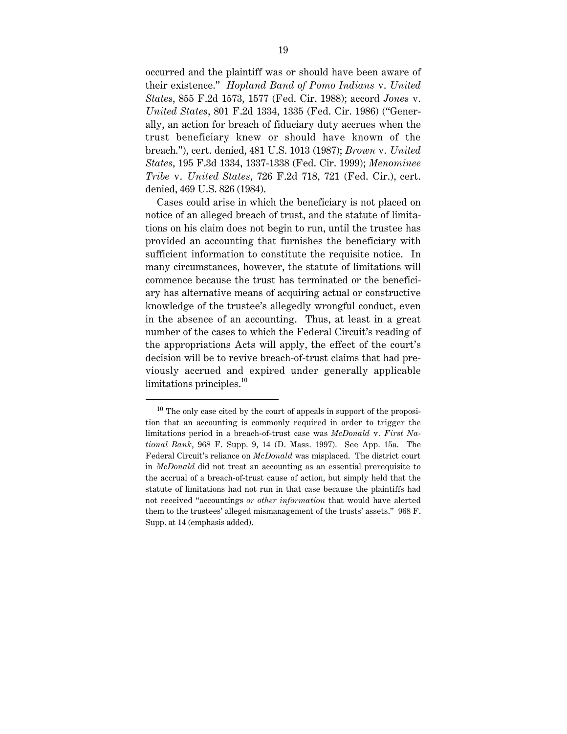occurred and the plaintiff was or should have been aware of their existence." *Hopland Band of Pomo Indians* v. *United States*, 855 F.2d 1573, 1577 (Fed. Cir. 1988); accord *Jones* v. *United States*, 801 F.2d 1334, 1335 (Fed. Cir. 1986) ("Generally, an action for breach of fiduciary duty accrues when the trust beneficiary knew or should have known of the breach."), cert. denied, 481 U.S. 1013 (1987); *Brown* v. *United States*, 195 F.3d 1334, 1337-1338 (Fed. Cir. 1999); *Menominee Tribe* v. *United States*, 726 F.2d 718, 721 (Fed. Cir.), cert. denied, 469 U.S. 826 (1984).

Cases could arise in which the beneficiary is not placed on notice of an alleged breach of trust, and the statute of limitations on his claim does not begin to run, until the trustee has provided an accounting that furnishes the beneficiary with sufficient information to constitute the requisite notice. In many circumstances, however, the statute of limitations will commence because the trust has terminated or the beneficiary has alternative means of acquiring actual or constructive knowledge of the trustee's allegedly wrongful conduct, even in the absence of an accounting. Thus, at least in a great number of the cases to which the Federal Circuit's reading of the appropriations Acts will apply, the effect of the court's decision will be to revive breach-of-trust claims that had previously accrued and expired under generally applicable limitations principles.[10]

---

[10] The only case cited by the court of appeals in support of the proposition that an accounting is commonly required in order to trigger the limitations period in a breach-of-trust case was *McDonald* v. *First National Bank*, 968 F. Supp. 9, 14 (D. Mass. 1997). See App. 15a. The Federal Circuit's reliance on *McDonald* was misplaced. The district court in *McDonald* did not treat an accounting as an essential prerequisite to the accrual of a breach-of-trust cause of action, but simply held that the statute of limitations had not run in that case because the plaintiffs had not received "accountings *or other information* that would have alerted them to the trustees' alleged mismanagement of the trusts' assets." 968 F. Supp. at 14 (emphasis added).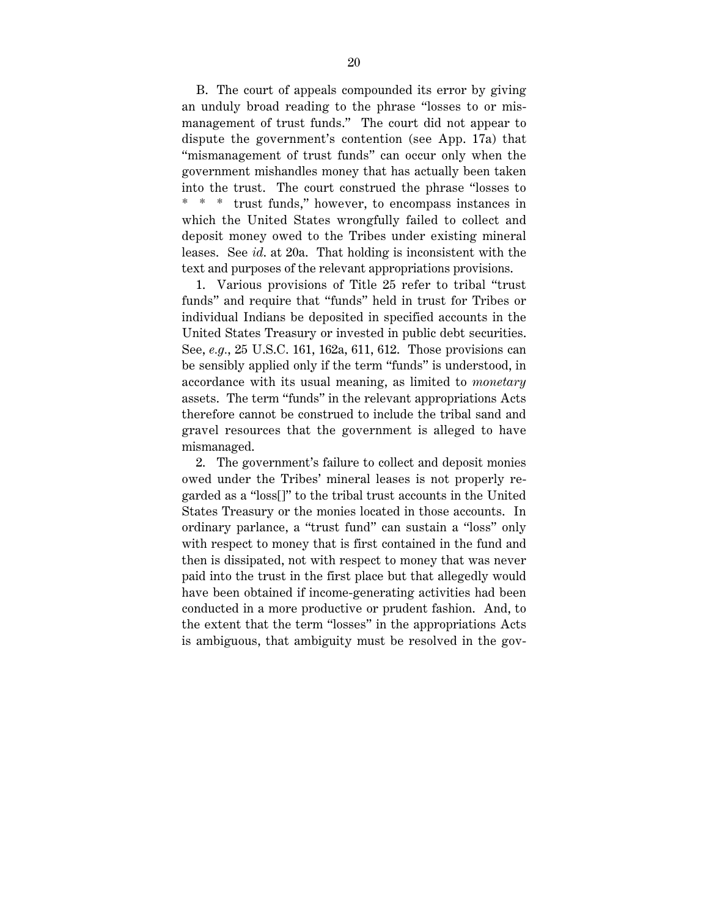B. The court of appeals compounded its error by giving an unduly broad reading to the phrase "losses to or mismanagement of trust funds." The court did not appear to dispute the government's contention (see App. 17a) that "mismanagement of trust funds" can occur only when the government mishandles money that has actually been taken into the trust. The court construed the phrase "losses to * * * trust funds," however, to encompass instances in which the United States wrongfully failed to collect and deposit money owed to the Tribes under existing mineral leases. See *id.* at 20a. That holding is inconsistent with the text and purposes of the relevant appropriations provisions.

1. Various provisions of Title 25 refer to tribal "trust funds" and require that "funds" held in trust for Tribes or individual Indians be deposited in specified accounts in the United States Treasury or invested in public debt securities. See, *e.g.*, 25 U.S.C. 161, 162a, 611, 612. Those provisions can be sensibly applied only if the term "funds" is understood, in accordance with its usual meaning, as limited to *monetary* assets. The term "funds" in the relevant appropriations Acts therefore cannot be construed to include the tribal sand and gravel resources that the government is alleged to have mismanaged.

2. The government's failure to collect and deposit monies owed under the Tribes' mineral leases is not properly regarded as a "loss[]" to the tribal trust accounts in the United States Treasury or the monies located in those accounts. In ordinary parlance, a "trust fund" can sustain a "loss" only with respect to money that is first contained in the fund and then is dissipated, not with respect to money that was never paid into the trust in the first place but that allegedly would have been obtained if income-generating activities had been conducted in a more productive or prudent fashion. And, to the extent that the term "losses" in the appropriations Acts is ambiguous, that ambiguity must be resolved in the gov-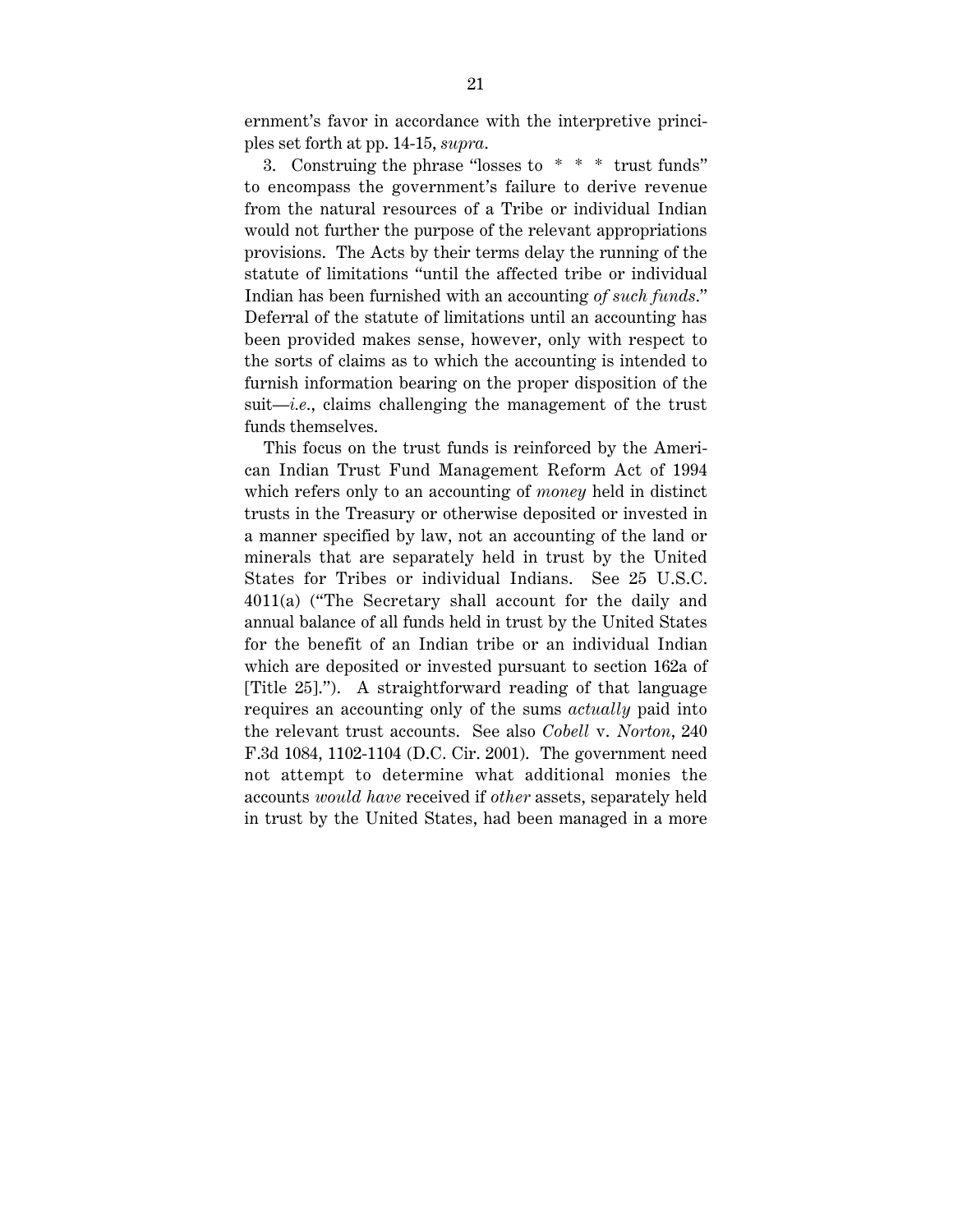ernment's favor in accordance with the interpretive principles set forth at pp. 14-15, *supra*.

3. Construing the phrase "losses to * * * trust funds" to encompass the government's failure to derive revenue from the natural resources of a Tribe or individual Indian would not further the purpose of the relevant appropriations provisions. The Acts by their terms delay the running of the statute of limitations "until the affected tribe or individual Indian has been furnished with an accounting *of such funds*." Deferral of the statute of limitations until an accounting has been provided makes sense, however, only with respect to the sorts of claims as to which the accounting is intended to furnish information bearing on the proper disposition of the suit—*i.e.*, claims challenging the management of the trust funds themselves.

This focus on the trust funds is reinforced by the American Indian Trust Fund Management Reform Act of 1994 which refers only to an accounting of *money* held in distinct trusts in the Treasury or otherwise deposited or invested in a manner specified by law, not an accounting of the land or minerals that are separately held in trust by the United States for Tribes or individual Indians. See 25 U.S.C. 4011(a) ("The Secretary shall account for the daily and annual balance of all funds held in trust by the United States for the benefit of an Indian tribe or an individual Indian which are deposited or invested pursuant to section 162a of [Title 25]."). A straightforward reading of that language requires an accounting only of the sums *actually* paid into the relevant trust accounts. See also *Cobell* v. *Norton*, 240 F.3d 1084, 1102-1104 (D.C. Cir. 2001). The government need not attempt to determine what additional monies the accounts *would have* received if *other* assets, separately held in trust by the United States, had been managed in a more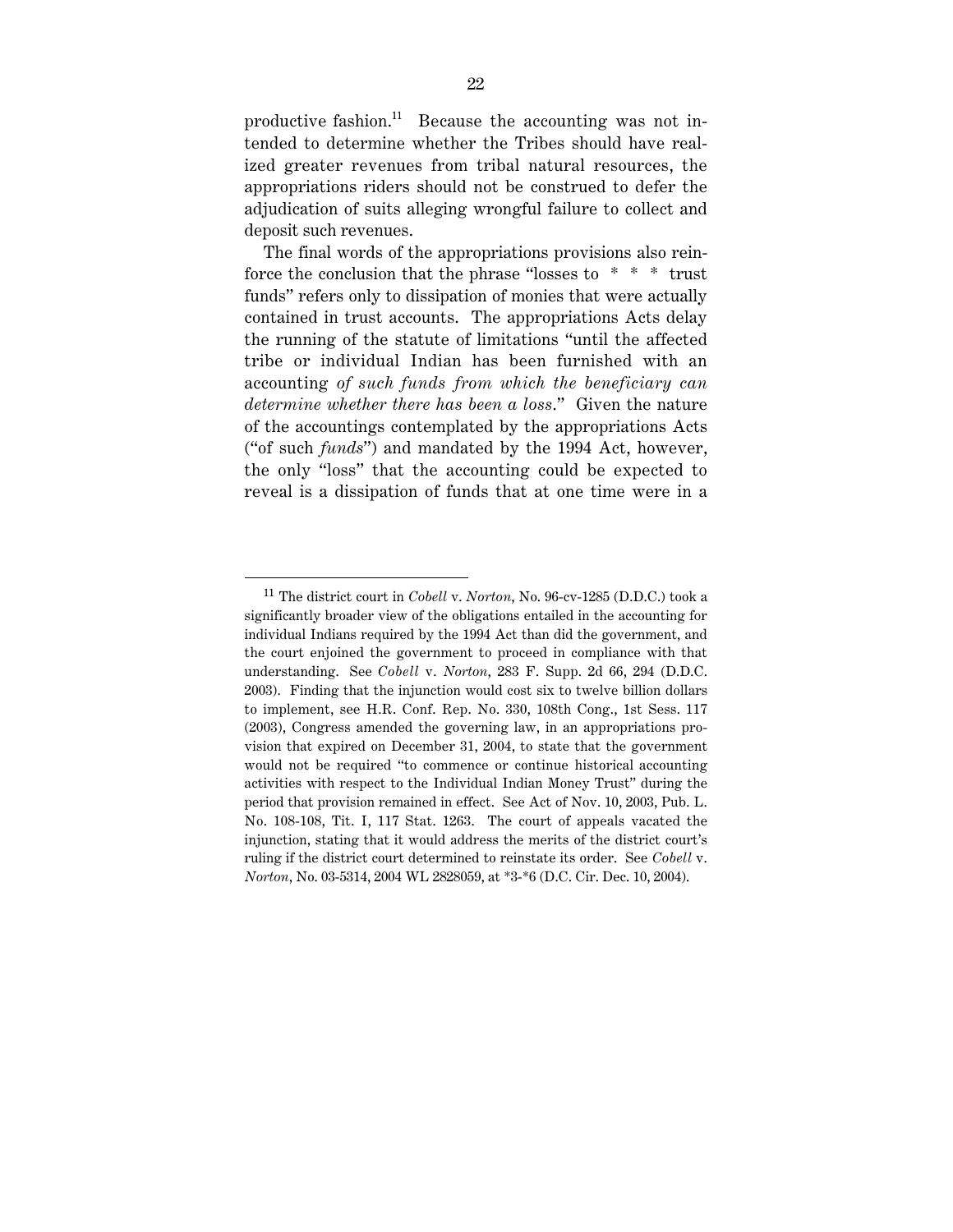productive fashion.[11] Because the accounting was not intended to determine whether the Tribes should have realized greater revenues from tribal natural resources, the appropriations riders should not be construed to defer the adjudication of suits alleging wrongful failure to collect and deposit such revenues.

The final words of the appropriations provisions also reinforce the conclusion that the phrase "losses to * * * trust funds" refers only to dissipation of monies that were actually contained in trust accounts. The appropriations Acts delay the running of the statute of limitations "until the affected tribe or individual Indian has been furnished with an accounting *of such funds from which the beneficiary can determine whether there has been a loss*." Given the nature of the accountings contemplated by the appropriations Acts ("of such *funds*") and mandated by the 1994 Act, however, the only "loss" that the accounting could be expected to reveal is a dissipation of funds that at one time were in a

---

[11] The district court in *Cobell* v. *Norton*, No. 96-cv-1285 (D.D.C.) took a significantly broader view of the obligations entailed in the accounting for individual Indians required by the 1994 Act than did the government, and the court enjoined the government to proceed in compliance with that understanding. See *Cobell* v. *Norton*, 283 F. Supp. 2d 66, 294 (D.D.C. 2003). Finding that the injunction would cost six to twelve billion dollars to implement, see H.R. Conf. Rep. No. 330, 108th Cong., 1st Sess. 117 (2003), Congress amended the governing law, in an appropriations provision that expired on December 31, 2004, to state that the government would not be required "to commence or continue historical accounting activities with respect to the Individual Indian Money Trust" during the period that provision remained in effect. See Act of Nov. 10, 2003, Pub. L. No. 108-108, Tit. I, 117 Stat. 1263. The court of appeals vacated the injunction, stating that it would address the merits of the district court's ruling if the district court determined to reinstate its order. See *Cobell* v. *Norton*, No. 03-5314, 2004 WL 2828059, at *3-*6 (D.C. Cir. Dec. 10, 2004).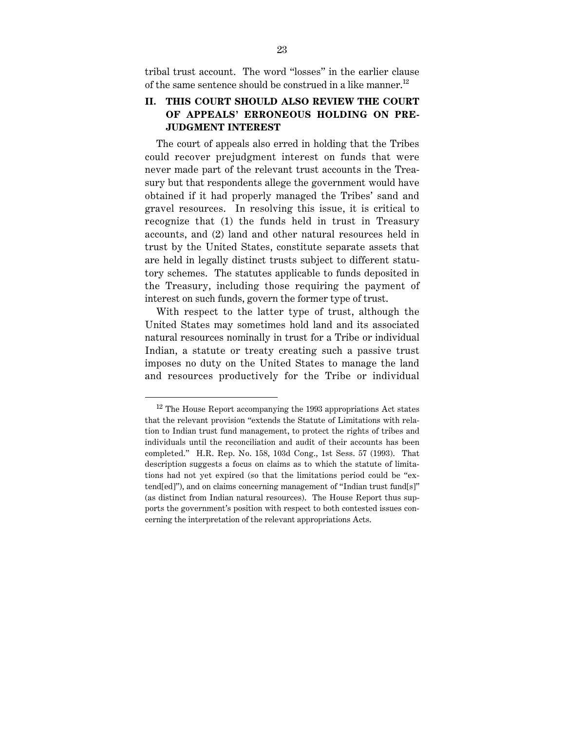tribal trust account. The word "losses" in the earlier clause of the same sentence should be construed in a like manner.[12]

## II. THIS COURT SHOULD ALSO REVIEW THE COURT OF APPEALS' ERRONEOUS HOLDING ON PRE-JUDGMENT INTEREST

The court of appeals also erred in holding that the Tribes could recover prejudgment interest on funds that were never made part of the relevant trust accounts in the Treasury but that respondents allege the government would have obtained if it had properly managed the Tribes' sand and gravel resources. In resolving this issue, it is critical to recognize that (1) the funds held in trust in Treasury accounts, and (2) land and other natural resources held in trust by the United States, constitute separate assets that are held in legally distinct trusts subject to different statutory schemes. The statutes applicable to funds deposited in the Treasury, including those requiring the payment of interest on such funds, govern the former type of trust.

With respect to the latter type of trust, although the United States may sometimes hold land and its associated natural resources nominally in trust for a Tribe or individual Indian, a statute or treaty creating such a passive trust imposes no duty on the United States to manage the land and resources productively for the Tribe or individual

---

[12] The House Report accompanying the 1993 appropriations Act states that the relevant provision "extends the Statute of Limitations with relation to Indian trust fund management, to protect the rights of tribes and individuals until the reconciliation and audit of their accounts has been completed." H.R. Rep. No. 158, 103d Cong., 1st Sess. 57 (1993). That description suggests a focus on claims as to which the statute of limitations had not yet expired (so that the limitations period could be "extend[ed]"), and on claims concerning management of "Indian trust fund[s]" (as distinct from Indian natural resources). The House Report thus supports the government's position with respect to both contested issues concerning the interpretation of the relevant appropriations Acts.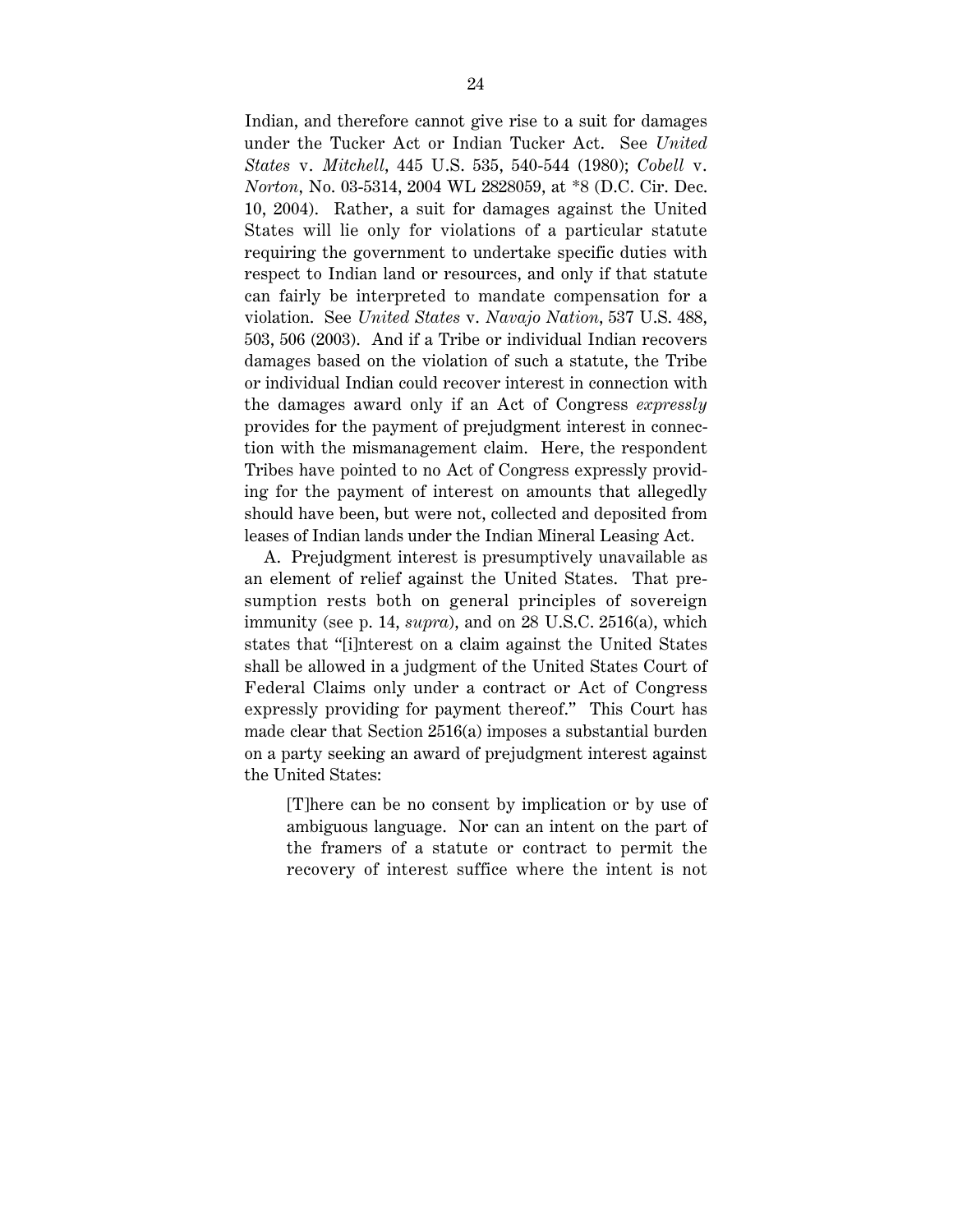Indian, and therefore cannot give rise to a suit for damages under the Tucker Act or Indian Tucker Act. See *United States* v. *Mitchell*, 445 U.S. 535, 540-544 (1980); *Cobell* v. *Norton*, No. 03-5314, 2004 WL 2828059, at *8 (D.C. Cir. Dec. 10, 2004). Rather, a suit for damages against the United States will lie only for violations of a particular statute requiring the government to undertake specific duties with respect to Indian land or resources, and only if that statute can fairly be interpreted to mandate compensation for a violation. See *United States* v. *Navajo Nation*, 537 U.S. 488, 503, 506 (2003). And if a Tribe or individual Indian recovers damages based on the violation of such a statute, the Tribe or individual Indian could recover interest in connection with the damages award only if an Act of Congress *expressly* provides for the payment of prejudgment interest in connection with the mismanagement claim. Here, the respondent Tribes have pointed to no Act of Congress expressly providing for the payment of interest on amounts that allegedly should have been, but were not, collected and deposited from leases of Indian lands under the Indian Mineral Leasing Act.

A. Prejudgment interest is presumptively unavailable as an element of relief against the United States. That presumption rests both on general principles of sovereign immunity (see p. 14, *supra*), and on 28 U.S.C. 2516(a), which states that "[i]nterest on a claim against the United States shall be allowed in a judgment of the United States Court of Federal Claims only under a contract or Act of Congress expressly providing for payment thereof." This Court has made clear that Section 2516(a) imposes a substantial burden on a party seeking an award of prejudgment interest against the United States:

> [T]here can be no consent by implication or by use of ambiguous language. Nor can an intent on the part of the framers of a statute or contract to permit the recovery of interest suffice where the intent is not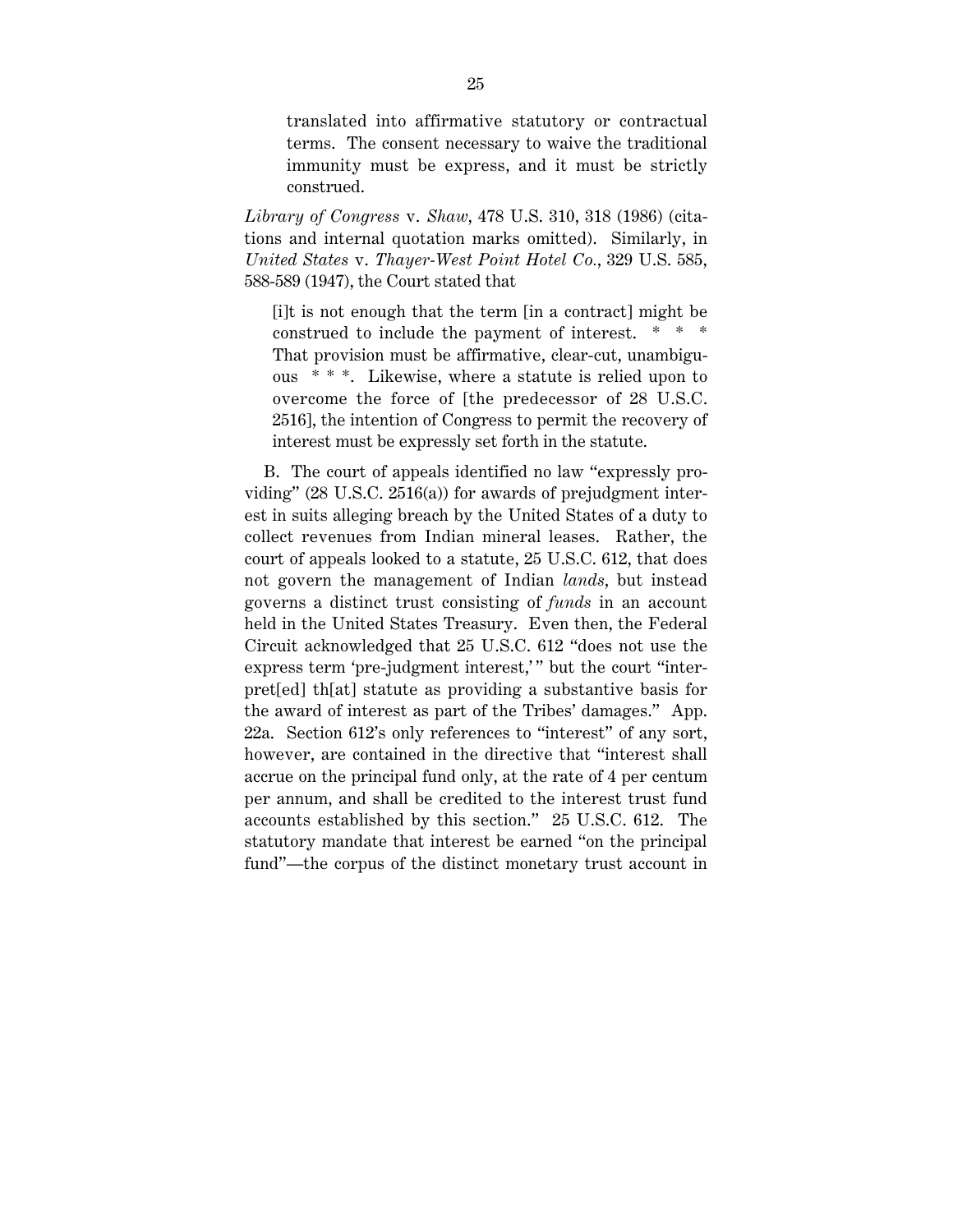> translated into affirmative statutory or contractual terms. The consent necessary to waive the traditional immunity must be express, and it must be strictly construed.

*Library of Congress* v. *Shaw*, 478 U.S. 310, 318 (1986) (citations and internal quotation marks omitted). Similarly, in *United States* v. *Thayer-West Point Hotel Co.*, 329 U.S. 585, 588-589 (1947), the Court stated that

> [i]t is not enough that the term [in a contract] might be construed to include the payment of interest. * * * That provision must be affirmative, clear-cut, unambiguous * * *. Likewise, where a statute is relied upon to overcome the force of [the predecessor of 28 U.S.C. 2516], the intention of Congress to permit the recovery of interest must be expressly set forth in the statute.

B. The court of appeals identified no law "expressly providing" (28 U.S.C. 2516(a)) for awards of prejudgment interest in suits alleging breach by the United States of a duty to collect revenues from Indian mineral leases. Rather, the court of appeals looked to a statute, 25 U.S.C. 612, that does not govern the management of Indian *lands*, but instead governs a distinct trust consisting of *funds* in an account held in the United States Treasury. Even then, the Federal Circuit acknowledged that 25 U.S.C. 612 "does not use the express term 'pre-judgment interest,'" but the court "interpret[ed] th[at] statute as providing a substantive basis for the award of interest as part of the Tribes' damages." App. 22a. Section 612's only references to "interest" of any sort, however, are contained in the directive that "interest shall accrue on the principal fund only, at the rate of 4 per centum per annum, and shall be credited to the interest trust fund accounts established by this section." 25 U.S.C. 612. The statutory mandate that interest be earned "on the principal fund"—the corpus of the distinct monetary trust account in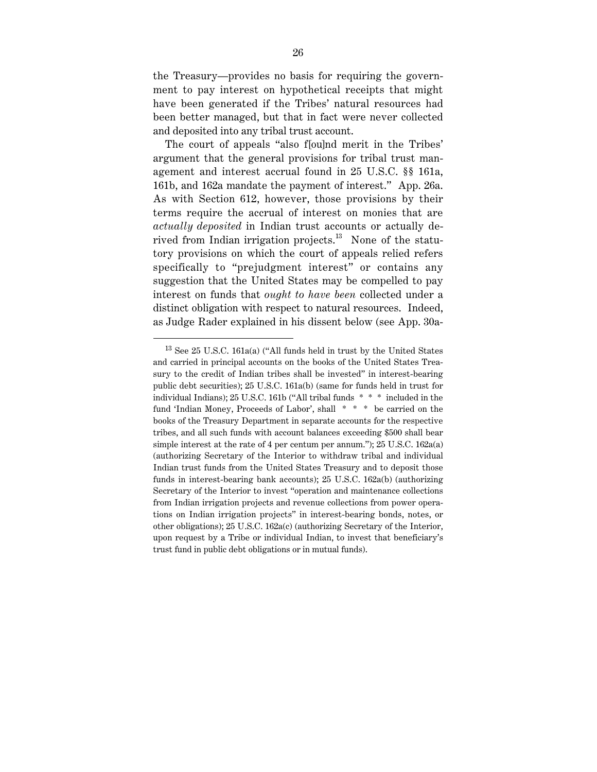the Treasury—provides no basis for requiring the government to pay interest on hypothetical receipts that might have been generated if the Tribes' natural resources had been better managed, but that in fact were never collected and deposited into any tribal trust account.

The court of appeals "also f[ou]nd merit in the Tribes' argument that the general provisions for tribal trust management and interest accrual found in 25 U.S.C. §§ 161a, 161b, and 162a mandate the payment of interest." App. 26a. As with Section 612, however, those provisions by their terms require the accrual of interest on monies that are *actually deposited* in Indian trust accounts or actually derived from Indian irrigation projects.[13] None of the statutory provisions on which the court of appeals relied refers specifically to "prejudgment interest" or contains any suggestion that the United States may be compelled to pay interest on funds that *ought to have been* collected under a distinct obligation with respect to natural resources. Indeed, as Judge Rader explained in his dissent below (see App. 30a-

---

[13] See 25 U.S.C. 161a(a) ("All funds held in trust by the United States and carried in principal accounts on the books of the United States Treasury to the credit of Indian tribes shall be invested" in interest-bearing public debt securities); 25 U.S.C. 161a(b) (same for funds held in trust for individual Indians); 25 U.S.C. 161b ("All tribal funds * * * included in the fund 'Indian Money, Proceeds of Labor', shall * * * be carried on the books of the Treasury Department in separate accounts for the respective tribes, and all such funds with account balances exceeding $500 shall bear simple interest at the rate of 4 per centum per annum."); 25 U.S.C. 162a(a) (authorizing Secretary of the Interior to withdraw tribal and individual Indian trust funds from the United States Treasury and to deposit those funds in interest-bearing bank accounts); 25 U.S.C. 162a(b) (authorizing Secretary of the Interior to invest "operation and maintenance collections from Indian irrigation projects and revenue collections from power operations on Indian irrigation projects" in interest-bearing bonds, notes, or other obligations); 25 U.S.C. 162a(c) (authorizing Secretary of the Interior, upon request by a Tribe or individual Indian, to invest that beneficiary's trust fund in public debt obligations or in mutual funds).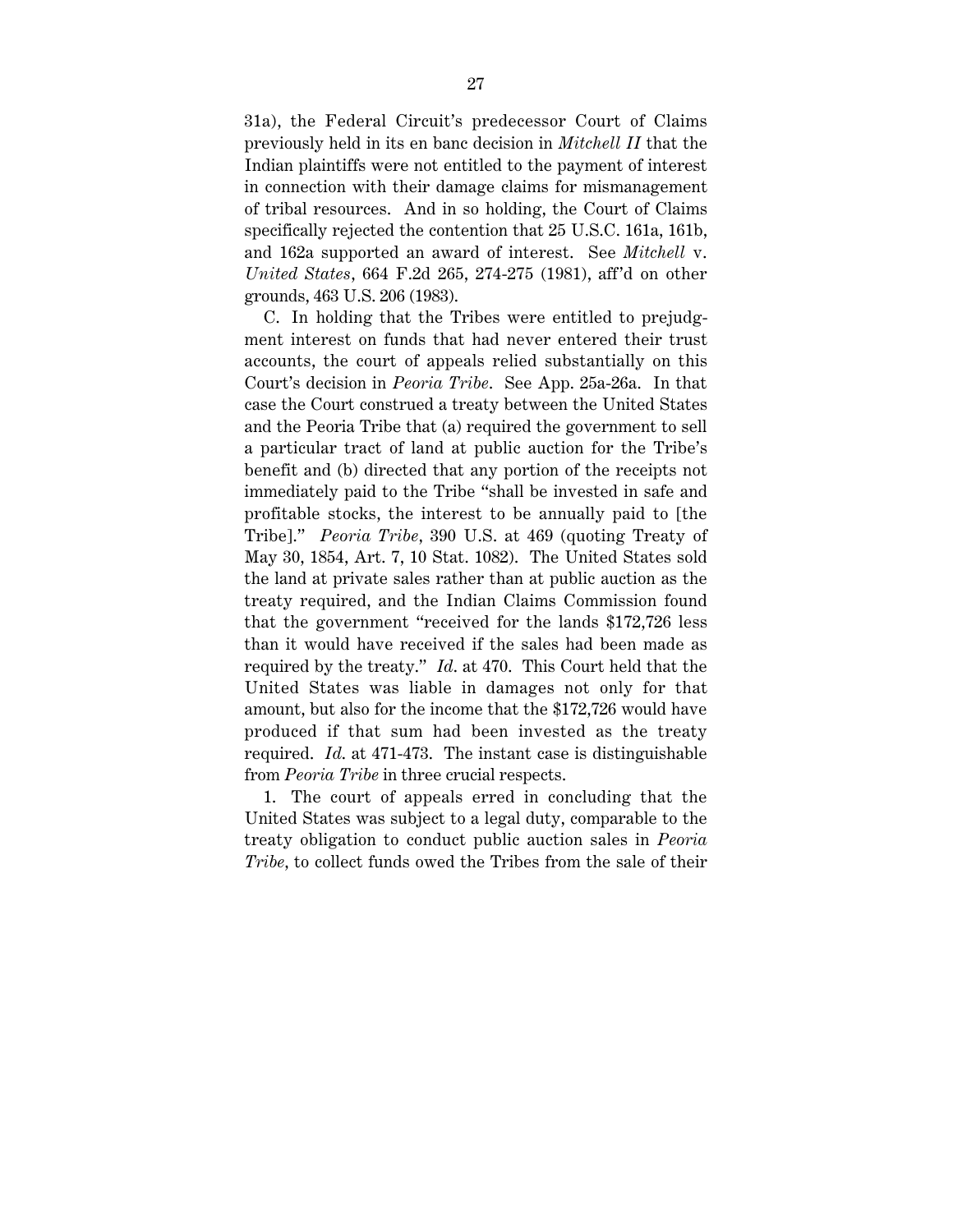31a), the Federal Circuit's predecessor Court of Claims previously held in its en banc decision in *Mitchell II* that the Indian plaintiffs were not entitled to the payment of interest in connection with their damage claims for mismanagement of tribal resources. And in so holding, the Court of Claims specifically rejected the contention that 25 U.S.C. 161a, 161b, and 162a supported an award of interest. See *Mitchell* v. *United States*, 664 F.2d 265, 274-275 (1981), aff'd on other grounds, 463 U.S. 206 (1983).

C. In holding that the Tribes were entitled to prejudgment interest on funds that had never entered their trust accounts, the court of appeals relied substantially on this Court's decision in *Peoria Tribe*. See App. 25a-26a. In that case the Court construed a treaty between the United States and the Peoria Tribe that (a) required the government to sell a particular tract of land at public auction for the Tribe's benefit and (b) directed that any portion of the receipts not immediately paid to the Tribe "shall be invested in safe and profitable stocks, the interest to be annually paid to [the Tribe]." *Peoria Tribe*, 390 U.S. at 469 (quoting Treaty of May 30, 1854, Art. 7, 10 Stat. 1082). The United States sold the land at private sales rather than at public auction as the treaty required, and the Indian Claims Commission found that the government "received for the lands $172,726 less than it would have received if the sales had been made as required by the treaty." *Id.* at 470. This Court held that the United States was liable in damages not only for that amount, but also for the income that the $172,726 would have produced if that sum had been invested as the treaty required. *Id.* at 471-473. The instant case is distinguishable from *Peoria Tribe* in three crucial respects.

1. The court of appeals erred in concluding that the United States was subject to a legal duty, comparable to the treaty obligation to conduct public auction sales in *Peoria Tribe*, to collect funds owed the Tribes from the sale of their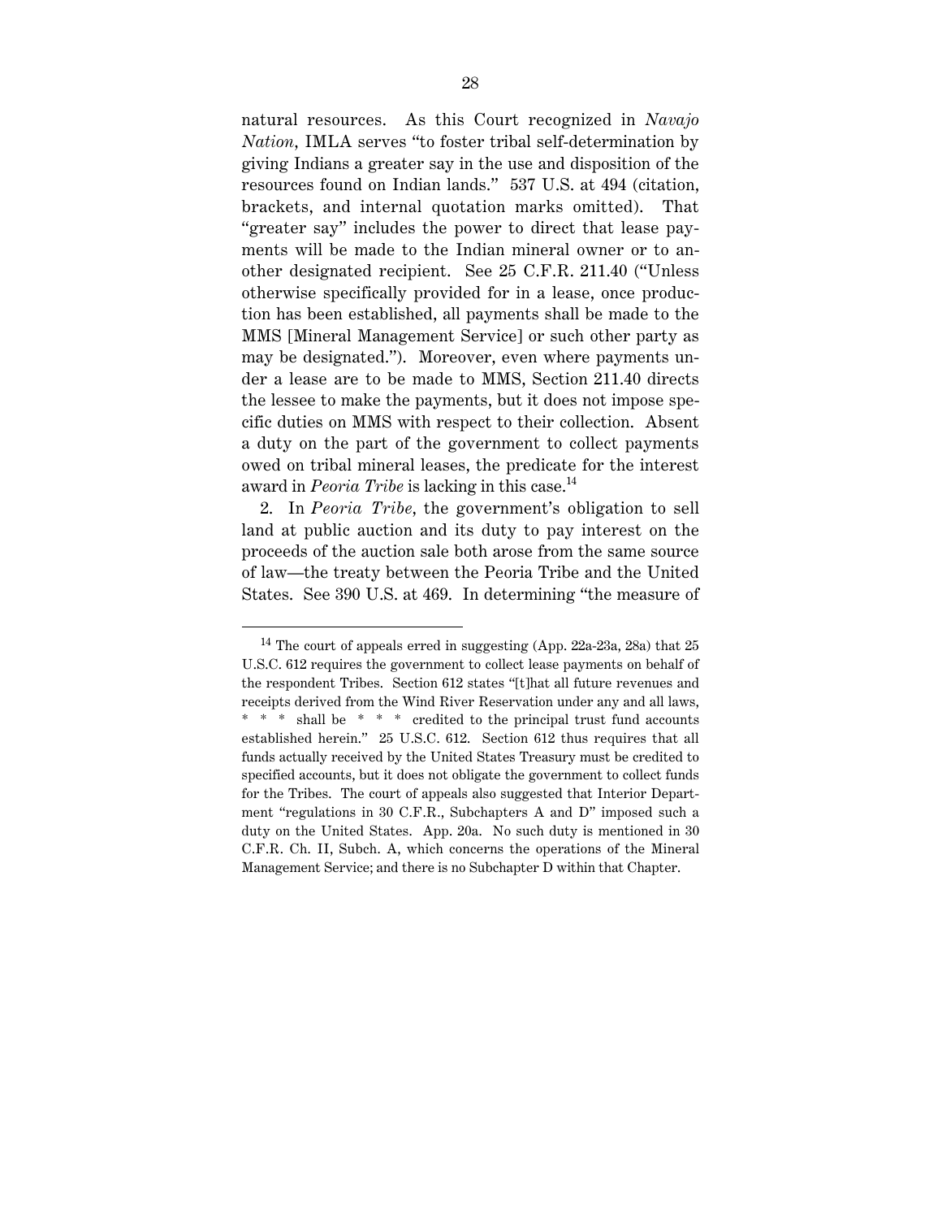natural resources. As this Court recognized in *Navajo Nation*, IMLA serves "to foster tribal self-determination by giving Indians a greater say in the use and disposition of the resources found on Indian lands." 537 U.S. at 494 (citation, brackets, and internal quotation marks omitted). That "greater say" includes the power to direct that lease payments will be made to the Indian mineral owner or to another designated recipient. See 25 C.F.R. 211.40 ("Unless otherwise specifically provided for in a lease, once production has been established, all payments shall be made to the MMS [Mineral Management Service] or such other party as may be designated."). Moreover, even where payments under a lease are to be made to MMS, Section 211.40 directs the lessee to make the payments, but it does not impose specific duties on MMS with respect to their collection. Absent a duty on the part of the government to collect payments owed on tribal mineral leases, the predicate for the interest award in *Peoria Tribe* is lacking in this case.[14]

2. In *Peoria Tribe*, the government's obligation to sell land at public auction and its duty to pay interest on the proceeds of the auction sale both arose from the same source of law—the treaty between the Peoria Tribe and the United States. See 390 U.S. at 469. In determining "the measure of

---

[14] The court of appeals erred in suggesting (App. 22a-23a, 28a) that 25 U.S.C. 612 requires the government to collect lease payments on behalf of the respondent Tribes. Section 612 states "[t]hat all future revenues and receipts derived from the Wind River Reservation under any and all laws, * * * shall be * * * credited to the principal trust fund accounts established herein." 25 U.S.C. 612. Section 612 thus requires that all funds actually received by the United States Treasury must be credited to specified accounts, but it does not obligate the government to collect funds for the Tribes. The court of appeals also suggested that Interior Department "regulations in 30 C.F.R., Subchapters A and D" imposed such a duty on the United States. App. 20a. No such duty is mentioned in 30 C.F.R. Ch. II, Subch. A, which concerns the operations of the Mineral Management Service; and there is no Subchapter D within that Chapter.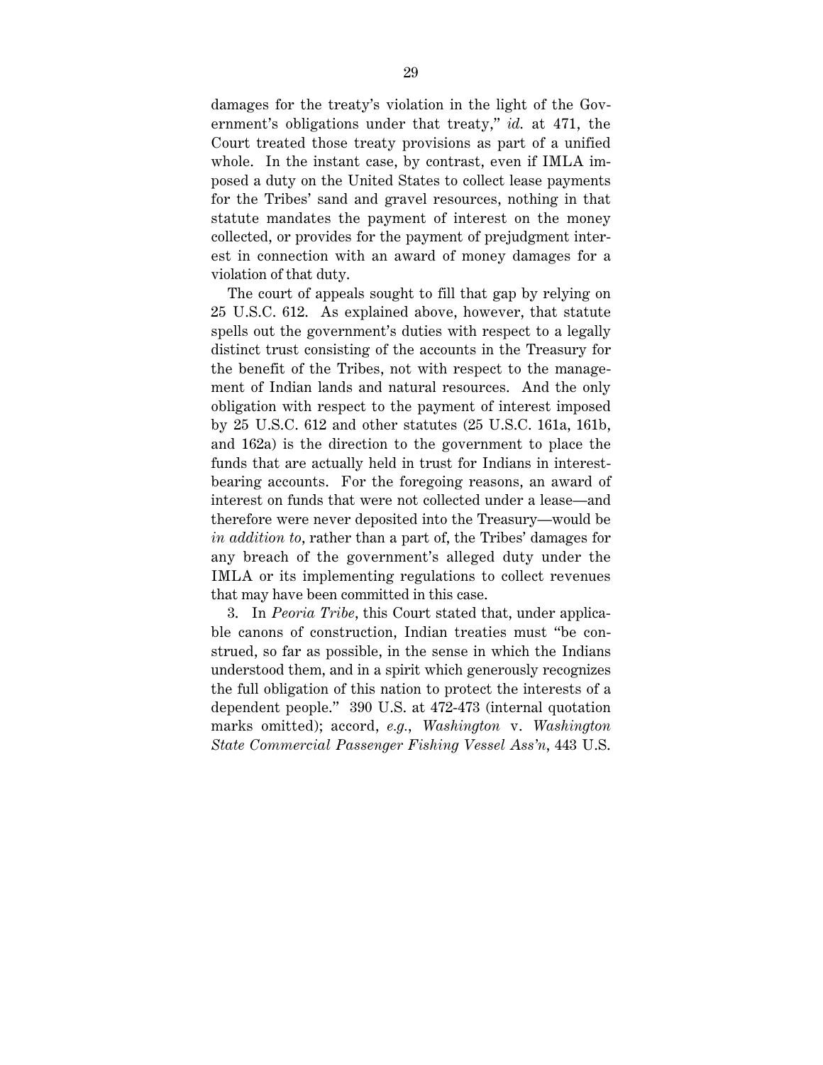damages for the treaty's violation in the light of the Government's obligations under that treaty," *id.* at 471, the Court treated those treaty provisions as part of a unified whole. In the instant case, by contrast, even if IMLA imposed a duty on the United States to collect lease payments for the Tribes' sand and gravel resources, nothing in that statute mandates the payment of interest on the money collected, or provides for the payment of prejudgment interest in connection with an award of money damages for a violation of that duty.

The court of appeals sought to fill that gap by relying on 25 U.S.C. 612. As explained above, however, that statute spells out the government's duties with respect to a legally distinct trust consisting of the accounts in the Treasury for the benefit of the Tribes, not with respect to the management of Indian lands and natural resources. And the only obligation with respect to the payment of interest imposed by 25 U.S.C. 612 and other statutes (25 U.S.C. 161a, 161b, and 162a) is the direction to the government to place the funds that are actually held in trust for Indians in interest-bearing accounts. For the foregoing reasons, an award of interest on funds that were not collected under a lease—and therefore were never deposited into the Treasury—would be *in addition to*, rather than a part of, the Tribes' damages for any breach of the government's alleged duty under the IMLA or its implementing regulations to collect revenues that may have been committed in this case.

3. In *Peoria Tribe*, this Court stated that, under applicable canons of construction, Indian treaties must "be construed, so far as possible, in the sense in which the Indians understood them, and in a spirit which generously recognizes the full obligation of this nation to protect the interests of a dependent people." 390 U.S. at 472-473 (internal quotation marks omitted); accord, *e.g.*, *Washington* v. *Washington State Commercial Passenger Fishing Vessel Ass'n*, 443 U.S.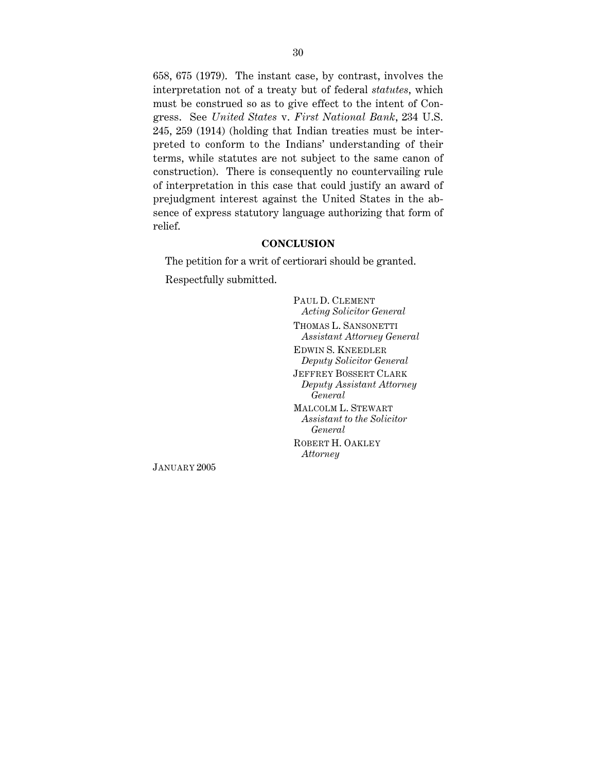658, 675 (1979). The instant case, by contrast, involves the interpretation not of a treaty but of federal *statutes*, which must be construed so as to give effect to the intent of Congress. See *United States* v. *First National Bank*, 234 U.S. 245, 259 (1914) (holding that Indian treaties must be interpreted to conform to the Indians' understanding of their terms, while statutes are not subject to the same canon of construction). There is consequently no countervailing rule of interpretation in this case that could justify an award of prejudgment interest against the United States in the absence of express statutory language authorizing that form of relief.

## CONCLUSION

The petition for a writ of certiorari should be granted.

Respectfully submitted.

PAUL D. CLEMENT  
*Acting Solicitor General*

THOMAS L. SANSONETTI  
*Assistant Attorney General*

EDWIN S. KNEEDLER  
*Deputy Solicitor General*

JEFFREY BOSSERT CLARK  
*Deputy Assistant Attorney General*

MALCOLM L. STEWART  
*Assistant to the Solicitor General*

ROBERT H. OAKLEY  
*Attorney*

JANUARY 2005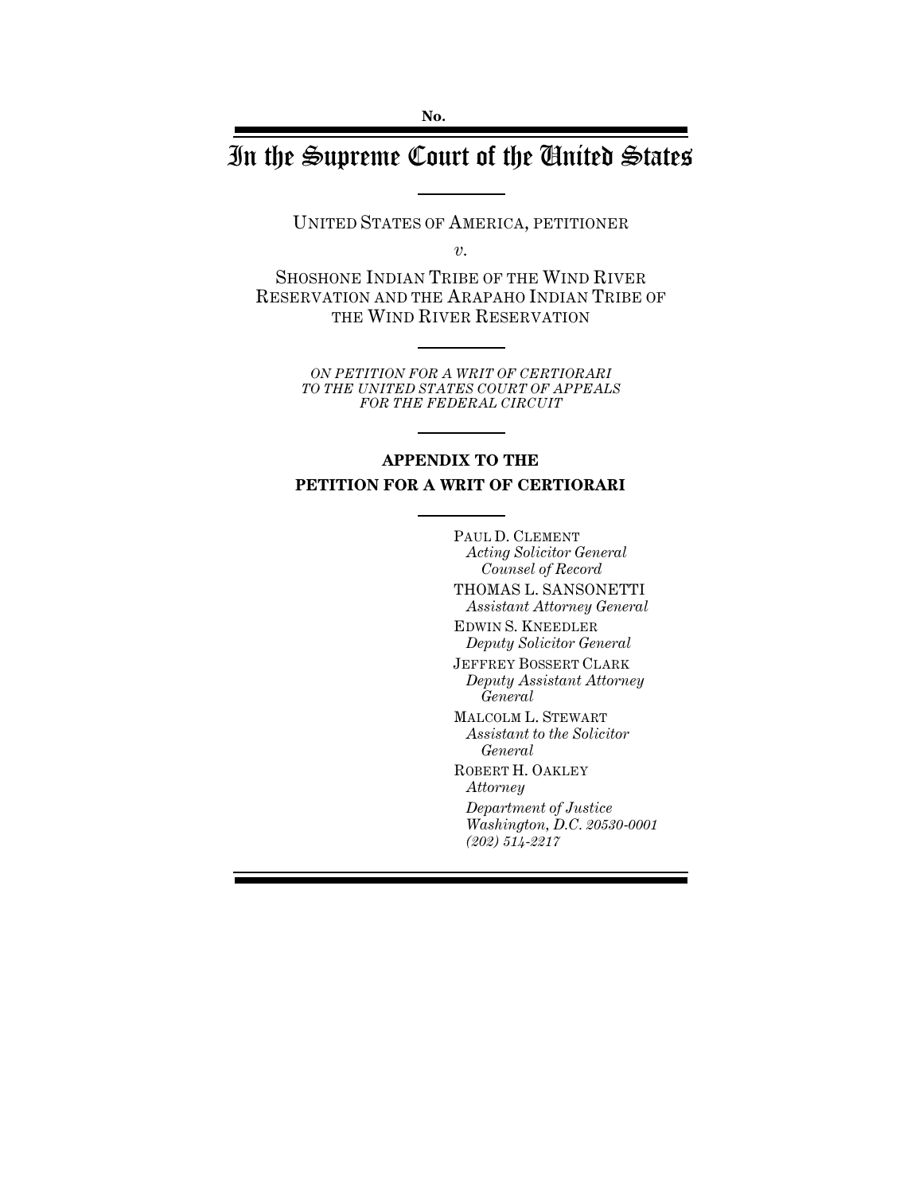No.

# In the Supreme Court of the United States

UNITED STATES OF AMERICA, PETITIONER

*v.*

SHOSHONE INDIAN TRIBE OF THE WIND RIVER RESERVATION AND THE ARAPAHO INDIAN TRIBE OF THE WIND RIVER RESERVATION

*ON PETITION FOR A WRIT OF CERTIORARI TO THE UNITED STATES COURT OF APPEALS FOR THE FEDERAL CIRCUIT*

**APPENDIX TO THE PETITION FOR A WRIT OF CERTIORARI**

PAUL D. CLEMENT
*Acting Solicitor General*
*Counsel of Record*

THOMAS L. SANSONETTI
*Assistant Attorney General*

EDWIN S. KNEEDLER
*Deputy Solicitor General*

JEFFREY BOSSERT CLARK
*Deputy Assistant Attorney General*

MALCOLM L. STEWART
*Assistant to the Solicitor General*

ROBERT H. OAKLEY
*Attorney*

*Department of Justice*
*Washington, D.C. 20530-0001*
*(202) 514-2217*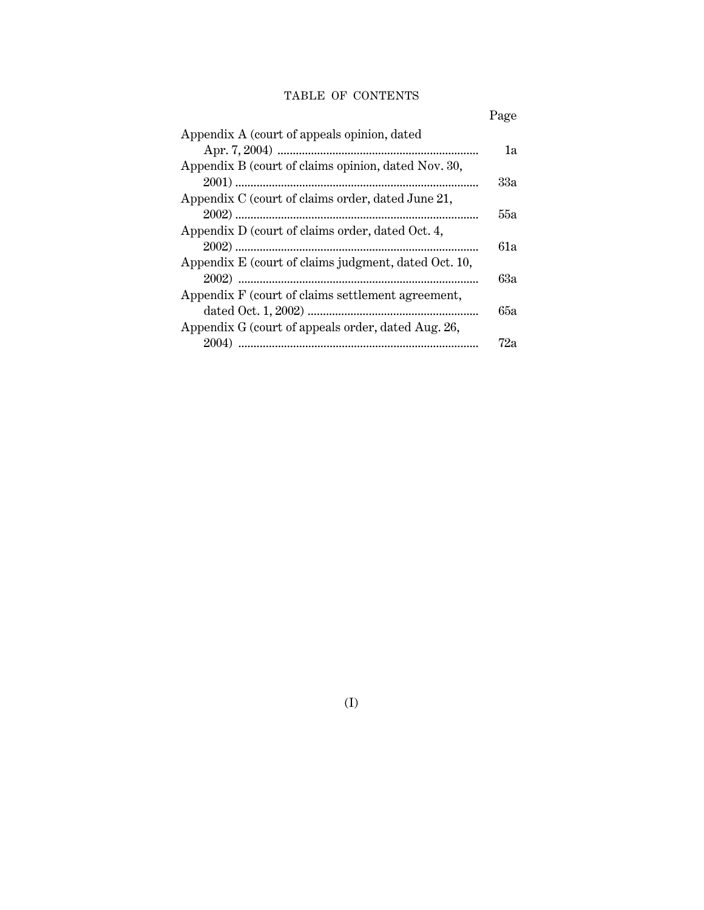# TABLE OF CONTENTS

| | Page |
|---|---|
| Appendix A (court of appeals opinion, dated Apr. 7, 2004) | 1a |
| Appendix B (court of claims opinion, dated Nov. 30, 2001) | 33a |
| Appendix C (court of claims order, dated June 21, 2002) | 55a |
| Appendix D (court of claims order, dated Oct. 4, 2002) | 61a |
| Appendix E (court of claims judgment, dated Oct. 10, 2002) | 63a |
| Appendix F (court of claims settlement agreement, dated Oct. 1, 2002) | 65a |
| Appendix G (court of appeals order, dated Aug. 26, 2004) | 72a |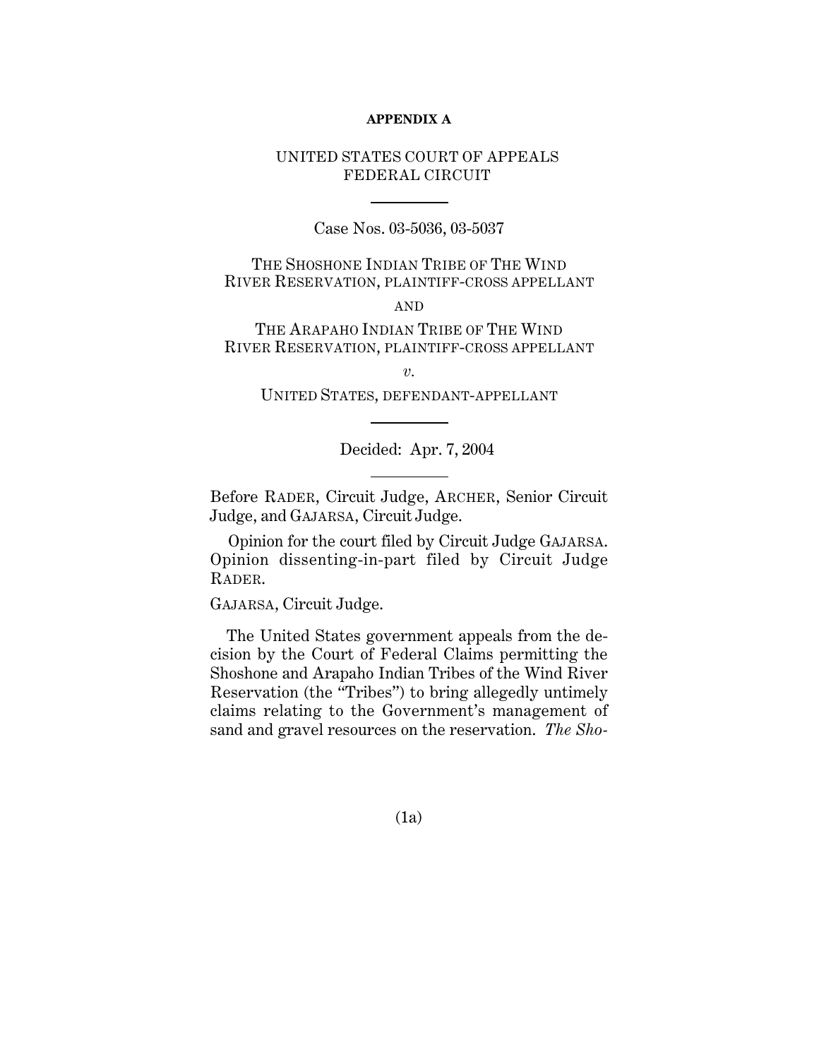**APPENDIX A**

UNITED STATES COURT OF APPEALS
FEDERAL CIRCUIT

---

Case Nos. 03-5036, 03-5037

THE SHOSHONE INDIAN TRIBE OF THE WIND RIVER RESERVATION, PLAINTIFF-CROSS APPELLANT

AND

THE ARAPAHO INDIAN TRIBE OF THE WIND RIVER RESERVATION, PLAINTIFF-CROSS APPELLANT

*v.*

UNITED STATES, DEFENDANT-APPELLANT

---

Decided: Apr. 7, 2004

---

Before RADER, Circuit Judge, ARCHER, Senior Circuit Judge, and GAJARSA, Circuit Judge.

Opinion for the court filed by Circuit Judge GAJARSA. Opinion dissenting-in-part filed by Circuit Judge RADER.

GAJARSA, Circuit Judge.

The United States government appeals from the decision by the Court of Federal Claims permitting the Shoshone and Arapaho Indian Tribes of the Wind River Reservation (the "Tribes") to bring allegedly untimely claims relating to the Government's management of sand and gravel resources on the reservation. *The Sho-*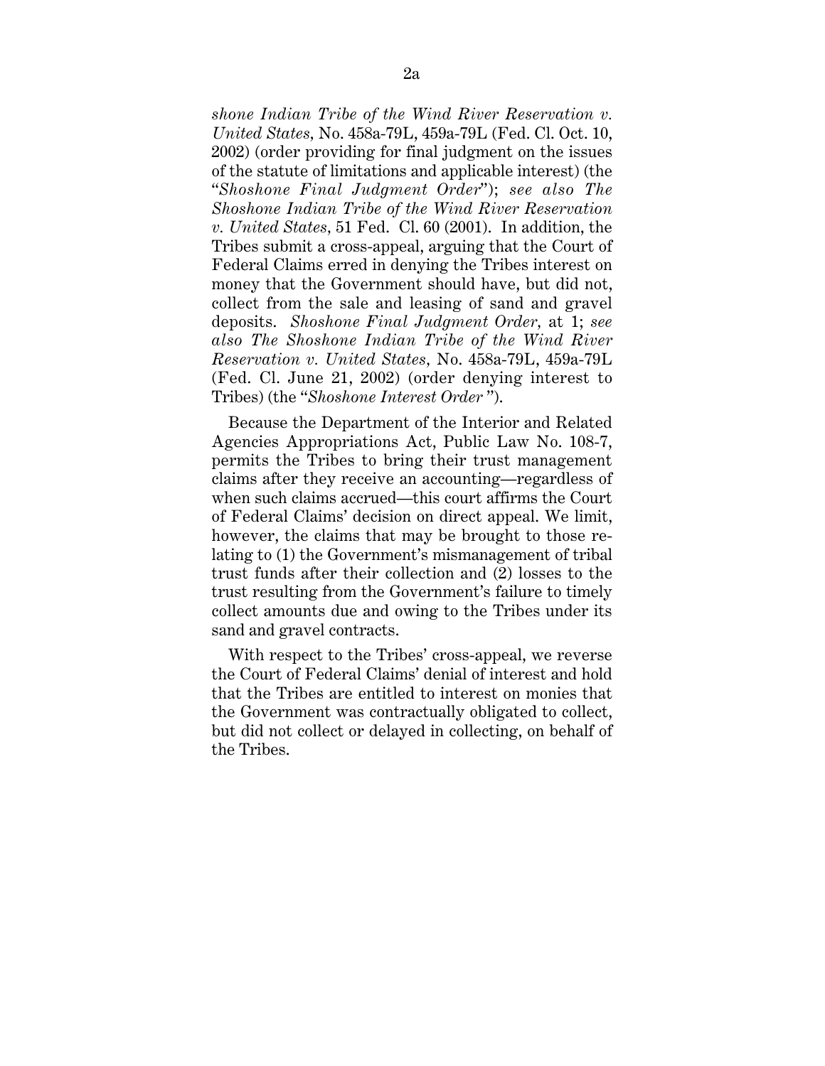*shone Indian Tribe of the Wind River Reservation v. United States,* No. 458a-79L, 459a-79L (Fed. Cl. Oct. 10, 2002) (order providing for final judgment on the issues of the statute of limitations and applicable interest) (the "*Shoshone Final Judgment Order*"); *see also The Shoshone Indian Tribe of the Wind River Reservation v. United States,* 51 Fed. Cl. 60 (2001). In addition, the Tribes submit a cross-appeal, arguing that the Court of Federal Claims erred in denying the Tribes interest on money that the Government should have, but did not, collect from the sale and leasing of sand and gravel deposits. *Shoshone Final Judgment Order,* at 1; *see also The Shoshone Indian Tribe of the Wind River Reservation v. United States*, No. 458a-79L, 459a-79L (Fed. Cl. June 21, 2002) (order denying interest to Tribes) (the "*Shoshone Interest Order*").

Because the Department of the Interior and Related Agencies Appropriations Act, Public Law No. 108-7, permits the Tribes to bring their trust management claims after they receive an accounting—regardless of when such claims accrued—this court affirms the Court of Federal Claims' decision on direct appeal. We limit, however, the claims that may be brought to those relating to (1) the Government's mismanagement of tribal trust funds after their collection and (2) losses to the trust resulting from the Government's failure to timely collect amounts due and owing to the Tribes under its sand and gravel contracts.

With respect to the Tribes' cross-appeal, we reverse the Court of Federal Claims' denial of interest and hold that the Tribes are entitled to interest on monies that the Government was contractually obligated to collect, but did not collect or delayed in collecting, on behalf of the Tribes.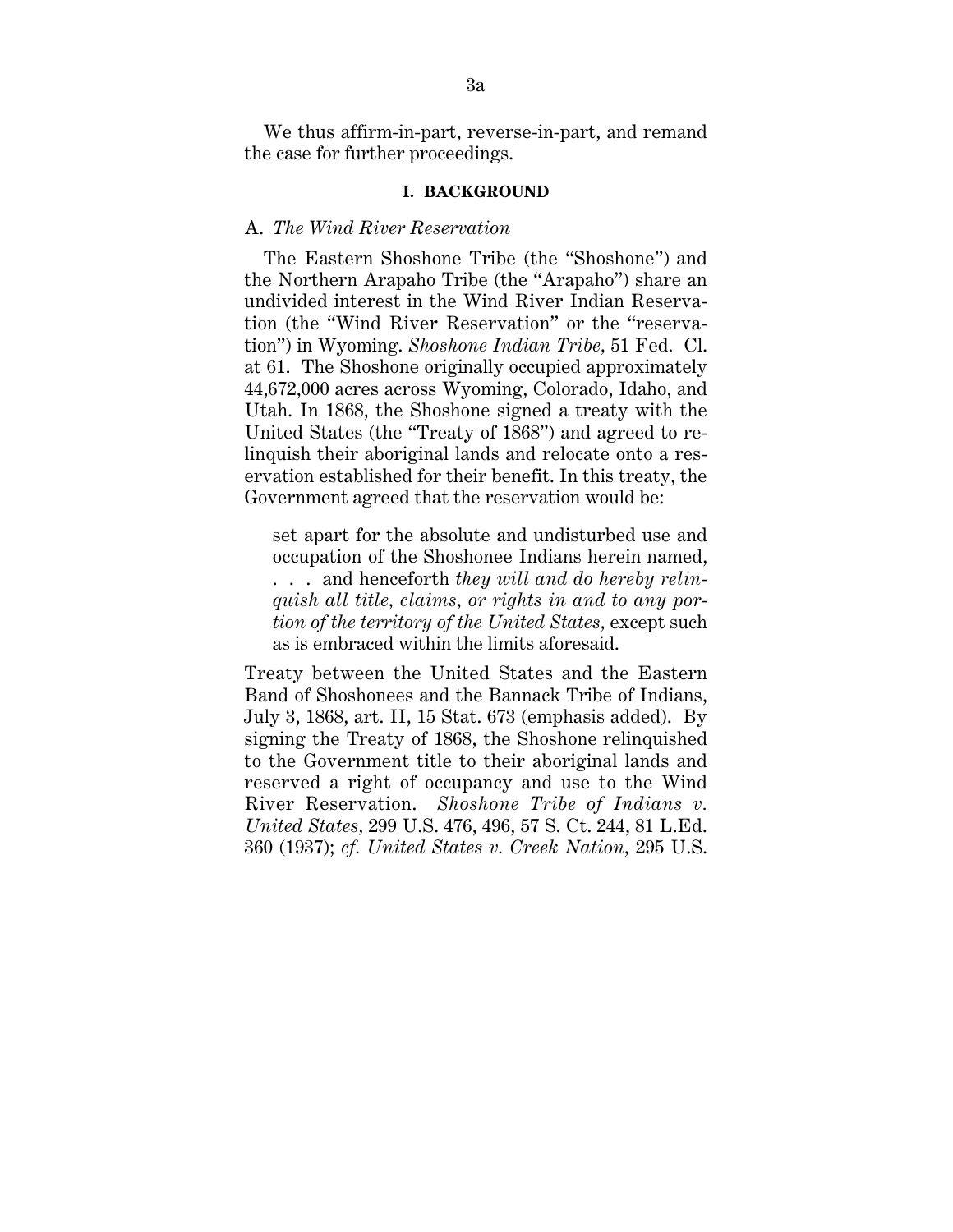We thus affirm-in-part, reverse-in-part, and remand the case for further proceedings.

## I. BACKGROUND

### A. *The Wind River Reservation*

The Eastern Shoshone Tribe (the "Shoshone") and the Northern Arapaho Tribe (the "Arapaho") share an undivided interest in the Wind River Indian Reservation (the "Wind River Reservation" or the "reservation") in Wyoming. *Shoshone Indian Tribe*, 51 Fed. Cl. at 61. The Shoshone originally occupied approximately 44,672,000 acres across Wyoming, Colorado, Idaho, and Utah. In 1868, the Shoshone signed a treaty with the United States (the "Treaty of 1868") and agreed to relinquish their aboriginal lands and relocate onto a reservation established for their benefit. In this treaty, the Government agreed that the reservation would be:

> set apart for the absolute and undisturbed use and occupation of the Shoshonee Indians herein named, . . . and henceforth *they will and do hereby relinquish all title, claims, or rights in and to any portion of the territory of the United States*, except such as is embraced within the limits aforesaid.

Treaty between the United States and the Eastern Band of Shoshonees and the Bannack Tribe of Indians, July 3, 1868, art. II, 15 Stat. 673 (emphasis added). By signing the Treaty of 1868, the Shoshone relinquished to the Government title to their aboriginal lands and reserved a right of occupancy and use to the Wind River Reservation. *Shoshone Tribe of Indians v. United States*, 299 U.S. 476, 496, 57 S. Ct. 244, 81 L.Ed. 360 (1937); *cf. United States v. Creek Nation*, 295 U.S.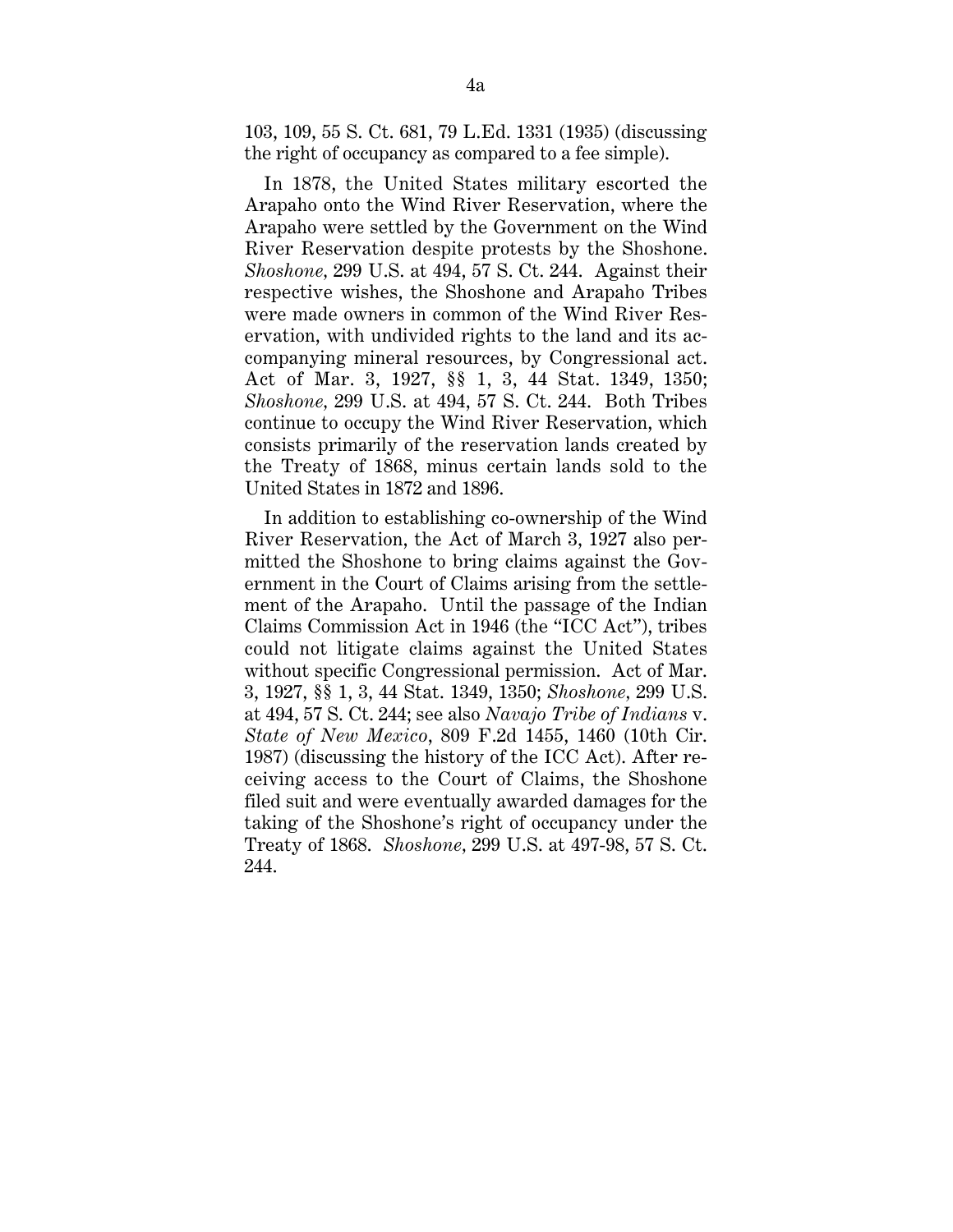103, 109, 55 S. Ct. 681, 79 L.Ed. 1331 (1935) (discussing the right of occupancy as compared to a fee simple).

In 1878, the United States military escorted the Arapaho onto the Wind River Reservation, where the Arapaho were settled by the Government on the Wind River Reservation despite protests by the Shoshone. *Shoshone*, 299 U.S. at 494, 57 S. Ct. 244. Against their respective wishes, the Shoshone and Arapaho Tribes were made owners in common of the Wind River Reservation, with undivided rights to the land and its accompanying mineral resources, by Congressional act. Act of Mar. 3, 1927, §§ 1, 3, 44 Stat. 1349, 1350; *Shoshone*, 299 U.S. at 494, 57 S. Ct. 244. Both Tribes continue to occupy the Wind River Reservation, which consists primarily of the reservation lands created by the Treaty of 1868, minus certain lands sold to the United States in 1872 and 1896.

In addition to establishing co-ownership of the Wind River Reservation, the Act of March 3, 1927 also permitted the Shoshone to bring claims against the Government in the Court of Claims arising from the settlement of the Arapaho. Until the passage of the Indian Claims Commission Act in 1946 (the "ICC Act"), tribes could not litigate claims against the United States without specific Congressional permission. Act of Mar. 3, 1927, §§ 1, 3, 44 Stat. 1349, 1350; *Shoshone*, 299 U.S. at 494, 57 S. Ct. 244; see also *Navajo Tribe of Indians* v. *State of New Mexico*, 809 F.2d 1455, 1460 (10th Cir. 1987) (discussing the history of the ICC Act). After receiving access to the Court of Claims, the Shoshone filed suit and were eventually awarded damages for the taking of the Shoshone's right of occupancy under the Treaty of 1868. *Shoshone*, 299 U.S. at 497-98, 57 S. Ct. 244.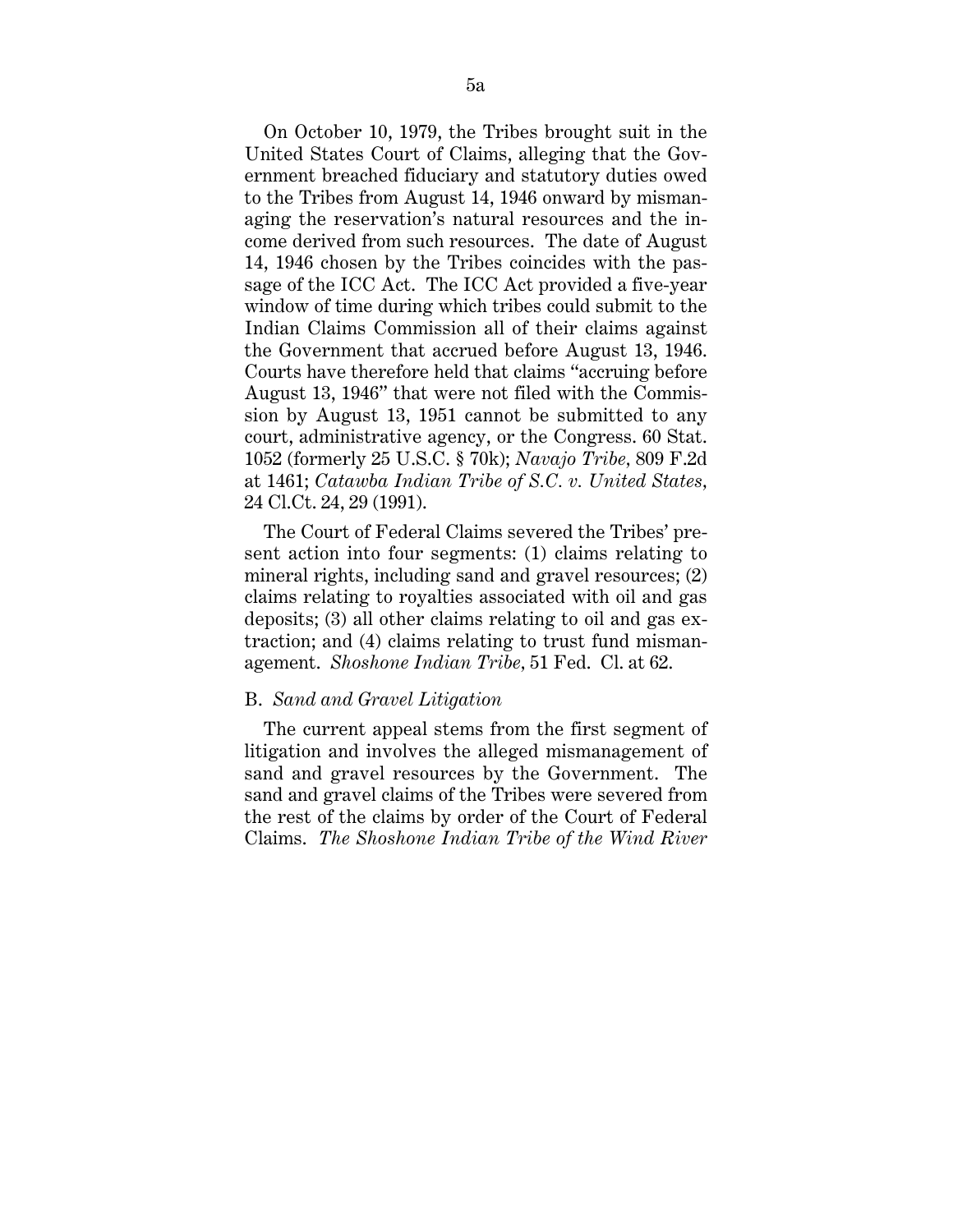On October 10, 1979, the Tribes brought suit in the United States Court of Claims, alleging that the Government breached fiduciary and statutory duties owed to the Tribes from August 14, 1946 onward by mismanaging the reservation's natural resources and the income derived from such resources. The date of August 14, 1946 chosen by the Tribes coincides with the passage of the ICC Act. The ICC Act provided a five-year window of time during which tribes could submit to the Indian Claims Commission all of their claims against the Government that accrued before August 13, 1946. Courts have therefore held that claims "accruing before August 13, 1946" that were not filed with the Commission by August 13, 1951 cannot be submitted to any court, administrative agency, or the Congress. 60 Stat. 1052 (formerly 25 U.S.C. § 70k); *Navajo Tribe*, 809 F.2d at 1461; *Catawba Indian Tribe of S.C. v. United States*, 24 Cl.Ct. 24, 29 (1991).

The Court of Federal Claims severed the Tribes' present action into four segments: (1) claims relating to mineral rights, including sand and gravel resources; (2) claims relating to royalties associated with oil and gas deposits; (3) all other claims relating to oil and gas extraction; and (4) claims relating to trust fund mismanagement. *Shoshone Indian Tribe*, 51 Fed. Cl. at 62.

B. *Sand and Gravel Litigation*

The current appeal stems from the first segment of litigation and involves the alleged mismanagement of sand and gravel resources by the Government. The sand and gravel claims of the Tribes were severed from the rest of the claims by order of the Court of Federal Claims. *The Shoshone Indian Tribe of the Wind River*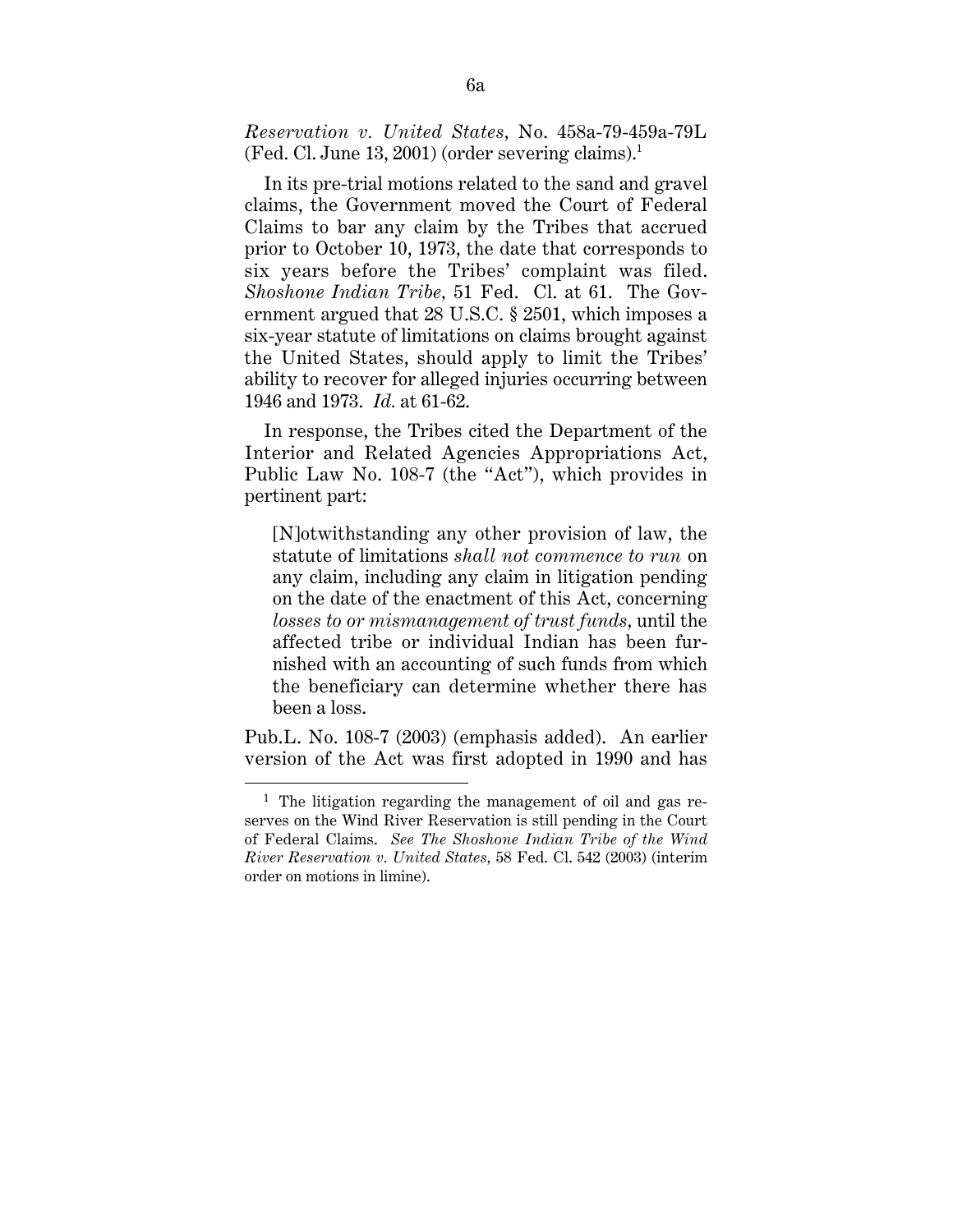*Reservation v. United States*, No. 458a-79-459a-79L (Fed. Cl. June 13, 2001) (order severing claims).[1]

In its pre-trial motions related to the sand and gravel claims, the Government moved the Court of Federal Claims to bar any claim by the Tribes that accrued prior to October 10, 1973, the date that corresponds to six years before the Tribes' complaint was filed. *Shoshone Indian Tribe*, 51 Fed. Cl. at 61. The Government argued that 28 U.S.C. § 2501, which imposes a six-year statute of limitations on claims brought against the United States, should apply to limit the Tribes' ability to recover for alleged injuries occurring between 1946 and 1973. *Id.* at 61-62.

In response, the Tribes cited the Department of the Interior and Related Agencies Appropriations Act, Public Law No. 108-7 (the "Act"), which provides in pertinent part:

> [N]otwithstanding any other provision of law, the statute of limitations *shall not commence to run* on any claim, including any claim in litigation pending on the date of the enactment of this Act, concerning *losses to or mismanagement of trust funds*, until the affected tribe or individual Indian has been furnished with an accounting of such funds from which the beneficiary can determine whether there has been a loss.

Pub.L. No. 108-7 (2003) (emphasis added). An earlier version of the Act was first adopted in 1990 and has

[1] The litigation regarding the management of oil and gas reserves on the Wind River Reservation is still pending in the Court of Federal Claims. *See The Shoshone Indian Tribe of the Wind River Reservation v. United States*, 58 Fed. Cl. 542 (2003) (interim order on motions in limine).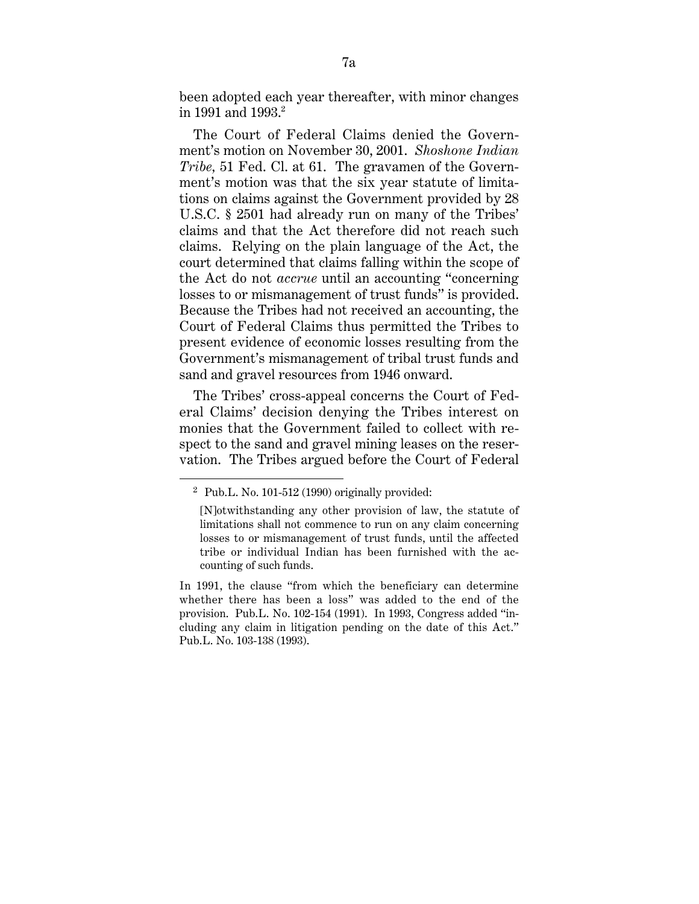been adopted each year thereafter, with minor changes in 1991 and 1993.[2]

The Court of Federal Claims denied the Government's motion on November 30, 2001. *Shoshone Indian Tribe*, 51 Fed. Cl. at 61. The gravamen of the Government's motion was that the six year statute of limitations on claims against the Government provided by 28 U.S.C. § 2501 had already run on many of the Tribes' claims and that the Act therefore did not reach such claims. Relying on the plain language of the Act, the court determined that claims falling within the scope of the Act do not *accrue* until an accounting "concerning losses to or mismanagement of trust funds" is provided. Because the Tribes had not received an accounting, the Court of Federal Claims thus permitted the Tribes to present evidence of economic losses resulting from the Government's mismanagement of tribal trust funds and sand and gravel resources from 1946 onward.

The Tribes' cross-appeal concerns the Court of Federal Claims' decision denying the Tribes interest on monies that the Government failed to collect with respect to the sand and gravel mining leases on the reservation. The Tribes argued before the Court of Federal

---

[2] Pub.L. No. 101-512 (1990) originally provided:

> [N]otwithstanding any other provision of law, the statute of limitations shall not commence to run on any claim concerning losses to or mismanagement of trust funds, until the affected tribe or individual Indian has been furnished with the accounting of such funds.

In 1991, the clause "from which the beneficiary can determine whether there has been a loss" was added to the end of the provision. Pub.L. No. 102-154 (1991). In 1993, Congress added "including any claim in litigation pending on the date of this Act." Pub.L. No. 103-138 (1993).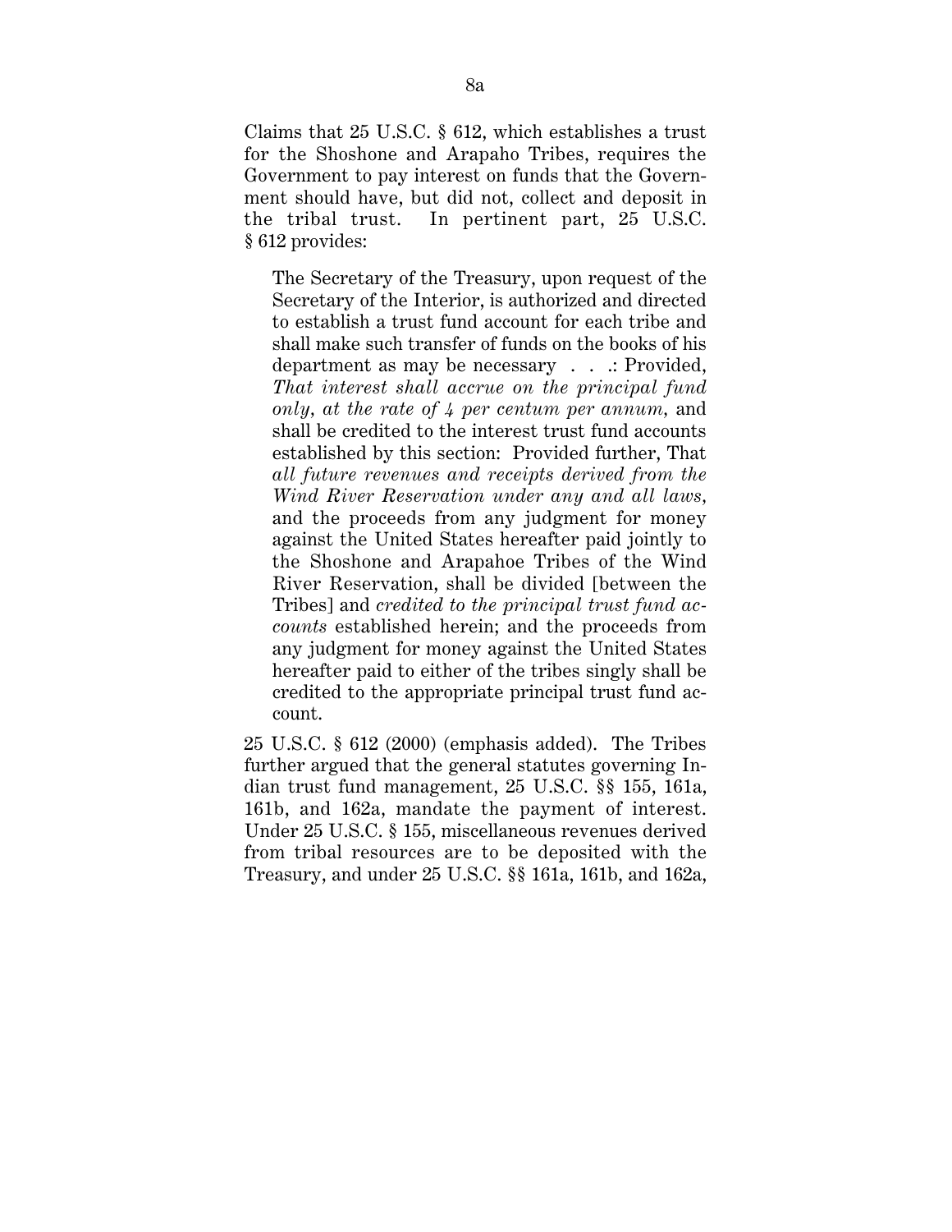Claims that 25 U.S.C. § 612, which establishes a trust for the Shoshone and Arapaho Tribes, requires the Government to pay interest on funds that the Government should have, but did not, collect and deposit in the tribal trust. In pertinent part, 25 U.S.C. § 612 provides:

> The Secretary of the Treasury, upon request of the Secretary of the Interior, is authorized and directed to establish a trust fund account for each tribe and shall make such transfer of funds on the books of his department as may be necessary . . .: Provided, *That interest shall accrue on the principal fund only, at the rate of 4 per centum per annum,* and shall be credited to the interest trust fund accounts established by this section: Provided further, That *all future revenues and receipts derived from the Wind River Reservation under any and all laws*, and the proceeds from any judgment for money against the United States hereafter paid jointly to the Shoshone and Arapahoe Tribes of the Wind River Reservation, shall be divided [between the Tribes] and *credited to the principal trust fund accounts* established herein; and the proceeds from any judgment for money against the United States hereafter paid to either of the tribes singly shall be credited to the appropriate principal trust fund account.

25 U.S.C. § 612 (2000) (emphasis added). The Tribes further argued that the general statutes governing Indian trust fund management, 25 U.S.C. §§ 155, 161a, 161b, and 162a, mandate the payment of interest. Under 25 U.S.C. § 155, miscellaneous revenues derived from tribal resources are to be deposited with the Treasury, and under 25 U.S.C. §§ 161a, 161b, and 162a,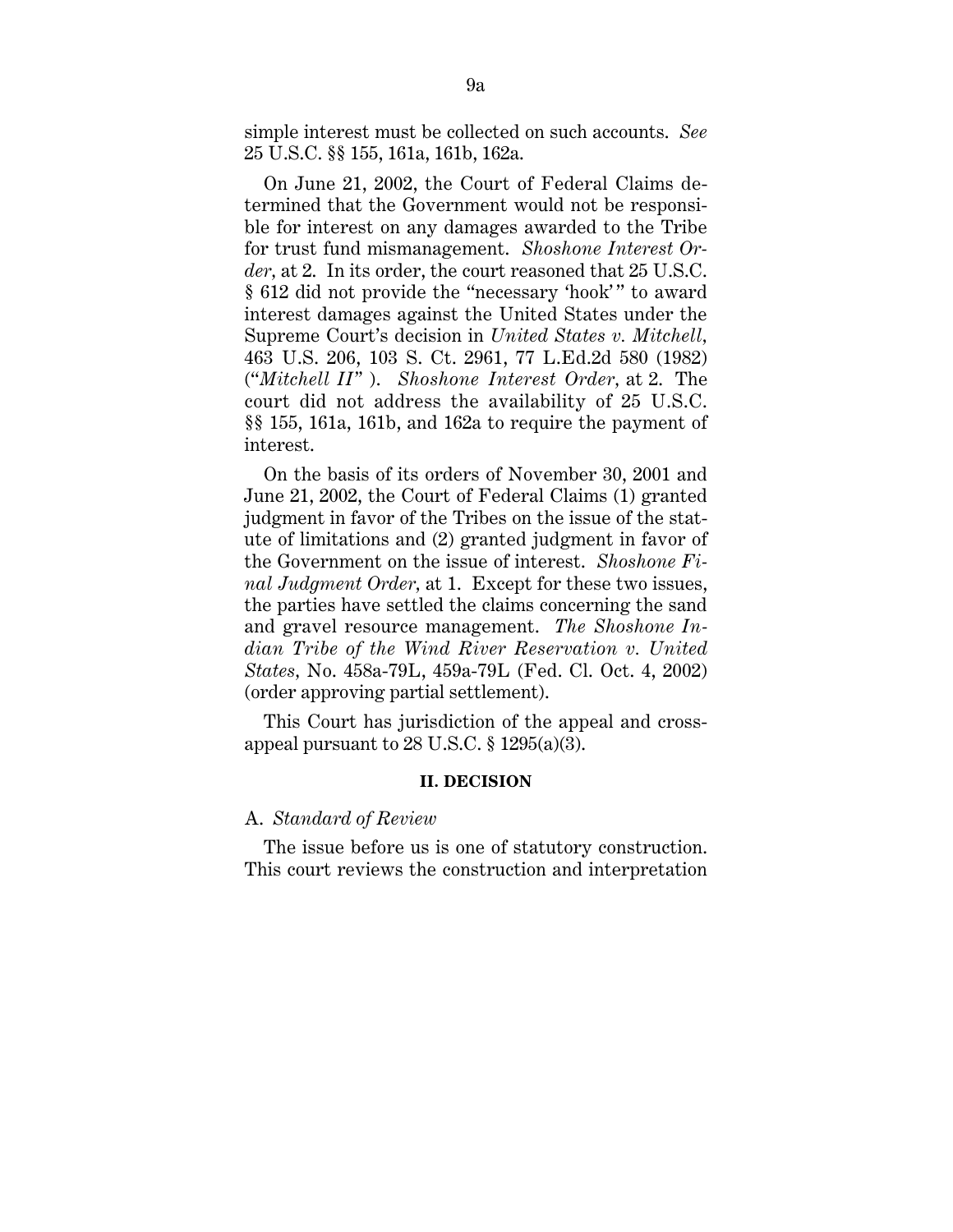simple interest must be collected on such accounts. *See* 25 U.S.C. §§ 155, 161a, 161b, 162a.

On June 21, 2002, the Court of Federal Claims determined that the Government would not be responsible for interest on any damages awarded to the Tribe for trust fund mismanagement. *Shoshone Interest Order*, at 2. In its order, the court reasoned that 25 U.S.C. § 612 did not provide the "necessary 'hook'" to award interest damages against the United States under the Supreme Court's decision in *United States v. Mitchell*, 463 U.S. 206, 103 S. Ct. 2961, 77 L.Ed.2d 580 (1982) ("*Mitchell II*"). *Shoshone Interest Order*, at 2. The court did not address the availability of 25 U.S.C. §§ 155, 161a, 161b, and 162a to require the payment of interest.

On the basis of its orders of November 30, 2001 and June 21, 2002, the Court of Federal Claims (1) granted judgment in favor of the Tribes on the issue of the statute of limitations and (2) granted judgment in favor of the Government on the issue of interest. *Shoshone Final Judgment Order*, at 1. Except for these two issues, the parties have settled the claims concerning the sand and gravel resource management. *The Shoshone Indian Tribe of the Wind River Reservation v. United States*, No. 458a-79L, 459a-79L (Fed. Cl. Oct. 4, 2002) (order approving partial settlement).

This Court has jurisdiction of the appeal and cross-appeal pursuant to 28 U.S.C. § 1295(a)(3).

## II. DECISION

### A. *Standard of Review*

The issue before us is one of statutory construction. This court reviews the construction and interpretation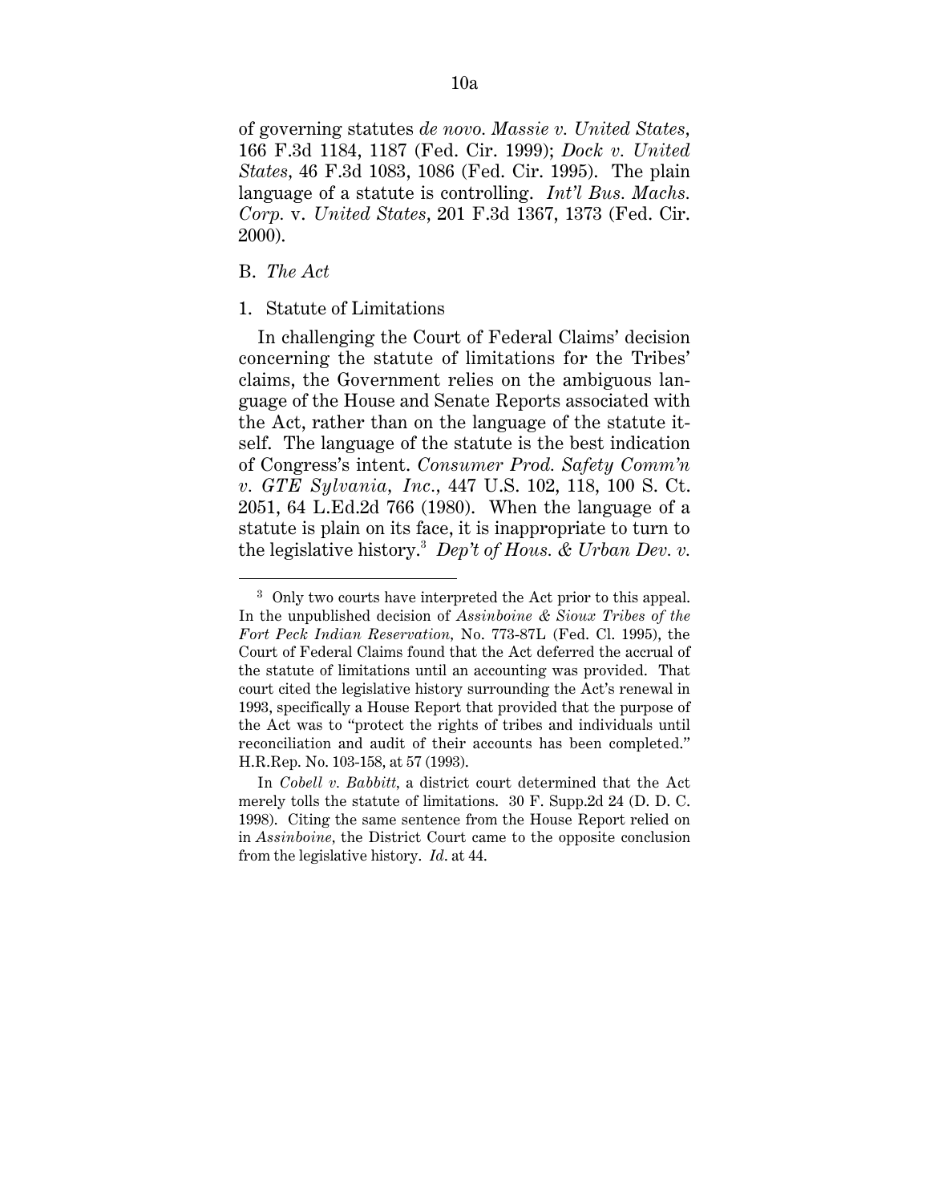of governing statutes *de novo*. *Massie v. United States*, 166 F.3d 1184, 1187 (Fed. Cir. 1999); *Dock v. United States*, 46 F.3d 1083, 1086 (Fed. Cir. 1995). The plain language of a statute is controlling. *Int'l Bus. Machs. Corp.* v. *United States*, 201 F.3d 1367, 1373 (Fed. Cir. 2000).

B. *The Act*

1. Statute of Limitations

In challenging the Court of Federal Claims' decision concerning the statute of limitations for the Tribes' claims, the Government relies on the ambiguous language of the House and Senate Reports associated with the Act, rather than on the language of the statute itself. The language of the statute is the best indication of Congress's intent. *Consumer Prod. Safety Comm'n v. GTE Sylvania, Inc.*, 447 U.S. 102, 118, 100 S. Ct. 2051, 64 L.Ed.2d 766 (1980). When the language of a statute is plain on its face, it is inappropriate to turn to the legislative history.[3] *Dep't of Hous. & Urban Dev. v.*

---

[3] Only two courts have interpreted the Act prior to this appeal. In the unpublished decision of *Assinboine & Sioux Tribes of the Fort Peck Indian Reservation*, No. 773-87L (Fed. Cl. 1995), the Court of Federal Claims found that the Act deferred the accrual of the statute of limitations until an accounting was provided. That court cited the legislative history surrounding the Act's renewal in 1993, specifically a House Report that provided that the purpose of the Act was to "protect the rights of tribes and individuals until reconciliation and audit of their accounts has been completed." H.R.Rep. No. 103-158, at 57 (1993).

In *Cobell v. Babbitt*, a district court determined that the Act merely tolls the statute of limitations. 30 F. Supp.2d 24 (D. D. C. 1998). Citing the same sentence from the House Report relied on in *Assinboine*, the District Court came to the opposite conclusion from the legislative history. *Id.* at 44.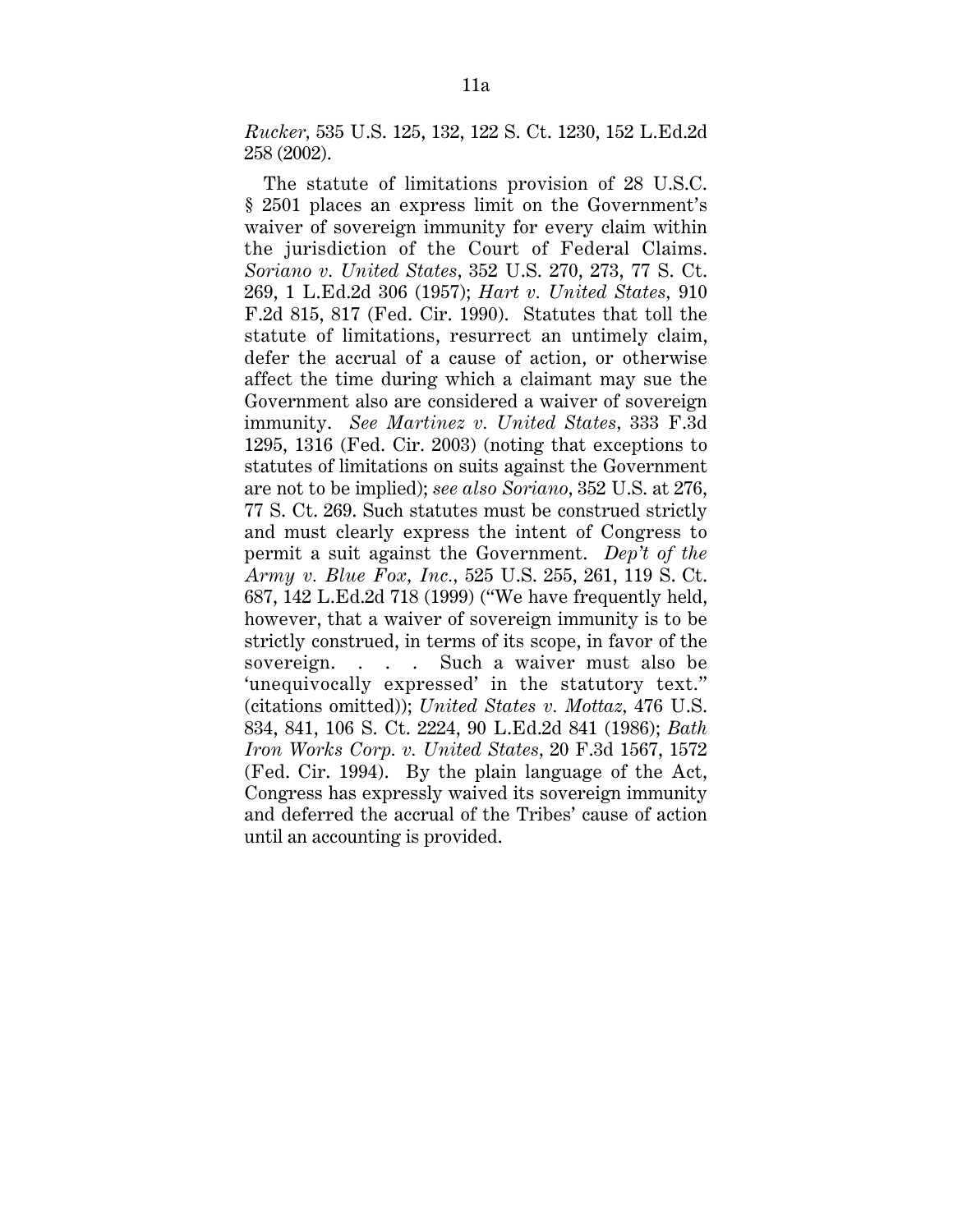*Rucker*, 535 U.S. 125, 132, 122 S. Ct. 1230, 152 L.Ed.2d 258 (2002).

The statute of limitations provision of 28 U.S.C. § 2501 places an express limit on the Government's waiver of sovereign immunity for every claim within the jurisdiction of the Court of Federal Claims. *Soriano v. United States*, 352 U.S. 270, 273, 77 S. Ct. 269, 1 L.Ed.2d 306 (1957); *Hart v. United States*, 910 F.2d 815, 817 (Fed. Cir. 1990). Statutes that toll the statute of limitations, resurrect an untimely claim, defer the accrual of a cause of action, or otherwise affect the time during which a claimant may sue the Government also are considered a waiver of sovereign immunity. *See Martinez v. United States*, 333 F.3d 1295, 1316 (Fed. Cir. 2003) (noting that exceptions to statutes of limitations on suits against the Government are not to be implied); *see also Soriano*, 352 U.S. at 276, 77 S. Ct. 269. Such statutes must be construed strictly and must clearly express the intent of Congress to permit a suit against the Government. *Dep't of the Army v. Blue Fox, Inc.*, 525 U.S. 255, 261, 119 S. Ct. 687, 142 L.Ed.2d 718 (1999) ("We have frequently held, however, that a waiver of sovereign immunity is to be strictly construed, in terms of its scope, in favor of the sovereign. . . . Such a waiver must also be 'unequivocally expressed' in the statutory text." (citations omitted)); *United States v. Mottaz*, 476 U.S. 834, 841, 106 S. Ct. 2224, 90 L.Ed.2d 841 (1986); *Bath Iron Works Corp. v. United States*, 20 F.3d 1567, 1572 (Fed. Cir. 1994). By the plain language of the Act, Congress has expressly waived its sovereign immunity and deferred the accrual of the Tribes' cause of action until an accounting is provided.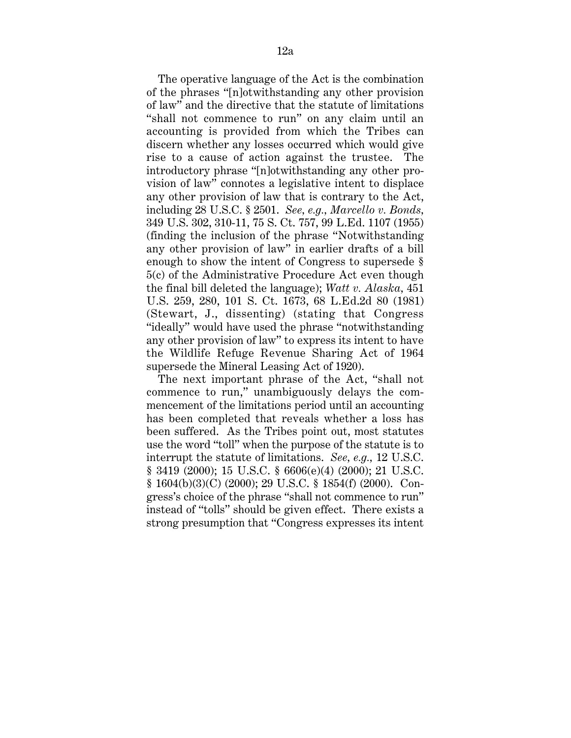The operative language of the Act is the combination of the phrases "[n]otwithstanding any other provision of law" and the directive that the statute of limitations "shall not commence to run" on any claim until an accounting is provided from which the Tribes can discern whether any losses occurred which would give rise to a cause of action against the trustee. The introductory phrase "[n]otwithstanding any other provision of law" connotes a legislative intent to displace any other provision of law that is contrary to the Act, including 28 U.S.C. § 2501. *See, e.g.*, *Marcello v. Bonds*, 349 U.S. 302, 310-11, 75 S. Ct. 757, 99 L.Ed. 1107 (1955) (finding the inclusion of the phrase "Notwithstanding any other provision of law" in earlier drafts of a bill enough to show the intent of Congress to supersede § 5(c) of the Administrative Procedure Act even though the final bill deleted the language); *Watt v. Alaska*, 451 U.S. 259, 280, 101 S. Ct. 1673, 68 L.Ed.2d 80 (1981) (Stewart, J., dissenting) (stating that Congress "ideally" would have used the phrase "notwithstanding any other provision of law" to express its intent to have the Wildlife Refuge Revenue Sharing Act of 1964 supersede the Mineral Leasing Act of 1920).

The next important phrase of the Act, "shall not commence to run," unambiguously delays the commencement of the limitations period until an accounting has been completed that reveals whether a loss has been suffered. As the Tribes point out, most statutes use the word "toll" when the purpose of the statute is to interrupt the statute of limitations. *See, e.g.*, 12 U.S.C. § 3419 (2000); 15 U.S.C. § 6606(e)(4) (2000); 21 U.S.C. § 1604(b)(3)(C) (2000); 29 U.S.C. § 1854(f) (2000). Congress's choice of the phrase "shall not commence to run" instead of "tolls" should be given effect. There exists a strong presumption that "Congress expresses its intent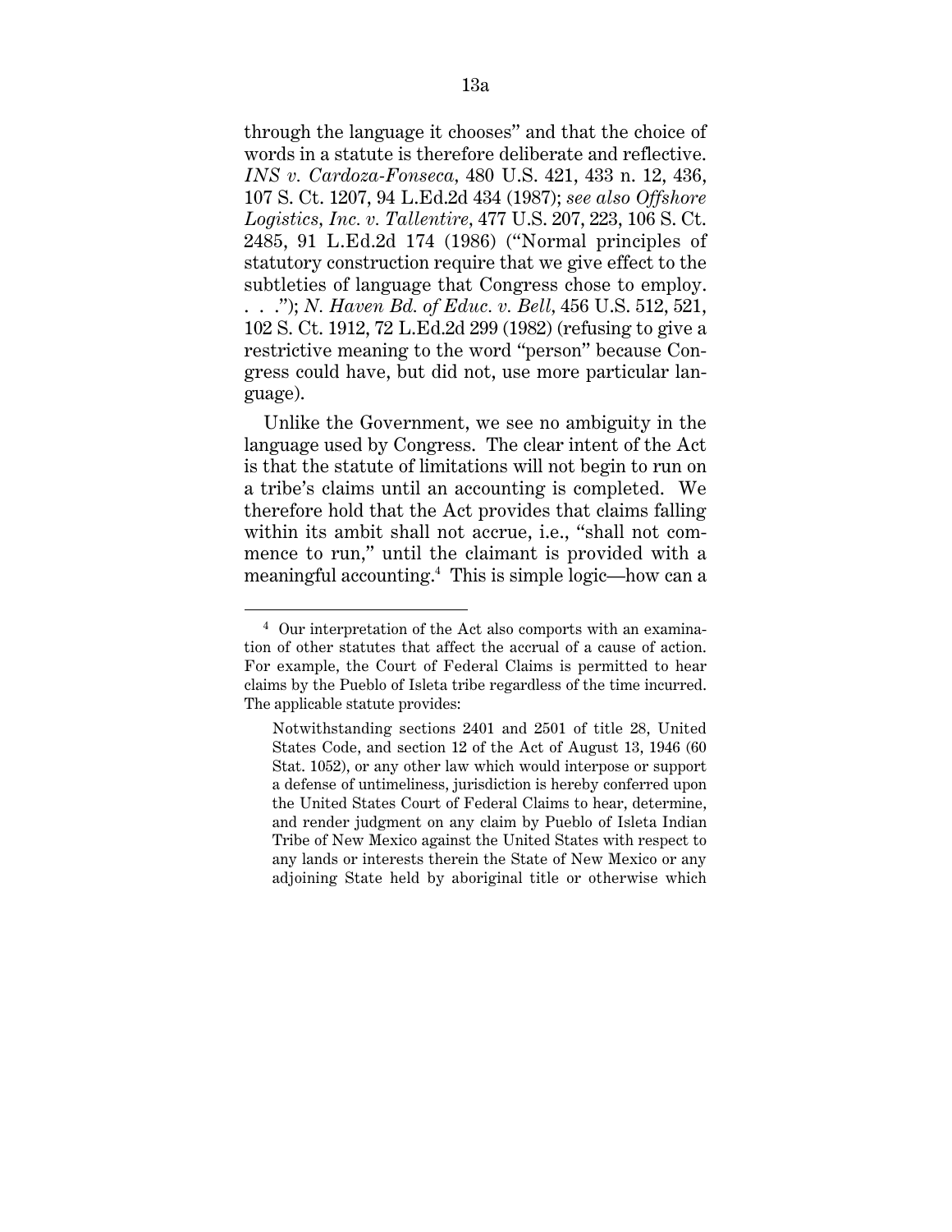through the language it chooses" and that the choice of words in a statute is therefore deliberate and reflective. *INS v. Cardoza-Fonseca*, 480 U.S. 421, 433 n. 12, 436, 107 S. Ct. 1207, 94 L.Ed.2d 434 (1987); *see also Offshore Logistics, Inc. v. Tallentire*, 477 U.S. 207, 223, 106 S. Ct. 2485, 91 L.Ed.2d 174 (1986) ("Normal principles of statutory construction require that we give effect to the subtleties of language that Congress chose to employ. . . ."); *N. Haven Bd. of Educ. v. Bell*, 456 U.S. 512, 521, 102 S. Ct. 1912, 72 L.Ed.2d 299 (1982) (refusing to give a restrictive meaning to the word "person" because Congress could have, but did not, use more particular language).

Unlike the Government, we see no ambiguity in the language used by Congress. The clear intent of the Act is that the statute of limitations will not begin to run on a tribe's claims until an accounting is completed. We therefore hold that the Act provides that claims falling within its ambit shall not accrue, i.e., "shall not commence to run," until the claimant is provided with a meaningful accounting.[4] This is simple logic—how can a

---

[4] Our interpretation of the Act also comports with an examination of other statutes that affect the accrual of a cause of action. For example, the Court of Federal Claims is permitted to hear claims by the Pueblo of Isleta tribe regardless of the time incurred. The applicable statute provides:

> Notwithstanding sections 2401 and 2501 of title 28, United States Code, and section 12 of the Act of August 13, 1946 (60 Stat. 1052), or any other law which would interpose or support a defense of untimeliness, jurisdiction is hereby conferred upon the United States Court of Federal Claims to hear, determine, and render judgment on any claim by Pueblo of Isleta Indian Tribe of New Mexico against the United States with respect to any lands or interests therein the State of New Mexico or any adjoining State held by aboriginal title or otherwise which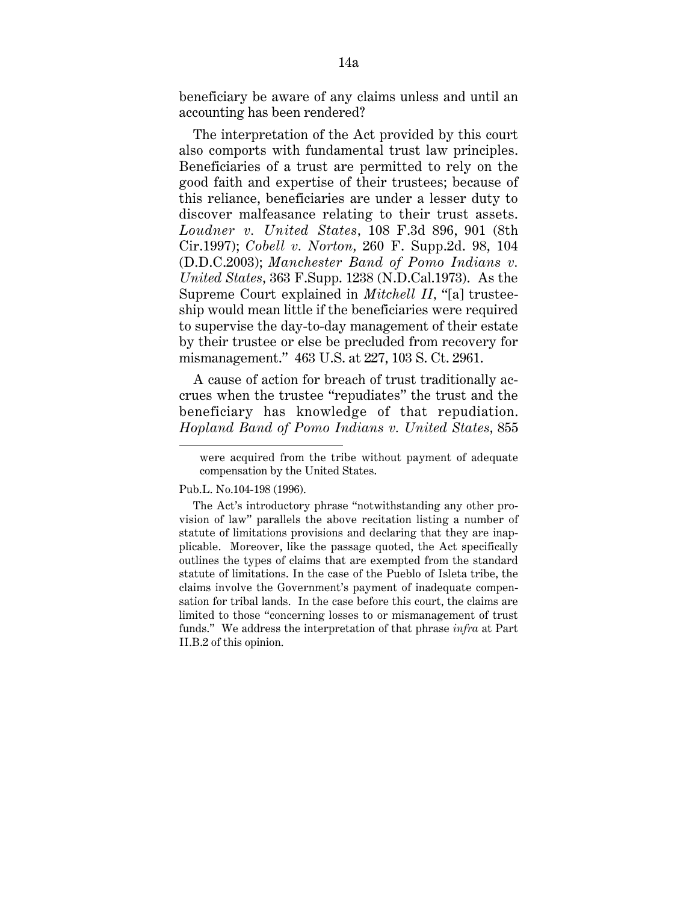beneficiary be aware of any claims unless and until an accounting has been rendered?

The interpretation of the Act provided by this court also comports with fundamental trust law principles. Beneficiaries of a trust are permitted to rely on the good faith and expertise of their trustees; because of this reliance, beneficiaries are under a lesser duty to discover malfeasance relating to their trust assets. *Loudner v. United States*, 108 F.3d 896, 901 (8th Cir.1997); *Cobell v. Norton*, 260 F. Supp.2d. 98, 104 (D.D.C.2003); *Manchester Band of Pomo Indians v. United States*, 363 F.Supp. 1238 (N.D.Cal.1973). As the Supreme Court explained in *Mitchell II*, "[a] trusteeship would mean little if the beneficiaries were required to supervise the day-to-day management of their estate by their trustee or else be precluded from recovery for mismanagement." 463 U.S. at 227, 103 S. Ct. 2961.

A cause of action for breach of trust traditionally accrues when the trustee "repudiates" the trust and the beneficiary has knowledge of that repudiation. *Hopland Band of Pomo Indians v. United States*, 855

---

were acquired from the tribe without payment of adequate compensation by the United States.

Pub.L. No.104-198 (1996).

The Act's introductory phrase "notwithstanding any other provision of law" parallels the above recitation listing a number of statute of limitations provisions and declaring that they are inapplicable. Moreover, like the passage quoted, the Act specifically outlines the types of claims that are exempted from the standard statute of limitations. In the case of the Pueblo of Isleta tribe, the claims involve the Government's payment of inadequate compensation for tribal lands. In the case before this court, the claims are limited to those "concerning losses to or mismanagement of trust funds." We address the interpretation of that phrase *infra* at Part II.B.2 of this opinion.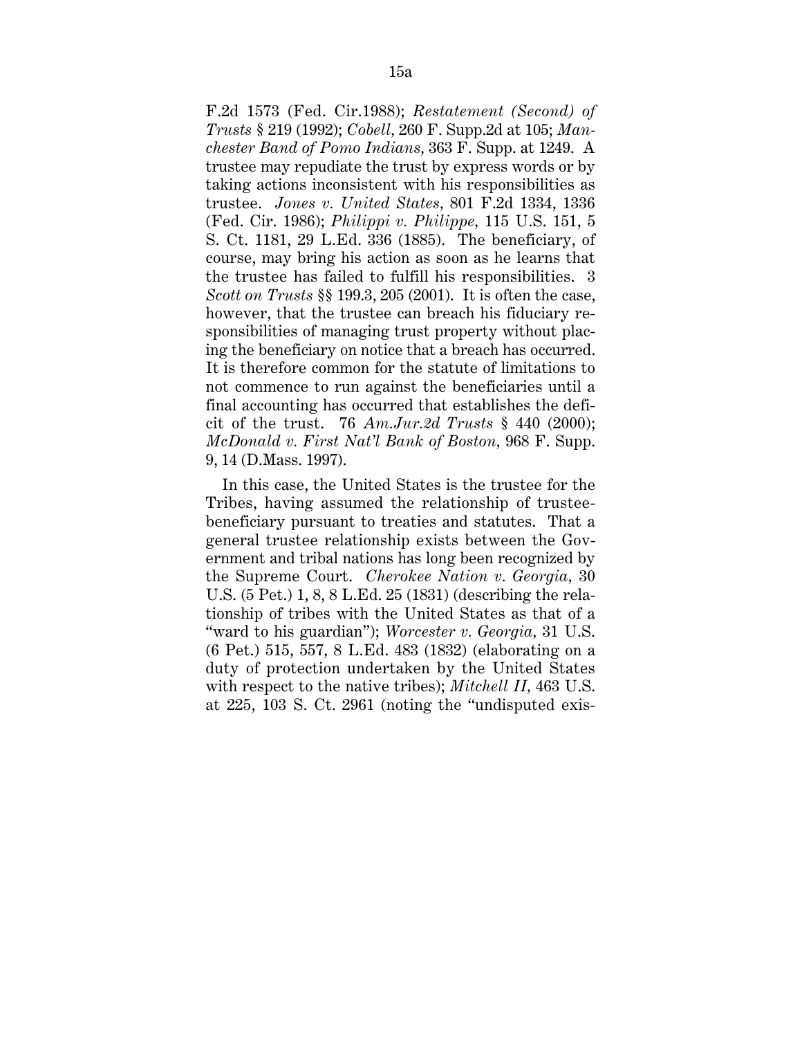F.2d 1573 (Fed. Cir.1988); *Restatement (Second) of Trusts* § 219 (1992); *Cobell*, 260 F. Supp.2d at 105; *Manchester Band of Pomo Indians*, 363 F. Supp. at 1249. A trustee may repudiate the trust by express words or by taking actions inconsistent with his responsibilities as trustee. *Jones v. United States*, 801 F.2d 1334, 1336 (Fed. Cir. 1986); *Philippi v. Philippe*, 115 U.S. 151, 5 S. Ct. 1181, 29 L.Ed. 336 (1885). The beneficiary, of course, may bring his action as soon as he learns that the trustee has failed to fulfill his responsibilities. 3 *Scott on Trusts* §§ 199.3, 205 (2001). It is often the case, however, that the trustee can breach his fiduciary responsibilities of managing trust property without placing the beneficiary on notice that a breach has occurred. It is therefore common for the statute of limitations to not commence to run against the beneficiaries until a final accounting has occurred that establishes the deficit of the trust. 76 *Am.Jur.2d Trusts* § 440 (2000); *McDonald v. First Nat'l Bank of Boston*, 968 F. Supp. 9, 14 (D.Mass. 1997).

In this case, the United States is the trustee for the Tribes, having assumed the relationship of trustee-beneficiary pursuant to treaties and statutes. That a general trustee relationship exists between the Government and tribal nations has long been recognized by the Supreme Court. *Cherokee Nation v. Georgia*, 30 U.S. (5 Pet.) 1, 8, 8 L.Ed. 25 (1831) (describing the relationship of tribes with the United States as that of a "ward to his guardian"); *Worcester v. Georgia*, 31 U.S. (6 Pet.) 515, 557, 8 L.Ed. 483 (1832) (elaborating on a duty of protection undertaken by the United States with respect to the native tribes); *Mitchell II*, 463 U.S. at 225, 103 S. Ct. 2961 (noting the "undisputed exis-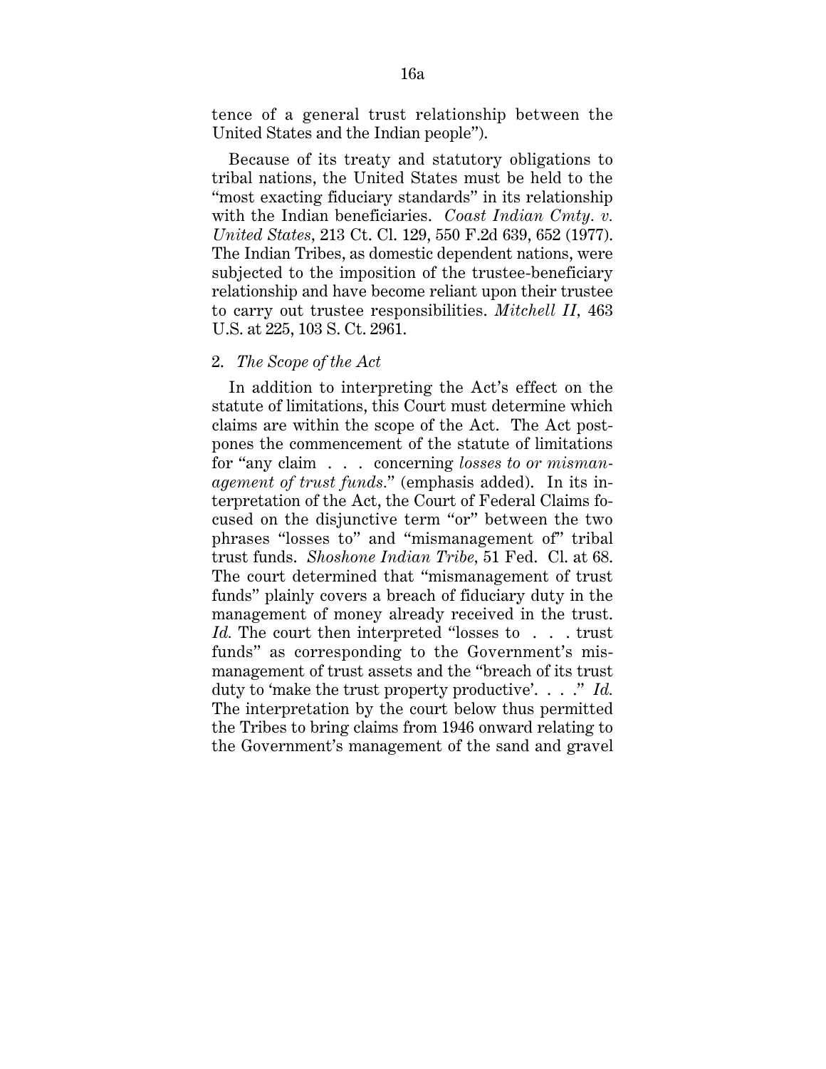tence of a general trust relationship between the United States and the Indian people").

Because of its treaty and statutory obligations to tribal nations, the United States must be held to the "most exacting fiduciary standards" in its relationship with the Indian beneficiaries. *Coast Indian Cmty. v. United States*, 213 Ct. Cl. 129, 550 F.2d 639, 652 (1977). The Indian Tribes, as domestic dependent nations, were subjected to the imposition of the trustee-beneficiary relationship and have become reliant upon their trustee to carry out trustee responsibilities. *Mitchell II*, 463 U.S. at 225, 103 S. Ct. 2961.

2. *The Scope of the Act*

In addition to interpreting the Act's effect on the statute of limitations, this Court must determine which claims are within the scope of the Act. The Act postpones the commencement of the statute of limitations for "any claim . . . concerning *losses to or mismanagement of trust funds*." (emphasis added). In its interpretation of the Act, the Court of Federal Claims focused on the disjunctive term "or" between the two phrases "losses to" and "mismanagement of" tribal trust funds. *Shoshone Indian Tribe*, 51 Fed. Cl. at 68. The court determined that "mismanagement of trust funds" plainly covers a breach of fiduciary duty in the management of money already received in the trust. *Id.* The court then interpreted "losses to . . . trust funds" as corresponding to the Government's mismanagement of trust assets and the "breach of its trust duty to 'make the trust property productive'. . . ." *Id.* The interpretation by the court below thus permitted the Tribes to bring claims from 1946 onward relating to the Government's management of the sand and gravel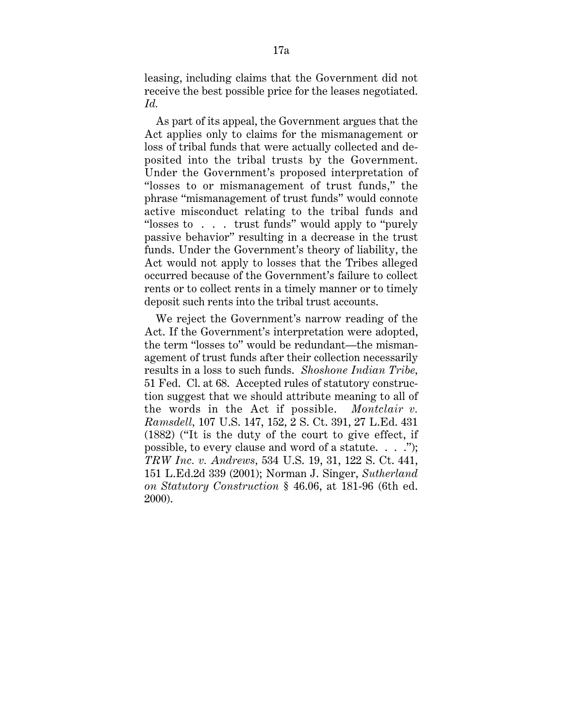leasing, including claims that the Government did not receive the best possible price for the leases negotiated. *Id.*

As part of its appeal, the Government argues that the Act applies only to claims for the mismanagement or loss of tribal funds that were actually collected and deposited into the tribal trusts by the Government. Under the Government's proposed interpretation of "losses to or mismanagement of trust funds," the phrase "mismanagement of trust funds" would connote active misconduct relating to the tribal funds and "losses to . . . trust funds" would apply to "purely passive behavior" resulting in a decrease in the trust funds. Under the Government's theory of liability, the Act would not apply to losses that the Tribes alleged occurred because of the Government's failure to collect rents or to collect rents in a timely manner or to timely deposit such rents into the tribal trust accounts.

We reject the Government's narrow reading of the Act. If the Government's interpretation were adopted, the term "losses to" would be redundant—the mismanagement of trust funds after their collection necessarily results in a loss to such funds. *Shoshone Indian Tribe*, 51 Fed. Cl. at 68. Accepted rules of statutory construction suggest that we should attribute meaning to all of the words in the Act if possible. *Montclair v. Ramsdell*, 107 U.S. 147, 152, 2 S. Ct. 391, 27 L.Ed. 431 (1882) ("It is the duty of the court to give effect, if possible, to every clause and word of a statute. . . ."); *TRW Inc. v. Andrews*, 534 U.S. 19, 31, 122 S. Ct. 441, 151 L.Ed.2d 339 (2001); Norman J. Singer, *Sutherland on Statutory Construction* § 46.06, at 181-96 (6th ed. 2000).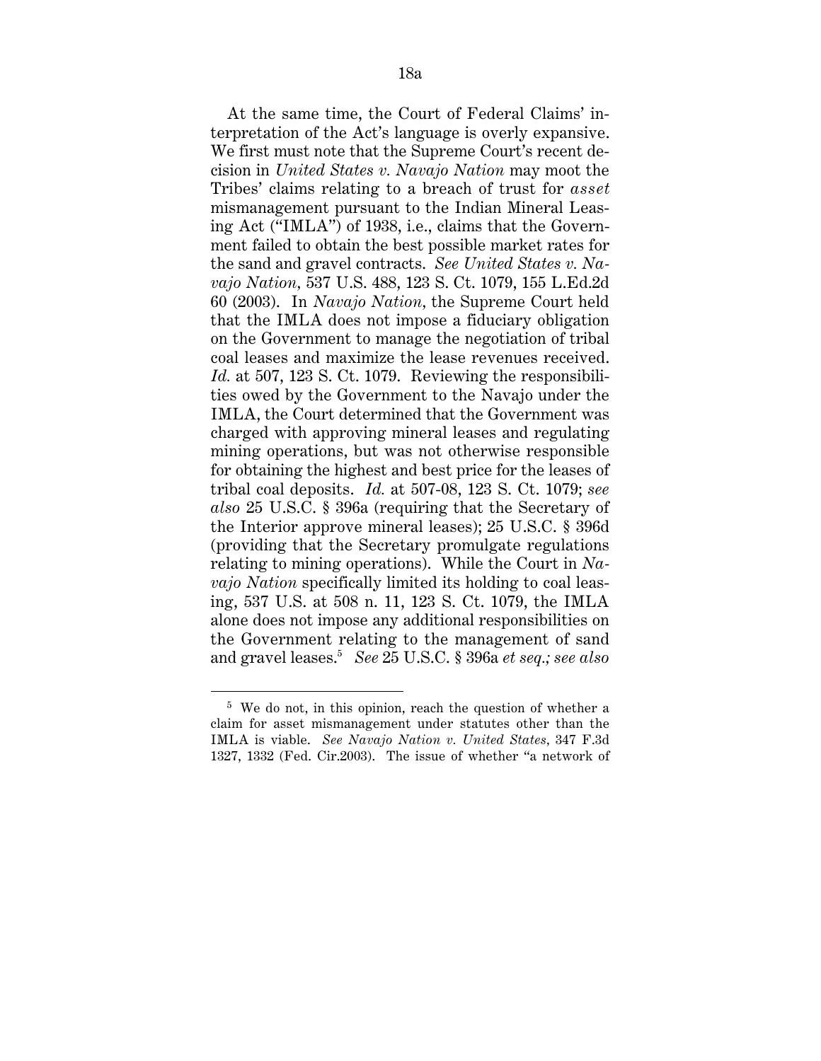At the same time, the Court of Federal Claims' interpretation of the Act's language is overly expansive. We first must note that the Supreme Court's recent decision in *United States v. Navajo Nation* may moot the Tribes' claims relating to a breach of trust for *asset* mismanagement pursuant to the Indian Mineral Leasing Act ("IMLA") of 1938, i.e., claims that the Government failed to obtain the best possible market rates for the sand and gravel contracts. *See United States v. Navajo Nation,* 537 U.S. 488, 123 S. Ct. 1079, 155 L.Ed.2d 60 (2003). In *Navajo Nation,* the Supreme Court held that the IMLA does not impose a fiduciary obligation on the Government to manage the negotiation of tribal coal leases and maximize the lease revenues received. *Id.* at 507, 123 S. Ct. 1079. Reviewing the responsibilities owed by the Government to the Navajo under the IMLA, the Court determined that the Government was charged with approving mineral leases and regulating mining operations, but was not otherwise responsible for obtaining the highest and best price for the leases of tribal coal deposits. *Id.* at 507-08, 123 S. Ct. 1079; *see also* 25 U.S.C. § 396a (requiring that the Secretary of the Interior approve mineral leases); 25 U.S.C. § 396d (providing that the Secretary promulgate regulations relating to mining operations). While the Court in *Navajo Nation* specifically limited its holding to coal leasing, 537 U.S. at 508 n. 11, 123 S. Ct. 1079, the IMLA alone does not impose any additional responsibilities on the Government relating to the management of sand and gravel leases.[5] *See* 25 U.S.C. § 396a *et seq.; see also*

---

[5] We do not, in this opinion, reach the question of whether a claim for asset mismanagement under statutes other than the IMLA is viable. *See Navajo Nation v. United States*, 347 F.3d 1327, 1332 (Fed. Cir.2003). The issue of whether "a network of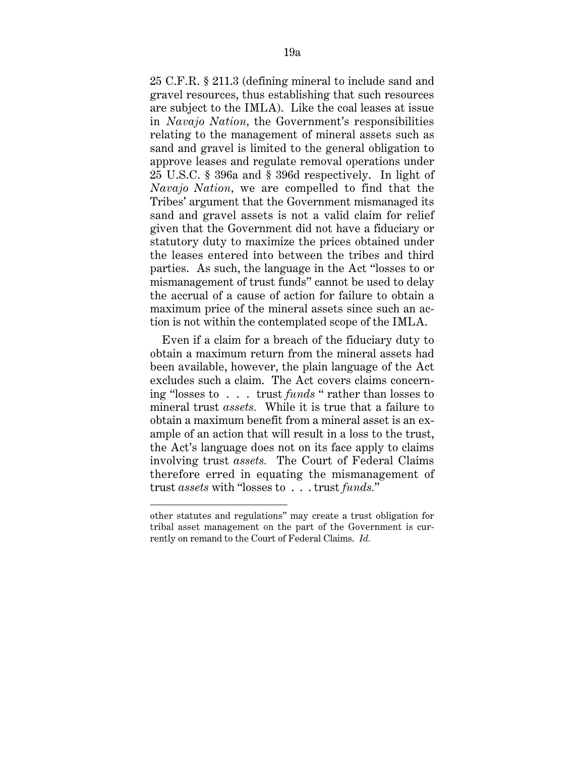25 C.F.R. § 211.3 (defining mineral to include sand and gravel resources, thus establishing that such resources are subject to the IMLA). Like the coal leases at issue in *Navajo Nation*, the Government's responsibilities relating to the management of mineral assets such as sand and gravel is limited to the general obligation to approve leases and regulate removal operations under 25 U.S.C. § 396a and § 396d respectively. In light of *Navajo Nation*, we are compelled to find that the Tribes' argument that the Government mismanaged its sand and gravel assets is not a valid claim for relief given that the Government did not have a fiduciary or statutory duty to maximize the prices obtained under the leases entered into between the tribes and third parties. As such, the language in the Act "losses to or mismanagement of trust funds" cannot be used to delay the accrual of a cause of action for failure to obtain a maximum price of the mineral assets since such an action is not within the contemplated scope of the IMLA.

Even if a claim for a breach of the fiduciary duty to obtain a maximum return from the mineral assets had been available, however, the plain language of the Act excludes such a claim. The Act covers claims concerning "losses to . . . trust *funds* " rather than losses to mineral trust *assets*. While it is true that a failure to obtain a maximum benefit from a mineral asset is an example of an action that will result in a loss to the trust, the Act's language does not on its face apply to claims involving trust *assets.* The Court of Federal Claims therefore erred in equating the mismanagement of trust *assets* with "losses to . . . trust *funds.*"

---

other statutes and regulations" may create a trust obligation for tribal asset management on the part of the Government is currently on remand to the Court of Federal Claims. *Id.*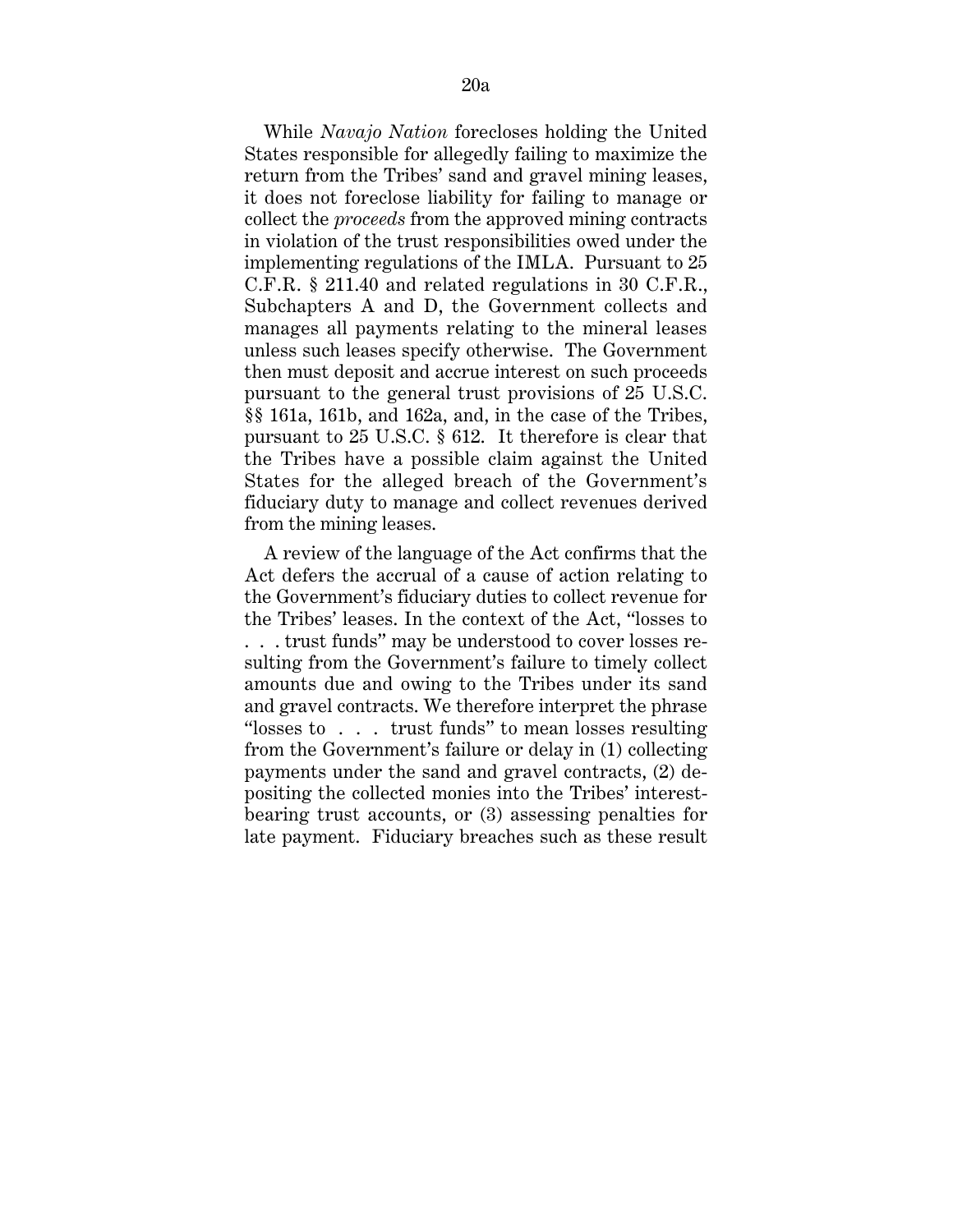While *Navajo Nation* forecloses holding the United States responsible for allegedly failing to maximize the return from the Tribes' sand and gravel mining leases, it does not foreclose liability for failing to manage or collect the *proceeds* from the approved mining contracts in violation of the trust responsibilities owed under the implementing regulations of the IMLA. Pursuant to 25 C.F.R. § 211.40 and related regulations in 30 C.F.R., Subchapters A and D, the Government collects and manages all payments relating to the mineral leases unless such leases specify otherwise. The Government then must deposit and accrue interest on such proceeds pursuant to the general trust provisions of 25 U.S.C. §§ 161a, 161b, and 162a, and, in the case of the Tribes, pursuant to 25 U.S.C. § 612. It therefore is clear that the Tribes have a possible claim against the United States for the alleged breach of the Government's fiduciary duty to manage and collect revenues derived from the mining leases.

A review of the language of the Act confirms that the Act defers the accrual of a cause of action relating to the Government's fiduciary duties to collect revenue for the Tribes' leases. In the context of the Act, "losses to . . . trust funds" may be understood to cover losses resulting from the Government's failure to timely collect amounts due and owing to the Tribes under its sand and gravel contracts. We therefore interpret the phrase "losses to . . . trust funds" to mean losses resulting from the Government's failure or delay in (1) collecting payments under the sand and gravel contracts, (2) depositing the collected monies into the Tribes' interest-bearing trust accounts, or (3) assessing penalties for late payment. Fiduciary breaches such as these result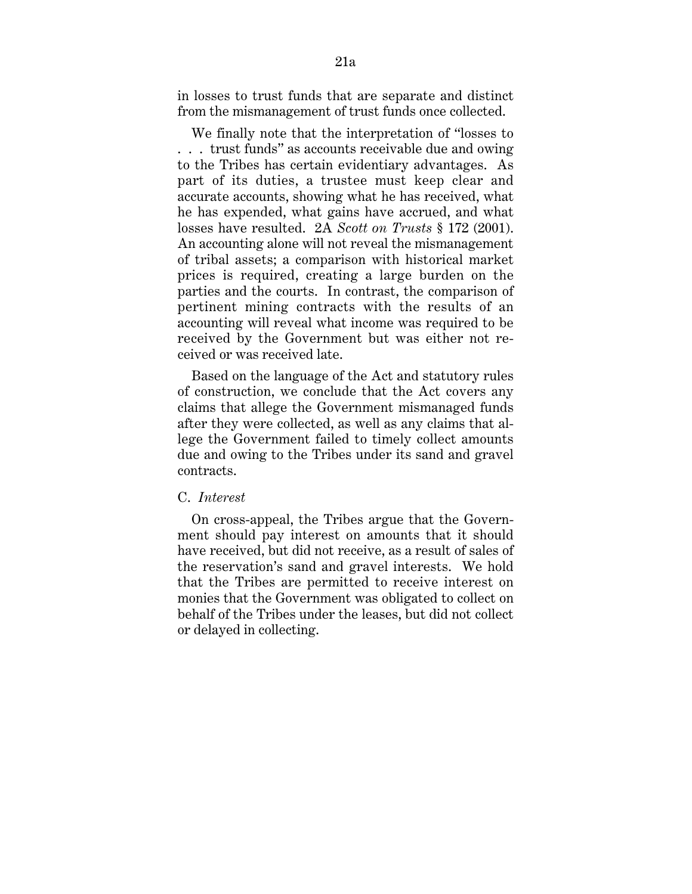in losses to trust funds that are separate and distinct from the mismanagement of trust funds once collected.

We finally note that the interpretation of "losses to . . . trust funds" as accounts receivable due and owing to the Tribes has certain evidentiary advantages. As part of its duties, a trustee must keep clear and accurate accounts, showing what he has received, what he has expended, what gains have accrued, and what losses have resulted. 2A *Scott on Trusts* § 172 (2001). An accounting alone will not reveal the mismanagement of tribal assets; a comparison with historical market prices is required, creating a large burden on the parties and the courts. In contrast, the comparison of pertinent mining contracts with the results of an accounting will reveal what income was required to be received by the Government but was either not received or was received late.

Based on the language of the Act and statutory rules of construction, we conclude that the Act covers any claims that allege the Government mismanaged funds after they were collected, as well as any claims that allege the Government failed to timely collect amounts due and owing to the Tribes under its sand and gravel contracts.

C. *Interest*

On cross-appeal, the Tribes argue that the Government should pay interest on amounts that it should have received, but did not receive, as a result of sales of the reservation's sand and gravel interests. We hold that the Tribes are permitted to receive interest on monies that the Government was obligated to collect on behalf of the Tribes under the leases, but did not collect or delayed in collecting.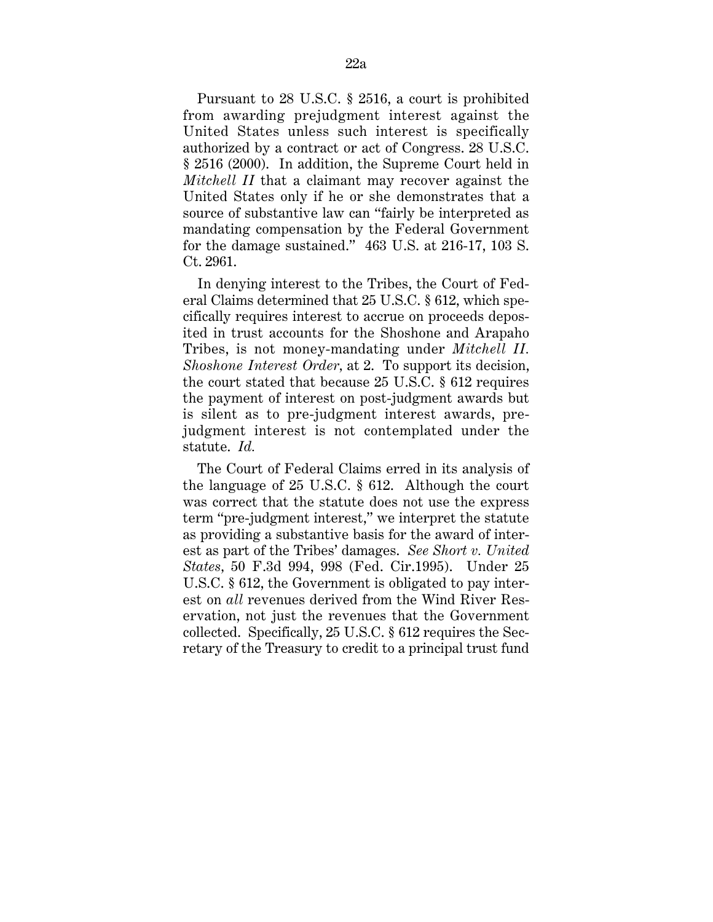Pursuant to 28 U.S.C. § 2516, a court is prohibited from awarding prejudgment interest against the United States unless such interest is specifically authorized by a contract or act of Congress. 28 U.S.C. § 2516 (2000). In addition, the Supreme Court held in *Mitchell II* that a claimant may recover against the United States only if he or she demonstrates that a source of substantive law can "fairly be interpreted as mandating compensation by the Federal Government for the damage sustained." 463 U.S. at 216-17, 103 S. Ct. 2961.

In denying interest to the Tribes, the Court of Federal Claims determined that 25 U.S.C. § 612, which specifically requires interest to accrue on proceeds deposited in trust accounts for the Shoshone and Arapaho Tribes, is not money-mandating under *Mitchell II*. *Shoshone Interest Order*, at 2. To support its decision, the court stated that because 25 U.S.C. § 612 requires the payment of interest on post-judgment awards but is silent as to pre-judgment interest awards, pre-judgment interest is not contemplated under the statute. *Id.*

The Court of Federal Claims erred in its analysis of the language of 25 U.S.C. § 612. Although the court was correct that the statute does not use the express term "pre-judgment interest," we interpret the statute as providing a substantive basis for the award of interest as part of the Tribes' damages. *See Short v. United States*, 50 F.3d 994, 998 (Fed. Cir.1995). Under 25 U.S.C. § 612, the Government is obligated to pay interest on *all* revenues derived from the Wind River Reservation, not just the revenues that the Government collected. Specifically, 25 U.S.C. § 612 requires the Secretary of the Treasury to credit to a principal trust fund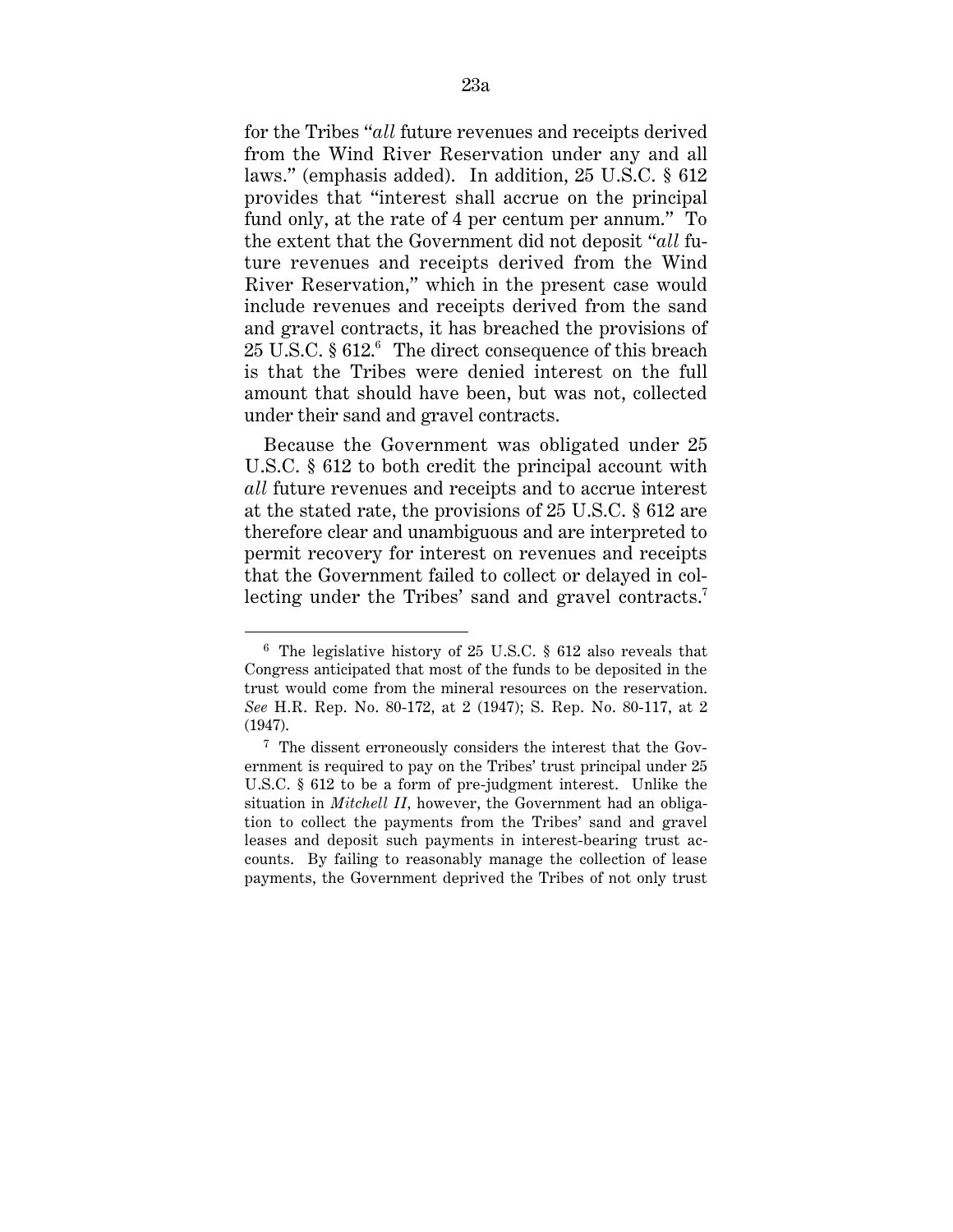for the Tribes "*all* future revenues and receipts derived from the Wind River Reservation under any and all laws." (emphasis added). In addition, 25 U.S.C. § 612 provides that "interest shall accrue on the principal fund only, at the rate of 4 per centum per annum." To the extent that the Government did not deposit "*all* future revenues and receipts derived from the Wind River Reservation," which in the present case would include revenues and receipts derived from the sand and gravel contracts, it has breached the provisions of 25 U.S.C. § 612.[6] The direct consequence of this breach is that the Tribes were denied interest on the full amount that should have been, but was not, collected under their sand and gravel contracts.

Because the Government was obligated under 25 U.S.C. § 612 to both credit the principal account with *all* future revenues and receipts and to accrue interest at the stated rate, the provisions of 25 U.S.C. § 612 are therefore clear and unambiguous and are interpreted to permit recovery for interest on revenues and receipts that the Government failed to collect or delayed in collecting under the Tribes' sand and gravel contracts.[7]

---

[6] The legislative history of 25 U.S.C. § 612 also reveals that Congress anticipated that most of the funds to be deposited in the trust would come from the mineral resources on the reservation. *See* H.R. Rep. No. 80-172, at 2 (1947); S. Rep. No. 80-117, at 2 (1947).

[7] The dissent erroneously considers the interest that the Government is required to pay on the Tribes' trust principal under 25 U.S.C. § 612 to be a form of pre-judgment interest. Unlike the situation in *Mitchell II*, however, the Government had an obligation to collect the payments from the Tribes' sand and gravel leases and deposit such payments in interest-bearing trust accounts. By failing to reasonably manage the collection of lease payments, the Government deprived the Tribes of not only trust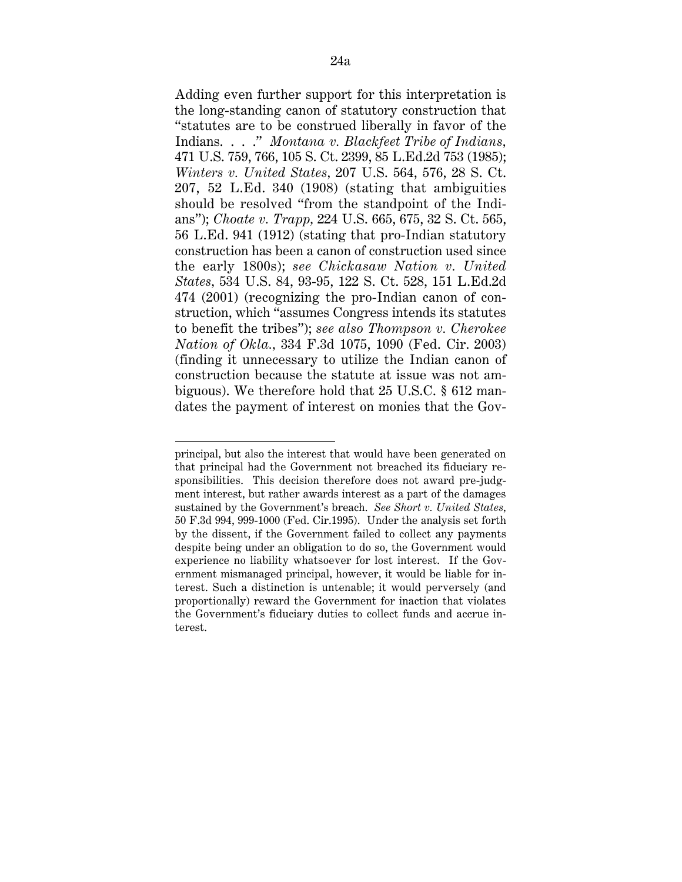Adding even further support for this interpretation is the long-standing canon of statutory construction that "statutes are to be construed liberally in favor of the Indians. . . ." *Montana v. Blackfeet Tribe of Indians*, 471 U.S. 759, 766, 105 S. Ct. 2399, 85 L.Ed.2d 753 (1985); *Winters v. United States*, 207 U.S. 564, 576, 28 S. Ct. 207, 52 L.Ed. 340 (1908) (stating that ambiguities should be resolved "from the standpoint of the Indians"); *Choate v. Trapp*, 224 U.S. 665, 675, 32 S. Ct. 565, 56 L.Ed. 941 (1912) (stating that pro-Indian statutory construction has been a canon of construction used since the early 1800s); *see Chickasaw Nation v. United States*, 534 U.S. 84, 93-95, 122 S. Ct. 528, 151 L.Ed.2d 474 (2001) (recognizing the pro-Indian canon of construction, which "assumes Congress intends its statutes to benefit the tribes"); *see also Thompson v. Cherokee Nation of Okla.*, 334 F.3d 1075, 1090 (Fed. Cir. 2003) (finding it unnecessary to utilize the Indian canon of construction because the statute at issue was not ambiguous). We therefore hold that 25 U.S.C. § 612 mandates the payment of interest on monies that the Gov-

---

principal, but also the interest that would have been generated on that principal had the Government not breached its fiduciary responsibilities. This decision therefore does not award pre-judgment interest, but rather awards interest as a part of the damages sustained by the Government's breach. *See Short v. United States*, 50 F.3d 994, 999-1000 (Fed. Cir.1995). Under the analysis set forth by the dissent, if the Government failed to collect any payments despite being under an obligation to do so, the Government would experience no liability whatsoever for lost interest. If the Government mismanaged principal, however, it would be liable for interest. Such a distinction is untenable; it would perversely (and proportionally) reward the Government for inaction that violates the Government's fiduciary duties to collect funds and accrue interest.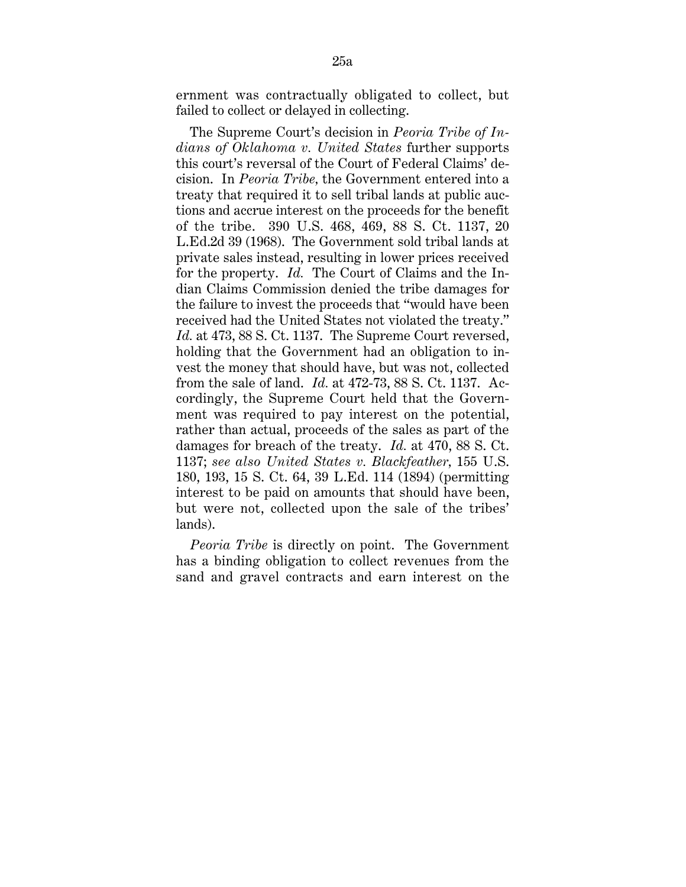ernment was contractually obligated to collect, but failed to collect or delayed in collecting.

The Supreme Court's decision in *Peoria Tribe of Indians of Oklahoma v. United States* further supports this court's reversal of the Court of Federal Claims' decision. In *Peoria Tribe*, the Government entered into a treaty that required it to sell tribal lands at public auctions and accrue interest on the proceeds for the benefit of the tribe. 390 U.S. 468, 469, 88 S. Ct. 1137, 20 L.Ed.2d 39 (1968). The Government sold tribal lands at private sales instead, resulting in lower prices received for the property. *Id.* The Court of Claims and the Indian Claims Commission denied the tribe damages for the failure to invest the proceeds that "would have been received had the United States not violated the treaty." *Id.* at 473, 88 S. Ct. 1137. The Supreme Court reversed, holding that the Government had an obligation to invest the money that should have, but was not, collected from the sale of land. *Id.* at 472-73, 88 S. Ct. 1137. Accordingly, the Supreme Court held that the Government was required to pay interest on the potential, rather than actual, proceeds of the sales as part of the damages for breach of the treaty. *Id.* at 470, 88 S. Ct. 1137; *see also United States v. Blackfeather*, 155 U.S. 180, 193, 15 S. Ct. 64, 39 L.Ed. 114 (1894) (permitting interest to be paid on amounts that should have been, but were not, collected upon the sale of the tribes' lands).

*Peoria Tribe* is directly on point. The Government has a binding obligation to collect revenues from the sand and gravel contracts and earn interest on the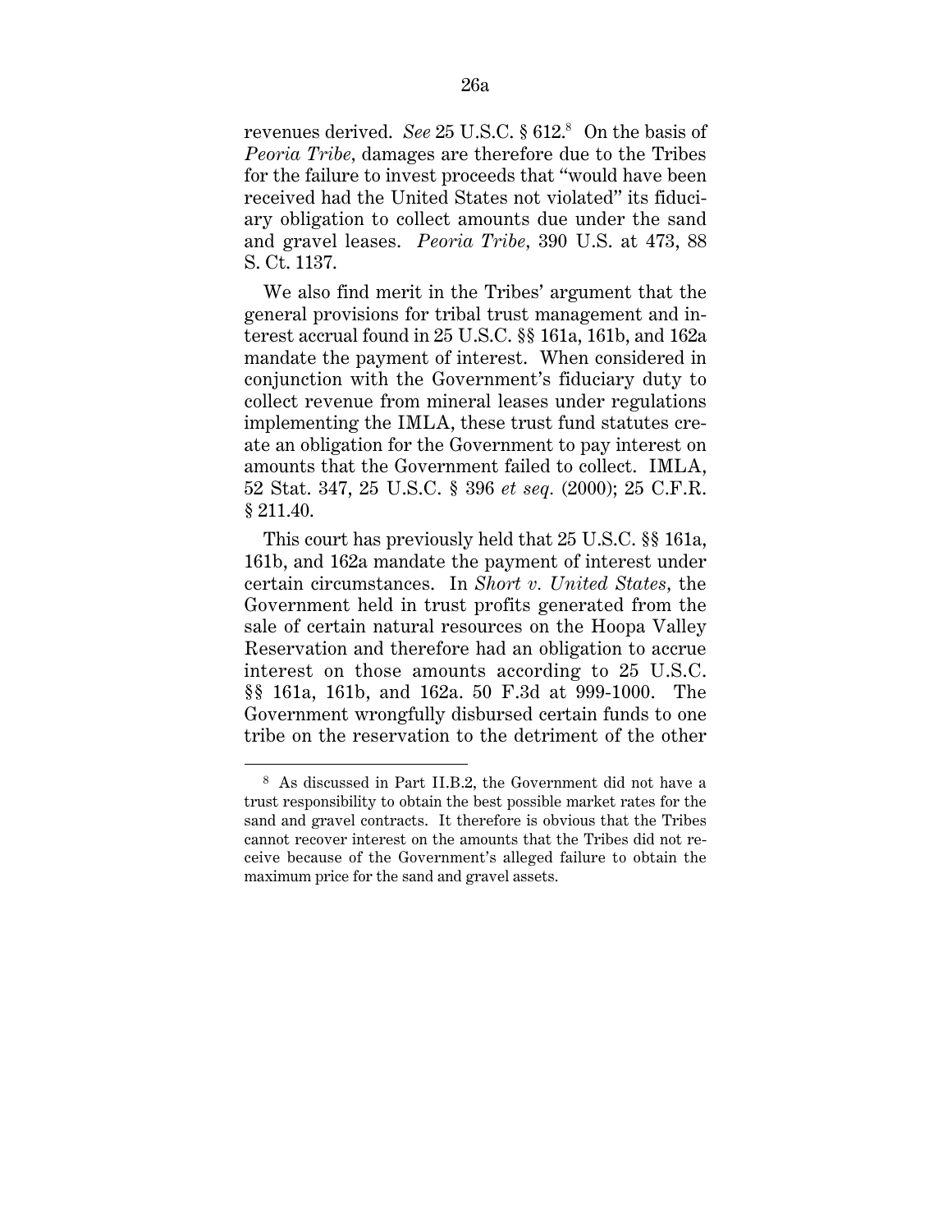revenues derived. *See* 25 U.S.C. § 612.[8] On the basis of *Peoria Tribe*, damages are therefore due to the Tribes for the failure to invest proceeds that "would have been received had the United States not violated" its fiduciary obligation to collect amounts due under the sand and gravel leases. *Peoria Tribe*, 390 U.S. at 473, 88 S. Ct. 1137.

We also find merit in the Tribes' argument that the general provisions for tribal trust management and interest accrual found in 25 U.S.C. §§ 161a, 161b, and 162a mandate the payment of interest. When considered in conjunction with the Government's fiduciary duty to collect revenue from mineral leases under regulations implementing the IMLA, these trust fund statutes create an obligation for the Government to pay interest on amounts that the Government failed to collect. IMLA, 52 Stat. 347, 25 U.S.C. § 396 *et seq.* (2000); 25 C.F.R. § 211.40.

This court has previously held that 25 U.S.C. §§ 161a, 161b, and 162a mandate the payment of interest under certain circumstances. In *Short v. United States*, the Government held in trust profits generated from the sale of certain natural resources on the Hoopa Valley Reservation and therefore had an obligation to accrue interest on those amounts according to 25 U.S.C. §§ 161a, 161b, and 162a. 50 F.3d at 999-1000. The Government wrongfully disbursed certain funds to one tribe on the reservation to the detriment of the other

---

[8] As discussed in Part II.B.2, the Government did not have a trust responsibility to obtain the best possible market rates for the sand and gravel contracts. It therefore is obvious that the Tribes cannot recover interest on the amounts that the Tribes did not receive because of the Government's alleged failure to obtain the maximum price for the sand and gravel assets.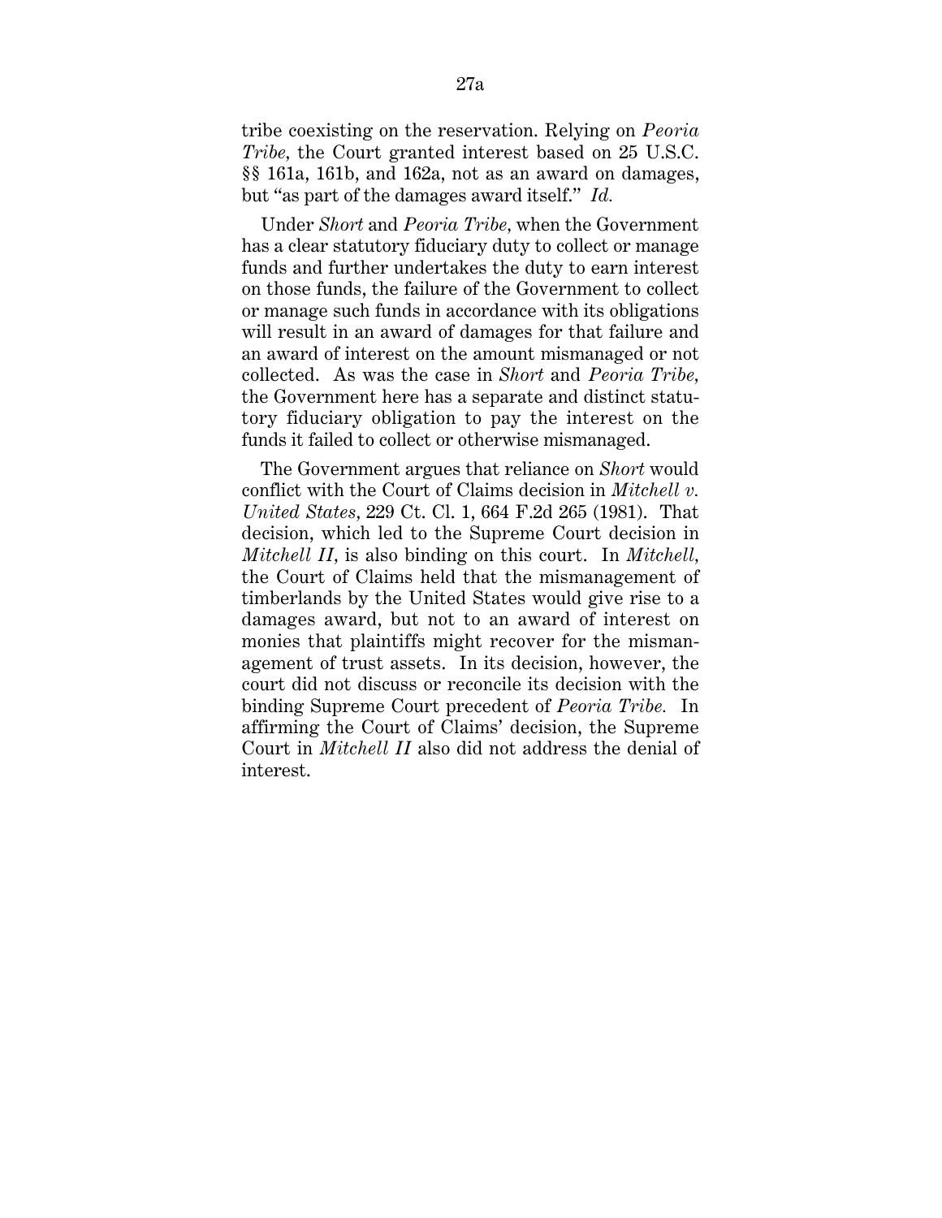tribe coexisting on the reservation. Relying on *Peoria Tribe*, the Court granted interest based on 25 U.S.C. §§ 161a, 161b, and 162a, not as an award on damages, but "as part of the damages award itself." *Id.*

Under *Short* and *Peoria Tribe*, when the Government has a clear statutory fiduciary duty to collect or manage funds and further undertakes the duty to earn interest on those funds, the failure of the Government to collect or manage such funds in accordance with its obligations will result in an award of damages for that failure and an award of interest on the amount mismanaged or not collected. As was the case in *Short* and *Peoria Tribe*, the Government here has a separate and distinct statutory fiduciary obligation to pay the interest on the funds it failed to collect or otherwise mismanaged.

The Government argues that reliance on *Short* would conflict with the Court of Claims decision in *Mitchell v. United States*, 229 Ct. Cl. 1, 664 F.2d 265 (1981). That decision, which led to the Supreme Court decision in *Mitchell II*, is also binding on this court. In *Mitchell*, the Court of Claims held that the mismanagement of timberlands by the United States would give rise to a damages award, but not to an award of interest on monies that plaintiffs might recover for the mismanagement of trust assets. In its decision, however, the court did not discuss or reconcile its decision with the binding Supreme Court precedent of *Peoria Tribe.* In affirming the Court of Claims' decision, the Supreme Court in *Mitchell II* also did not address the denial of interest.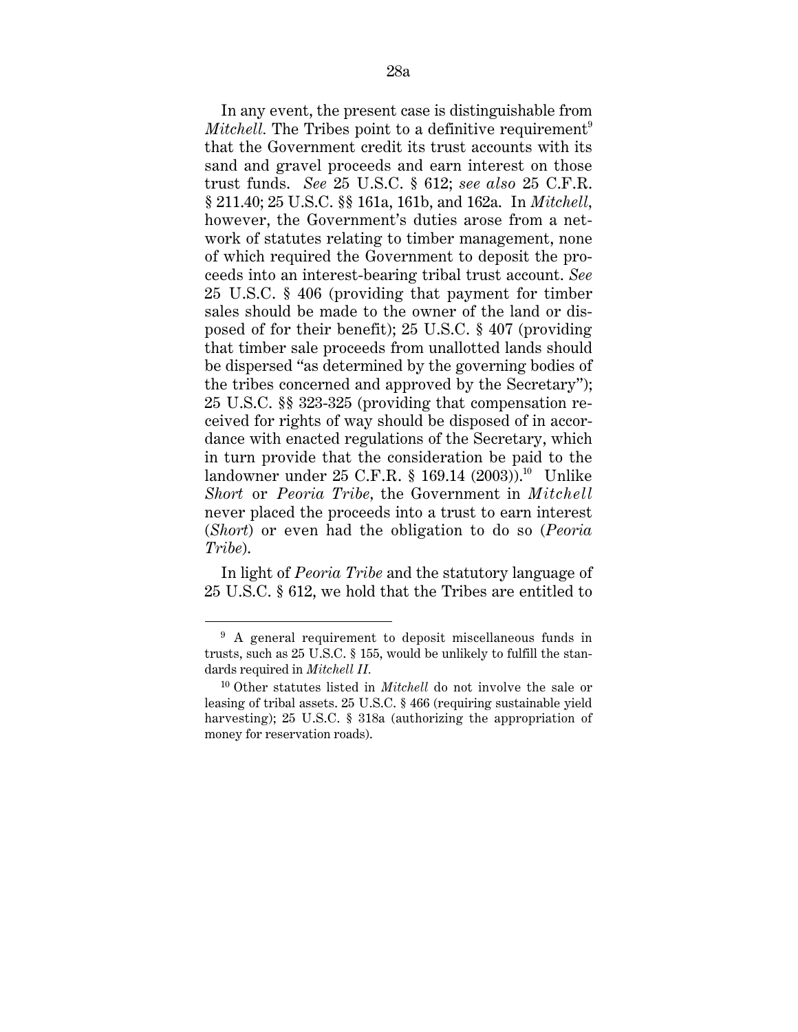In any event, the present case is distinguishable from *Mitchell.* The Tribes point to a definitive requirement[9] that the Government credit its trust accounts with its sand and gravel proceeds and earn interest on those trust funds. *See* 25 U.S.C. § 612; *see also* 25 C.F.R. § 211.40; 25 U.S.C. §§ 161a, 161b, and 162a. In *Mitchell*, however, the Government's duties arose from a network of statutes relating to timber management, none of which required the Government to deposit the proceeds into an interest-bearing tribal trust account. *See* 25 U.S.C. § 406 (providing that payment for timber sales should be made to the owner of the land or disposed of for their benefit); 25 U.S.C. § 407 (providing that timber sale proceeds from unallotted lands should be dispersed "as determined by the governing bodies of the tribes concerned and approved by the Secretary"); 25 U.S.C. §§ 323-325 (providing that compensation received for rights of way should be disposed of in accordance with enacted regulations of the Secretary, which in turn provide that the consideration be paid to the landowner under 25 C.F.R. § 169.14 (2003)).[10] Unlike *Short* or *Peoria Tribe,* the Government in *Mitchell* never placed the proceeds into a trust to earn interest (*Short*) or even had the obligation to do so (*Peoria Tribe*).

In light of *Peoria Tribe* and the statutory language of 25 U.S.C. § 612, we hold that the Tribes are entitled to

---

[9] A general requirement to deposit miscellaneous funds in trusts, such as 25 U.S.C. § 155, would be unlikely to fulfill the standards required in *Mitchell II.*

[10] Other statutes listed in *Mitchell* do not involve the sale or leasing of tribal assets. 25 U.S.C. § 466 (requiring sustainable yield harvesting); 25 U.S.C. § 318a (authorizing the appropriation of money for reservation roads).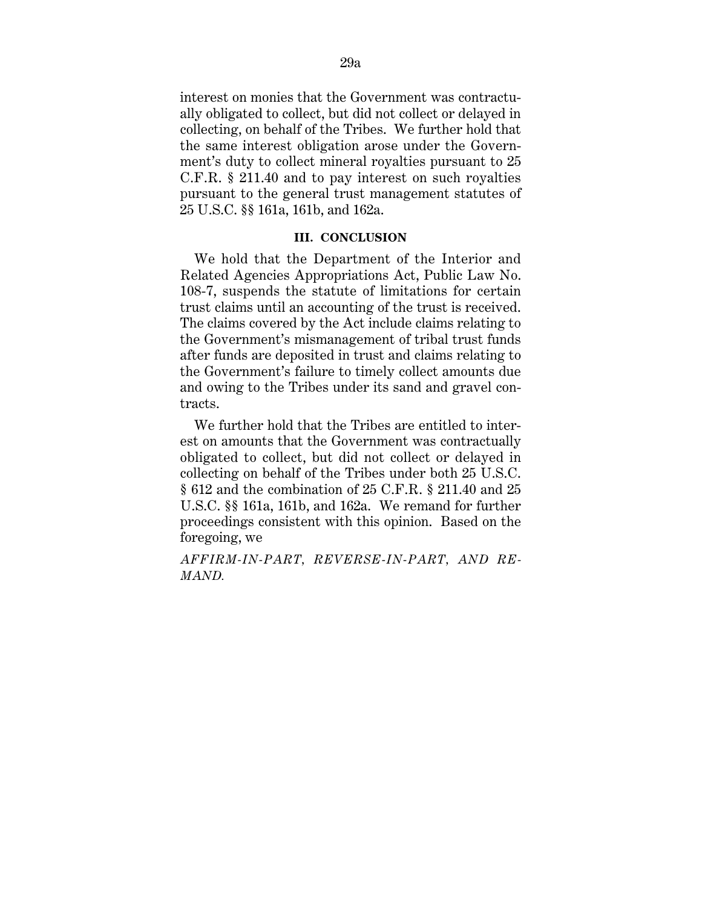interest on monies that the Government was contractually obligated to collect, but did not collect or delayed in collecting, on behalf of the Tribes. We further hold that the same interest obligation arose under the Government's duty to collect mineral royalties pursuant to 25 C.F.R. § 211.40 and to pay interest on such royalties pursuant to the general trust management statutes of 25 U.S.C. §§ 161a, 161b, and 162a.

### III. CONCLUSION

We hold that the Department of the Interior and Related Agencies Appropriations Act, Public Law No. 108-7, suspends the statute of limitations for certain trust claims until an accounting of the trust is received. The claims covered by the Act include claims relating to the Government's mismanagement of tribal trust funds after funds are deposited in trust and claims relating to the Government's failure to timely collect amounts due and owing to the Tribes under its sand and gravel contracts.

We further hold that the Tribes are entitled to interest on amounts that the Government was contractually obligated to collect, but did not collect or delayed in collecting on behalf of the Tribes under both 25 U.S.C. § 612 and the combination of 25 C.F.R. § 211.40 and 25 U.S.C. §§ 161a, 161b, and 162a. We remand for further proceedings consistent with this opinion. Based on the foregoing, we

*AFFIRM-IN-PART, REVERSE-IN-PART, AND REMAND.*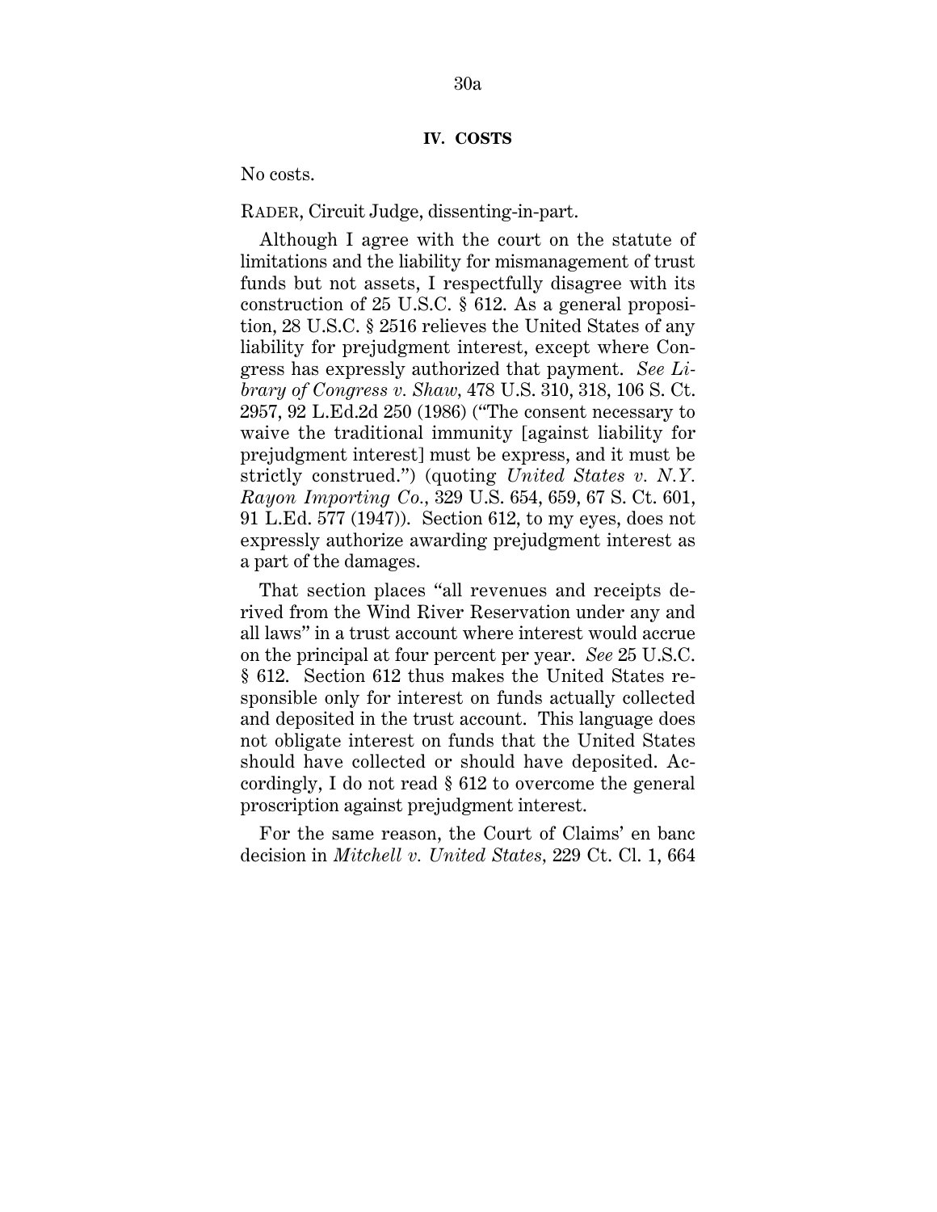## IV. COSTS

No costs.

RADER, Circuit Judge, dissenting-in-part.

Although I agree with the court on the statute of limitations and the liability for mismanagement of trust funds but not assets, I respectfully disagree with its construction of 25 U.S.C. § 612. As a general proposition, 28 U.S.C. § 2516 relieves the United States of any liability for prejudgment interest, except where Congress has expressly authorized that payment. *See Library of Congress v. Shaw*, 478 U.S. 310, 318, 106 S. Ct. 2957, 92 L.Ed.2d 250 (1986) ("The consent necessary to waive the traditional immunity [against liability for prejudgment interest] must be express, and it must be strictly construed.") (quoting *United States v. N.Y. Rayon Importing Co.,* 329 U.S. 654, 659, 67 S. Ct. 601, 91 L.Ed. 577 (1947)). Section 612, to my eyes, does not expressly authorize awarding prejudgment interest as a part of the damages.

That section places "all revenues and receipts derived from the Wind River Reservation under any and all laws" in a trust account where interest would accrue on the principal at four percent per year. *See* 25 U.S.C. § 612. Section 612 thus makes the United States responsible only for interest on funds actually collected and deposited in the trust account. This language does not obligate interest on funds that the United States should have collected or should have deposited. Accordingly, I do not read § 612 to overcome the general proscription against prejudgment interest.

For the same reason, the Court of Claims' en banc decision in *Mitchell v. United States*, 229 Ct. Cl. 1, 664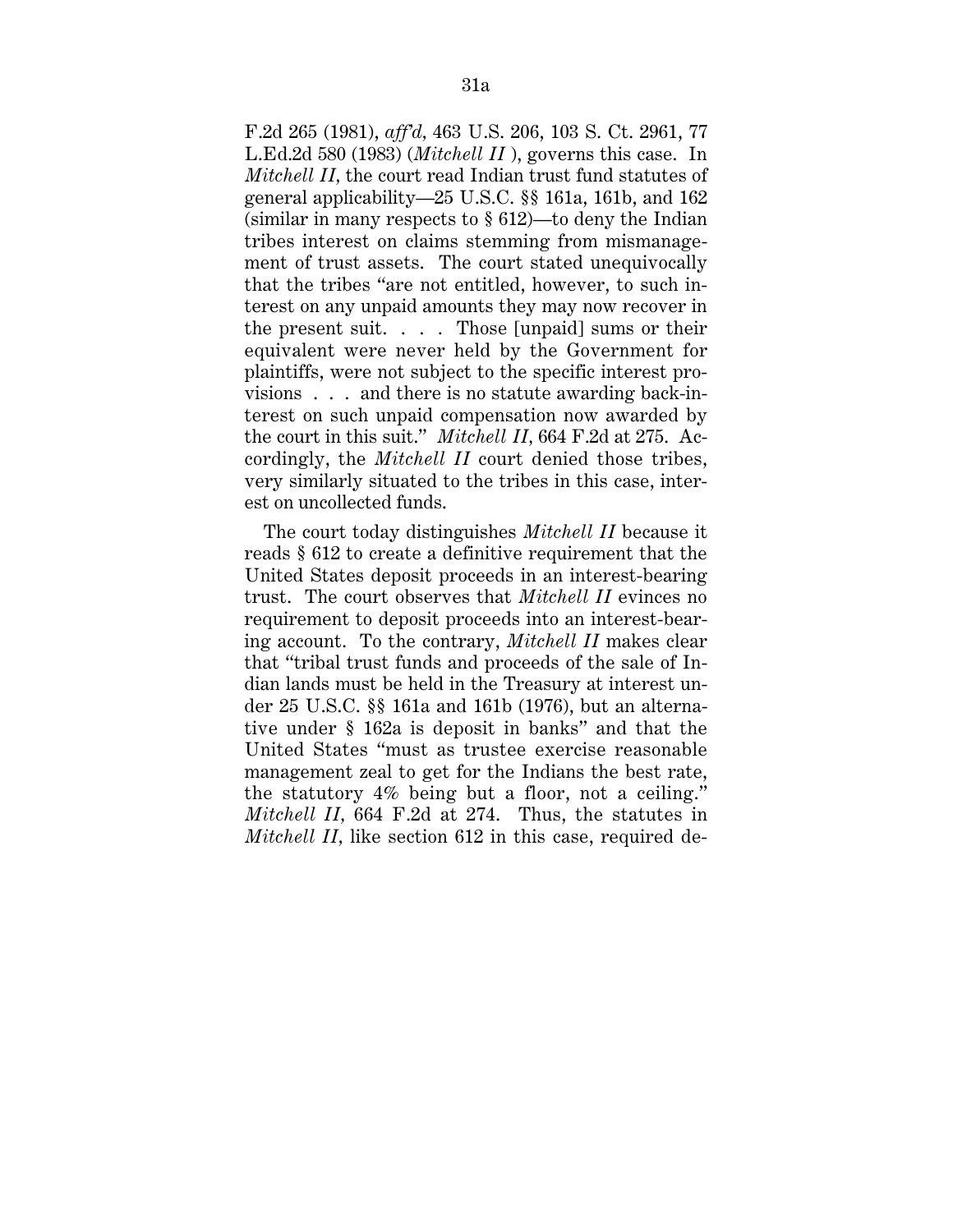F.2d 265 (1981), *aff'd*, 463 U.S. 206, 103 S. Ct. 2961, 77 L.Ed.2d 580 (1983) (*Mitchell II* ), governs this case. In *Mitchell II*, the court read Indian trust fund statutes of general applicability—25 U.S.C. §§ 161a, 161b, and 162 (similar in many respects to § 612)—to deny the Indian tribes interest on claims stemming from mismanagement of trust assets. The court stated unequivocally that the tribes "are not entitled, however, to such interest on any unpaid amounts they may now recover in the present suit. . . . Those [unpaid] sums or their equivalent were never held by the Government for plaintiffs, were not subject to the specific interest provisions . . . and there is no statute awarding back-interest on such unpaid compensation now awarded by the court in this suit." *Mitchell II*, 664 F.2d at 275. Accordingly, the *Mitchell II* court denied those tribes, very similarly situated to the tribes in this case, interest on uncollected funds.

The court today distinguishes *Mitchell II* because it reads § 612 to create a definitive requirement that the United States deposit proceeds in an interest-bearing trust. The court observes that *Mitchell II* evinces no requirement to deposit proceeds into an interest-bearing account. To the contrary, *Mitchell II* makes clear that "tribal trust funds and proceeds of the sale of Indian lands must be held in the Treasury at interest under 25 U.S.C. §§ 161a and 161b (1976), but an alternative under § 162a is deposit in banks" and that the United States "must as trustee exercise reasonable management zeal to get for the Indians the best rate, the statutory 4% being but a floor, not a ceiling." *Mitchell II*, 664 F.2d at 274. Thus, the statutes in *Mitchell II*, like section 612 in this case, required de-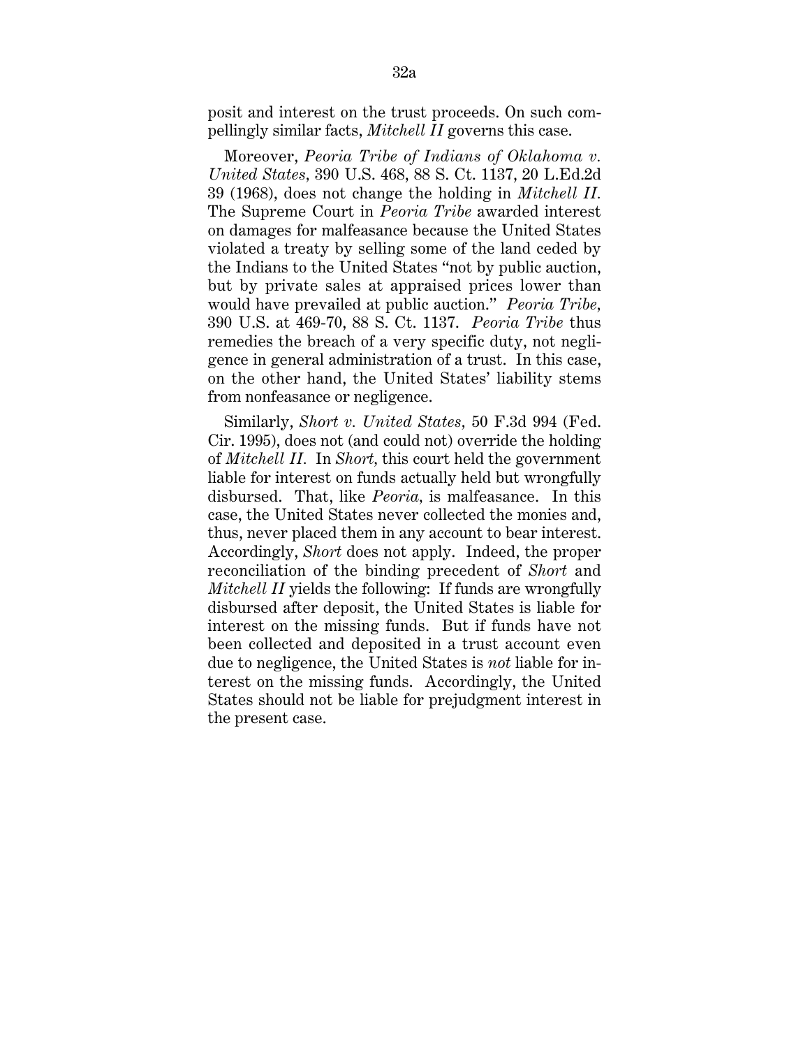posit and interest on the trust proceeds. On such compellingly similar facts, *Mitchell II* governs this case.

Moreover, *Peoria Tribe of Indians of Oklahoma v. United States*, 390 U.S. 468, 88 S. Ct. 1137, 20 L.Ed.2d 39 (1968), does not change the holding in *Mitchell II*. The Supreme Court in *Peoria Tribe* awarded interest on damages for malfeasance because the United States violated a treaty by selling some of the land ceded by the Indians to the United States "not by public auction, but by private sales at appraised prices lower than would have prevailed at public auction." *Peoria Tribe*, 390 U.S. at 469-70, 88 S. Ct. 1137. *Peoria Tribe* thus remedies the breach of a very specific duty, not negligence in general administration of a trust. In this case, on the other hand, the United States' liability stems from nonfeasance or negligence.

Similarly, *Short v. United States*, 50 F.3d 994 (Fed. Cir. 1995), does not (and could not) override the holding of *Mitchell II*. In *Short*, this court held the government liable for interest on funds actually held but wrongfully disbursed. That, like *Peoria*, is malfeasance. In this case, the United States never collected the monies and, thus, never placed them in any account to bear interest. Accordingly, *Short* does not apply. Indeed, the proper reconciliation of the binding precedent of *Short* and *Mitchell II* yields the following: If funds are wrongfully disbursed after deposit, the United States is liable for interest on the missing funds. But if funds have not been collected and deposited in a trust account even due to negligence, the United States is *not* liable for interest on the missing funds. Accordingly, the United States should not be liable for prejudgment interest in the present case.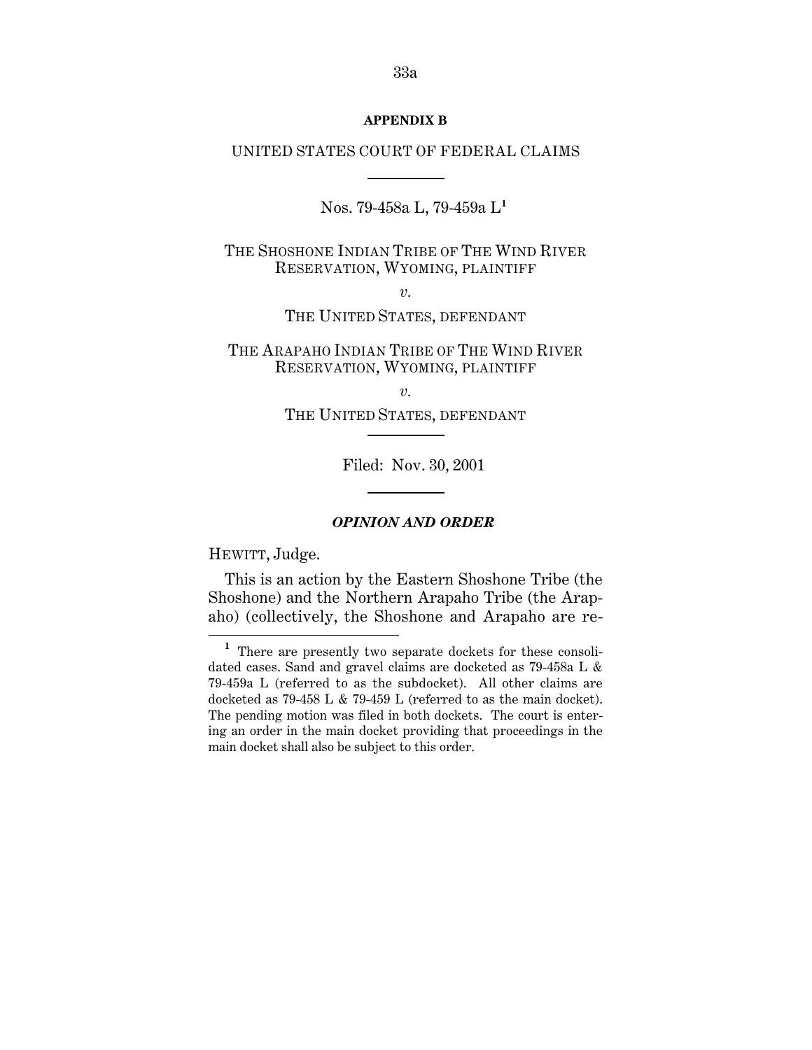**APPENDIX B**

UNITED STATES COURT OF FEDERAL CLAIMS

---

Nos. 79-458a L, 79-459a L[1]

THE SHOSHONE INDIAN TRIBE OF THE WIND RIVER RESERVATION, WYOMING, PLAINTIFF

*v.*

THE UNITED STATES, DEFENDANT

THE ARAPAHO INDIAN TRIBE OF THE WIND RIVER RESERVATION, WYOMING, PLAINTIFF

*v.*

THE UNITED STATES, DEFENDANT

---

Filed: Nov. 30, 2001

---

***OPINION AND ORDER***

HEWITT, Judge.

This is an action by the Eastern Shoshone Tribe (the Shoshone) and the Northern Arapaho Tribe (the Arapaho) (collectively, the Shoshone and Arapaho are re-

---

[1] There are presently two separate dockets for these consolidated cases. Sand and gravel claims are docketed as 79-458a L & 79-459a L (referred to as the subdocket). All other claims are docketed as 79-458 L & 79-459 L (referred to as the main docket). The pending motion was filed in both dockets. The court is entering an order in the main docket providing that proceedings in the main docket shall also be subject to this order.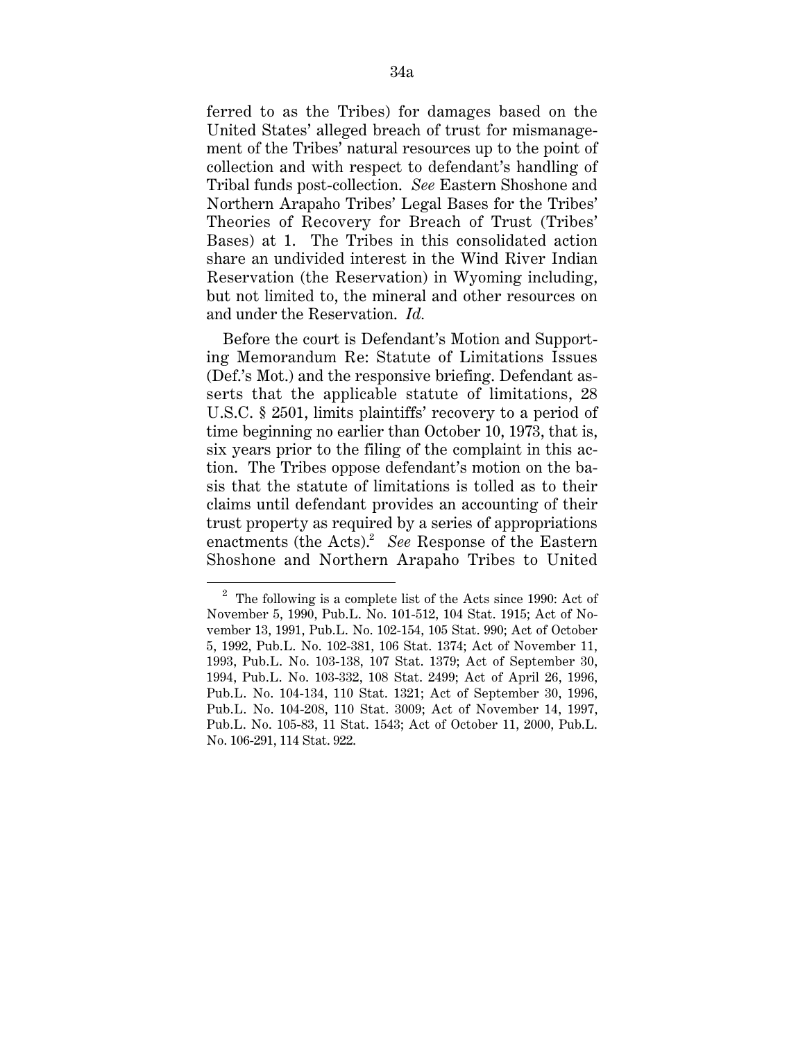ferred to as the Tribes) for damages based on the United States' alleged breach of trust for mismanagement of the Tribes' natural resources up to the point of collection and with respect to defendant's handling of Tribal funds post-collection. *See* Eastern Shoshone and Northern Arapaho Tribes' Legal Bases for the Tribes' Theories of Recovery for Breach of Trust (Tribes' Bases) at 1. The Tribes in this consolidated action share an undivided interest in the Wind River Indian Reservation (the Reservation) in Wyoming including, but not limited to, the mineral and other resources on and under the Reservation. *Id.*

Before the court is Defendant's Motion and Supporting Memorandum Re: Statute of Limitations Issues (Def.'s Mot.) and the responsive briefing. Defendant asserts that the applicable statute of limitations, 28 U.S.C. § 2501, limits plaintiffs' recovery to a period of time beginning no earlier than October 10, 1973, that is, six years prior to the filing of the complaint in this action. The Tribes oppose defendant's motion on the basis that the statute of limitations is tolled as to their claims until defendant provides an accounting of their trust property as required by a series of appropriations enactments (the Acts).[2] *See* Response of the Eastern Shoshone and Northern Arapaho Tribes to United

[2] The following is a complete list of the Acts since 1990: Act of November 5, 1990, Pub.L. No. 101-512, 104 Stat. 1915; Act of November 13, 1991, Pub.L. No. 102-154, 105 Stat. 990; Act of October 5, 1992, Pub.L. No. 102-381, 106 Stat. 1374; Act of November 11, 1993, Pub.L. No. 103-138, 107 Stat. 1379; Act of September 30, 1994, Pub.L. No. 103-332, 108 Stat. 2499; Act of April 26, 1996, Pub.L. No. 104-134, 110 Stat. 1321; Act of September 30, 1996, Pub.L. No. 104-208, 110 Stat. 3009; Act of November 14, 1997, Pub.L. No. 105-83, 11 Stat. 1543; Act of October 11, 2000, Pub.L. No. 106-291, 114 Stat. 922.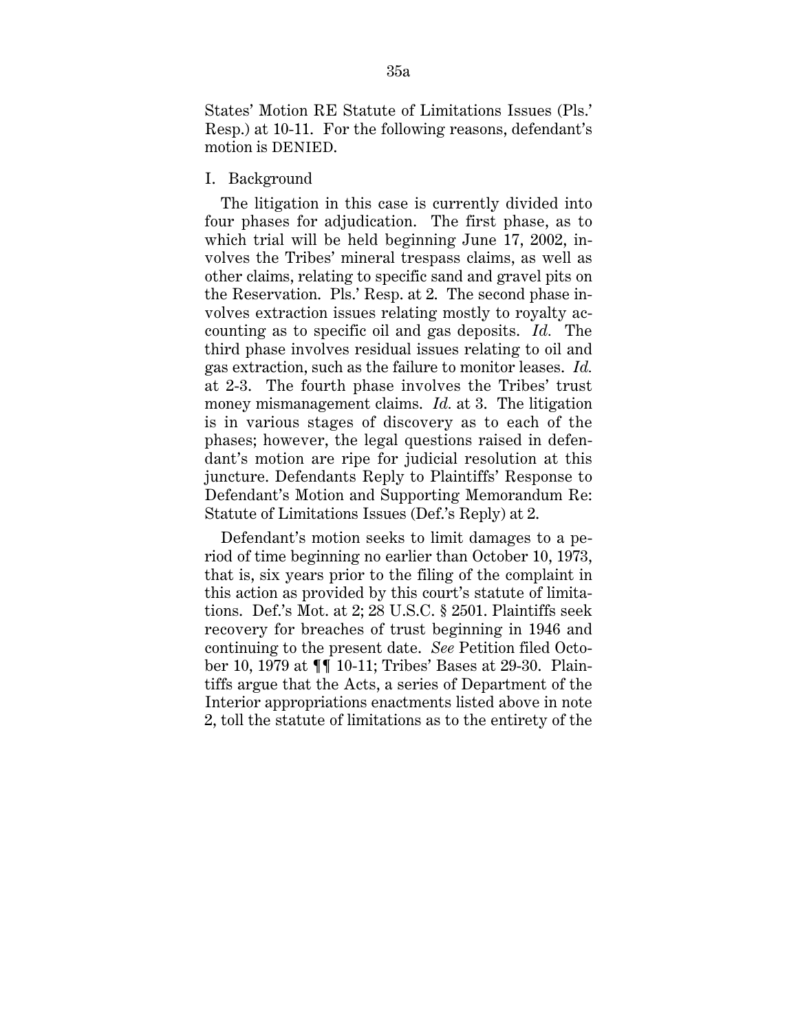States' Motion RE Statute of Limitations Issues (Pls.' Resp.) at 10-11. For the following reasons, defendant's motion is DENIED.

I. Background

The litigation in this case is currently divided into four phases for adjudication. The first phase, as to which trial will be held beginning June 17, 2002, involves the Tribes' mineral trespass claims, as well as other claims, relating to specific sand and gravel pits on the Reservation. Pls.' Resp. at 2. The second phase involves extraction issues relating mostly to royalty accounting as to specific oil and gas deposits. *Id.* The third phase involves residual issues relating to oil and gas extraction, such as the failure to monitor leases. *Id.* at 2-3. The fourth phase involves the Tribes' trust money mismanagement claims. *Id.* at 3. The litigation is in various stages of discovery as to each of the phases; however, the legal questions raised in defendant's motion are ripe for judicial resolution at this juncture. Defendants Reply to Plaintiffs' Response to Defendant's Motion and Supporting Memorandum Re: Statute of Limitations Issues (Def.'s Reply) at 2.

Defendant's motion seeks to limit damages to a period of time beginning no earlier than October 10, 1973, that is, six years prior to the filing of the complaint in this action as provided by this court's statute of limitations. Def.'s Mot. at 2; 28 U.S.C. § 2501. Plaintiffs seek recovery for breaches of trust beginning in 1946 and continuing to the present date. *See* Petition filed October 10, 1979 at ¶¶ 10-11; Tribes' Bases at 29-30. Plaintiffs argue that the Acts, a series of Department of the Interior appropriations enactments listed above in note 2, toll the statute of limitations as to the entirety of the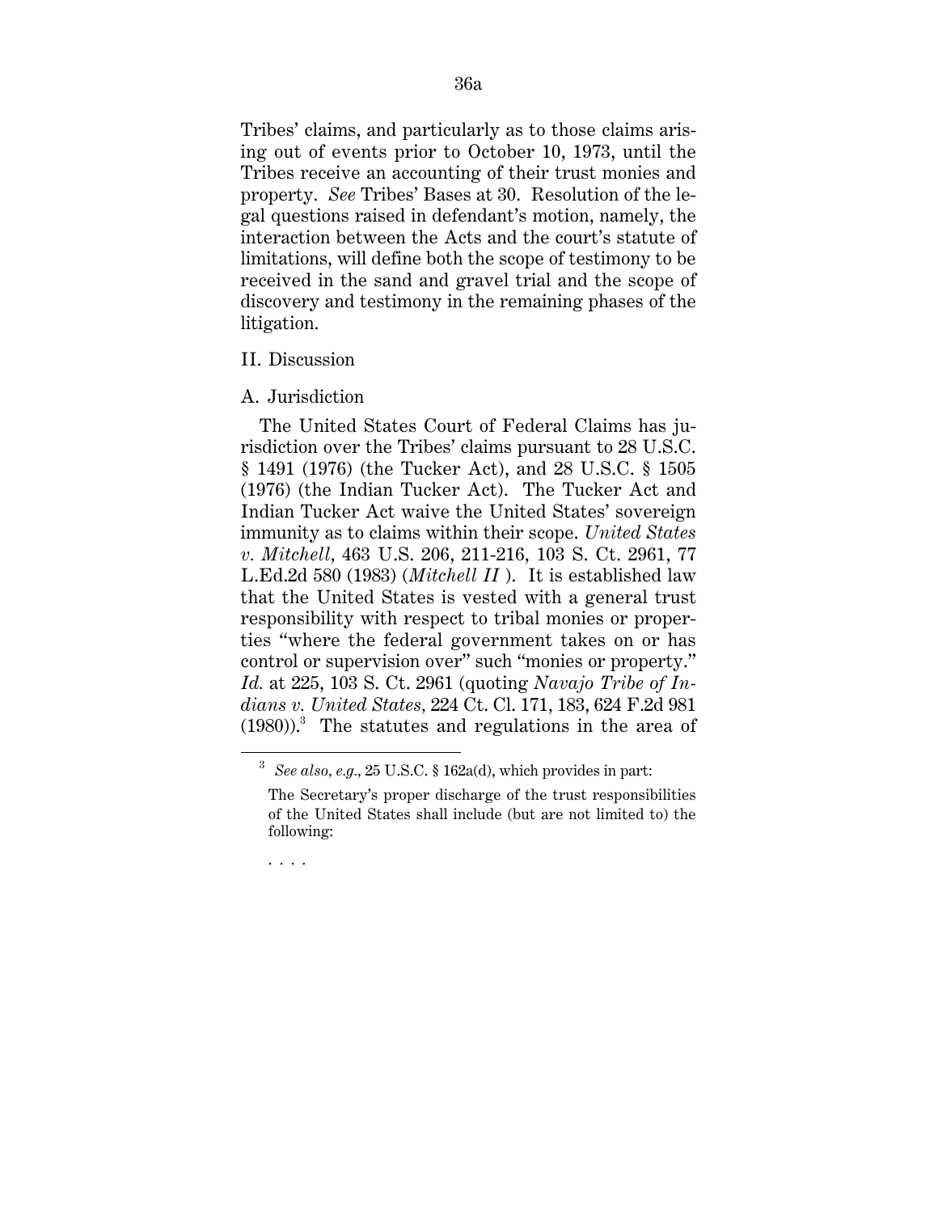Tribes' claims, and particularly as to those claims arising out of events prior to October 10, 1973, until the Tribes receive an accounting of their trust monies and property. *See* Tribes' Bases at 30. Resolution of the legal questions raised in defendant's motion, namely, the interaction between the Acts and the court's statute of limitations, will define both the scope of testimony to be received in the sand and gravel trial and the scope of discovery and testimony in the remaining phases of the litigation.

II. Discussion

A. Jurisdiction

The United States Court of Federal Claims has jurisdiction over the Tribes' claims pursuant to 28 U.S.C. § 1491 (1976) (the Tucker Act), and 28 U.S.C. § 1505 (1976) (the Indian Tucker Act). The Tucker Act and Indian Tucker Act waive the United States' sovereign immunity as to claims within their scope. *United States v. Mitchell*, 463 U.S. 206, 211-216, 103 S. Ct. 2961, 77 L.Ed.2d 580 (1983) (*Mitchell II* ). It is established law that the United States is vested with a general trust responsibility with respect to tribal monies or properties "where the federal government takes on or has control or supervision over" such "monies or property." *Id.* at 225, 103 S. Ct. 2961 (quoting *Navajo Tribe of Indians v. United States*, 224 Ct. Cl. 171, 183, 624 F.2d 981 (1980)).[3] The statutes and regulations in the area of

[3] *See also, e.g.*, 25 U.S.C. § 162a(d), which provides in part:

The Secretary's proper discharge of the trust responsibilities of the United States shall include (but are not limited to) the following:

. . . .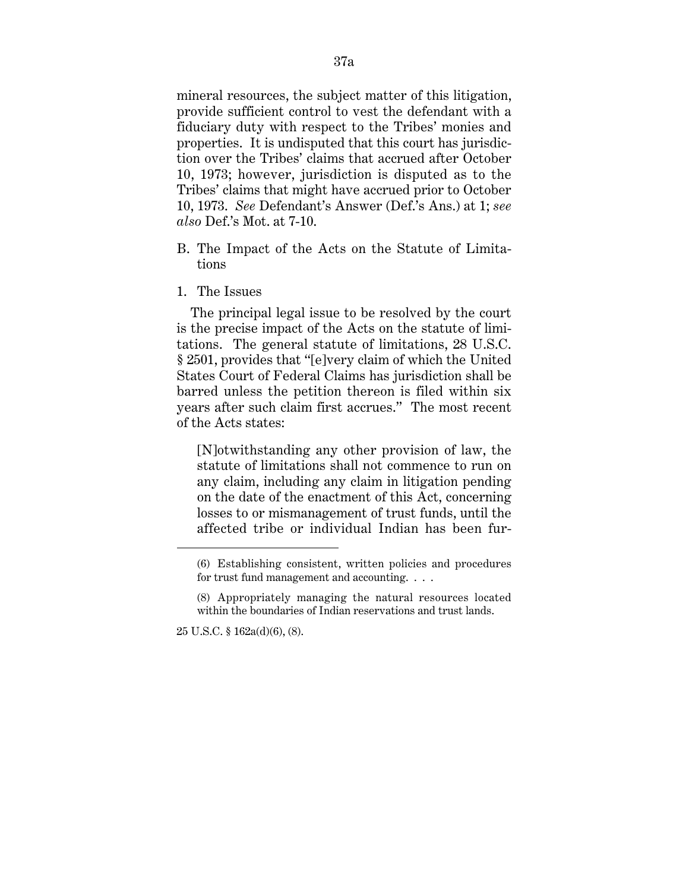mineral resources, the subject matter of this litigation, provide sufficient control to vest the defendant with a fiduciary duty with respect to the Tribes' monies and properties. It is undisputed that this court has jurisdiction over the Tribes' claims that accrued after October 10, 1973; however, jurisdiction is disputed as to the Tribes' claims that might have accrued prior to October 10, 1973. *See* Defendant's Answer (Def.'s Ans.) at 1; *see also* Def.'s Mot. at 7-10.

B. The Impact of the Acts on the Statute of Limitations

1. The Issues

The principal legal issue to be resolved by the court is the precise impact of the Acts on the statute of limitations. The general statute of limitations, 28 U.S.C. § 2501, provides that "[e]very claim of which the United States Court of Federal Claims has jurisdiction shall be barred unless the petition thereon is filed within six years after such claim first accrues." The most recent of the Acts states:

> [N]otwithstanding any other provision of law, the statute of limitations shall not commence to run on any claim, including any claim in litigation pending on the date of the enactment of this Act, concerning losses to or mismanagement of trust funds, until the affected tribe or individual Indian has been fur-

---

(6) Establishing consistent, written policies and procedures for trust fund management and accounting. . . .

(8) Appropriately managing the natural resources located within the boundaries of Indian reservations and trust lands.

25 U.S.C. § 162a(d)(6), (8).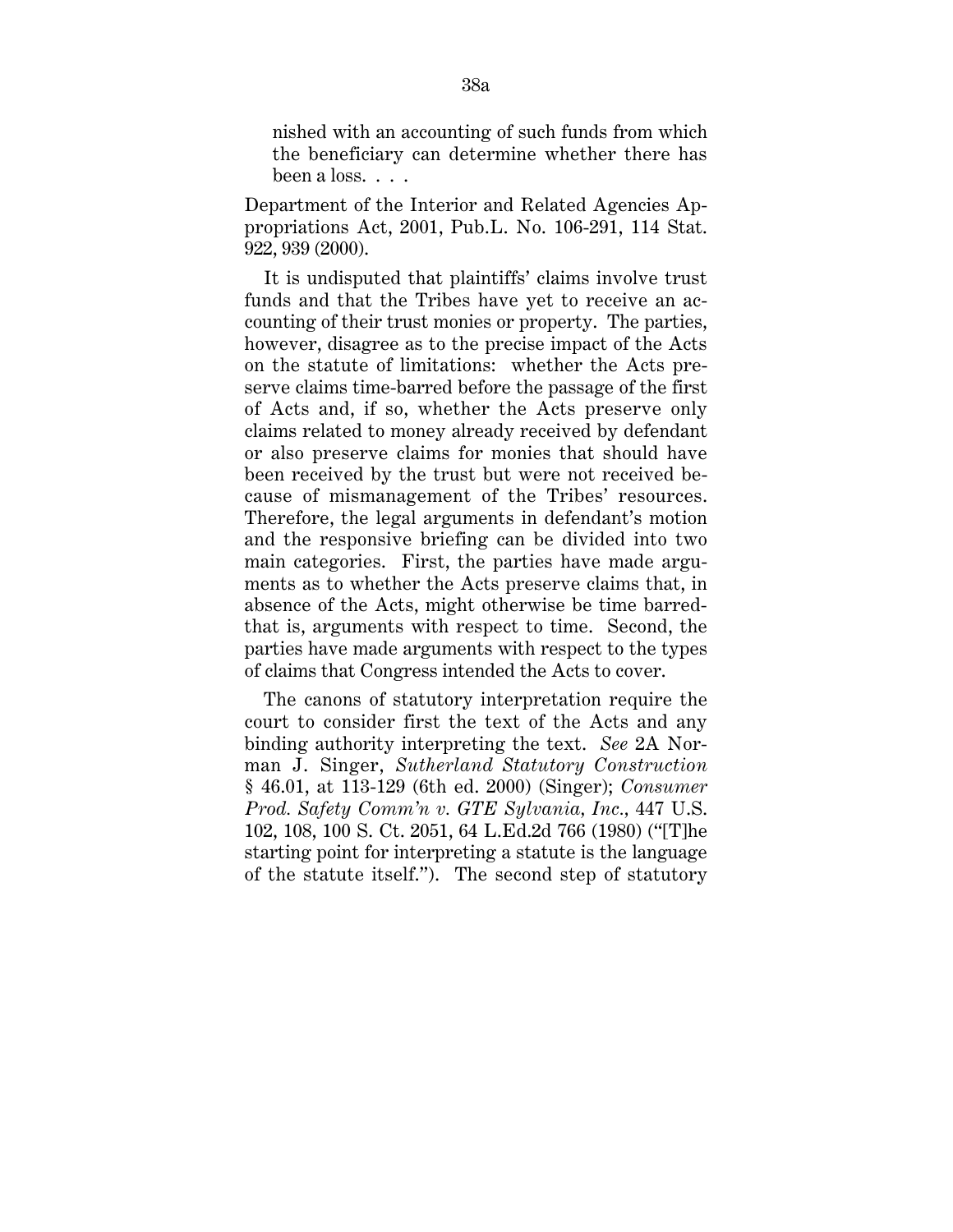> nished with an accounting of such funds from which the beneficiary can determine whether there has been a loss. . . .

Department of the Interior and Related Agencies Appropriations Act, 2001, Pub.L. No. 106-291, 114 Stat. 922, 939 (2000).

It is undisputed that plaintiffs' claims involve trust funds and that the Tribes have yet to receive an accounting of their trust monies or property. The parties, however, disagree as to the precise impact of the Acts on the statute of limitations: whether the Acts preserve claims time-barred before the passage of the first of Acts and, if so, whether the Acts preserve only claims related to money already received by defendant or also preserve claims for monies that should have been received by the trust but were not received because of mismanagement of the Tribes' resources. Therefore, the legal arguments in defendant's motion and the responsive briefing can be divided into two main categories. First, the parties have made arguments as to whether the Acts preserve claims that, in absence of the Acts, might otherwise be time barred-that is, arguments with respect to time. Second, the parties have made arguments with respect to the types of claims that Congress intended the Acts to cover.

The canons of statutory interpretation require the court to consider first the text of the Acts and any binding authority interpreting the text. *See* 2A Norman J. Singer, *Sutherland Statutory Construction* § 46.01, at 113-129 (6th ed. 2000) (Singer); *Consumer Prod. Safety Comm'n v. GTE Sylvania, Inc.*, 447 U.S. 102, 108, 100 S. Ct. 2051, 64 L.Ed.2d 766 (1980) ("[T]he starting point for interpreting a statute is the language of the statute itself."). The second step of statutory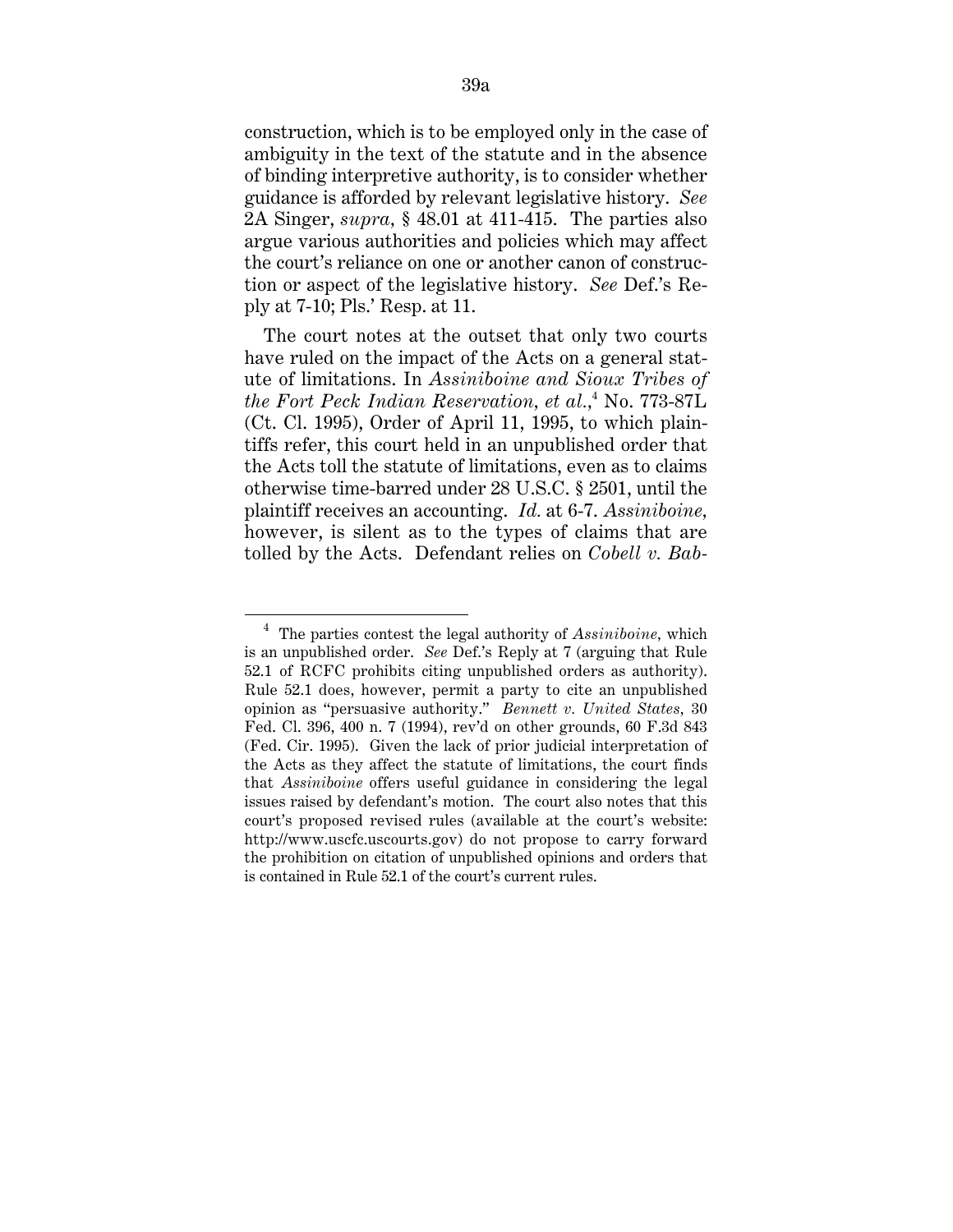construction, which is to be employed only in the case of ambiguity in the text of the statute and in the absence of binding interpretive authority, is to consider whether guidance is afforded by relevant legislative history. *See* 2A Singer, *supra*, § 48.01 at 411-415. The parties also argue various authorities and policies which may affect the court's reliance on one or another canon of construction or aspect of the legislative history. *See* Def.'s Reply at 7-10; Pls.' Resp. at 11.

The court notes at the outset that only two courts have ruled on the impact of the Acts on a general statute of limitations. In *Assiniboine and Sioux Tribes of the Fort Peck Indian Reservation, et al.*,[4] No. 773-87L (Ct. Cl. 1995), Order of April 11, 1995, to which plaintiffs refer, this court held in an unpublished order that the Acts toll the statute of limitations, even as to claims otherwise time-barred under 28 U.S.C. § 2501, until the plaintiff receives an accounting. *Id.* at 6-7. *Assiniboine*, however, is silent as to the types of claims that are tolled by the Acts. Defendant relies on *Cobell v. Bab-*

---

[4] The parties contest the legal authority of *Assiniboine*, which is an unpublished order. *See* Def.'s Reply at 7 (arguing that Rule 52.1 of RCFC prohibits citing unpublished orders as authority). Rule 52.1 does, however, permit a party to cite an unpublished opinion as "persuasive authority." *Bennett v. United States*, 30 Fed. Cl. 396, 400 n. 7 (1994), rev'd on other grounds, 60 F.3d 843 (Fed. Cir. 1995). Given the lack of prior judicial interpretation of the Acts as they affect the statute of limitations, the court finds that *Assiniboine* offers useful guidance in considering the legal issues raised by defendant's motion. The court also notes that this court's proposed revised rules (available at the court's website: http://www.uscfc.uscourts.gov) do not propose to carry forward the prohibition on citation of unpublished opinions and orders that is contained in Rule 52.1 of the court's current rules.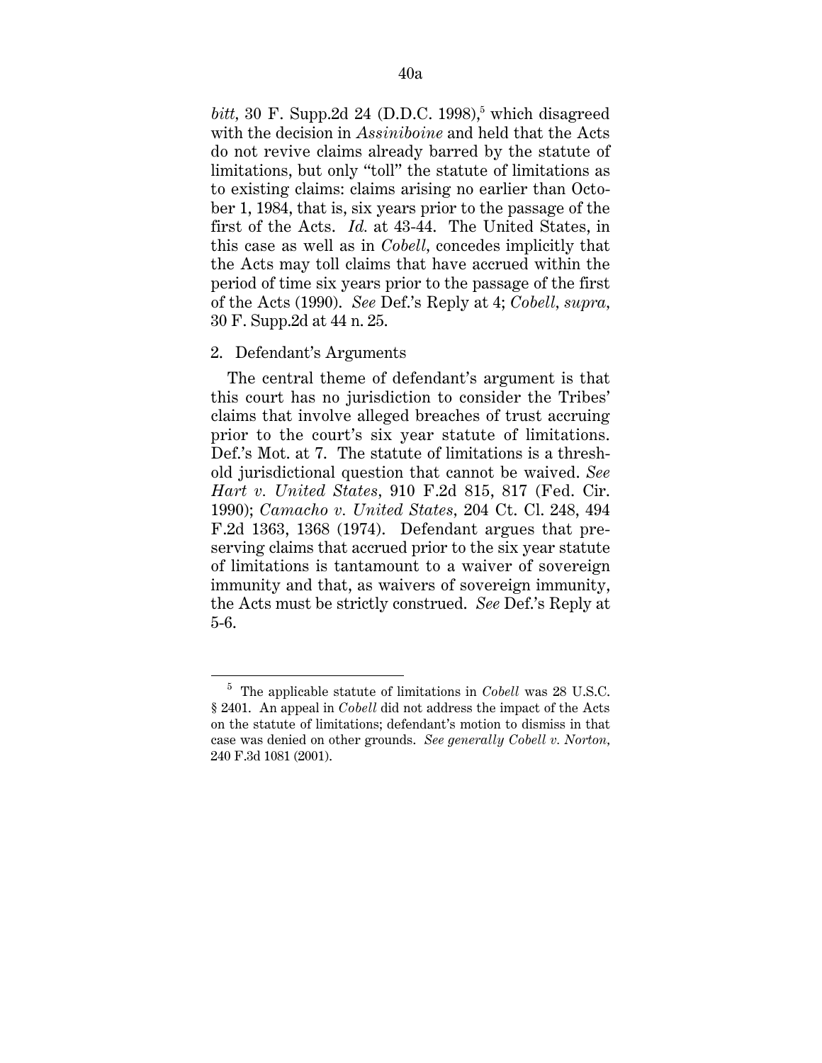*bitt*, 30 F. Supp.2d 24 (D.D.C. 1998),[5] which disagreed with the decision in *Assiniboine* and held that the Acts do not revive claims already barred by the statute of limitations, but only "toll" the statute of limitations as to existing claims: claims arising no earlier than October 1, 1984, that is, six years prior to the passage of the first of the Acts. *Id.* at 43-44. The United States, in this case as well as in *Cobell*, concedes implicitly that the Acts may toll claims that have accrued within the period of time six years prior to the passage of the first of the Acts (1990). *See* Def.'s Reply at 4; *Cobell*, *supra*, 30 F. Supp.2d at 44 n. 25.

2. Defendant's Arguments

The central theme of defendant's argument is that this court has no jurisdiction to consider the Tribes' claims that involve alleged breaches of trust accruing prior to the court's six year statute of limitations. Def.'s Mot. at 7. The statute of limitations is a threshold jurisdictional question that cannot be waived. *See Hart v. United States*, 910 F.2d 815, 817 (Fed. Cir. 1990); *Camacho v. United States*, 204 Ct. Cl. 248, 494 F.2d 1363, 1368 (1974). Defendant argues that preserving claims that accrued prior to the six year statute of limitations is tantamount to a waiver of sovereign immunity and that, as waivers of sovereign immunity, the Acts must be strictly construed. *See* Def.'s Reply at 5-6.

---

[5] The applicable statute of limitations in *Cobell* was 28 U.S.C. § 2401. An appeal in *Cobell* did not address the impact of the Acts on the statute of limitations; defendant's motion to dismiss in that case was denied on other grounds. *See generally Cobell v. Norton*, 240 F.3d 1081 (2001).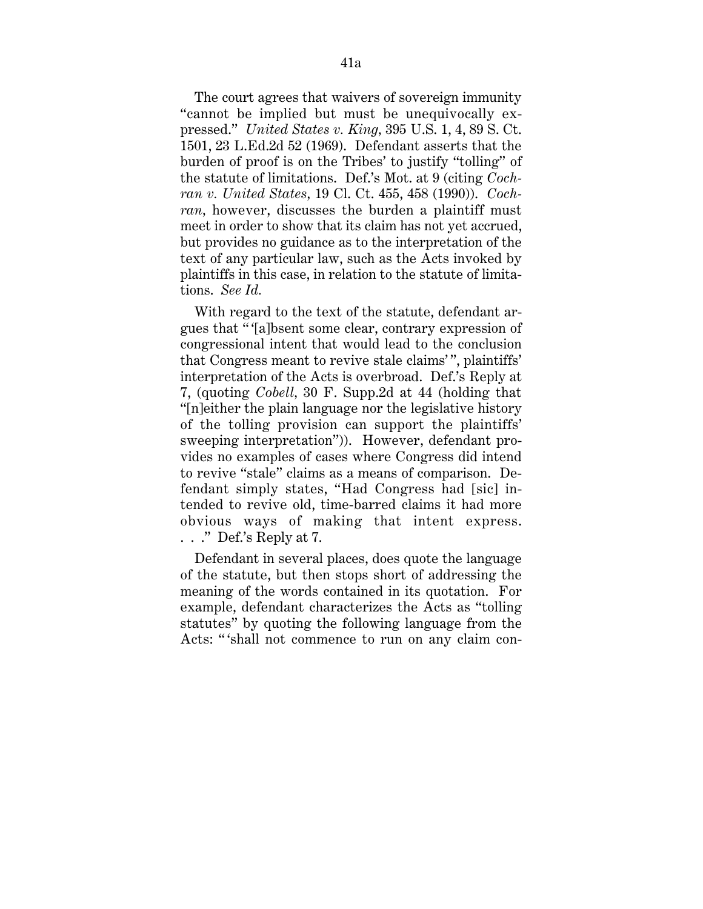The court agrees that waivers of sovereign immunity "cannot be implied but must be unequivocally expressed." *United States v. King*, 395 U.S. 1, 4, 89 S. Ct. 1501, 23 L.Ed.2d 52 (1969). Defendant asserts that the burden of proof is on the Tribes' to justify "tolling" of the statute of limitations. Def.'s Mot. at 9 (citing *Cochran v. United States*, 19 Cl. Ct. 455, 458 (1990)). *Cochran*, however, discusses the burden a plaintiff must meet in order to show that its claim has not yet accrued, but provides no guidance as to the interpretation of the text of any particular law, such as the Acts invoked by plaintiffs in this case, in relation to the statute of limitations. *See Id.*

With regard to the text of the statute, defendant argues that " '[a]bsent some clear, contrary expression of congressional intent that would lead to the conclusion that Congress meant to revive stale claims' ", plaintiffs' interpretation of the Acts is overbroad. Def.'s Reply at 7, (quoting *Cobell*, 30 F. Supp.2d at 44 (holding that "[n]either the plain language nor the legislative history of the tolling provision can support the plaintiffs' sweeping interpretation")). However, defendant provides no examples of cases where Congress did intend to revive "stale" claims as a means of comparison. Defendant simply states, "Had Congress had [sic] intended to revive old, time-barred claims it had more obvious ways of making that intent express. . . ." Def.'s Reply at 7.

Defendant in several places, does quote the language of the statute, but then stops short of addressing the meaning of the words contained in its quotation. For example, defendant characterizes the Acts as "tolling statutes" by quoting the following language from the Acts: " 'shall not commence to run on any claim con-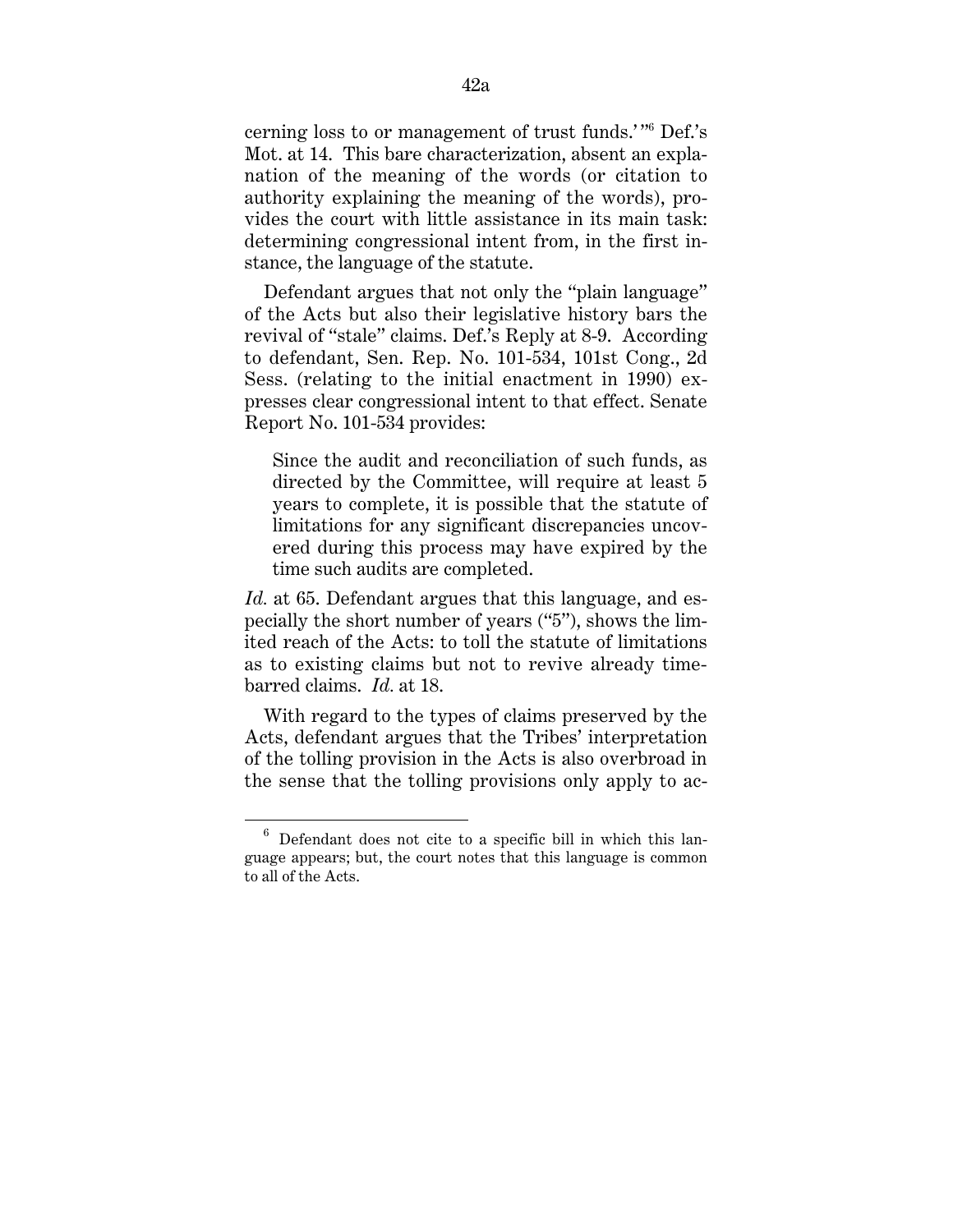cerning loss to or management of trust funds.' "[6] Def.'s Mot. at 14. This bare characterization, absent an explanation of the meaning of the words (or citation to authority explaining the meaning of the words), provides the court with little assistance in its main task: determining congressional intent from, in the first instance, the language of the statute.

Defendant argues that not only the "plain language" of the Acts but also their legislative history bars the revival of "stale" claims. Def.'s Reply at 8-9. According to defendant, Sen. Rep. No. 101-534, 101st Cong., 2d Sess. (relating to the initial enactment in 1990) expresses clear congressional intent to that effect. Senate Report No. 101-534 provides:

> Since the audit and reconciliation of such funds, as directed by the Committee, will require at least 5 years to complete, it is possible that the statute of limitations for any significant discrepancies uncovered during this process may have expired by the time such audits are completed.

*Id.* at 65. Defendant argues that this language, and especially the short number of years ("5"), shows the limited reach of the Acts: to toll the statute of limitations as to existing claims but not to revive already time-barred claims. *Id.* at 18.

With regard to the types of claims preserved by the Acts, defendant argues that the Tribes' interpretation of the tolling provision in the Acts is also overbroad in the sense that the tolling provisions only apply to ac-

---

[6] Defendant does not cite to a specific bill in which this language appears; but, the court notes that this language is common to all of the Acts.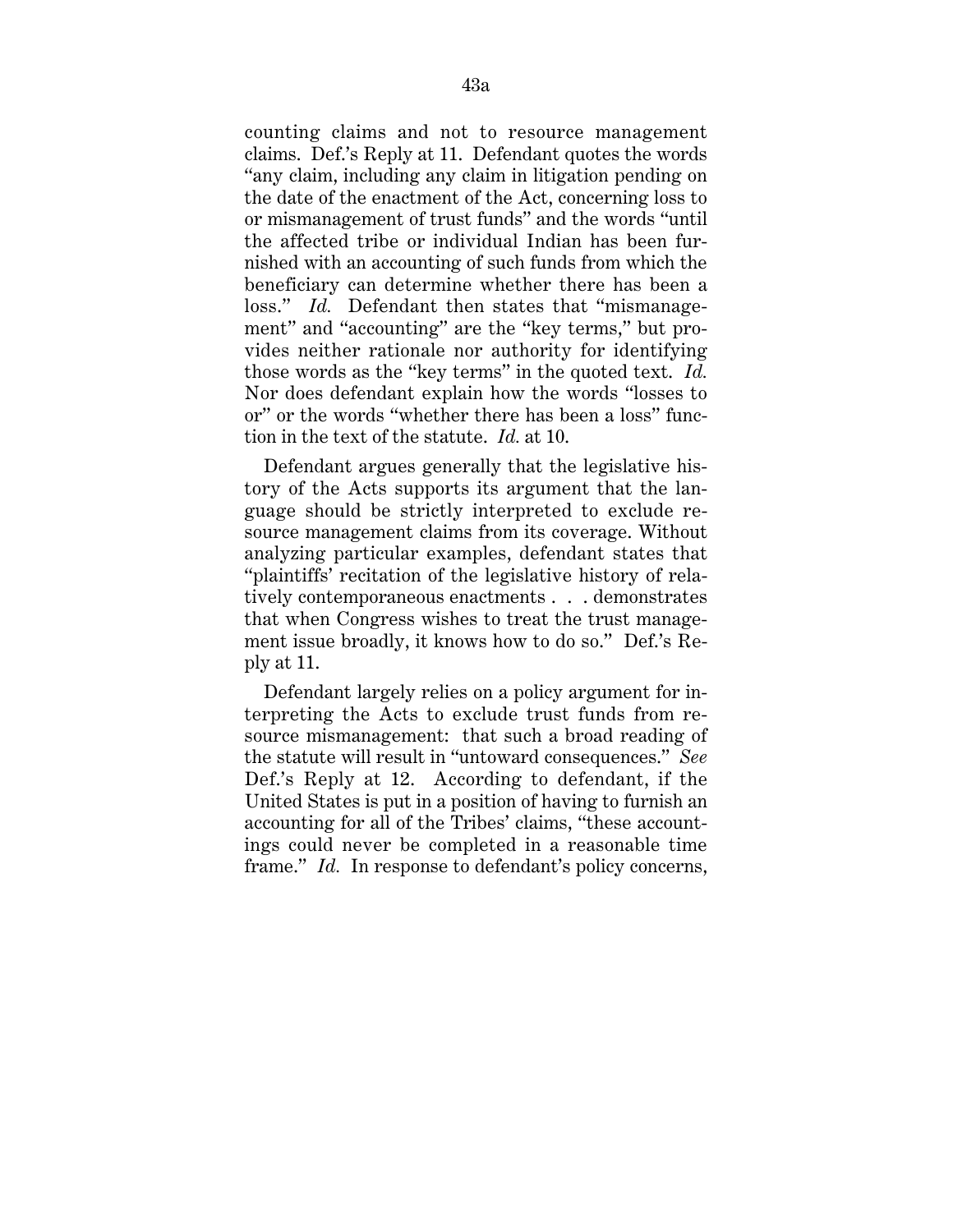counting claims and not to resource management claims. Def.'s Reply at 11. Defendant quotes the words "any claim, including any claim in litigation pending on the date of the enactment of the Act, concerning loss to or mismanagement of trust funds" and the words "until the affected tribe or individual Indian has been furnished with an accounting of such funds from which the beneficiary can determine whether there has been a loss." *Id.* Defendant then states that "mismanagement" and "accounting" are the "key terms," but provides neither rationale nor authority for identifying those words as the "key terms" in the quoted text. *Id.* Nor does defendant explain how the words "losses to or" or the words "whether there has been a loss" function in the text of the statute. *Id.* at 10.

Defendant argues generally that the legislative history of the Acts supports its argument that the language should be strictly interpreted to exclude resource management claims from its coverage. Without analyzing particular examples, defendant states that "plaintiffs' recitation of the legislative history of relatively contemporaneous enactments . . . demonstrates that when Congress wishes to treat the trust management issue broadly, it knows how to do so." Def.'s Reply at 11.

Defendant largely relies on a policy argument for interpreting the Acts to exclude trust funds from resource mismanagement: that such a broad reading of the statute will result in "untoward consequences." *See* Def.'s Reply at 12. According to defendant, if the United States is put in a position of having to furnish an accounting for all of the Tribes' claims, "these accountings could never be completed in a reasonable time frame." *Id.* In response to defendant's policy concerns,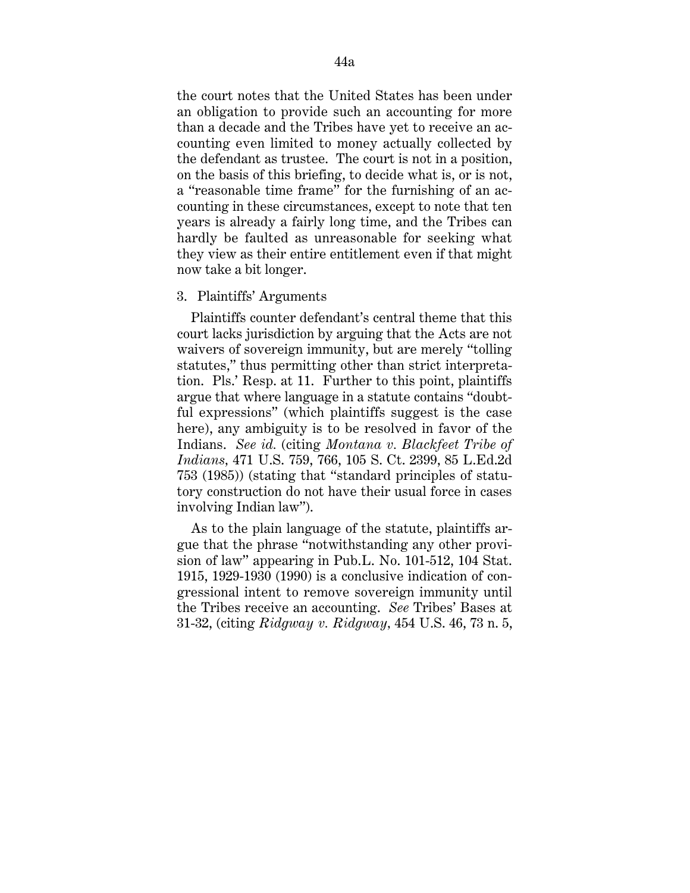the court notes that the United States has been under an obligation to provide such an accounting for more than a decade and the Tribes have yet to receive an accounting even limited to money actually collected by the defendant as trustee. The court is not in a position, on the basis of this briefing, to decide what is, or is not, a "reasonable time frame" for the furnishing of an accounting in these circumstances, except to note that ten years is already a fairly long time, and the Tribes can hardly be faulted as unreasonable for seeking what they view as their entire entitlement even if that might now take a bit longer.

3. Plaintiffs' Arguments

Plaintiffs counter defendant's central theme that this court lacks jurisdiction by arguing that the Acts are not waivers of sovereign immunity, but are merely "tolling statutes," thus permitting other than strict interpretation. Pls.' Resp. at 11. Further to this point, plaintiffs argue that where language in a statute contains "doubtful expressions" (which plaintiffs suggest is the case here), any ambiguity is to be resolved in favor of the Indians. *See id.* (citing *Montana v. Blackfeet Tribe of Indians*, 471 U.S. 759, 766, 105 S. Ct. 2399, 85 L.Ed.2d 753 (1985)) (stating that "standard principles of statutory construction do not have their usual force in cases involving Indian law").

As to the plain language of the statute, plaintiffs argue that the phrase "notwithstanding any other provision of law" appearing in Pub.L. No. 101-512, 104 Stat. 1915, 1929-1930 (1990) is a conclusive indication of congressional intent to remove sovereign immunity until the Tribes receive an accounting. *See* Tribes' Bases at 31-32, (citing *Ridgway v. Ridgway*, 454 U.S. 46, 73 n. 5,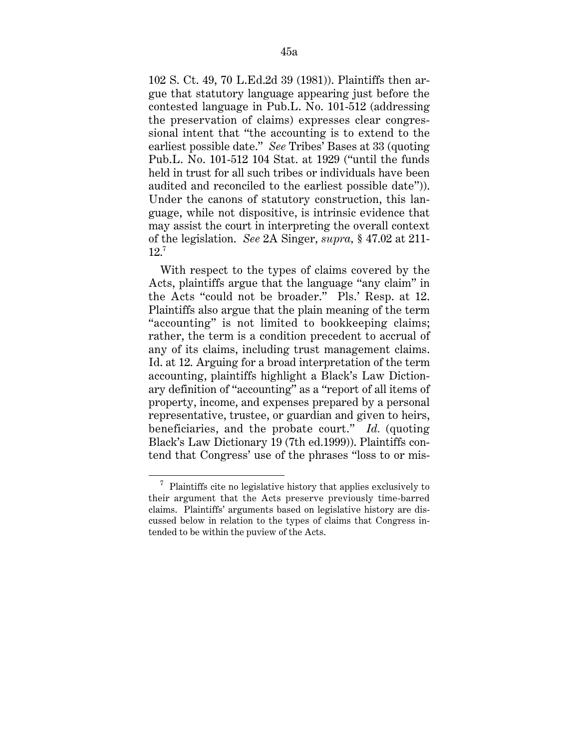102 S. Ct. 49, 70 L.Ed.2d 39 (1981)). Plaintiffs then argue that statutory language appearing just before the contested language in Pub.L. No. 101-512 (addressing the preservation of claims) expresses clear congressional intent that "the accounting is to extend to the earliest possible date." *See* Tribes' Bases at 33 (quoting Pub.L. No. 101-512 104 Stat. at 1929 ("until the funds held in trust for all such tribes or individuals have been audited and reconciled to the earliest possible date")). Under the canons of statutory construction, this language, while not dispositive, is intrinsic evidence that may assist the court in interpreting the overall context of the legislation. *See* 2A Singer, *supra,* § 47.02 at 211-12.[7]

With respect to the types of claims covered by the Acts, plaintiffs argue that the language "any claim" in the Acts "could not be broader." Pls.' Resp. at 12. Plaintiffs also argue that the plain meaning of the term "accounting" is not limited to bookkeeping claims; rather, the term is a condition precedent to accrual of any of its claims, including trust management claims. Id. at 12. Arguing for a broad interpretation of the term accounting, plaintiffs highlight a Black's Law Dictionary definition of "accounting" as a "report of all items of property, income, and expenses prepared by a personal representative, trustee, or guardian and given to heirs, beneficiaries, and the probate court." *Id.* (quoting Black's Law Dictionary 19 (7th ed.1999)). Plaintiffs contend that Congress' use of the phrases "loss to or mis-

---

[7] Plaintiffs cite no legislative history that applies exclusively to their argument that the Acts preserve previously time-barred claims. Plaintiffs' arguments based on legislative history are discussed below in relation to the types of claims that Congress intended to be within the puview of the Acts.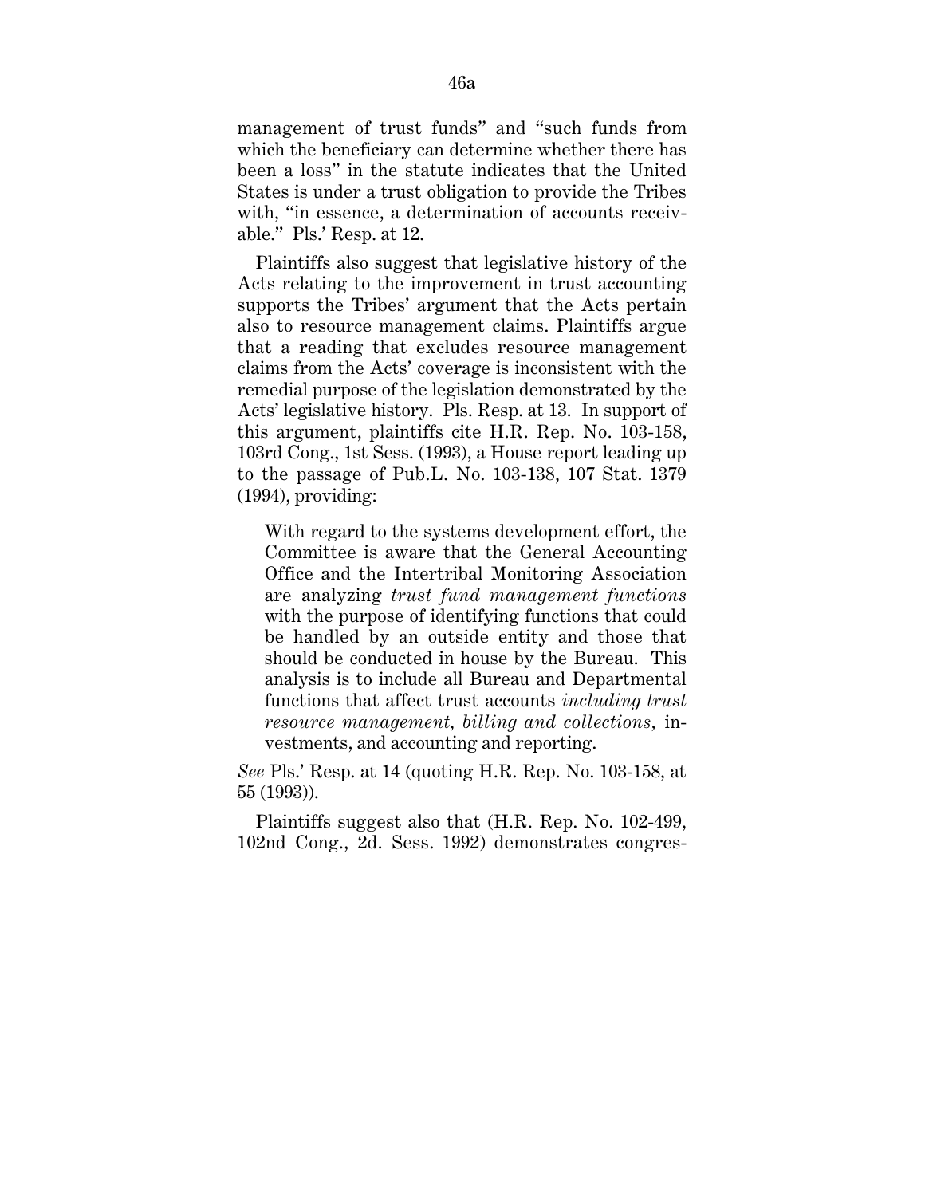management of trust funds" and "such funds from which the beneficiary can determine whether there has been a loss" in the statute indicates that the United States is under a trust obligation to provide the Tribes with, "in essence, a determination of accounts receivable." Pls.' Resp. at 12.

Plaintiffs also suggest that legislative history of the Acts relating to the improvement in trust accounting supports the Tribes' argument that the Acts pertain also to resource management claims. Plaintiffs argue that a reading that excludes resource management claims from the Acts' coverage is inconsistent with the remedial purpose of the legislation demonstrated by the Acts' legislative history. Pls. Resp. at 13. In support of this argument, plaintiffs cite H.R. Rep. No. 103-158, 103rd Cong., 1st Sess. (1993), a House report leading up to the passage of Pub.L. No. 103-138, 107 Stat. 1379 (1994), providing:

> With regard to the systems development effort, the Committee is aware that the General Accounting Office and the Intertribal Monitoring Association are analyzing *trust fund management functions* with the purpose of identifying functions that could be handled by an outside entity and those that should be conducted in house by the Bureau. This analysis is to include all Bureau and Departmental functions that affect trust accounts *including trust resource management, billing and collections*, investments, and accounting and reporting.

*See* Pls.' Resp. at 14 (quoting H.R. Rep. No. 103-158, at 55 (1993)).

Plaintiffs suggest also that (H.R. Rep. No. 102-499, 102nd Cong., 2d. Sess. 1992) demonstrates congres-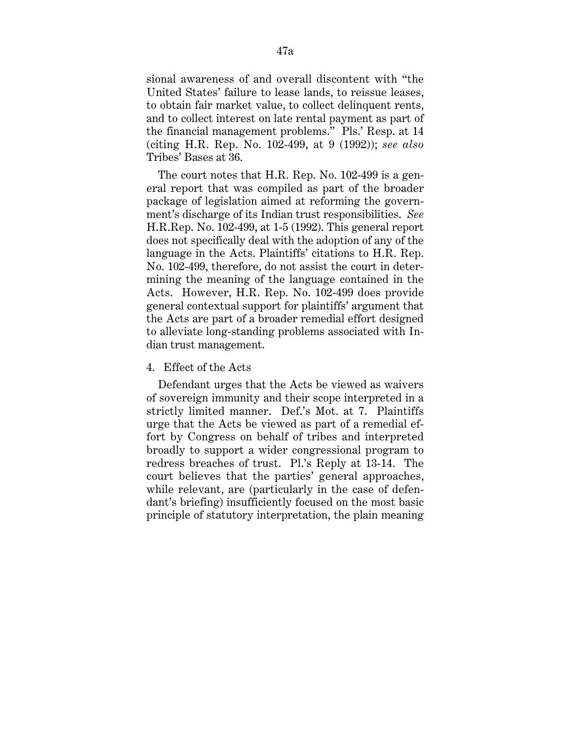sional awareness of and overall discontent with "the United States' failure to lease lands, to reissue leases, to obtain fair market value, to collect delinquent rents, and to collect interest on late rental payment as part of the financial management problems." Pls.' Resp. at 14 (citing H.R. Rep. No. 102-499, at 9 (1992)); *see also* Tribes' Bases at 36.

The court notes that H.R. Rep. No. 102-499 is a general report that was compiled as part of the broader package of legislation aimed at reforming the government's discharge of its Indian trust responsibilities. *See* H.R.Rep. No. 102-499, at 1-5 (1992). This general report does not specifically deal with the adoption of any of the language in the Acts. Plaintiffs' citations to H.R. Rep. No. 102-499, therefore, do not assist the court in determining the meaning of the language contained in the Acts. However, H.R. Rep. No. 102-499 does provide general contextual support for plaintiffs' argument that the Acts are part of a broader remedial effort designed to alleviate long-standing problems associated with Indian trust management.

4. Effect of the Acts

Defendant urges that the Acts be viewed as waivers of sovereign immunity and their scope interpreted in a strictly limited manner. Def.'s Mot. at 7. Plaintiffs urge that the Acts be viewed as part of a remedial effort by Congress on behalf of tribes and interpreted broadly to support a wider congressional program to redress breaches of trust. Pl.'s Reply at 13-14. The court believes that the parties' general approaches, while relevant, are (particularly in the case of defendant's briefing) insufficiently focused on the most basic principle of statutory interpretation, the plain meaning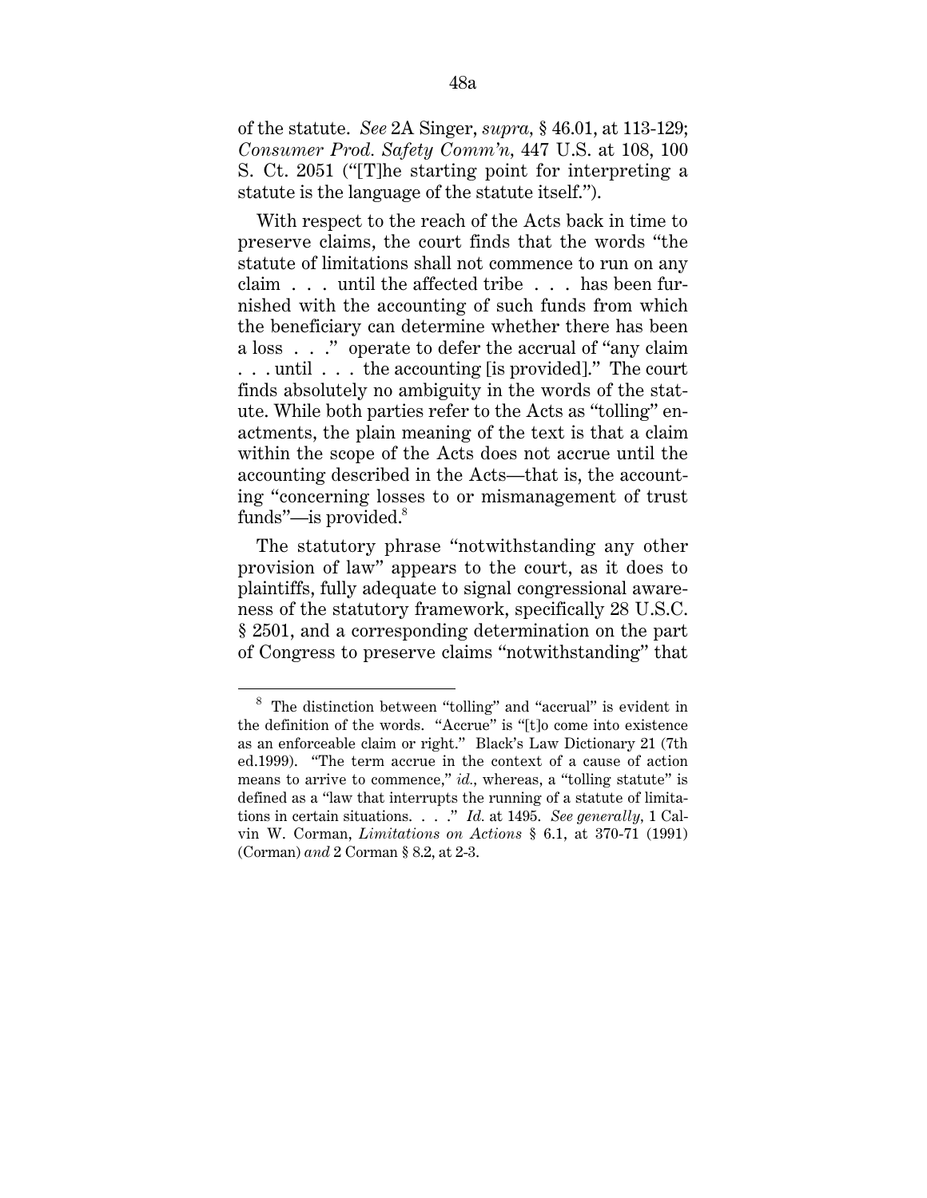of the statute. *See* 2A Singer, *supra*, § 46.01, at 113-129; *Consumer Prod. Safety Comm'n*, 447 U.S. at 108, 100 S. Ct. 2051 ("[T]he starting point for interpreting a statute is the language of the statute itself.").

With respect to the reach of the Acts back in time to preserve claims, the court finds that the words "the statute of limitations shall not commence to run on any claim . . . until the affected tribe . . . has been furnished with the accounting of such funds from which the beneficiary can determine whether there has been a loss . . ." operate to defer the accrual of "any claim . . . until . . . the accounting [is provided]." The court finds absolutely no ambiguity in the words of the statute. While both parties refer to the Acts as "tolling" enactments, the plain meaning of the text is that a claim within the scope of the Acts does not accrue until the accounting described in the Acts—that is, the accounting "concerning losses to or mismanagement of trust funds"—is provided.[8]

The statutory phrase "notwithstanding any other provision of law" appears to the court, as it does to plaintiffs, fully adequate to signal congressional awareness of the statutory framework, specifically 28 U.S.C. § 2501, and a corresponding determination on the part of Congress to preserve claims "notwithstanding" that

---

[8] The distinction between "tolling" and "accrual" is evident in the definition of the words. "Accrue" is "[t]o come into existence as an enforceable claim or right." Black's Law Dictionary 21 (7th ed.1999). "The term accrue in the context of a cause of action means to arrive to commence," *id.*, whereas, a "tolling statute" is defined as a "law that interrupts the running of a statute of limitations in certain situations. . . ." *Id.* at 1495. *See generally*, 1 Calvin W. Corman, *Limitations on Actions* § 6.1, at 370-71 (1991) (Corman) *and* 2 Corman § 8.2, at 2-3.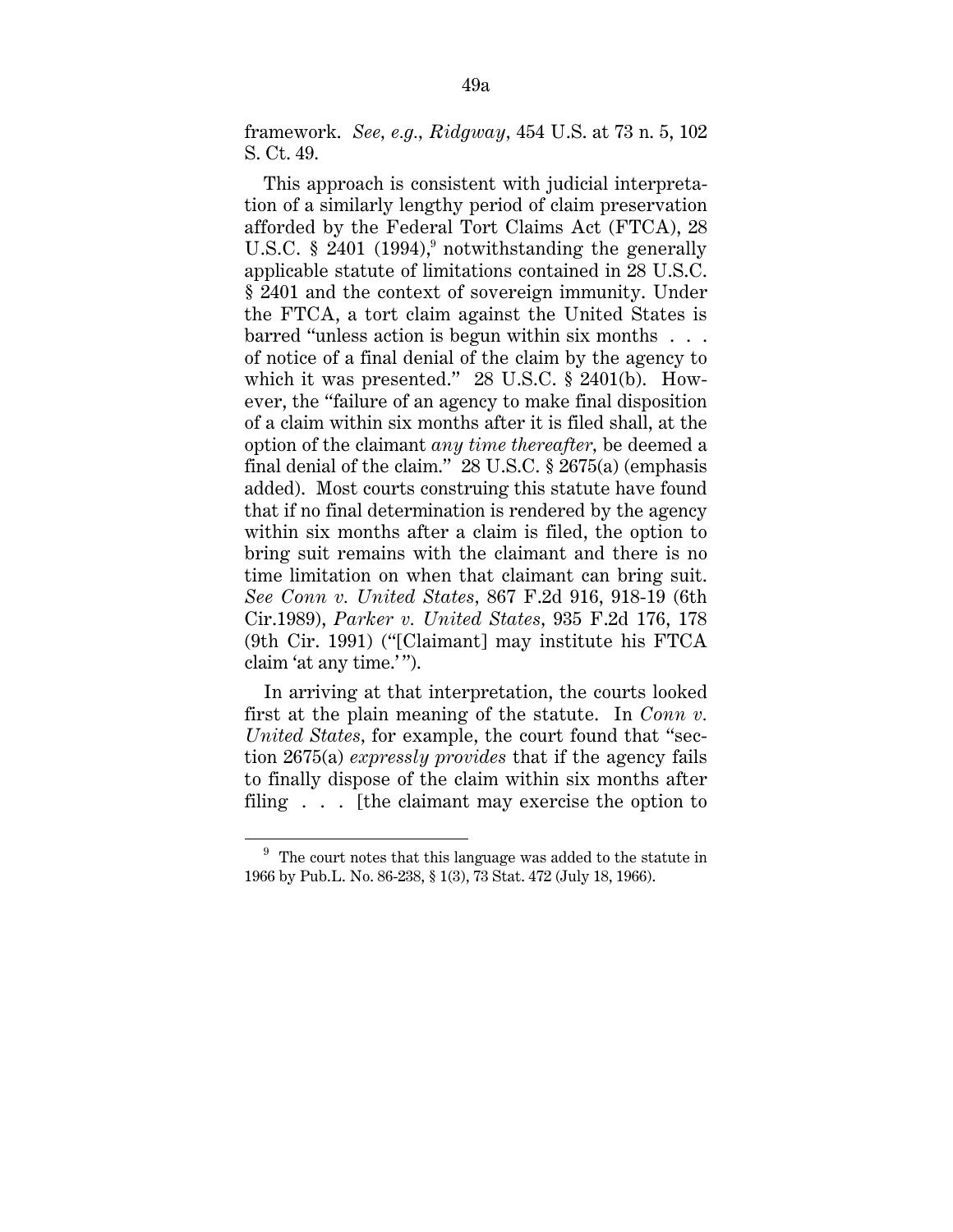framework. *See, e.g., Ridgway*, 454 U.S. at 73 n. 5, 102 S. Ct. 49.

This approach is consistent with judicial interpretation of a similarly lengthy period of claim preservation afforded by the Federal Tort Claims Act (FTCA), 28 U.S.C. § 2401 (1994),[9] notwithstanding the generally applicable statute of limitations contained in 28 U.S.C. § 2401 and the context of sovereign immunity. Under the FTCA, a tort claim against the United States is barred "unless action is begun within six months . . . of notice of a final denial of the claim by the agency to which it was presented." 28 U.S.C. § 2401(b). However, the "failure of an agency to make final disposition of a claim within six months after it is filed shall, at the option of the claimant *any time thereafter*, be deemed a final denial of the claim." 28 U.S.C. § 2675(a) (emphasis added). Most courts construing this statute have found that if no final determination is rendered by the agency within six months after a claim is filed, the option to bring suit remains with the claimant and there is no time limitation on when that claimant can bring suit. *See Conn v. United States*, 867 F.2d 916, 918-19 (6th Cir.1989), *Parker v. United States*, 935 F.2d 176, 178 (9th Cir. 1991) ("[Claimant] may institute his FTCA claim 'at any time.'").

In arriving at that interpretation, the courts looked first at the plain meaning of the statute. In *Conn v. United States*, for example, the court found that "section 2675(a) *expressly provides* that if the agency fails to finally dispose of the claim within six months after filing . . . [the claimant may exercise the option to

---

[9] The court notes that this language was added to the statute in 1966 by Pub.L. No. 86-238, § 1(3), 73 Stat. 472 (July 18, 1966).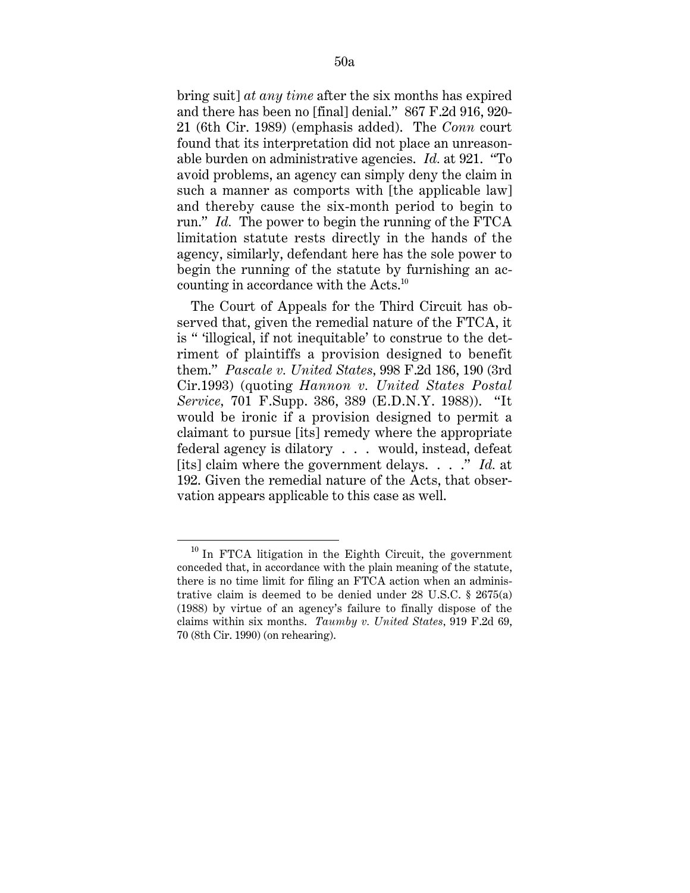bring suit] *at any time* after the six months has expired and there has been no [final] denial." 867 F.2d 916, 920-21 (6th Cir. 1989) (emphasis added). The *Conn* court found that its interpretation did not place an unreasonable burden on administrative agencies. *Id.* at 921. "To avoid problems, an agency can simply deny the claim in such a manner as comports with [the applicable law] and thereby cause the six-month period to begin to run." *Id.* The power to begin the running of the FTCA limitation statute rests directly in the hands of the agency, similarly, defendant here has the sole power to begin the running of the statute by furnishing an accounting in accordance with the Acts.[10]

The Court of Appeals for the Third Circuit has observed that, given the remedial nature of the FTCA, it is " 'illogical, if not inequitable' to construe to the detriment of plaintiffs a provision designed to benefit them." *Pascale v. United States*, 998 F.2d 186, 190 (3rd Cir.1993) (quoting *Hannon v. United States Postal Service*, 701 F.Supp. 386, 389 (E.D.N.Y. 1988)). "It would be ironic if a provision designed to permit a claimant to pursue [its] remedy where the appropriate federal agency is dilatory . . . would, instead, defeat [its] claim where the government delays. . . ." *Id.* at 192. Given the remedial nature of the Acts, that observation appears applicable to this case as well.

---

[10] In FTCA litigation in the Eighth Circuit, the government conceded that, in accordance with the plain meaning of the statute, there is no time limit for filing an FTCA action when an administrative claim is deemed to be denied under 28 U.S.C. § 2675(a) (1988) by virtue of an agency's failure to finally dispose of the claims within six months. *Taumby v. United States*, 919 F.2d 69, 70 (8th Cir. 1990) (on rehearing).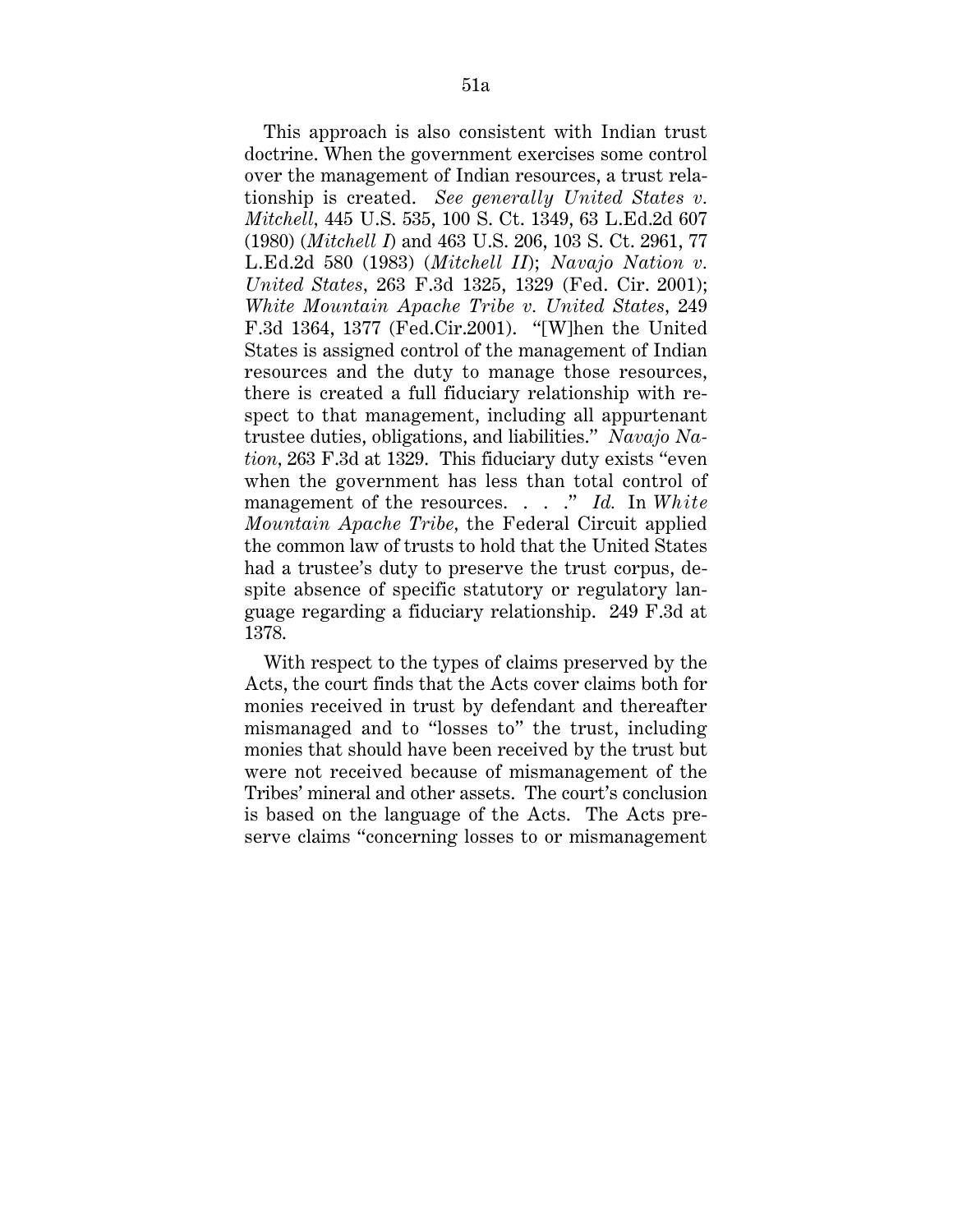This approach is also consistent with Indian trust doctrine. When the government exercises some control over the management of Indian resources, a trust relationship is created. *See generally United States v. Mitchell*, 445 U.S. 535, 100 S. Ct. 1349, 63 L.Ed.2d 607 (1980) (*Mitchell I*) and 463 U.S. 206, 103 S. Ct. 2961, 77 L.Ed.2d 580 (1983) (*Mitchell II*); *Navajo Nation v. United States*, 263 F.3d 1325, 1329 (Fed. Cir. 2001); *White Mountain Apache Tribe v. United States*, 249 F.3d 1364, 1377 (Fed.Cir.2001). "[W]hen the United States is assigned control of the management of Indian resources and the duty to manage those resources, there is created a full fiduciary relationship with respect to that management, including all appurtenant trustee duties, obligations, and liabilities." *Navajo Nation*, 263 F.3d at 1329. This fiduciary duty exists "even when the government has less than total control of management of the resources. . . ." *Id.* In *White Mountain Apache Tribe*, the Federal Circuit applied the common law of trusts to hold that the United States had a trustee's duty to preserve the trust corpus, despite absence of specific statutory or regulatory language regarding a fiduciary relationship. 249 F.3d at 1378.

With respect to the types of claims preserved by the Acts, the court finds that the Acts cover claims both for monies received in trust by defendant and thereafter mismanaged and to "losses to" the trust, including monies that should have been received by the trust but were not received because of mismanagement of the Tribes' mineral and other assets. The court's conclusion is based on the language of the Acts. The Acts preserve claims "concerning losses to or mismanagement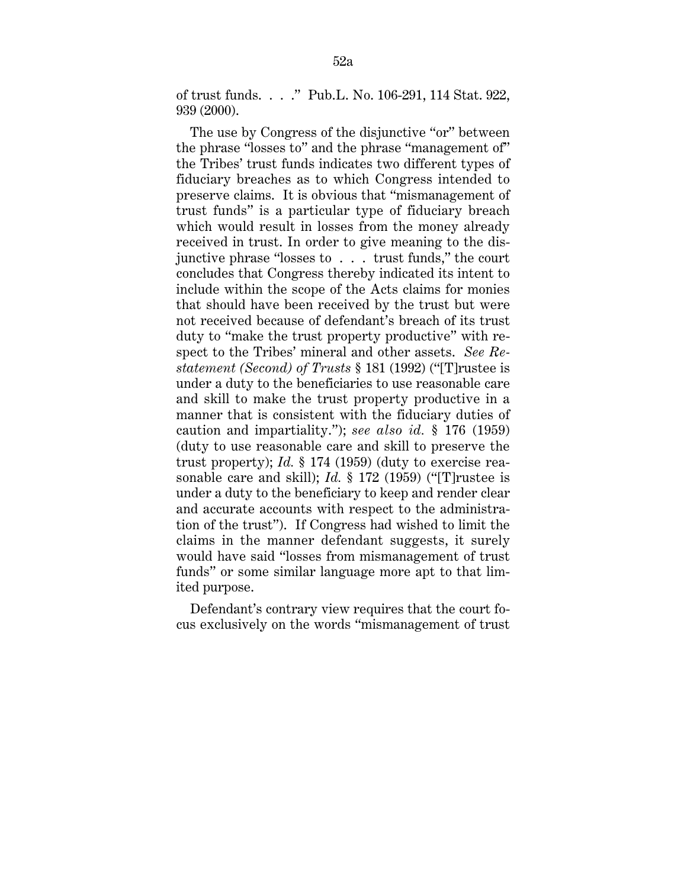of trust funds. . . ." Pub.L. No. 106-291, 114 Stat. 922, 939 (2000).

The use by Congress of the disjunctive "or" between the phrase "losses to" and the phrase "management of" the Tribes' trust funds indicates two different types of fiduciary breaches as to which Congress intended to preserve claims. It is obvious that "mismanagement of trust funds" is a particular type of fiduciary breach which would result in losses from the money already received in trust. In order to give meaning to the disjunctive phrase "losses to . . . trust funds," the court concludes that Congress thereby indicated its intent to include within the scope of the Acts claims for monies that should have been received by the trust but were not received because of defendant's breach of its trust duty to "make the trust property productive" with respect to the Tribes' mineral and other assets. *See Restatement (Second) of Trusts* § 181 (1992) ("[T]rustee is under a duty to the beneficiaries to use reasonable care and skill to make the trust property productive in a manner that is consistent with the fiduciary duties of caution and impartiality."); *see also id.* § 176 (1959) (duty to use reasonable care and skill to preserve the trust property); *Id.* § 174 (1959) (duty to exercise reasonable care and skill); *Id.* § 172 (1959) ("[T]rustee is under a duty to the beneficiary to keep and render clear and accurate accounts with respect to the administration of the trust"). If Congress had wished to limit the claims in the manner defendant suggests, it surely would have said "losses from mismanagement of trust funds" or some similar language more apt to that limited purpose.

Defendant's contrary view requires that the court focus exclusively on the words "mismanagement of trust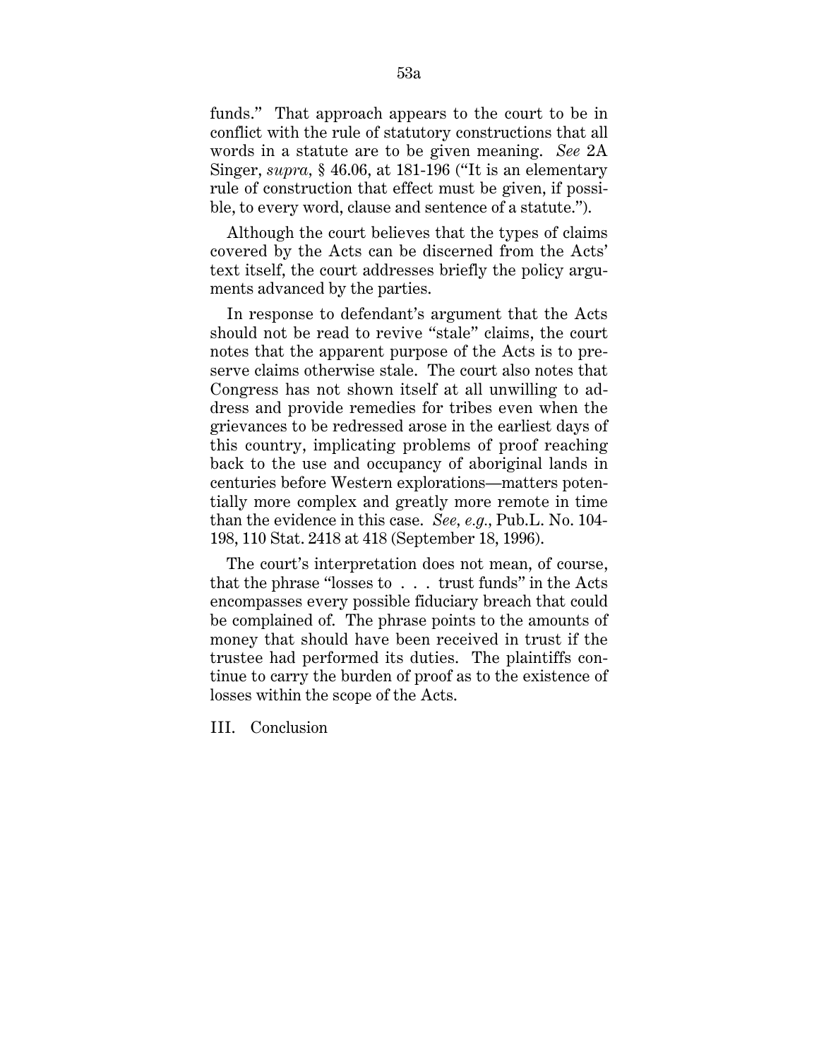funds." That approach appears to the court to be in conflict with the rule of statutory constructions that all words in a statute are to be given meaning. *See* 2A Singer, *supra,* § 46.06, at 181-196 ("It is an elementary rule of construction that effect must be given, if possible, to every word, clause and sentence of a statute.").

Although the court believes that the types of claims covered by the Acts can be discerned from the Acts' text itself, the court addresses briefly the policy arguments advanced by the parties.

In response to defendant's argument that the Acts should not be read to revive "stale" claims, the court notes that the apparent purpose of the Acts is to preserve claims otherwise stale. The court also notes that Congress has not shown itself at all unwilling to address and provide remedies for tribes even when the grievances to be redressed arose in the earliest days of this country, implicating problems of proof reaching back to the use and occupancy of aboriginal lands in centuries before Western explorations—matters potentially more complex and greatly more remote in time than the evidence in this case. *See, e.g.,* Pub.L. No. 104-198, 110 Stat. 2418 at 418 (September 18, 1996).

The court's interpretation does not mean, of course, that the phrase "losses to . . . trust funds" in the Acts encompasses every possible fiduciary breach that could be complained of. The phrase points to the amounts of money that should have been received in trust if the trustee had performed its duties. The plaintiffs continue to carry the burden of proof as to the existence of losses within the scope of the Acts.

## III. Conclusion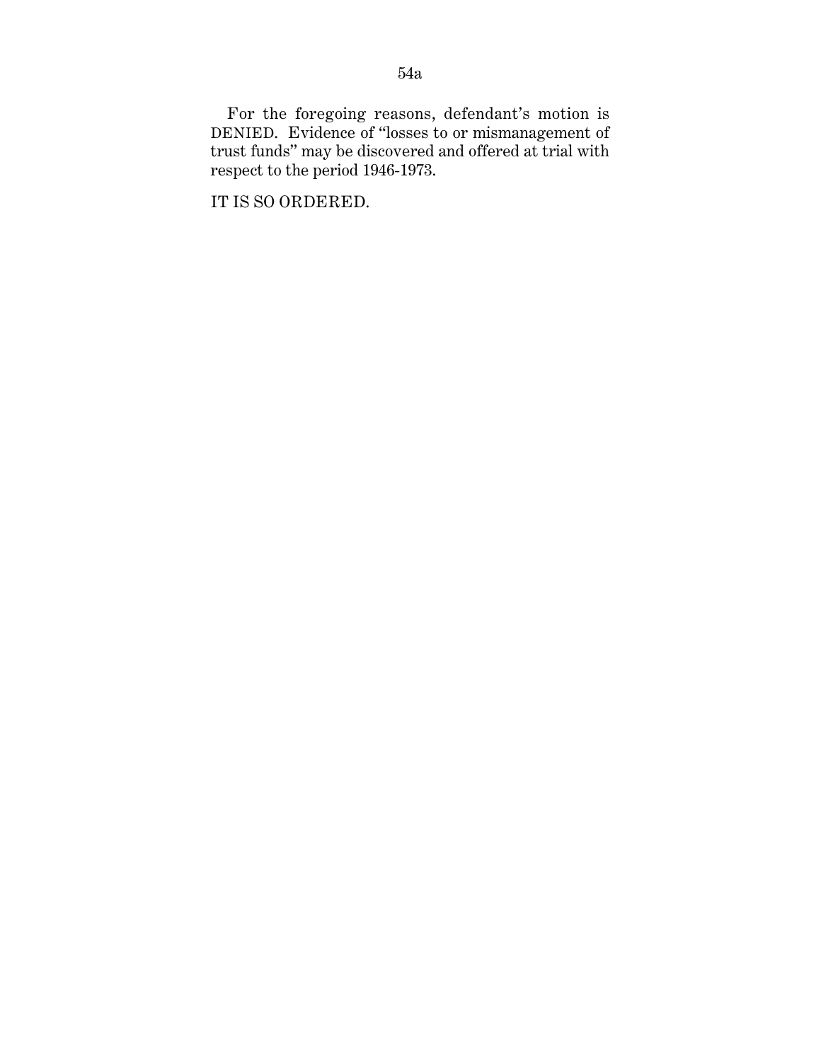For the foregoing reasons, defendant's motion is DENIED. Evidence of "losses to or mismanagement of trust funds" may be discovered and offered at trial with respect to the period 1946-1973.

IT IS SO ORDERED.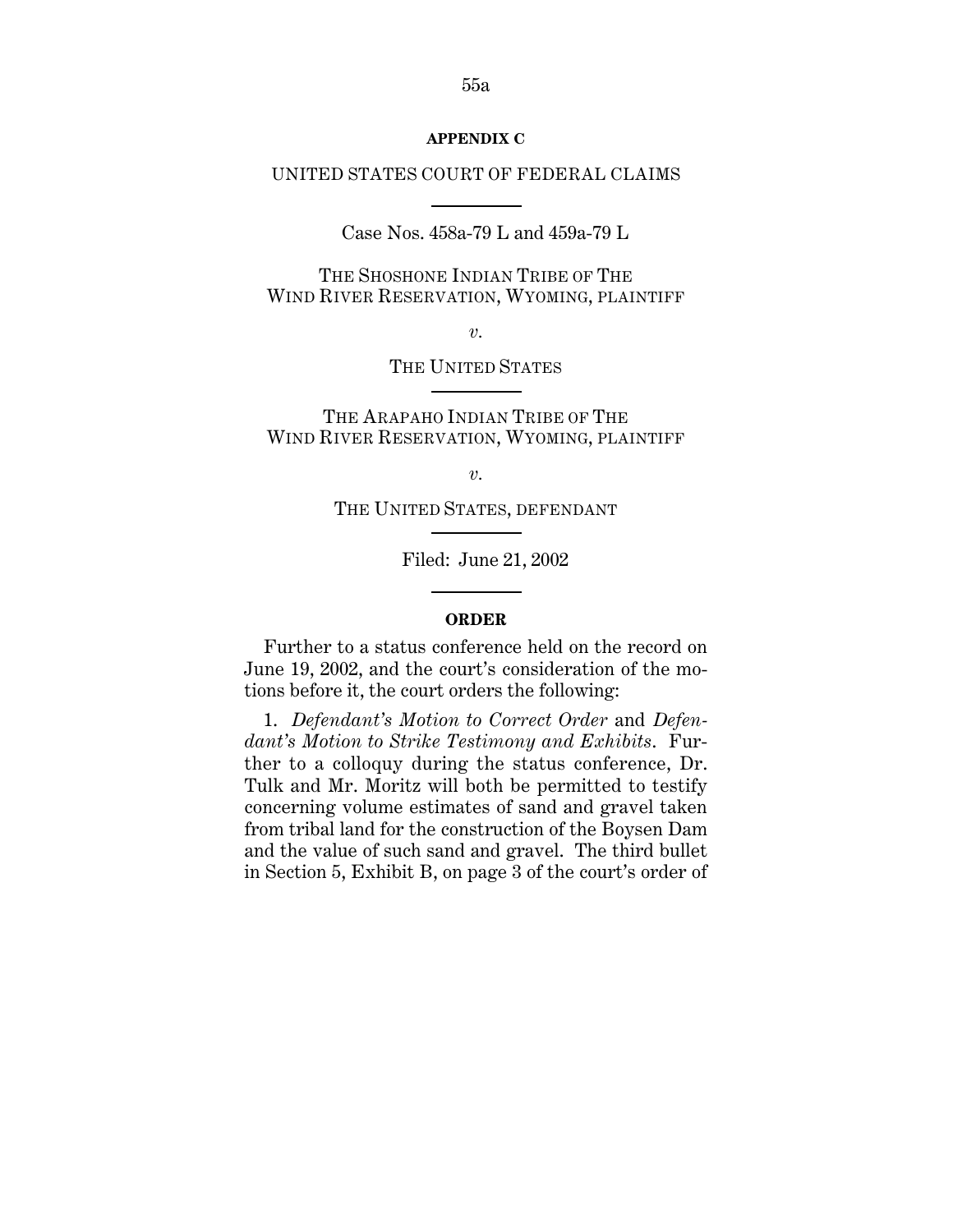**APPENDIX C**

UNITED STATES COURT OF FEDERAL CLAIMS

---

Case Nos. 458a-79 L and 459a-79 L

THE SHOSHONE INDIAN TRIBE OF THE WIND RIVER RESERVATION, WYOMING, PLAINTIFF

*v.*

THE UNITED STATES

---

THE ARAPAHO INDIAN TRIBE OF THE WIND RIVER RESERVATION, WYOMING, PLAINTIFF

*v.*

THE UNITED STATES, DEFENDANT

---

Filed: June 21, 2002

---

**ORDER**

Further to a status conference held on the record on June 19, 2002, and the court's consideration of the motions before it, the court orders the following:

1. *Defendant's Motion to Correct Order* and *Defendant's Motion to Strike Testimony and Exhibits*. Further to a colloquy during the status conference, Dr. Tulk and Mr. Moritz will both be permitted to testify concerning volume estimates of sand and gravel taken from tribal land for the construction of the Boysen Dam and the value of such sand and gravel. The third bullet in Section 5, Exhibit B, on page 3 of the court's order of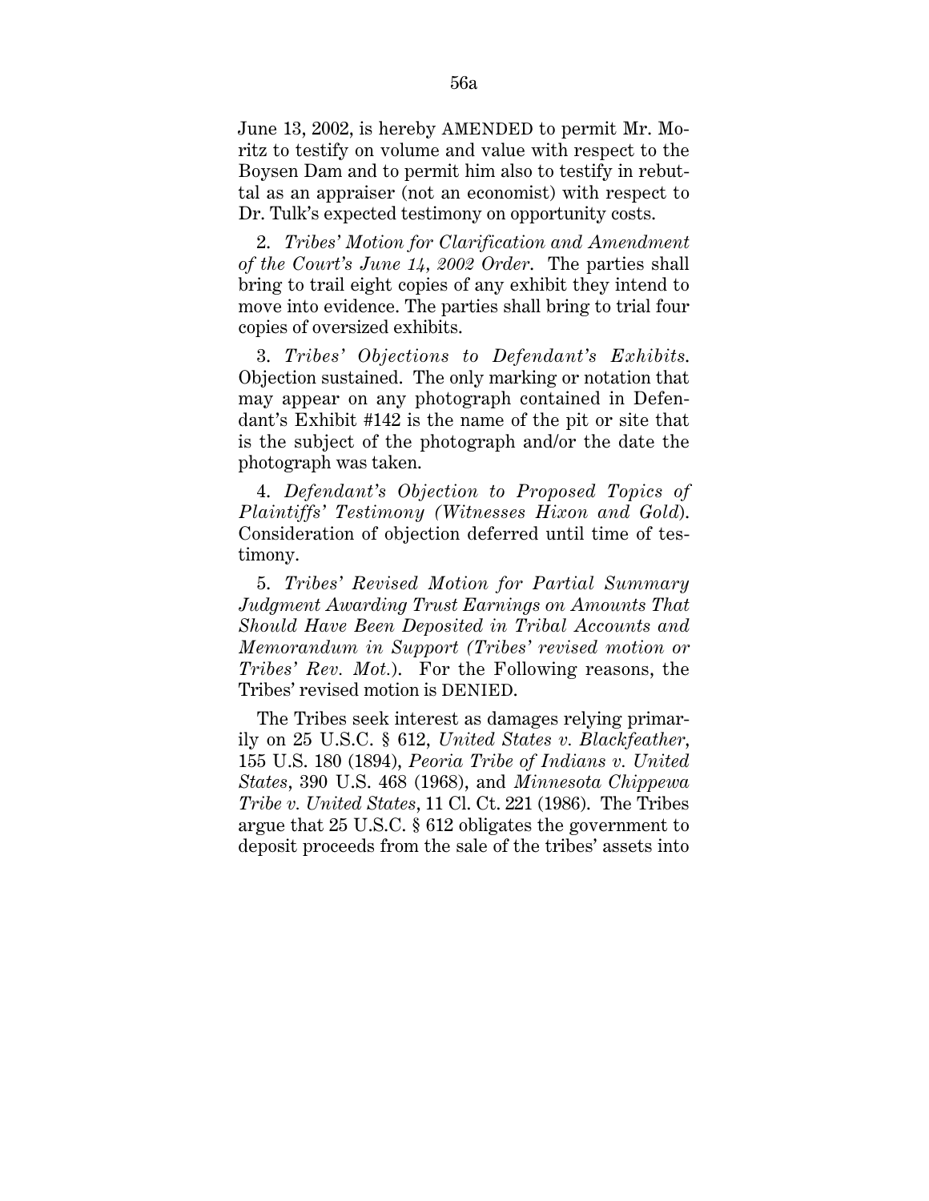June 13, 2002, is hereby AMENDED to permit Mr. Moritz to testify on volume and value with respect to the Boysen Dam and to permit him also to testify in rebuttal as an appraiser (not an economist) with respect to Dr. Tulk's expected testimony on opportunity costs.

2. *Tribes' Motion for Clarification and Amendment of the Court's June 14, 2002 Order*. The parties shall bring to trail eight copies of any exhibit they intend to move into evidence. The parties shall bring to trial four copies of oversized exhibits.

3. *Tribes' Objections to Defendant's Exhibits*. Objection sustained. The only marking or notation that may appear on any photograph contained in Defendant's Exhibit #142 is the name of the pit or site that is the subject of the photograph and/or the date the photograph was taken.

4. *Defendant's Objection to Proposed Topics of Plaintiffs' Testimony (Witnesses Hixon and Gold)*. Consideration of objection deferred until time of testimony.

5. *Tribes' Revised Motion for Partial Summary Judgment Awarding Trust Earnings on Amounts That Should Have Been Deposited in Tribal Accounts and Memorandum in Support (Tribes' revised motion or Tribes' Rev. Mot.)*. For the Following reasons, the Tribes' revised motion is DENIED.

The Tribes seek interest as damages relying primarily on 25 U.S.C. § 612, *United States v. Blackfeather*, 155 U.S. 180 (1894), *Peoria Tribe of Indians v. United States*, 390 U.S. 468 (1968), and *Minnesota Chippewa Tribe v. United States*, 11 Cl. Ct. 221 (1986). The Tribes argue that 25 U.S.C. § 612 obligates the government to deposit proceeds from the sale of the tribes' assets into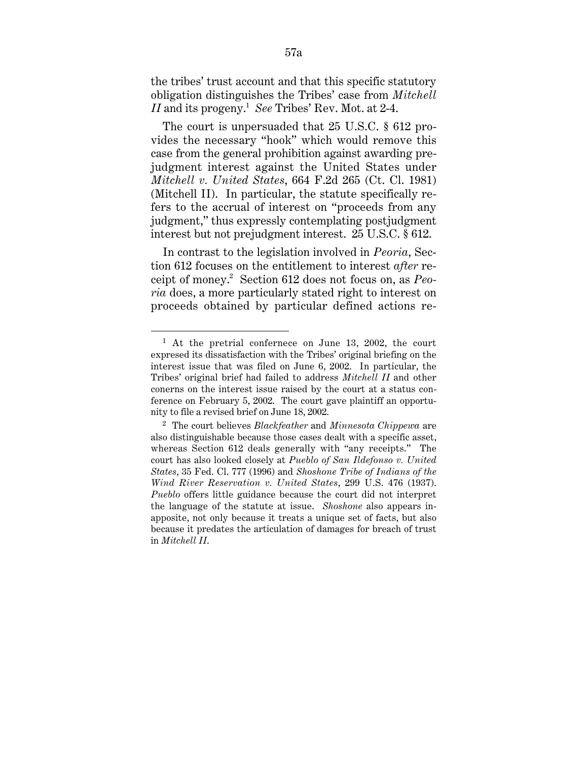the tribes' trust account and that this specific statutory obligation distinguishes the Tribes' case from *Mitchell II* and its progeny.[1] *See* Tribes' Rev. Mot. at 2-4.

The court is unpersuaded that 25 U.S.C. § 612 provides the necessary "hook" which would remove this case from the general prohibition against awarding prejudgment interest against the United States under *Mitchell v. United States*, 664 F.2d 265 (Ct. Cl. 1981) (Mitchell II). In particular, the statute specifically refers to the accrual of interest on "proceeds from any judgment," thus expressly contemplating postjudgment interest but not prejudgment interest. 25 U.S.C. § 612.

In contrast to the legislation involved in *Peoria*, Section 612 focuses on the entitlement to interest *after* receipt of money.[2] Section 612 does not focus on, as *Peoria* does, a more particularly stated right to interest on proceeds obtained by particular defined actions re-

---

[1] At the pretrial confernece on June 13, 2002, the court expresed its dissatisfaction with the Tribes' original briefing on the interest issue that was filed on June 6, 2002. In particular, the Tribes' original brief had failed to address *Mitchell II* and other conerns on the interest issue raised by the court at a status conference on February 5, 2002. The court gave plaintiff an opportunity to file a revised brief on June 18, 2002.

[2] The court believes *Blackfeather* and *Minnesota Chippewa* are also distinguishable because those cases dealt with a specific asset, whereas Section 612 deals generally with "any receipts." The court has also looked closely at *Pueblo of San Ildefonso v. United States*, 35 Fed. Cl. 777 (1996) and *Shoshone Tribe of Indians of the Wind River Reservation v. United States*, 299 U.S. 476 (1937). *Pueblo* offers little guidance because the court did not interpret the language of the statute at issue. *Shoshone* also appears inapposite, not only because it treats a unique set of facts, but also because it predates the articulation of damages for breach of trust in *Mitchell II*.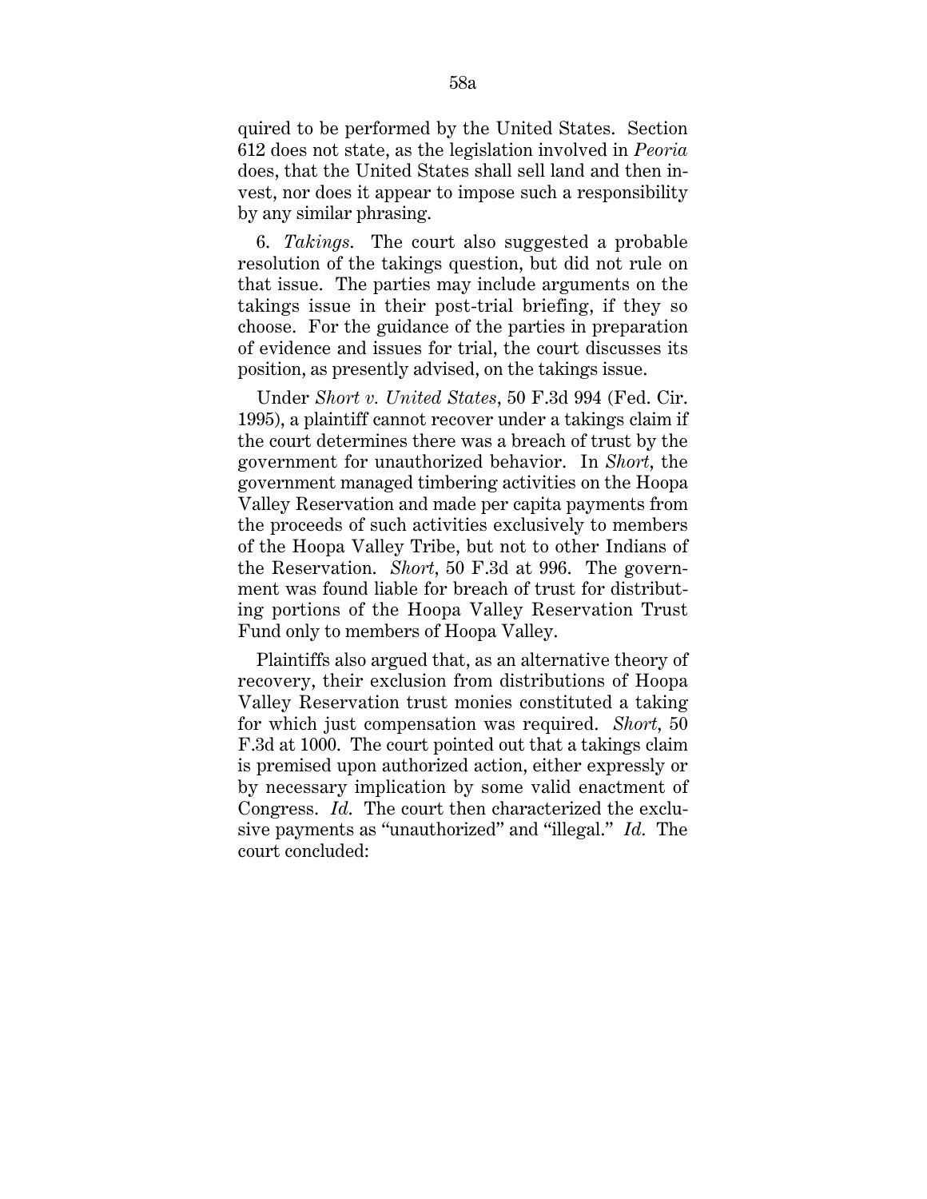quired to be performed by the United States. Section 612 does not state, as the legislation involved in *Peoria* does, that the United States shall sell land and then invest, nor does it appear to impose such a responsibility by any similar phrasing.

6. *Takings.* The court also suggested a probable resolution of the takings question, but did not rule on that issue. The parties may include arguments on the takings issue in their post-trial briefing, if they so choose. For the guidance of the parties in preparation of evidence and issues for trial, the court discusses its position, as presently advised, on the takings issue.

Under *Short v. United States*, 50 F.3d 994 (Fed. Cir. 1995), a plaintiff cannot recover under a takings claim if the court determines there was a breach of trust by the government for unauthorized behavior. In *Short*, the government managed timbering activities on the Hoopa Valley Reservation and made per capita payments from the proceeds of such activities exclusively to members of the Hoopa Valley Tribe, but not to other Indians of the Reservation. *Short*, 50 F.3d at 996. The government was found liable for breach of trust for distributing portions of the Hoopa Valley Reservation Trust Fund only to members of Hoopa Valley.

Plaintiffs also argued that, as an alternative theory of recovery, their exclusion from distributions of Hoopa Valley Reservation trust monies constituted a taking for which just compensation was required. *Short*, 50 F.3d at 1000. The court pointed out that a takings claim is premised upon authorized action, either expressly or by necessary implication by some valid enactment of Congress. *Id.* The court then characterized the exclusive payments as "unauthorized" and "illegal." *Id.* The court concluded: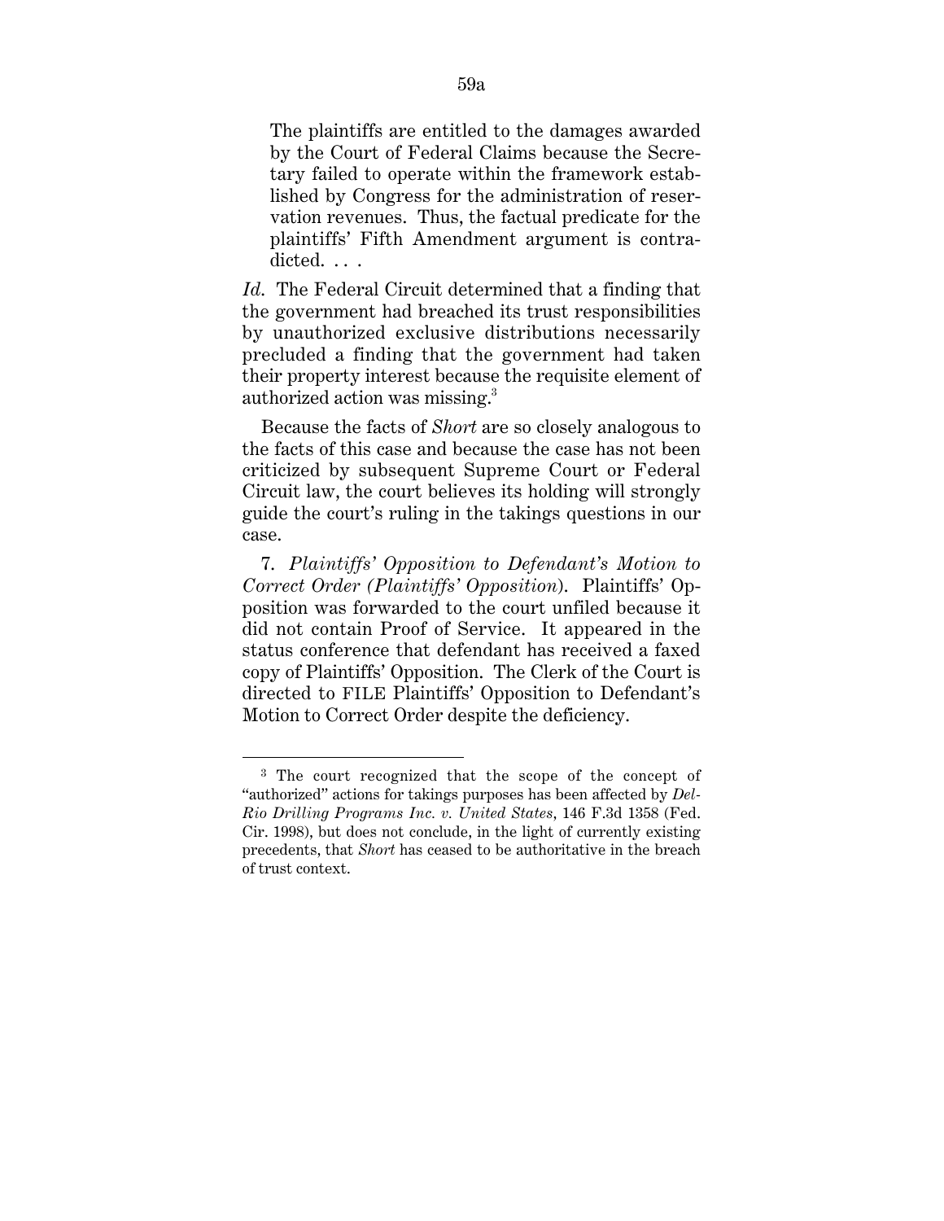> The plaintiffs are entitled to the damages awarded by the Court of Federal Claims because the Secretary failed to operate within the framework established by Congress for the administration of reservation revenues. Thus, the factual predicate for the plaintiffs' Fifth Amendment argument is contradicted. . . .

*Id.* The Federal Circuit determined that a finding that the government had breached its trust responsibilities by unauthorized exclusive distributions necessarily precluded a finding that the government had taken their property interest because the requisite element of authorized action was missing.[3]

Because the facts of *Short* are so closely analogous to the facts of this case and because the case has not been criticized by subsequent Supreme Court or Federal Circuit law, the court believes its holding will strongly guide the court's ruling in the takings questions in our case.

7. *Plaintiffs' Opposition to Defendant's Motion to Correct Order (Plaintiffs' Opposition)*. Plaintiffs' Opposition was forwarded to the court unfiled because it did not contain Proof of Service. It appeared in the status conference that defendant has received a faxed copy of Plaintiffs' Opposition. The Clerk of the Court is directed to FILE Plaintiffs' Opposition to Defendant's Motion to Correct Order despite the deficiency.

---

[3] The court recognized that the scope of the concept of "authorized" actions for takings purposes has been affected by *Del-Rio Drilling Programs Inc. v. United States*, 146 F.3d 1358 (Fed. Cir. 1998), but does not conclude, in the light of currently existing precedents, that *Short* has ceased to be authoritative in the breach of trust context.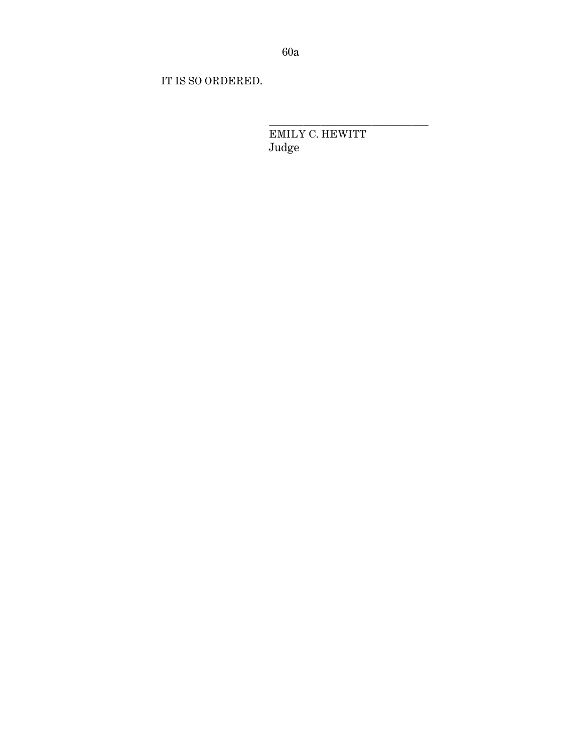IT IS SO ORDERED.

\_\_\_\_\_\_\_\_\_\_\_\_\_\_\_\_\_\_\_\_\_\_\_\_\_\_\_\_\_\_

EMILY C. HEWITT
Judge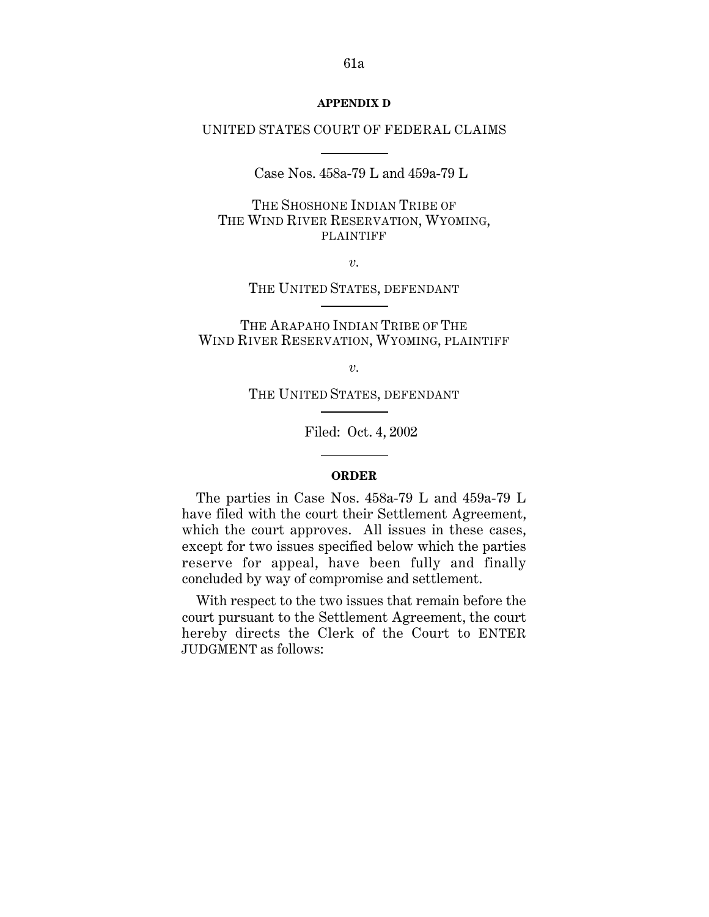**APPENDIX D**

UNITED STATES COURT OF FEDERAL CLAIMS

Case Nos. 458a-79 L and 459a-79 L

THE SHOSHONE INDIAN TRIBE OF THE WIND RIVER RESERVATION, WYOMING, PLAINTIFF

*v.*

THE UNITED STATES, DEFENDANT

THE ARAPAHO INDIAN TRIBE OF THE WIND RIVER RESERVATION, WYOMING, PLAINTIFF

*v.*

THE UNITED STATES, DEFENDANT

Filed: Oct. 4, 2002

**ORDER**

The parties in Case Nos. 458a-79 L and 459a-79 L have filed with the court their Settlement Agreement, which the court approves. All issues in these cases, except for two issues specified below which the parties reserve for appeal, have been fully and finally concluded by way of compromise and settlement.

With respect to the two issues that remain before the court pursuant to the Settlement Agreement, the court hereby directs the Clerk of the Court to ENTER JUDGMENT as follows: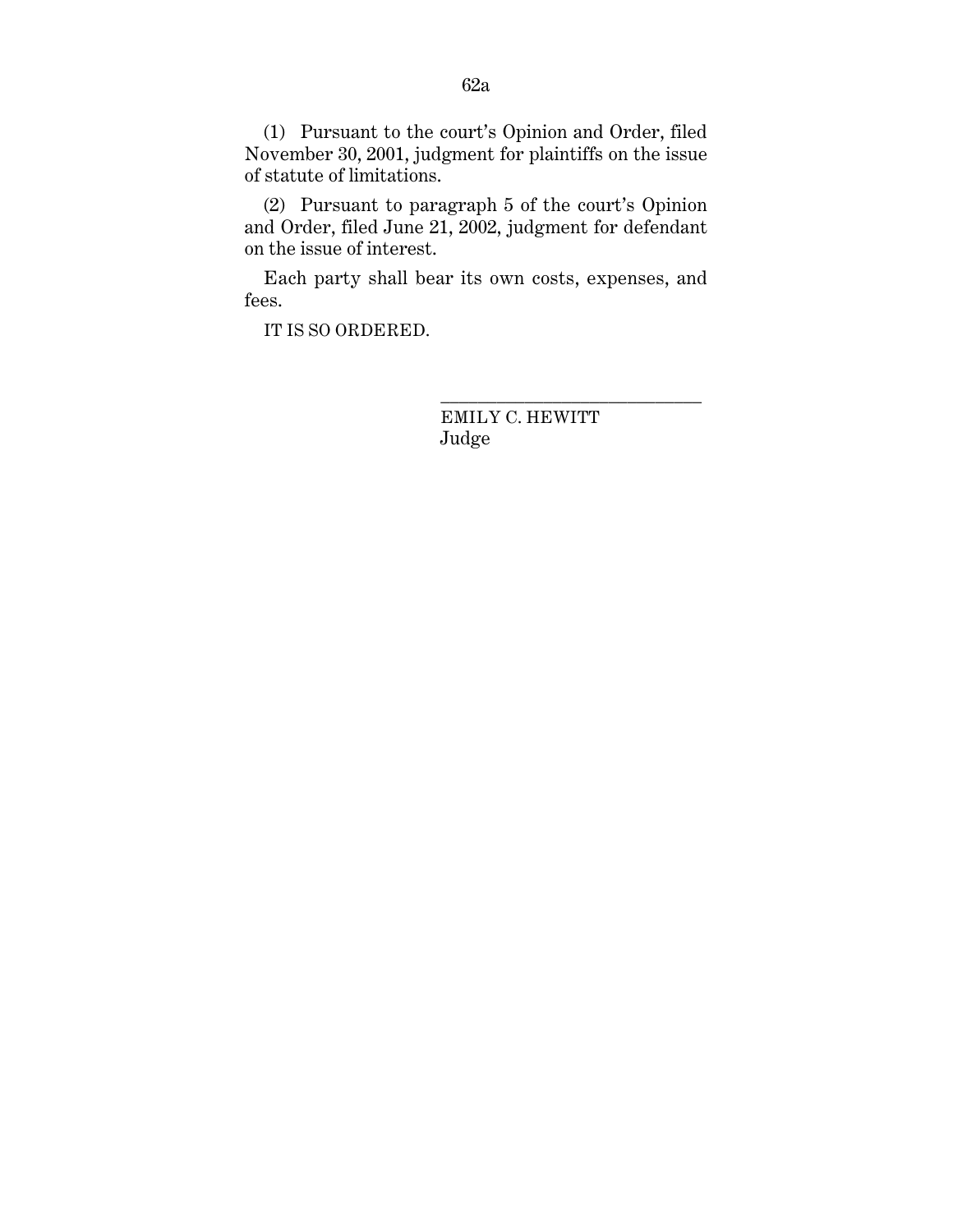(1) Pursuant to the court's Opinion and Order, filed November 30, 2001, judgment for plaintiffs on the issue of statute of limitations.

(2) Pursuant to paragraph 5 of the court's Opinion and Order, filed June 21, 2002, judgment for defendant on the issue of interest.

Each party shall bear its own costs, expenses, and fees.

IT IS SO ORDERED.

\_\_\_\_\_\_\_\_\_\_\_\_\_\_\_\_\_\_\_\_\_\_\_\_\_\_\_\_

EMILY C. HEWITT
Judge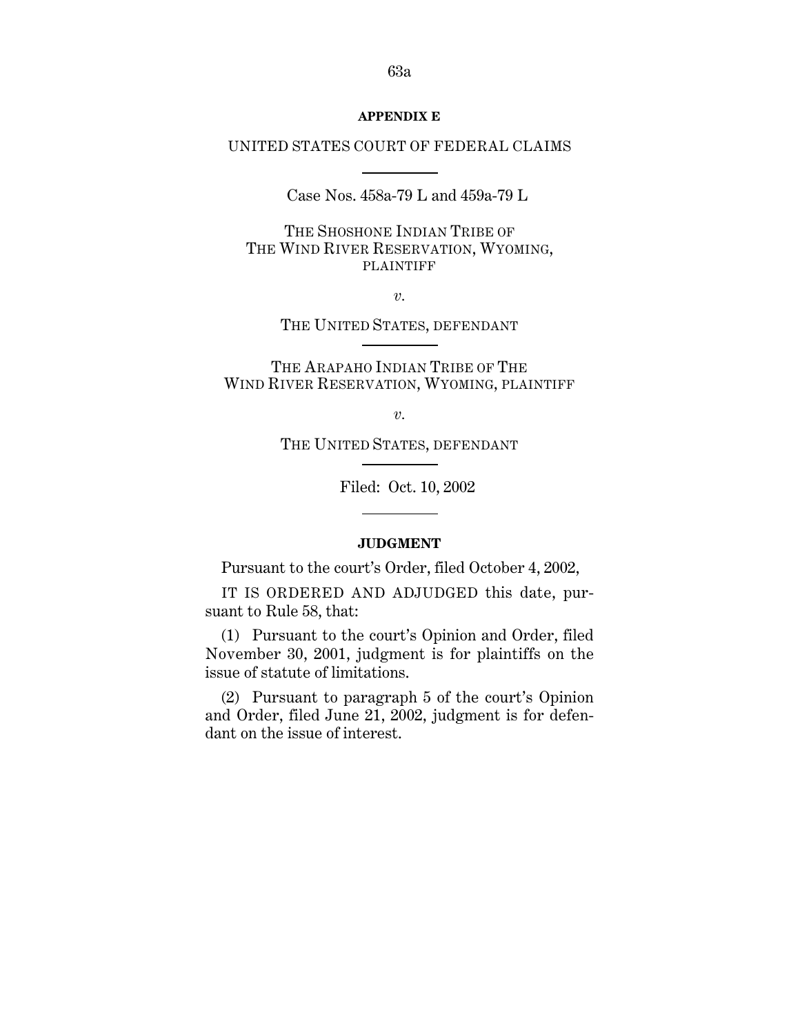## APPENDIX E

UNITED STATES COURT OF FEDERAL CLAIMS

---

Case Nos. 458a-79 L and 459a-79 L

THE SHOSHONE INDIAN TRIBE OF THE WIND RIVER RESERVATION, WYOMING, PLAINTIFF

*v.*

THE UNITED STATES, DEFENDANT

---

THE ARAPAHO INDIAN TRIBE OF THE WIND RIVER RESERVATION, WYOMING, PLAINTIFF

*v.*

THE UNITED STATES, DEFENDANT

---

Filed: Oct. 10, 2002

---

**JUDGMENT**

Pursuant to the court's Order, filed October 4, 2002,

IT IS ORDERED AND ADJUDGED this date, pursuant to Rule 58, that:

(1) Pursuant to the court's Opinion and Order, filed November 30, 2001, judgment is for plaintiffs on the issue of statute of limitations.

(2) Pursuant to paragraph 5 of the court's Opinion and Order, filed June 21, 2002, judgment is for defendant on the issue of interest.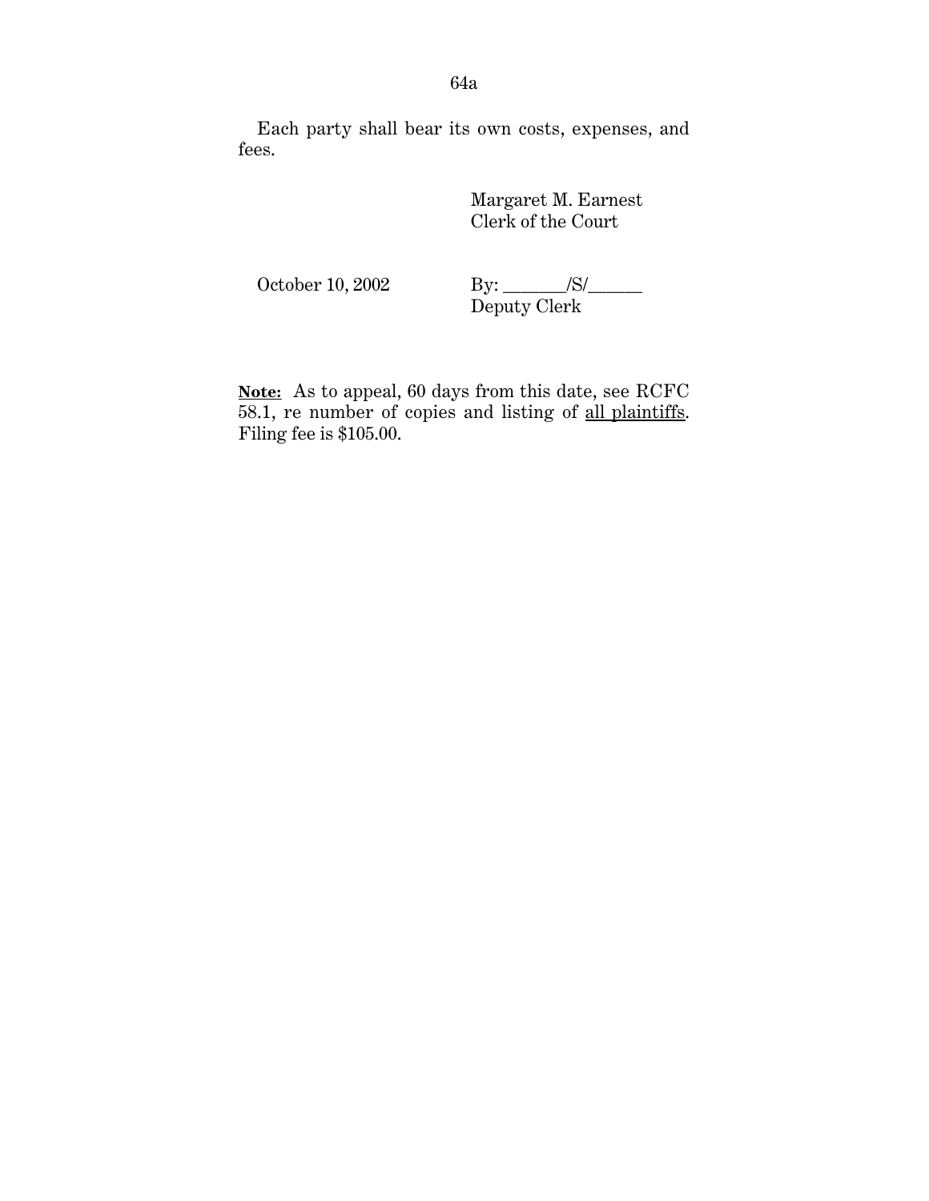Each party shall bear its own costs, expenses, and fees.

Margaret M. Earnest
Clerk of the Court

October 10, 2002

By: _______/S/______
Deputy Clerk

**<u>Note:</u>** As to appeal, 60 days from this date, see RCFC 58.1, re number of copies and listing of <u>all plaintiffs</u>. Filing fee is $105.00.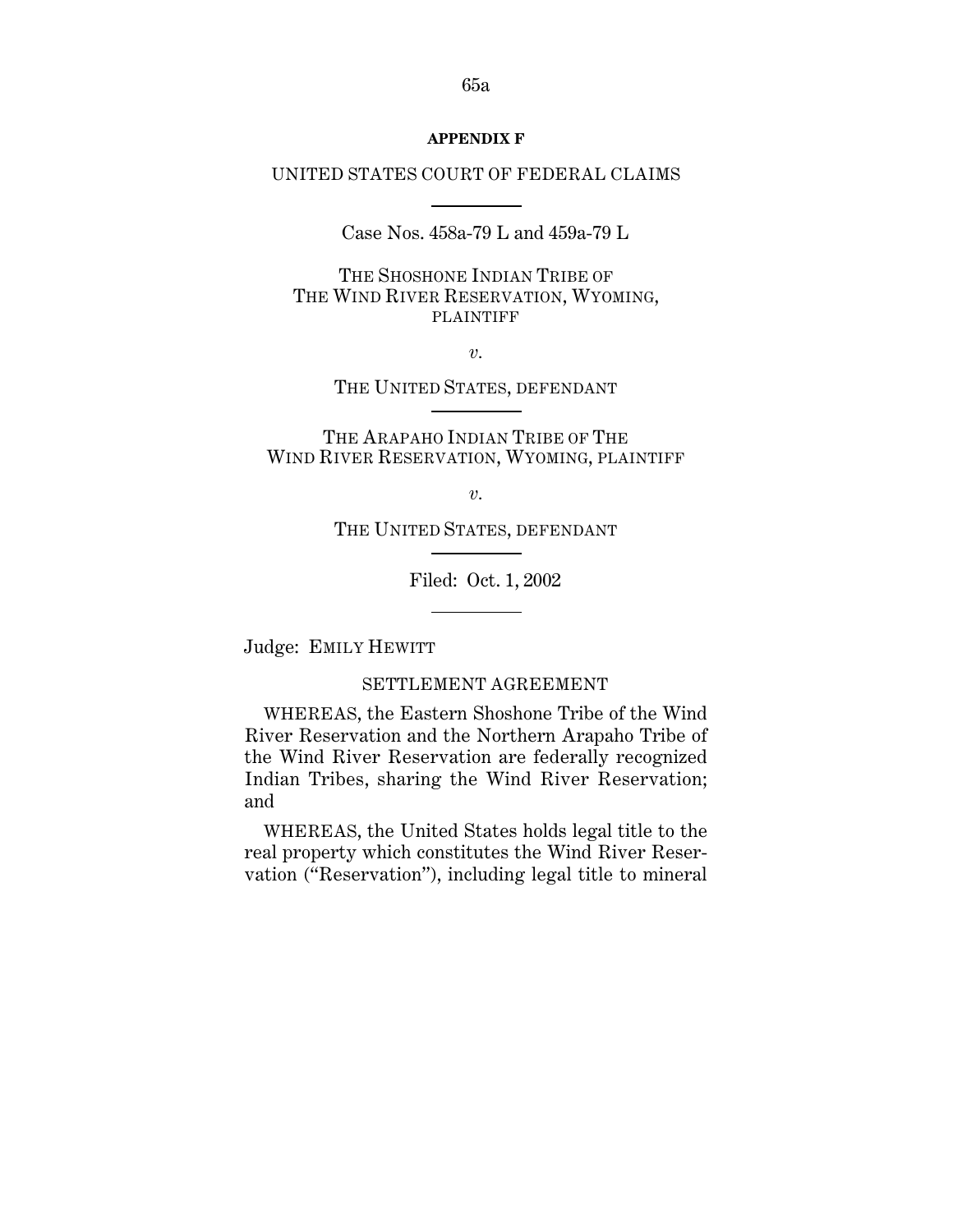**APPENDIX F**

UNITED STATES COURT OF FEDERAL CLAIMS

---

Case Nos. 458a-79 L and 459a-79 L

THE SHOSHONE INDIAN TRIBE OF THE WIND RIVER RESERVATION, WYOMING, PLAINTIFF

*v.*

THE UNITED STATES, DEFENDANT

---

THE ARAPAHO INDIAN TRIBE OF THE WIND RIVER RESERVATION, WYOMING, PLAINTIFF

*v.*

THE UNITED STATES, DEFENDANT

---

Filed: Oct. 1, 2002

---

Judge: EMILY HEWITT

SETTLEMENT AGREEMENT

WHEREAS, the Eastern Shoshone Tribe of the Wind River Reservation and the Northern Arapaho Tribe of the Wind River Reservation are federally recognized Indian Tribes, sharing the Wind River Reservation; and

WHEREAS, the United States holds legal title to the real property which constitutes the Wind River Reservation ("Reservation"), including legal title to mineral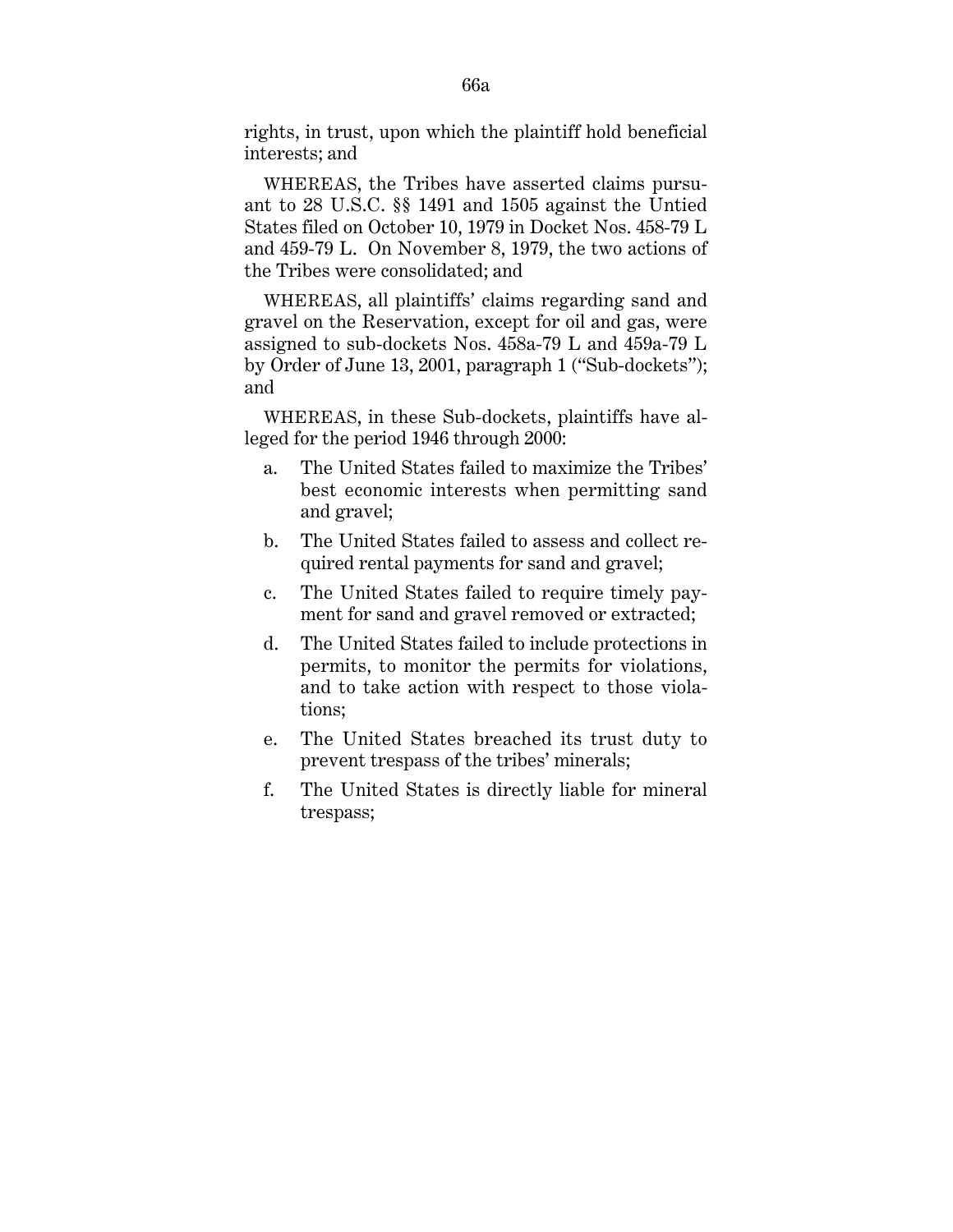rights, in trust, upon which the plaintiff hold beneficial interests; and

WHEREAS, the Tribes have asserted claims pursuant to 28 U.S.C. §§ 1491 and 1505 against the Untied States filed on October 10, 1979 in Docket Nos. 458-79 L and 459-79 L. On November 8, 1979, the two actions of the Tribes were consolidated; and

WHEREAS, all plaintiffs' claims regarding sand and gravel on the Reservation, except for oil and gas, were assigned to sub-dockets Nos. 458a-79 L and 459a-79 L by Order of June 13, 2001, paragraph 1 ("Sub-dockets"); and

WHEREAS, in these Sub-dockets, plaintiffs have alleged for the period 1946 through 2000:

a. The United States failed to maximize the Tribes' best economic interests when permitting sand and gravel;

b. The United States failed to assess and collect required rental payments for sand and gravel;

c. The United States failed to require timely payment for sand and gravel removed or extracted;

d. The United States failed to include protections in permits, to monitor the permits for violations, and to take action with respect to those violations;

e. The United States breached its trust duty to prevent trespass of the tribes' minerals;

f. The United States is directly liable for mineral trespass;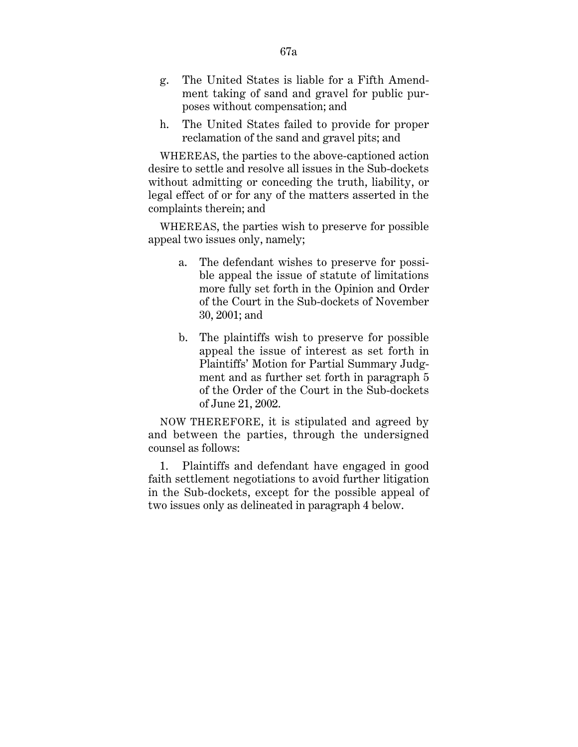g. The United States is liable for a Fifth Amendment taking of sand and gravel for public purposes without compensation; and

h. The United States failed to provide for proper reclamation of the sand and gravel pits; and

WHEREAS, the parties to the above-captioned action desire to settle and resolve all issues in the Sub-dockets without admitting or conceding the truth, liability, or legal effect of or for any of the matters asserted in the complaints therein; and

WHEREAS, the parties wish to preserve for possible appeal two issues only, namely;

> a. The defendant wishes to preserve for possible appeal the issue of statute of limitations more fully set forth in the Opinion and Order of the Court in the Sub-dockets of November 30, 2001; and
>
> b. The plaintiffs wish to preserve for possible appeal the issue of interest as set forth in Plaintiffs' Motion for Partial Summary Judgment and as further set forth in paragraph 5 of the Order of the Court in the Sub-dockets of June 21, 2002.

NOW THEREFORE, it is stipulated and agreed by and between the parties, through the undersigned counsel as follows:

1. Plaintiffs and defendant have engaged in good faith settlement negotiations to avoid further litigation in the Sub-dockets, except for the possible appeal of two issues only as delineated in paragraph 4 below.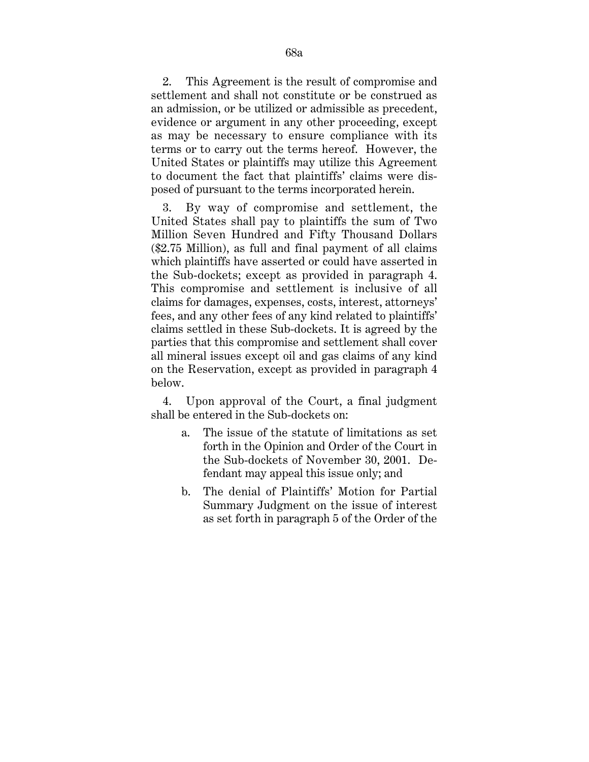2. This Agreement is the result of compromise and settlement and shall not constitute or be construed as an admission, or be utilized or admissible as precedent, evidence or argument in any other proceeding, except as may be necessary to ensure compliance with its terms or to carry out the terms hereof. However, the United States or plaintiffs may utilize this Agreement to document the fact that plaintiffs' claims were disposed of pursuant to the terms incorporated herein.

3. By way of compromise and settlement, the United States shall pay to plaintiffs the sum of Two Million Seven Hundred and Fifty Thousand Dollars ($2.75 Million), as full and final payment of all claims which plaintiffs have asserted or could have asserted in the Sub-dockets; except as provided in paragraph 4. This compromise and settlement is inclusive of all claims for damages, expenses, costs, interest, attorneys' fees, and any other fees of any kind related to plaintiffs' claims settled in these Sub-dockets. It is agreed by the parties that this compromise and settlement shall cover all mineral issues except oil and gas claims of any kind on the Reservation, except as provided in paragraph 4 below.

4. Upon approval of the Court, a final judgment shall be entered in the Sub-dockets on:

a. The issue of the statute of limitations as set forth in the Opinion and Order of the Court in the Sub-dockets of November 30, 2001. Defendant may appeal this issue only; and

b. The denial of Plaintiffs' Motion for Partial Summary Judgment on the issue of interest as set forth in paragraph 5 of the Order of the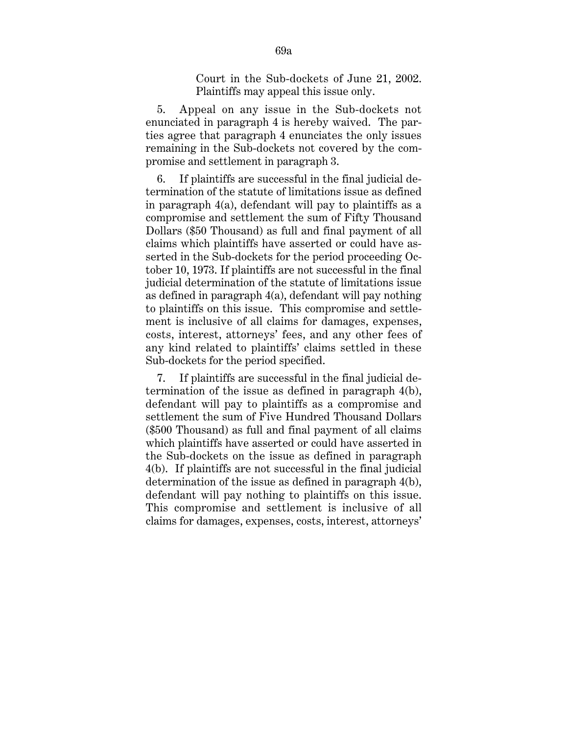Court in the Sub-dockets of June 21, 2002. Plaintiffs may appeal this issue only.

5. Appeal on any issue in the Sub-dockets not enunciated in paragraph 4 is hereby waived. The parties agree that paragraph 4 enunciates the only issues remaining in the Sub-dockets not covered by the compromise and settlement in paragraph 3.

6. If plaintiffs are successful in the final judicial determination of the statute of limitations issue as defined in paragraph 4(a), defendant will pay to plaintiffs as a compromise and settlement the sum of Fifty Thousand Dollars ($50 Thousand) as full and final payment of all claims which plaintiffs have asserted or could have asserted in the Sub-dockets for the period proceeding October 10, 1973. If plaintiffs are not successful in the final judicial determination of the statute of limitations issue as defined in paragraph 4(a), defendant will pay nothing to plaintiffs on this issue. This compromise and settlement is inclusive of all claims for damages, expenses, costs, interest, attorneys' fees, and any other fees of any kind related to plaintiffs' claims settled in these Sub-dockets for the period specified.

7. If plaintiffs are successful in the final judicial determination of the issue as defined in paragraph 4(b), defendant will pay to plaintiffs as a compromise and settlement the sum of Five Hundred Thousand Dollars ($500 Thousand) as full and final payment of all claims which plaintiffs have asserted or could have asserted in the Sub-dockets on the issue as defined in paragraph 4(b). If plaintiffs are not successful in the final judicial determination of the issue as defined in paragraph 4(b), defendant will pay nothing to plaintiffs on this issue. This compromise and settlement is inclusive of all claims for damages, expenses, costs, interest, attorneys'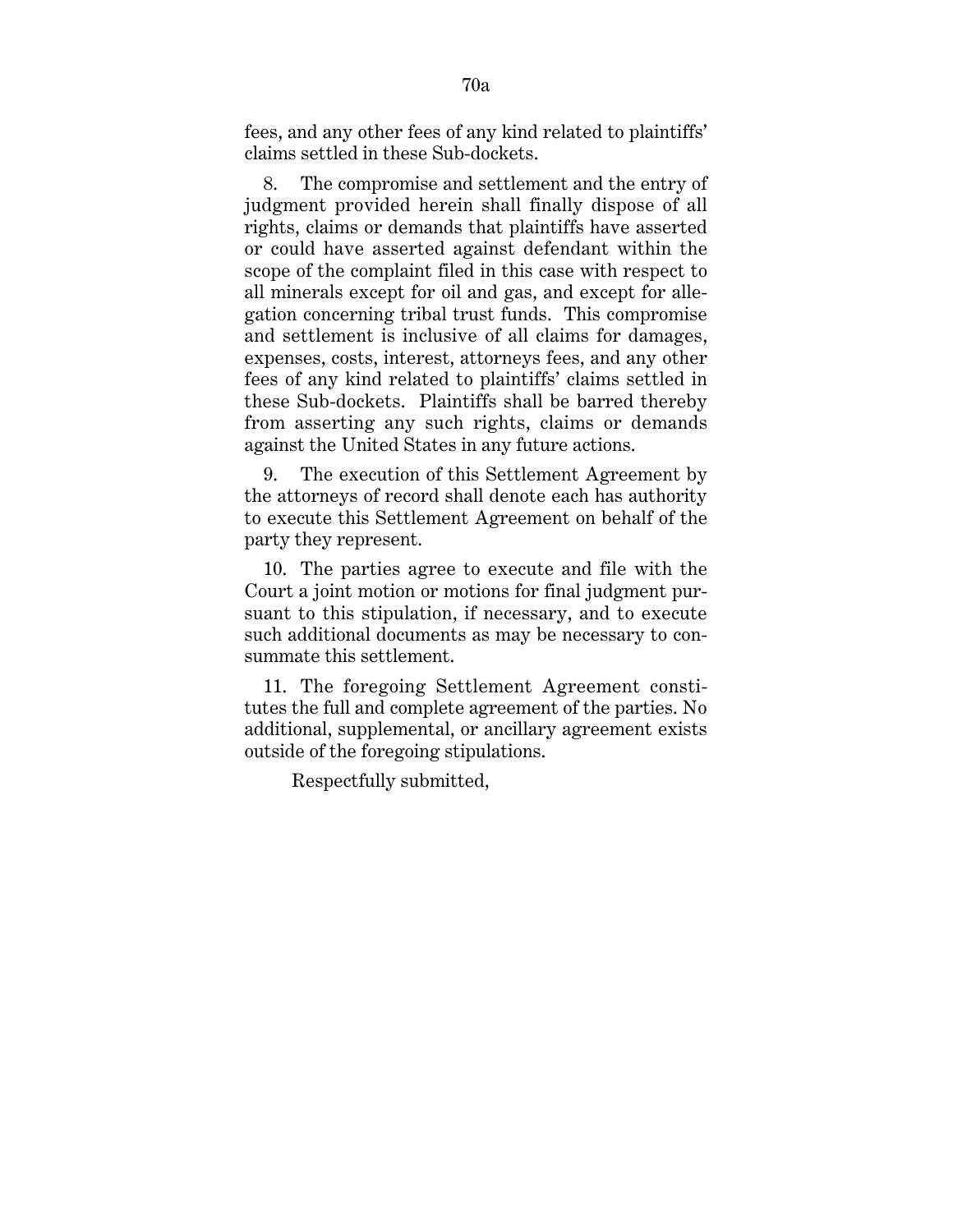fees, and any other fees of any kind related to plaintiffs' claims settled in these Sub-dockets.

8. The compromise and settlement and the entry of judgment provided herein shall finally dispose of all rights, claims or demands that plaintiffs have asserted or could have asserted against defendant within the scope of the complaint filed in this case with respect to all minerals except for oil and gas, and except for allegation concerning tribal trust funds. This compromise and settlement is inclusive of all claims for damages, expenses, costs, interest, attorneys fees, and any other fees of any kind related to plaintiffs' claims settled in these Sub-dockets. Plaintiffs shall be barred thereby from asserting any such rights, claims or demands against the United States in any future actions.

9. The execution of this Settlement Agreement by the attorneys of record shall denote each has authority to execute this Settlement Agreement on behalf of the party they represent.

10. The parties agree to execute and file with the Court a joint motion or motions for final judgment pursuant to this stipulation, if necessary, and to execute such additional documents as may be necessary to consummate this settlement.

11. The foregoing Settlement Agreement constitutes the full and complete agreement of the parties. No additional, supplemental, or ancillary agreement exists outside of the foregoing stipulations.

Respectfully submitted,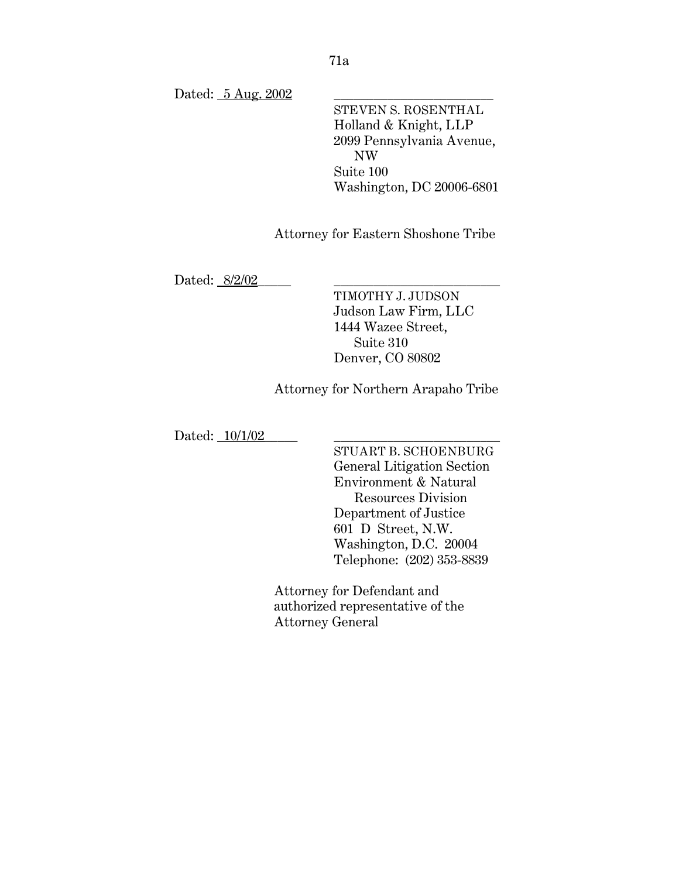Dated: 5 Aug. 2002

\_\_\_\_\_\_\_\_\_\_\_\_\_\_\_\_\_\_\_\_\_\_\_\_
STEVEN S. ROSENTHAL
Holland & Knight, LLP
2099 Pennsylvania Avenue, NW
Suite 100
Washington, DC 20006-6801

Attorney for Eastern Shoshone Tribe

Dated: 8/2/02

\_\_\_\_\_\_\_\_\_\_\_\_\_\_\_\_\_\_\_\_\_\_\_\_
TIMOTHY J. JUDSON
Judson Law Firm, LLC
1444 Wazee Street,
Suite 310
Denver, CO 80802

Attorney for Northern Arapaho Tribe

Dated: 10/1/02

\_\_\_\_\_\_\_\_\_\_\_\_\_\_\_\_\_\_\_\_\_\_\_\_
STUART B. SCHOENBURG
General Litigation Section
Environment & Natural Resources Division
Department of Justice
601 D Street, N.W.
Washington, D.C. 20004
Telephone: (202) 353-8839

Attorney for Defendant and authorized representative of the Attorney General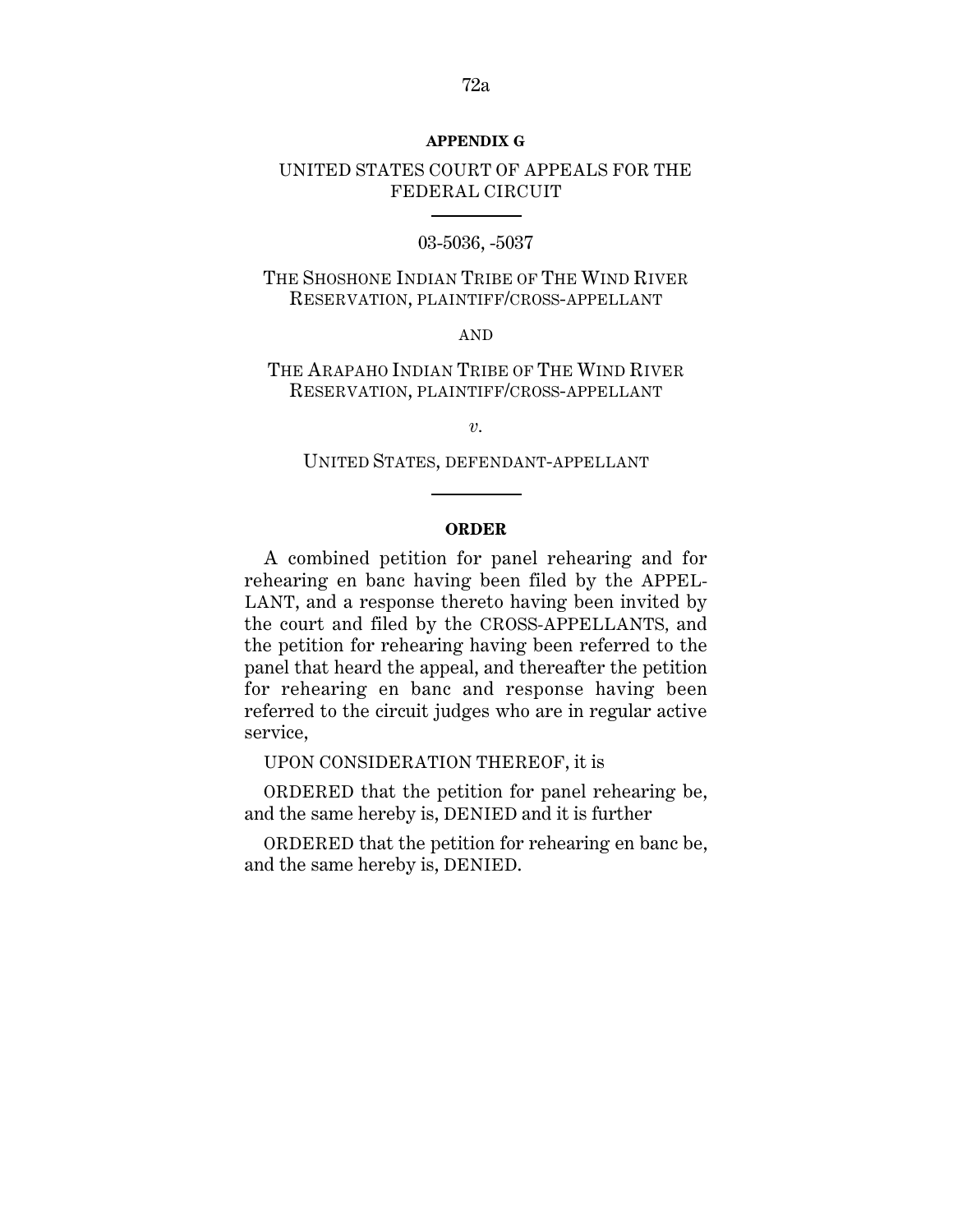**APPENDIX G**

UNITED STATES COURT OF APPEALS FOR THE FEDERAL CIRCUIT

---

03-5036, -5037

THE SHOSHONE INDIAN TRIBE OF THE WIND RIVER RESERVATION, PLAINTIFF/CROSS-APPELLANT

AND

THE ARAPAHO INDIAN TRIBE OF THE WIND RIVER RESERVATION, PLAINTIFF/CROSS-APPELLANT

*v.*

UNITED STATES, DEFENDANT-APPELLANT

---

**ORDER**

A combined petition for panel rehearing and for rehearing en banc having been filed by the APPELLANT, and a response thereto having been invited by the court and filed by the CROSS-APPELLANTS, and the petition for rehearing having been referred to the panel that heard the appeal, and thereafter the petition for rehearing en banc and response having been referred to the circuit judges who are in regular active service,

UPON CONSIDERATION THEREOF, it is

ORDERED that the petition for panel rehearing be, and the same hereby is, DENIED and it is further

ORDERED that the petition for rehearing en banc be, and the same hereby is, DENIED.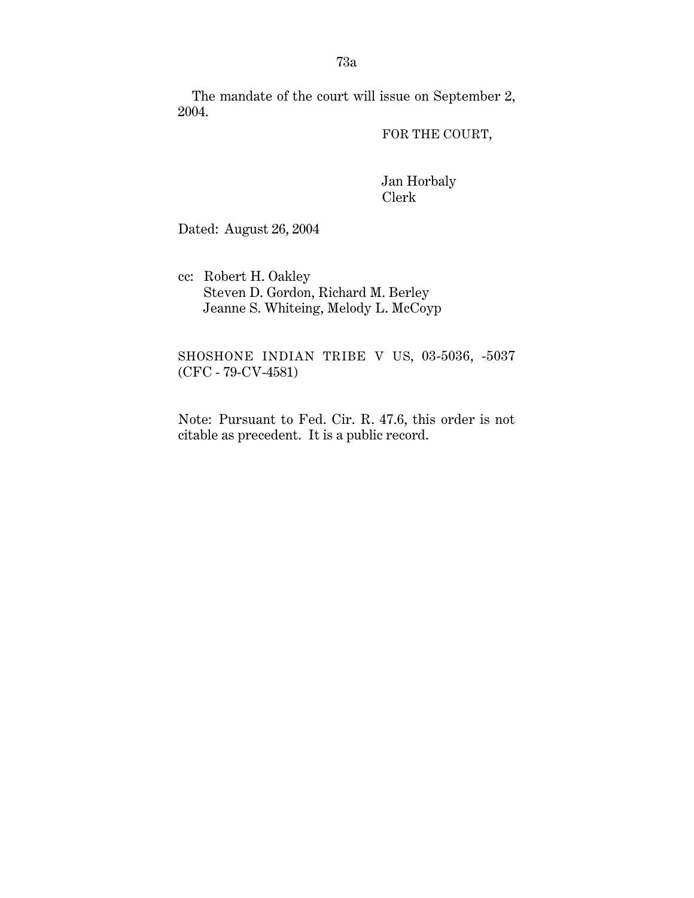The mandate of the court will issue on September 2, 2004.

FOR THE COURT,

Jan Horbaly
Clerk

Dated: August 26, 2004

cc: Robert H. Oakley
Steven D. Gordon, Richard M. Berley
Jeanne S. Whiteing, Melody L. McCoyp

SHOSHONE INDIAN TRIBE V US, 03-5036, -5037 (CFC - 79-CV-4581)

Note: Pursuant to Fed. Cir. R. 47.6, this order is not citable as precedent. It is a public record.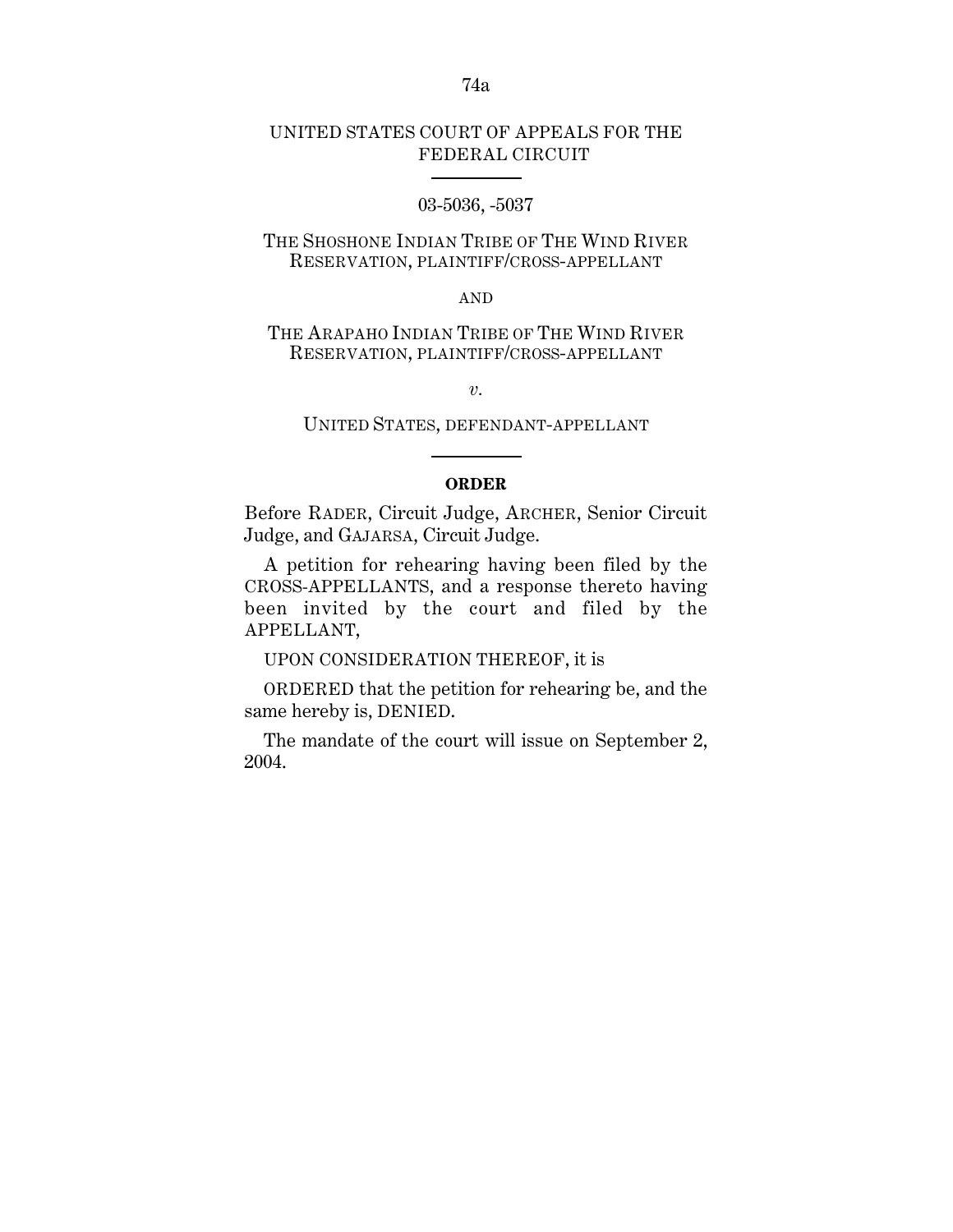UNITED STATES COURT OF APPEALS FOR THE FEDERAL CIRCUIT

---

03-5036, -5037

THE SHOSHONE INDIAN TRIBE OF THE WIND RIVER RESERVATION, PLAINTIFF/CROSS-APPELLANT

AND

THE ARAPAHO INDIAN TRIBE OF THE WIND RIVER RESERVATION, PLAINTIFF/CROSS-APPELLANT

*v.*

UNITED STATES, DEFENDANT-APPELLANT

---

**ORDER**

Before RADER, Circuit Judge, ARCHER, Senior Circuit Judge, and GAJARSA, Circuit Judge.

A petition for rehearing having been filed by the CROSS-APPELLANTS, and a response thereto having been invited by the court and filed by the APPELLANT,

UPON CONSIDERATION THEREOF, it is

ORDERED that the petition for rehearing be, and the same hereby is, DENIED.

The mandate of the court will issue on September 2, 2004.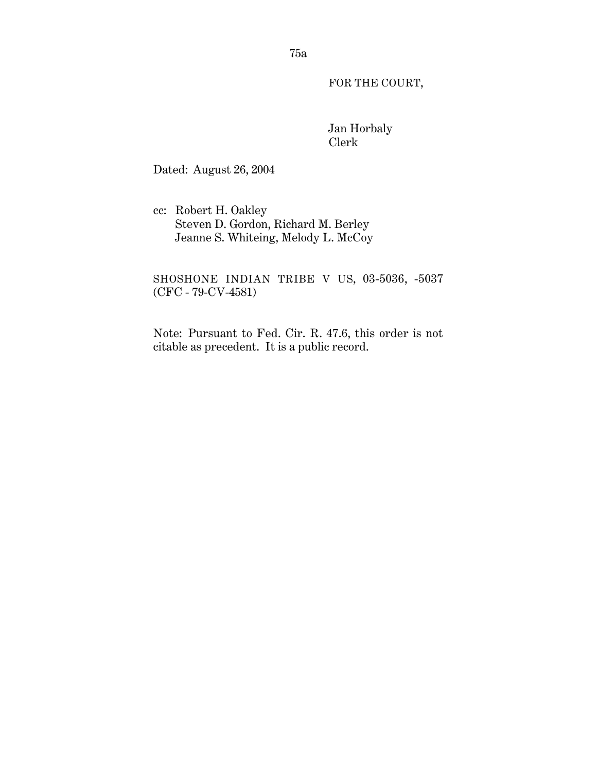FOR THE COURT,

Jan Horbaly
Clerk

Dated: August 26, 2004

cc: Robert H. Oakley
Steven D. Gordon, Richard M. Berley
Jeanne S. Whiteing, Melody L. McCoy

SHOSHONE INDIAN TRIBE V US, 03-5036, -5037 (CFC - 79-CV-4581)

Note: Pursuant to Fed. Cir. R. 47.6, this order is not citable as precedent. It is a public record.